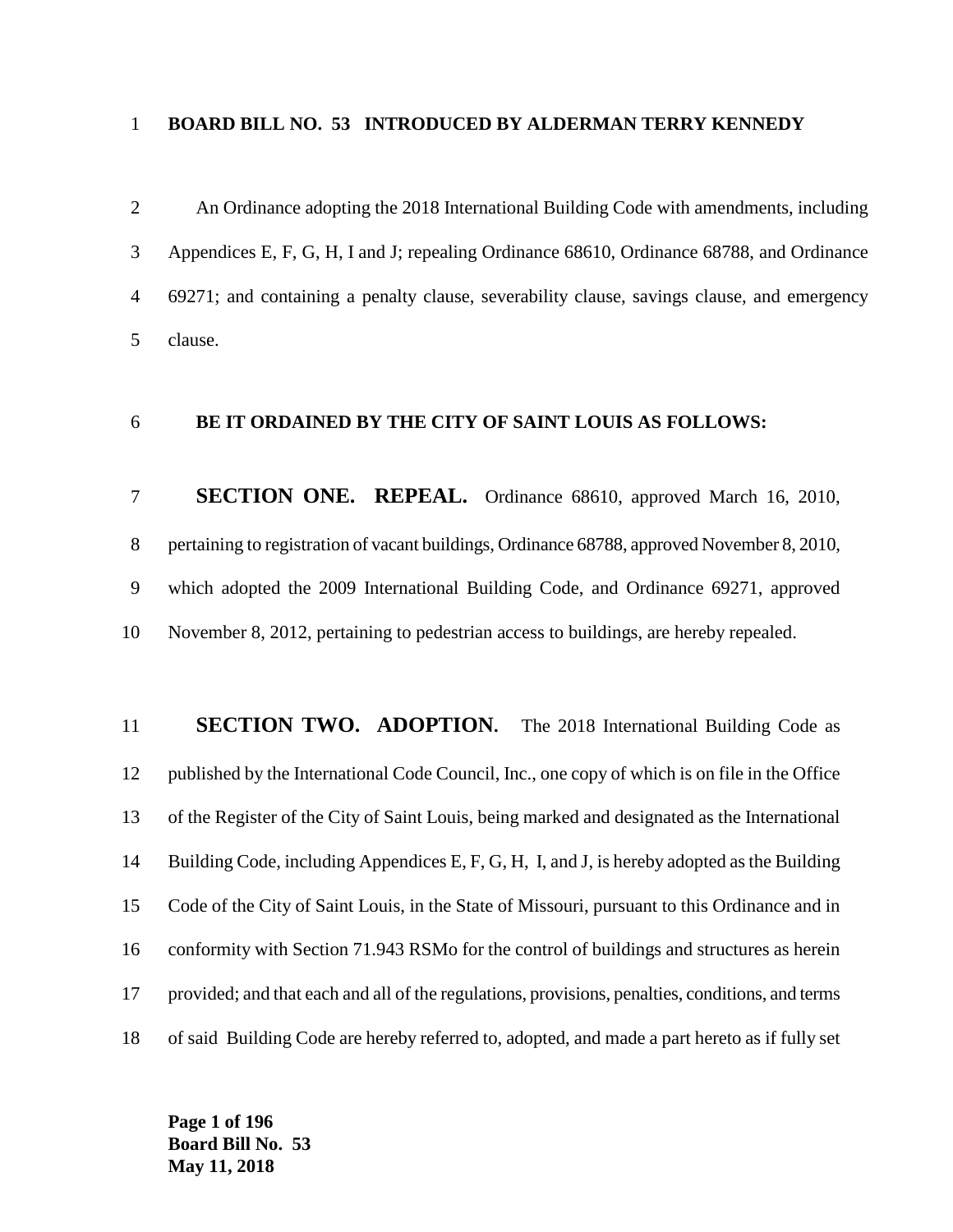**BOARD BILL NO. 53 INTRODUCED BY ALDERMAN TERRY KENNEDY**

An Ordinance adopting the 2018 International Building Code with amendments, including Appendices E, F, G, H, I and J; repealing Ordinance 68610, Ordinance 68788, and Ordinance 69271; and containing a penalty clause, severability clause, savings clause, and emergency clause.

**BE IT ORDAINED BY THE CITY OF SAINT LOUIS AS FOLLOWS:**

**SECTION ONE. REPEAL.** Ordinance 68610, approved March 16, 2010, pertaining to registration of vacant buildings, Ordinance 68788, approved November 8, 2010, which adopted the 2009 International Building Code, and Ordinance 69271, approved November 8, 2012, pertaining to pedestrian access to buildings, are hereby repealed.

**SECTION TWO. ADOPTION.** The 2018 International Building Code as published by the International Code Council, Inc., one copy of which is on file in the Office of the Register of the City of Saint Louis, being marked and designated as the International Building Code, including Appendices E, F, G, H, I, and J, is hereby adopted as the Building Code of the City of Saint Louis, in the State of Missouri, pursuant to this Ordinance and in conformity with Section 71.943 RSMo for the control of buildings and structures as herein provided; and that each and all of the regulations, provisions, penalties, conditions, and terms of said Building Code are hereby referred to, adopted, and made a part hereto as if fully set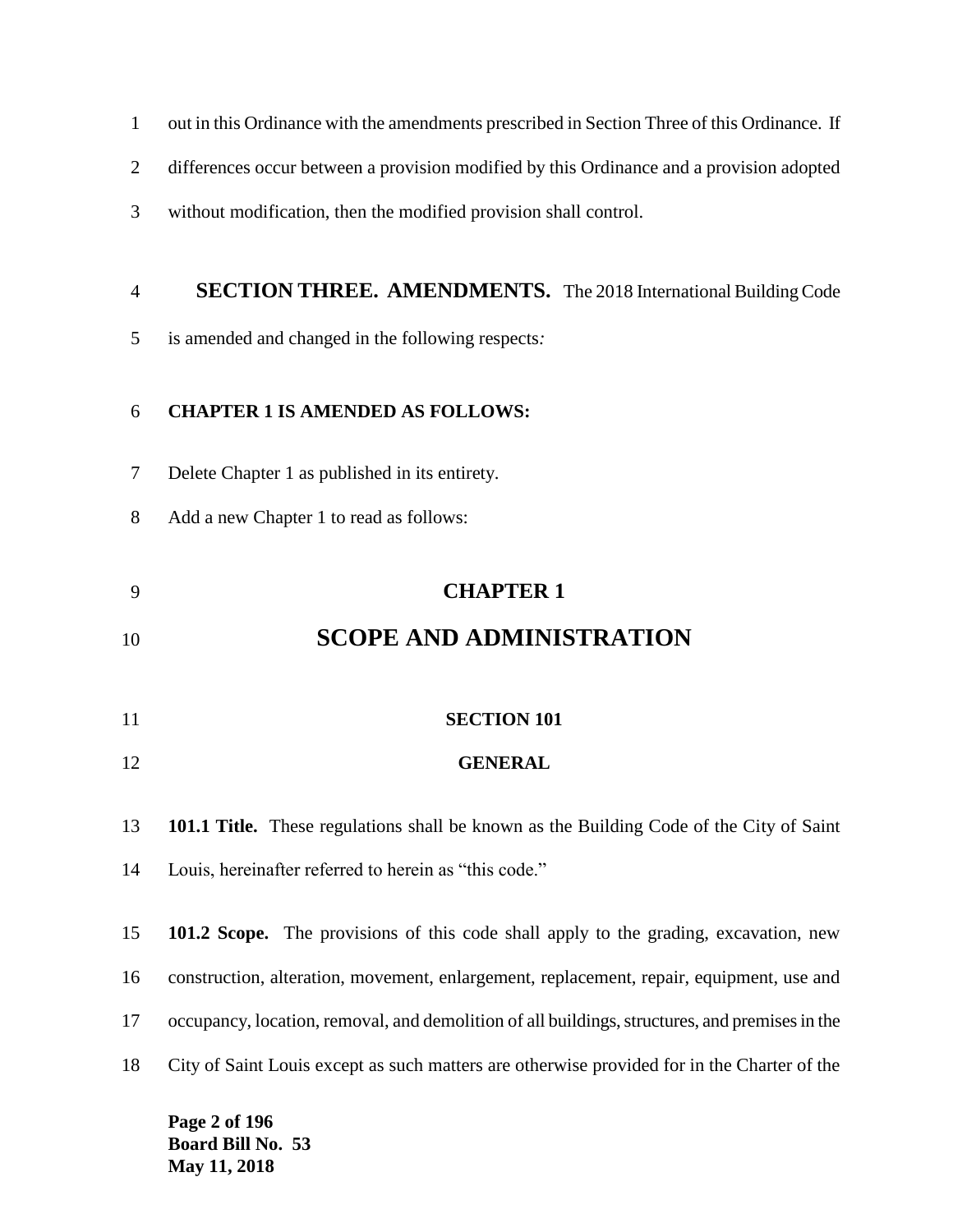out in this Ordinance with the amendments prescribed in Section Three of this Ordinance. If differences occur between a provision modified by this Ordinance and a provision adopted without modification, then the modified provision shall control.

**SECTION THREE. AMENDMENTS.** The 2018 International Building Code is amended and changed in the following respects*:*

**CHAPTER 1 IS AMENDED AS FOLLOWS:**

Delete Chapter 1 as published in its entirety.

Add a new Chapter 1 to read as follows:

# CHAPTER 1

# SCOPE AND ADMINISTRATION

## SECTION 101

## GENERAL

**101.1 Title.** These regulations shall be known as the Building Code of the City of Saint Louis, hereinafter referred to herein as "this code."

**101.2 Scope.** The provisions of this code shall apply to the grading, excavation, new construction, alteration, movement, enlargement, replacement, repair, equipment, use and occupancy, location, removal, and demolition of all buildings, structures, and premises in the City of Saint Louis except as such matters are otherwise provided for in the Charter of the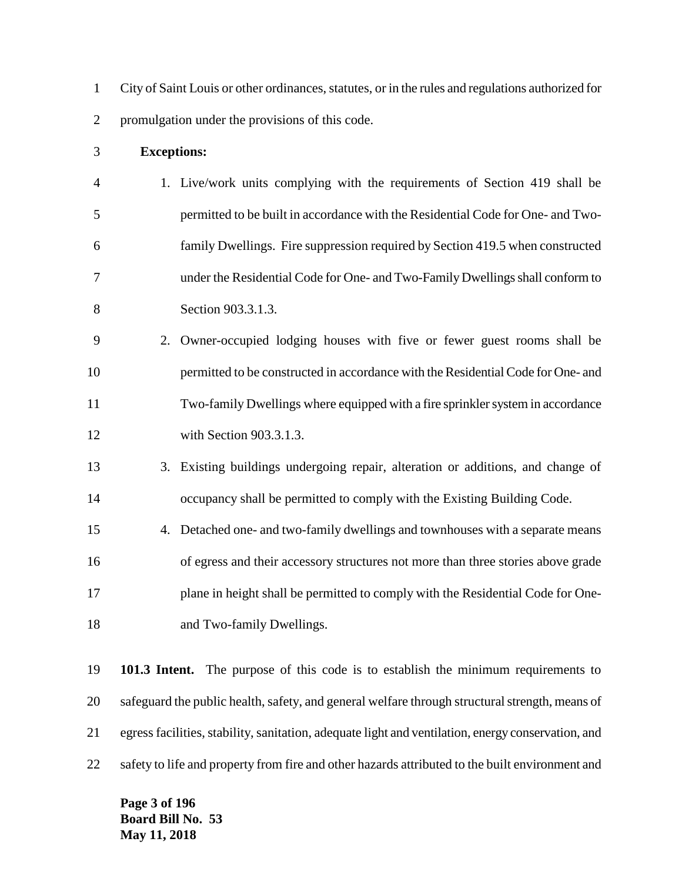City of Saint Louis or other ordinances, statutes, or in the rules and regulations authorized for promulgation under the provisions of this code.

**Exceptions:**

1. Live/work units complying with the requirements of Section 419 shall be permitted to be built in accordance with the Residential Code for One- and Two-family Dwellings. Fire suppression required by Section 419.5 when constructed under the Residential Code for One- and Two-Family Dwellings shall conform to Section 903.3.1.3.
2. Owner-occupied lodging houses with five or fewer guest rooms shall be permitted to be constructed in accordance with the Residential Code for One- and Two-family Dwellings where equipped with a fire sprinkler system in accordance with Section 903.3.1.3.
3. Existing buildings undergoing repair, alteration or additions, and change of occupancy shall be permitted to comply with the Existing Building Code.
4. Detached one- and two-family dwellings and townhouses with a separate means of egress and their accessory structures not more than three stories above grade plane in height shall be permitted to comply with the Residential Code for One- and Two-family Dwellings.

**101.3 Intent.** The purpose of this code is to establish the minimum requirements to safeguard the public health, safety, and general welfare through structural strength, means of egress facilities, stability, sanitation, adequate light and ventilation, energy conservation, and safety to life and property from fire and other hazards attributed to the built environment and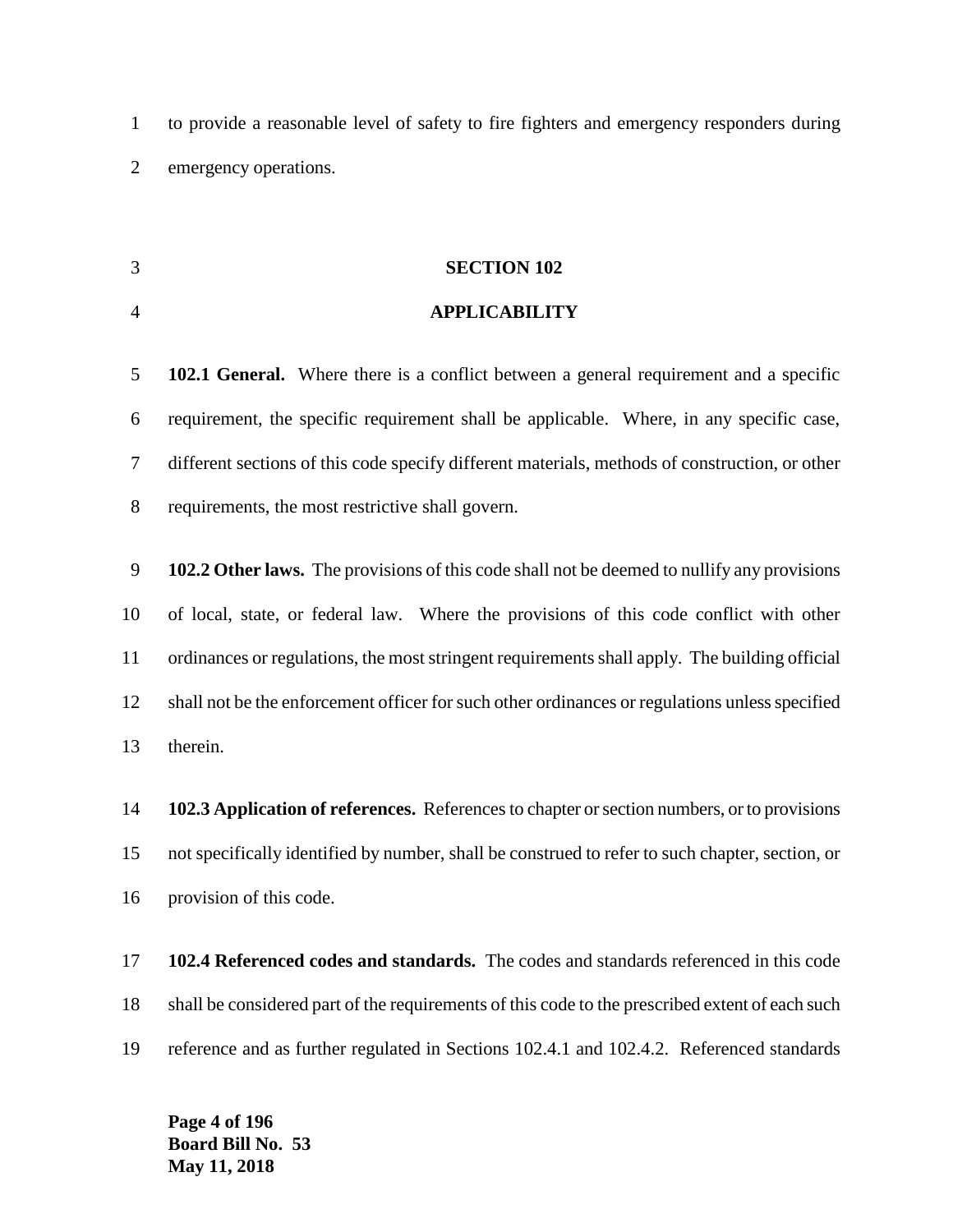to provide a reasonable level of safety to fire fighters and emergency responders during emergency operations.

## SECTION 102
## APPLICABILITY

**102.1 General.** Where there is a conflict between a general requirement and a specific requirement, the specific requirement shall be applicable. Where, in any specific case, different sections of this code specify different materials, methods of construction, or other requirements, the most restrictive shall govern.

**102.2 Other laws.** The provisions of this code shall not be deemed to nullify any provisions of local, state, or federal law. Where the provisions of this code conflict with other ordinances or regulations, the most stringent requirements shall apply. The building official shall not be the enforcement officer for such other ordinances or regulations unless specified therein.

**102.3 Application of references.** References to chapter or section numbers, or to provisions not specifically identified by number, shall be construed to refer to such chapter, section, or provision of this code.

**102.4 Referenced codes and standards.** The codes and standards referenced in this code shall be considered part of the requirements of this code to the prescribed extent of each such reference and as further regulated in Sections 102.4.1 and 102.4.2. Referenced standards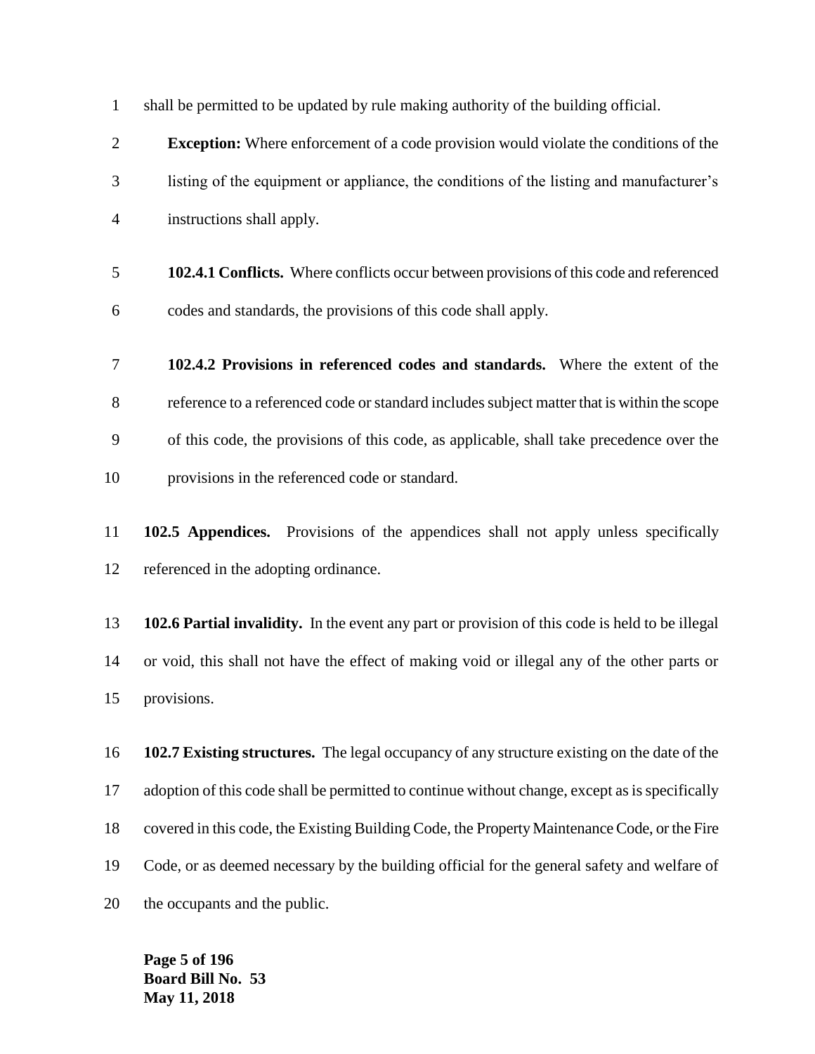shall be permitted to be updated by rule making authority of the building official.

**Exception:** Where enforcement of a code provision would violate the conditions of the listing of the equipment or appliance, the conditions of the listing and manufacturer's instructions shall apply.

**102.4.1 Conflicts.** Where conflicts occur between provisions of this code and referenced codes and standards, the provisions of this code shall apply.

**102.4.2 Provisions in referenced codes and standards.** Where the extent of the reference to a referenced code or standard includes subject matter that is within the scope of this code, the provisions of this code, as applicable, shall take precedence over the provisions in the referenced code or standard.

**102.5 Appendices.** Provisions of the appendices shall not apply unless specifically referenced in the adopting ordinance.

**102.6 Partial invalidity.** In the event any part or provision of this code is held to be illegal or void, this shall not have the effect of making void or illegal any of the other parts or provisions.

**102.7 Existing structures.** The legal occupancy of any structure existing on the date of the adoption of this code shall be permitted to continue without change, except as is specifically covered in this code, the Existing Building Code, the Property Maintenance Code, or the Fire Code, or as deemed necessary by the building official for the general safety and welfare of the occupants and the public.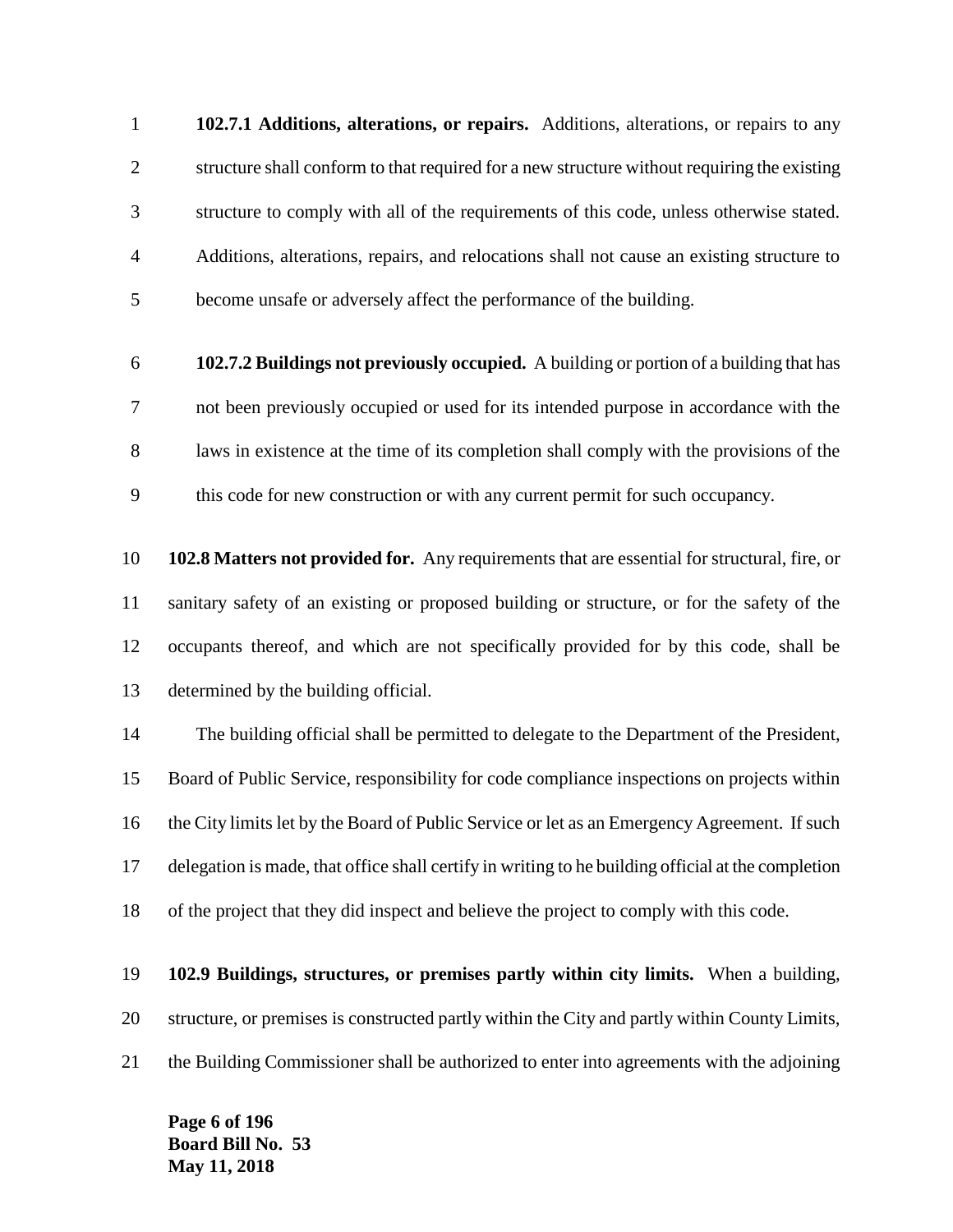**102.7.1 Additions, alterations, or repairs.** Additions, alterations, or repairs to any structure shall conform to that required for a new structure without requiring the existing structure to comply with all of the requirements of this code, unless otherwise stated. Additions, alterations, repairs, and relocations shall not cause an existing structure to become unsafe or adversely affect the performance of the building.

**102.7.2 Buildings not previously occupied.** A building or portion of a building that has not been previously occupied or used for its intended purpose in accordance with the laws in existence at the time of its completion shall comply with the provisions of the this code for new construction or with any current permit for such occupancy.

**102.8 Matters not provided for.** Any requirements that are essential for structural, fire, or sanitary safety of an existing or proposed building or structure, or for the safety of the occupants thereof, and which are not specifically provided for by this code, shall be determined by the building official.

The building official shall be permitted to delegate to the Department of the President, Board of Public Service, responsibility for code compliance inspections on projects within the City limits let by the Board of Public Service or let as an Emergency Agreement. If such delegation is made, that office shall certify in writing to he building official at the completion of the project that they did inspect and believe the project to comply with this code.

**102.9 Buildings, structures, or premises partly within city limits.** When a building, structure, or premises is constructed partly within the City and partly within County Limits, the Building Commissioner shall be authorized to enter into agreements with the adjoining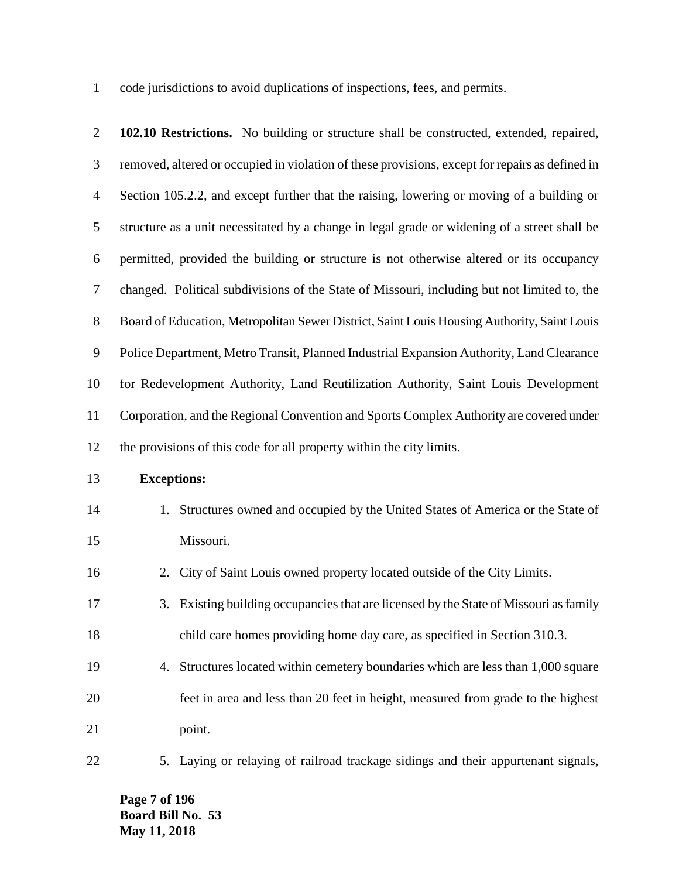code jurisdictions to avoid duplications of inspections, fees, and permits.

**102.10 Restrictions.** No building or structure shall be constructed, extended, repaired, removed, altered or occupied in violation of these provisions, except for repairs as defined in Section 105.2.2, and except further that the raising, lowering or moving of a building or structure as a unit necessitated by a change in legal grade or widening of a street shall be permitted, provided the building or structure is not otherwise altered or its occupancy changed. Political subdivisions of the State of Missouri, including but not limited to, the Board of Education, Metropolitan Sewer District, Saint Louis Housing Authority, Saint Louis Police Department, Metro Transit, Planned Industrial Expansion Authority, Land Clearance for Redevelopment Authority, Land Reutilization Authority, Saint Louis Development Corporation, and the Regional Convention and Sports Complex Authority are covered under the provisions of this code for all property within the city limits.

**Exceptions:**

1. Structures owned and occupied by the United States of America or the State of Missouri.
2. City of Saint Louis owned property located outside of the City Limits.
3. Existing building occupancies that are licensed by the State of Missouri as family child care homes providing home day care, as specified in Section 310.3.
4. Structures located within cemetery boundaries which are less than 1,000 square feet in area and less than 20 feet in height, measured from grade to the highest point.
5. Laying or relaying of railroad trackage sidings and their appurtenant signals,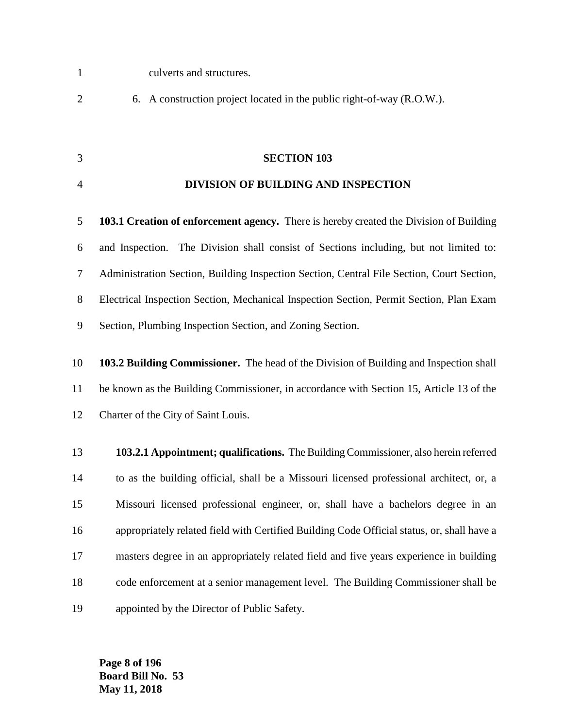culverts and structures.

6. A construction project located in the public right-of-way (R.O.W.).

## SECTION 103

## DIVISION OF BUILDING AND INSPECTION

**103.1 Creation of enforcement agency.** There is hereby created the Division of Building and Inspection. The Division shall consist of Sections including, but not limited to: Administration Section, Building Inspection Section, Central File Section, Court Section, Electrical Inspection Section, Mechanical Inspection Section, Permit Section, Plan Exam Section, Plumbing Inspection Section, and Zoning Section.

**103.2 Building Commissioner.** The head of the Division of Building and Inspection shall be known as the Building Commissioner, in accordance with Section 15, Article 13 of the Charter of the City of Saint Louis.

**103.2.1 Appointment; qualifications.** The Building Commissioner, also herein referred to as the building official, shall be a Missouri licensed professional architect, or, a Missouri licensed professional engineer, or, shall have a bachelors degree in an appropriately related field with Certified Building Code Official status, or, shall have a masters degree in an appropriately related field and five years experience in building code enforcement at a senior management level. The Building Commissioner shall be appointed by the Director of Public Safety.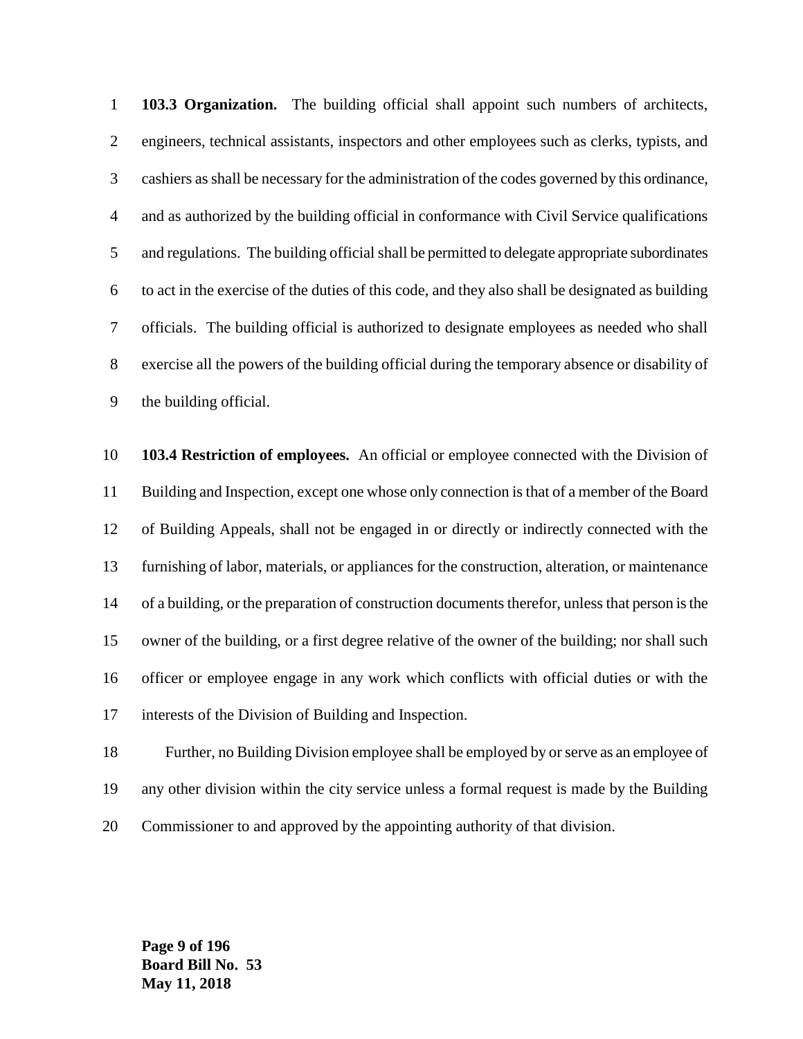**103.3 Organization.** The building official shall appoint such numbers of architects, engineers, technical assistants, inspectors and other employees such as clerks, typists, and cashiers as shall be necessary for the administration of the codes governed by this ordinance, and as authorized by the building official in conformance with Civil Service qualifications and regulations. The building official shall be permitted to delegate appropriate subordinates to act in the exercise of the duties of this code, and they also shall be designated as building officials. The building official is authorized to designate employees as needed who shall exercise all the powers of the building official during the temporary absence or disability of the building official.

**103.4 Restriction of employees.** An official or employee connected with the Division of Building and Inspection, except one whose only connection is that of a member of the Board of Building Appeals, shall not be engaged in or directly or indirectly connected with the furnishing of labor, materials, or appliances for the construction, alteration, or maintenance of a building, or the preparation of construction documents therefor, unless that person is the owner of the building, or a first degree relative of the owner of the building; nor shall such officer or employee engage in any work which conflicts with official duties or with the interests of the Division of Building and Inspection.

Further, no Building Division employee shall be employed by or serve as an employee of any other division within the city service unless a formal request is made by the Building Commissioner to and approved by the appointing authority of that division.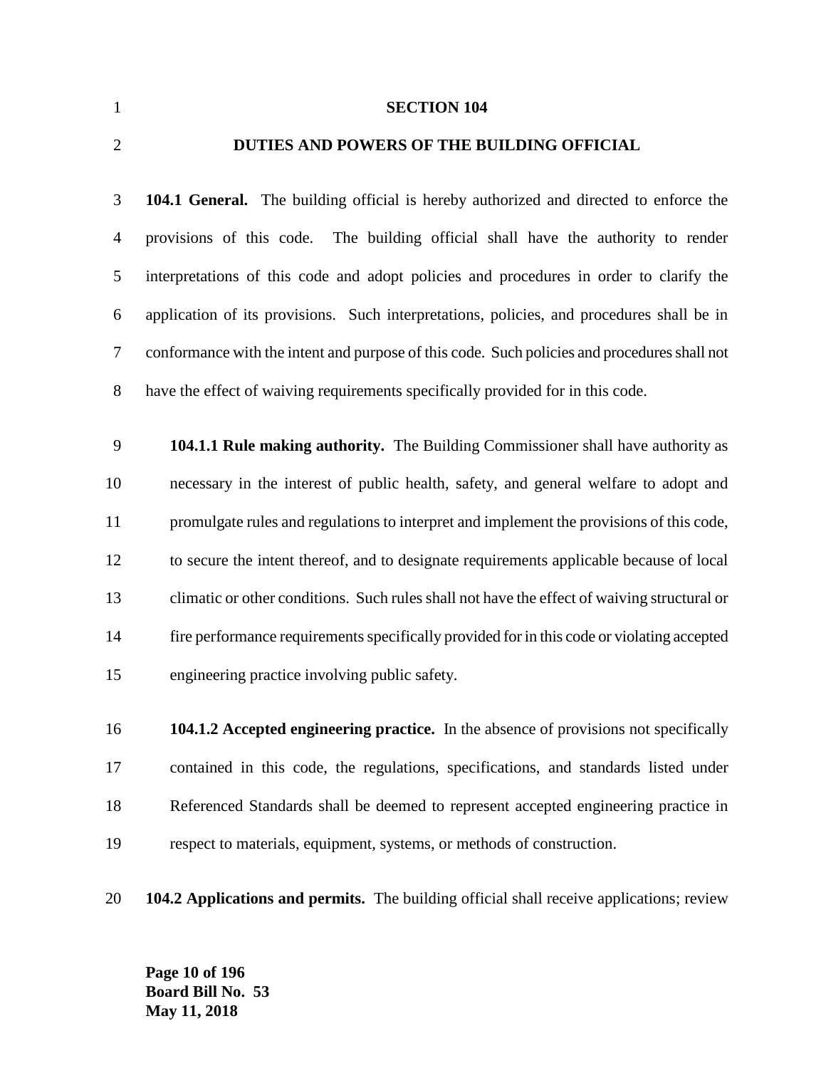# SECTION 104

## DUTIES AND POWERS OF THE BUILDING OFFICIAL

**104.1 General.** The building official is hereby authorized and directed to enforce the provisions of this code. The building official shall have the authority to render interpretations of this code and adopt policies and procedures in order to clarify the application of its provisions. Such interpretations, policies, and procedures shall be in conformance with the intent and purpose of this code. Such policies and procedures shall not have the effect of waiving requirements specifically provided for in this code.

**104.1.1 Rule making authority.** The Building Commissioner shall have authority as necessary in the interest of public health, safety, and general welfare to adopt and promulgate rules and regulations to interpret and implement the provisions of this code, to secure the intent thereof, and to designate requirements applicable because of local climatic or other conditions. Such rules shall not have the effect of waiving structural or fire performance requirements specifically provided for in this code or violating accepted engineering practice involving public safety.

**104.1.2 Accepted engineering practice.** In the absence of provisions not specifically contained in this code, the regulations, specifications, and standards listed under Referenced Standards shall be deemed to represent accepted engineering practice in respect to materials, equipment, systems, or methods of construction.

**104.2 Applications and permits.** The building official shall receive applications; review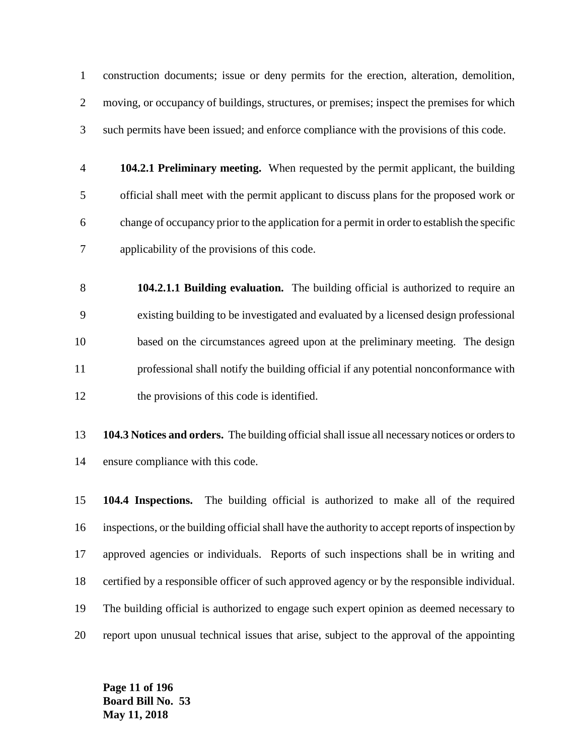construction documents; issue or deny permits for the erection, alteration, demolition, moving, or occupancy of buildings, structures, or premises; inspect the premises for which such permits have been issued; and enforce compliance with the provisions of this code.

**104.2.1 Preliminary meeting.** When requested by the permit applicant, the building official shall meet with the permit applicant to discuss plans for the proposed work or change of occupancy prior to the application for a permit in order to establish the specific applicability of the provisions of this code.

**104.2.1.1 Building evaluation.** The building official is authorized to require an existing building to be investigated and evaluated by a licensed design professional based on the circumstances agreed upon at the preliminary meeting. The design professional shall notify the building official if any potential nonconformance with the provisions of this code is identified.

**104.3 Notices and orders.** The building official shall issue all necessary notices or orders to ensure compliance with this code.

**104.4 Inspections.** The building official is authorized to make all of the required inspections, or the building official shall have the authority to accept reports of inspection by approved agencies or individuals. Reports of such inspections shall be in writing and certified by a responsible officer of such approved agency or by the responsible individual. The building official is authorized to engage such expert opinion as deemed necessary to report upon unusual technical issues that arise, subject to the approval of the appointing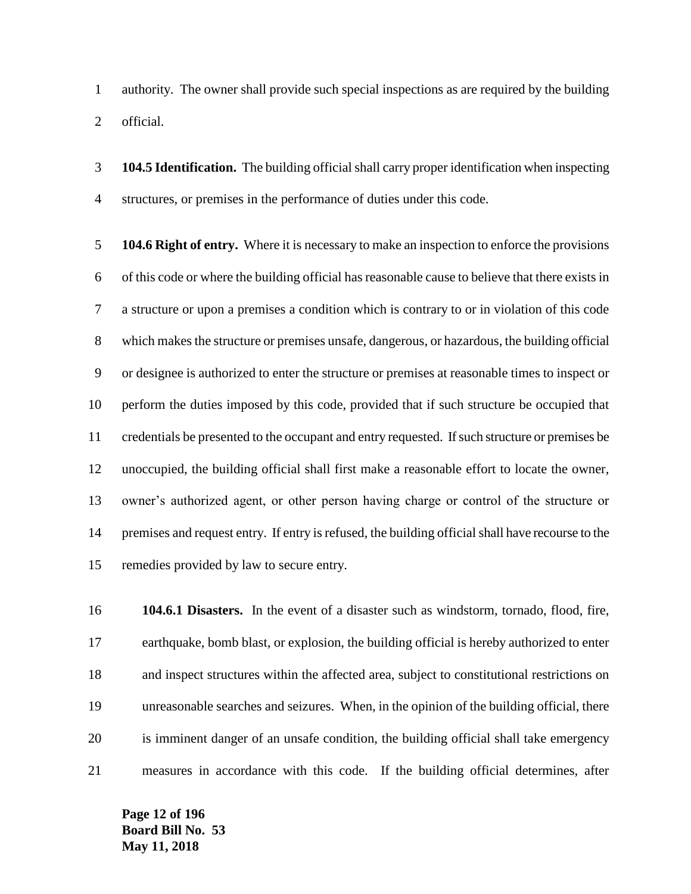authority. The owner shall provide such special inspections as are required by the building official.

**104.5 Identification.** The building official shall carry proper identification when inspecting structures, or premises in the performance of duties under this code.

**104.6 Right of entry.** Where it is necessary to make an inspection to enforce the provisions of this code or where the building official has reasonable cause to believe that there exists in a structure or upon a premises a condition which is contrary to or in violation of this code which makes the structure or premises unsafe, dangerous, or hazardous, the building official or designee is authorized to enter the structure or premises at reasonable times to inspect or perform the duties imposed by this code, provided that if such structure be occupied that credentials be presented to the occupant and entry requested. If such structure or premises be unoccupied, the building official shall first make a reasonable effort to locate the owner, owner's authorized agent, or other person having charge or control of the structure or premises and request entry. If entry is refused, the building official shall have recourse to the remedies provided by law to secure entry.

**104.6.1 Disasters.** In the event of a disaster such as windstorm, tornado, flood, fire, earthquake, bomb blast, or explosion, the building official is hereby authorized to enter and inspect structures within the affected area, subject to constitutional restrictions on unreasonable searches and seizures. When, in the opinion of the building official, there is imminent danger of an unsafe condition, the building official shall take emergency measures in accordance with this code. If the building official determines, after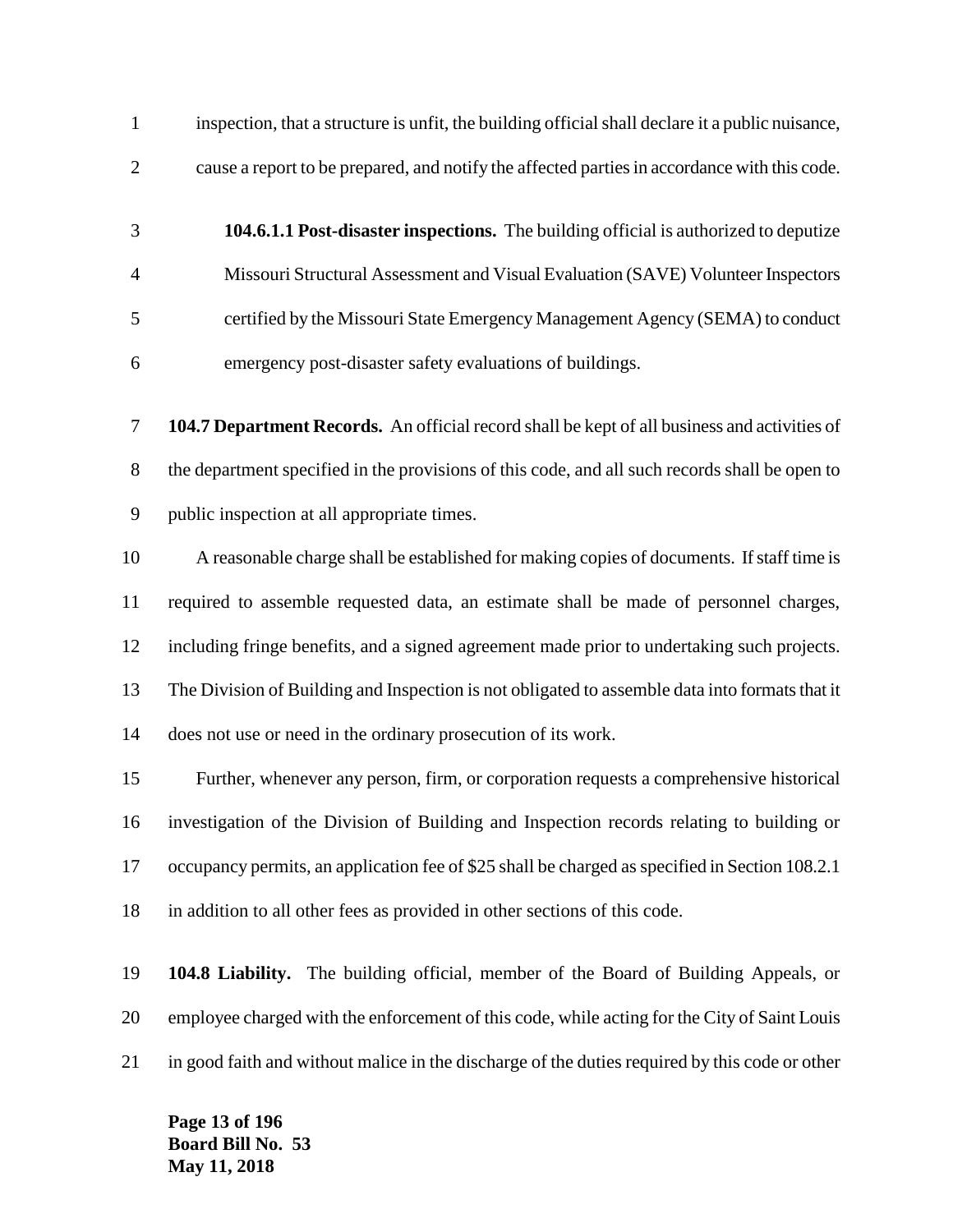inspection, that a structure is unfit, the building official shall declare it a public nuisance, cause a report to be prepared, and notify the affected parties in accordance with this code.

**104.6.1.1 Post-disaster inspections.** The building official is authorized to deputize Missouri Structural Assessment and Visual Evaluation (SAVE) Volunteer Inspectors certified by the Missouri State Emergency Management Agency (SEMA) to conduct emergency post-disaster safety evaluations of buildings.

**104.7 Department Records.** An official record shall be kept of all business and activities of the department specified in the provisions of this code, and all such records shall be open to public inspection at all appropriate times.

A reasonable charge shall be established for making copies of documents. If staff time is required to assemble requested data, an estimate shall be made of personnel charges, including fringe benefits, and a signed agreement made prior to undertaking such projects. The Division of Building and Inspection is not obligated to assemble data into formats that it does not use or need in the ordinary prosecution of its work.

Further, whenever any person, firm, or corporation requests a comprehensive historical investigation of the Division of Building and Inspection records relating to building or occupancy permits, an application fee of $25 shall be charged as specified in Section 108.2.1 in addition to all other fees as provided in other sections of this code.

**104.8 Liability.** The building official, member of the Board of Building Appeals, or employee charged with the enforcement of this code, while acting for the City of Saint Louis in good faith and without malice in the discharge of the duties required by this code or other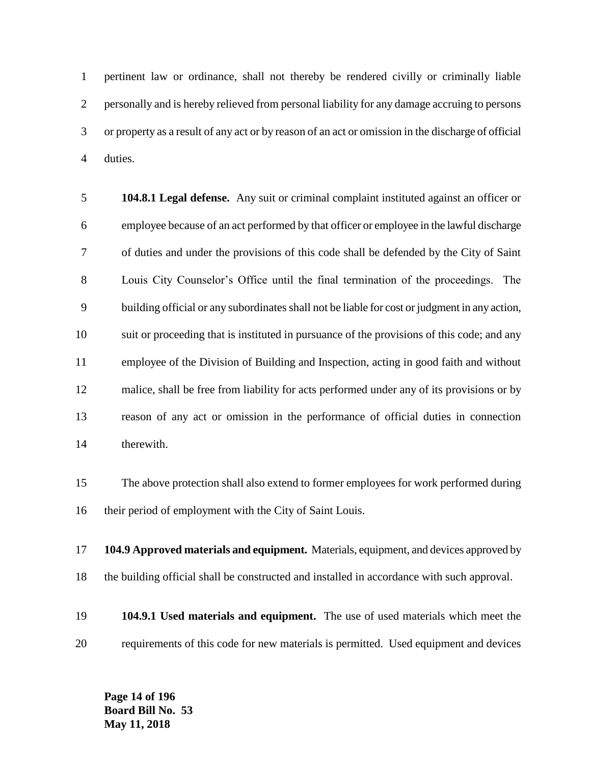pertinent law or ordinance, shall not thereby be rendered civilly or criminally liable personally and is hereby relieved from personal liability for any damage accruing to persons or property as a result of any act or by reason of an act or omission in the discharge of official duties.

**104.8.1 Legal defense.** Any suit or criminal complaint instituted against an officer or employee because of an act performed by that officer or employee in the lawful discharge of duties and under the provisions of this code shall be defended by the City of Saint Louis City Counselor's Office until the final termination of the proceedings. The building official or any subordinates shall not be liable for cost or judgment in any action, suit or proceeding that is instituted in pursuance of the provisions of this code; and any employee of the Division of Building and Inspection, acting in good faith and without malice, shall be free from liability for acts performed under any of its provisions or by reason of any act or omission in the performance of official duties in connection therewith.

The above protection shall also extend to former employees for work performed during their period of employment with the City of Saint Louis.

**104.9 Approved materials and equipment.** Materials, equipment, and devices approved by the building official shall be constructed and installed in accordance with such approval.

**104.9.1 Used materials and equipment.** The use of used materials which meet the requirements of this code for new materials is permitted. Used equipment and devices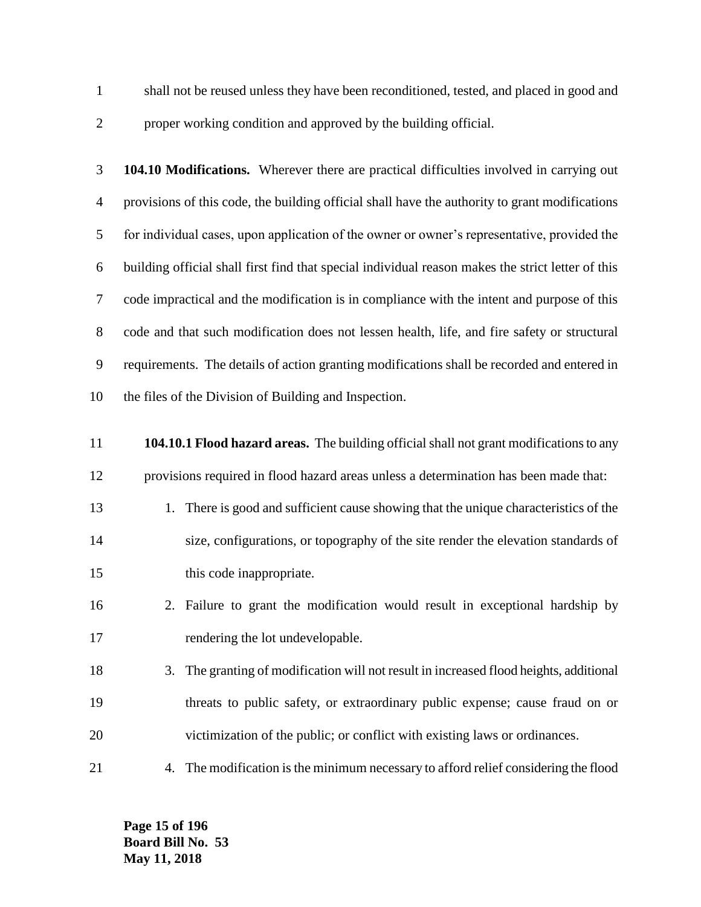shall not be reused unless they have been reconditioned, tested, and placed in good and proper working condition and approved by the building official.

**104.10 Modifications.** Wherever there are practical difficulties involved in carrying out provisions of this code, the building official shall have the authority to grant modifications for individual cases, upon application of the owner or owner's representative, provided the building official shall first find that special individual reason makes the strict letter of this code impractical and the modification is in compliance with the intent and purpose of this code and that such modification does not lessen health, life, and fire safety or structural requirements. The details of action granting modifications shall be recorded and entered in the files of the Division of Building and Inspection.

**104.10.1 Flood hazard areas.** The building official shall not grant modifications to any provisions required in flood hazard areas unless a determination has been made that:

1. There is good and sufficient cause showing that the unique characteristics of the size, configurations, or topography of the site render the elevation standards of this code inappropriate.
2. Failure to grant the modification would result in exceptional hardship by rendering the lot undevelopable.
3. The granting of modification will not result in increased flood heights, additional threats to public safety, or extraordinary public expense; cause fraud on or victimization of the public; or conflict with existing laws or ordinances.
4. The modification is the minimum necessary to afford relief considering the flood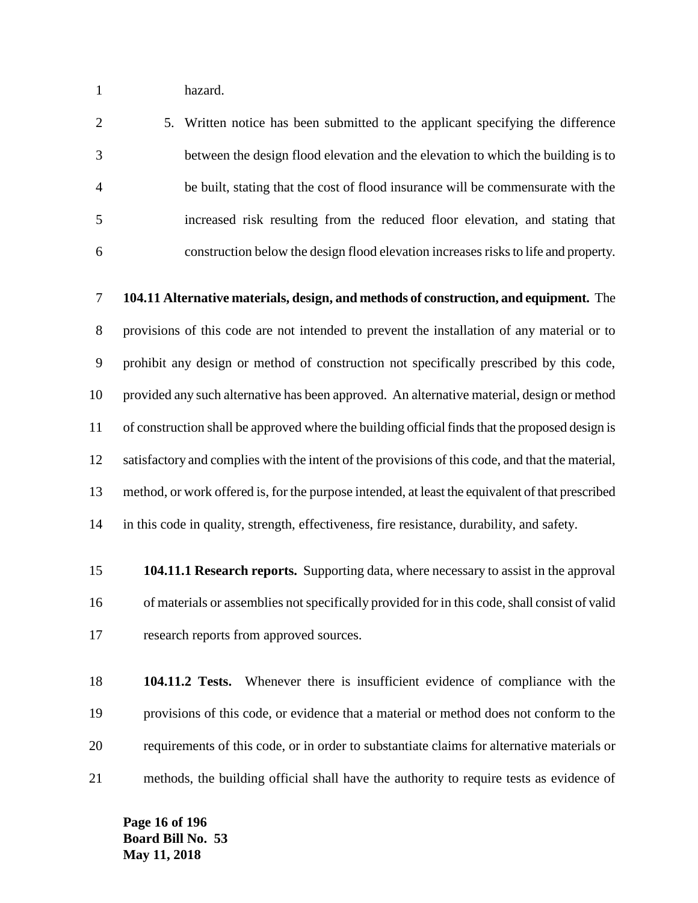hazard.

5. Written notice has been submitted to the applicant specifying the difference between the design flood elevation and the elevation to which the building is to be built, stating that the cost of flood insurance will be commensurate with the increased risk resulting from the reduced floor elevation, and stating that construction below the design flood elevation increases risks to life and property.

**104.11 Alternative materials, design, and methods of construction, and equipment.** The provisions of this code are not intended to prevent the installation of any material or to prohibit any design or method of construction not specifically prescribed by this code, provided any such alternative has been approved. An alternative material, design or method of construction shall be approved where the building official finds that the proposed design is satisfactory and complies with the intent of the provisions of this code, and that the material, method, or work offered is, for the purpose intended, at least the equivalent of that prescribed in this code in quality, strength, effectiveness, fire resistance, durability, and safety.

**104.11.1 Research reports.** Supporting data, where necessary to assist in the approval of materials or assemblies not specifically provided for in this code, shall consist of valid research reports from approved sources.

**104.11.2 Tests.** Whenever there is insufficient evidence of compliance with the provisions of this code, or evidence that a material or method does not conform to the requirements of this code, or in order to substantiate claims for alternative materials or methods, the building official shall have the authority to require tests as evidence of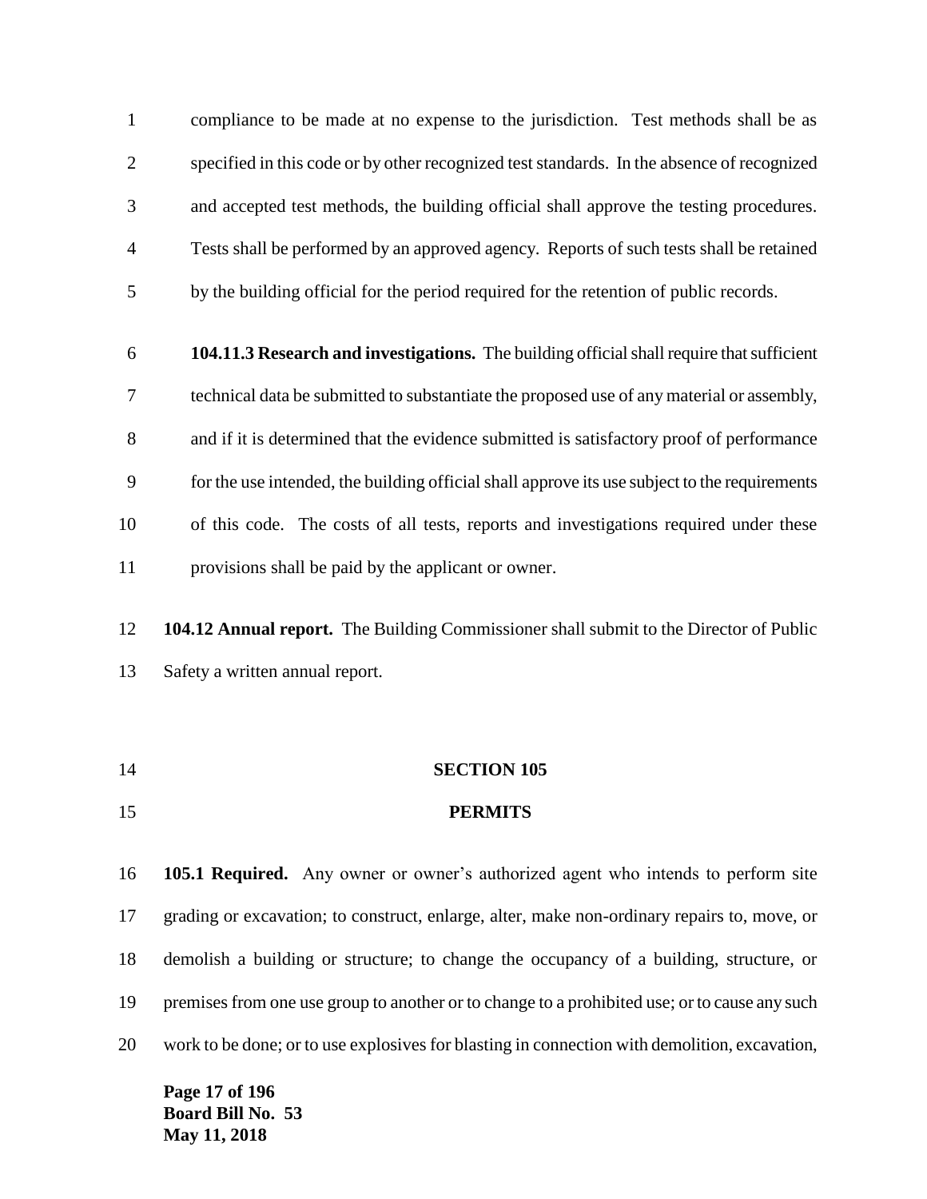compliance to be made at no expense to the jurisdiction. Test methods shall be as specified in this code or by other recognized test standards. In the absence of recognized and accepted test methods, the building official shall approve the testing procedures. Tests shall be performed by an approved agency. Reports of such tests shall be retained by the building official for the period required for the retention of public records.

**104.11.3 Research and investigations.** The building official shall require that sufficient technical data be submitted to substantiate the proposed use of any material or assembly, and if it is determined that the evidence submitted is satisfactory proof of performance for the use intended, the building official shall approve its use subject to the requirements of this code. The costs of all tests, reports and investigations required under these provisions shall be paid by the applicant or owner.

**104.12 Annual report.** The Building Commissioner shall submit to the Director of Public Safety a written annual report.

## SECTION 105

## PERMITS

**105.1 Required.** Any owner or owner's authorized agent who intends to perform site grading or excavation; to construct, enlarge, alter, make non-ordinary repairs to, move, or demolish a building or structure; to change the occupancy of a building, structure, or premises from one use group to another or to change to a prohibited use; or to cause any such work to be done; or to use explosives for blasting in connection with demolition, excavation,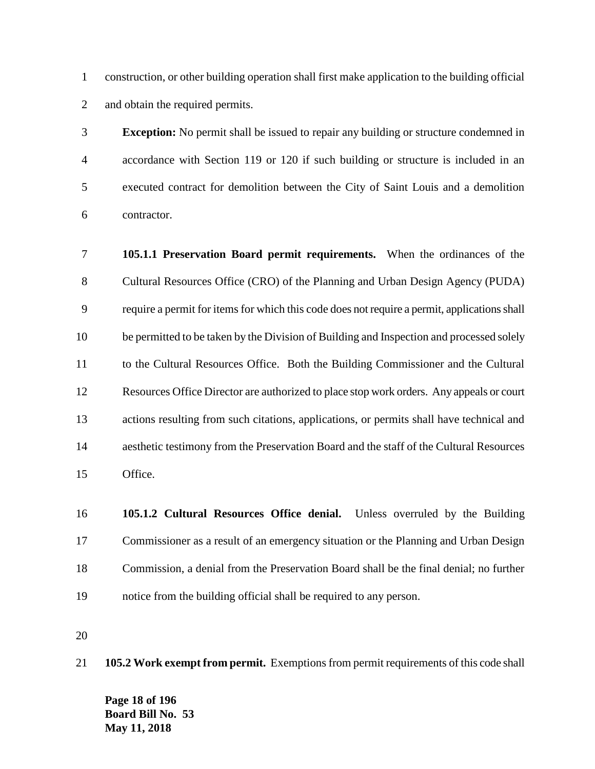construction, or other building operation shall first make application to the building official and obtain the required permits.

**Exception:** No permit shall be issued to repair any building or structure condemned in accordance with Section 119 or 120 if such building or structure is included in an executed contract for demolition between the City of Saint Louis and a demolition contractor.

**105.1.1 Preservation Board permit requirements.** When the ordinances of the Cultural Resources Office (CRO) of the Planning and Urban Design Agency (PUDA) require a permit for items for which this code does not require a permit, applications shall be permitted to be taken by the Division of Building and Inspection and processed solely to the Cultural Resources Office. Both the Building Commissioner and the Cultural Resources Office Director are authorized to place stop work orders. Any appeals or court actions resulting from such citations, applications, or permits shall have technical and aesthetic testimony from the Preservation Board and the staff of the Cultural Resources Office.

**105.1.2 Cultural Resources Office denial.** Unless overruled by the Building Commissioner as a result of an emergency situation or the Planning and Urban Design Commission, a denial from the Preservation Board shall be the final denial; no further notice from the building official shall be required to any person.

**105.2 Work exempt from permit.** Exemptions from permit requirements of this code shall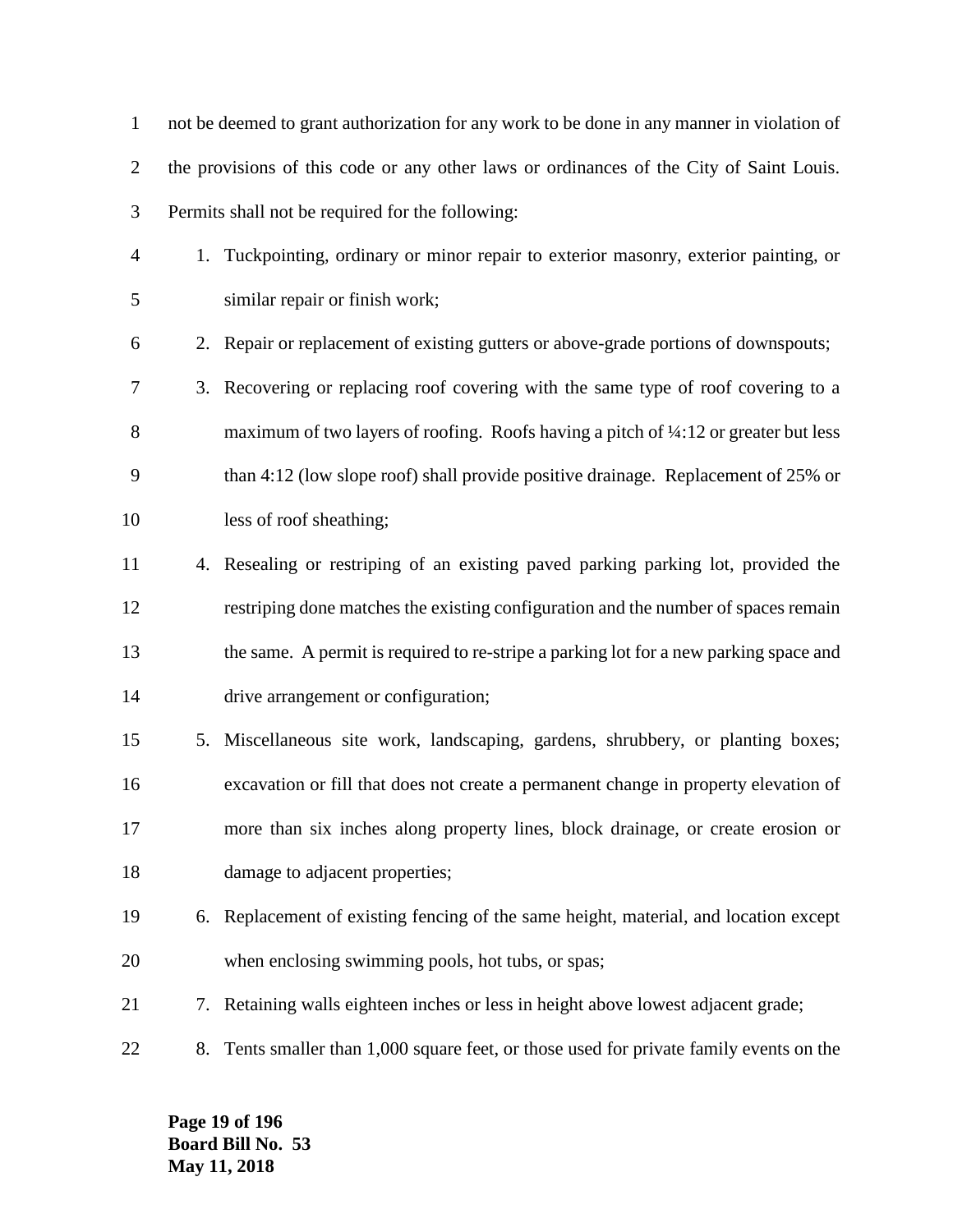not be deemed to grant authorization for any work to be done in any manner in violation of the provisions of this code or any other laws or ordinances of the City of Saint Louis. Permits shall not be required for the following:

1. Tuckpointing, ordinary or minor repair to exterior masonry, exterior painting, or similar repair or finish work;
2. Repair or replacement of existing gutters or above-grade portions of downspouts;
3. Recovering or replacing roof covering with the same type of roof covering to a maximum of two layers of roofing. Roofs having a pitch of ¼:12 or greater but less than 4:12 (low slope roof) shall provide positive drainage. Replacement of 25% or less of roof sheathing;
4. Resealing or restriping of an existing paved parking parking lot, provided the restriping done matches the existing configuration and the number of spaces remain the same. A permit is required to re-stripe a parking lot for a new parking space and drive arrangement or configuration;
5. Miscellaneous site work, landscaping, gardens, shrubbery, or planting boxes; excavation or fill that does not create a permanent change in property elevation of more than six inches along property lines, block drainage, or create erosion or damage to adjacent properties;
6. Replacement of existing fencing of the same height, material, and location except when enclosing swimming pools, hot tubs, or spas;
7. Retaining walls eighteen inches or less in height above lowest adjacent grade;
8. Tents smaller than 1,000 square feet, or those used for private family events on the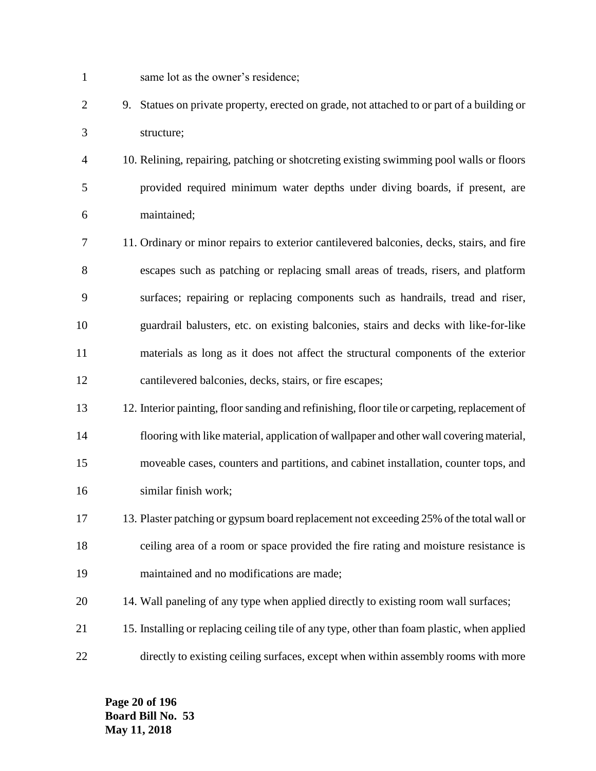same lot as the owner's residence;

9. Statues on private property, erected on grade, not attached to or part of a building or structure;
10. Relining, repairing, patching or shotcreting existing swimming pool walls or floors provided required minimum water depths under diving boards, if present, are maintained;
11. Ordinary or minor repairs to exterior cantilevered balconies, decks, stairs, and fire escapes such as patching or replacing small areas of treads, risers, and platform surfaces; repairing or replacing components such as handrails, tread and riser, guardrail balusters, etc. on existing balconies, stairs and decks with like-for-like materials as long as it does not affect the structural components of the exterior cantilevered balconies, decks, stairs, or fire escapes;
12. Interior painting, floor sanding and refinishing, floor tile or carpeting, replacement of flooring with like material, application of wallpaper and other wall covering material, moveable cases, counters and partitions, and cabinet installation, counter tops, and similar finish work;
13. Plaster patching or gypsum board replacement not exceeding 25% of the total wall or ceiling area of a room or space provided the fire rating and moisture resistance is maintained and no modifications are made;
14. Wall paneling of any type when applied directly to existing room wall surfaces;
15. Installing or replacing ceiling tile of any type, other than foam plastic, when applied directly to existing ceiling surfaces, except when within assembly rooms with more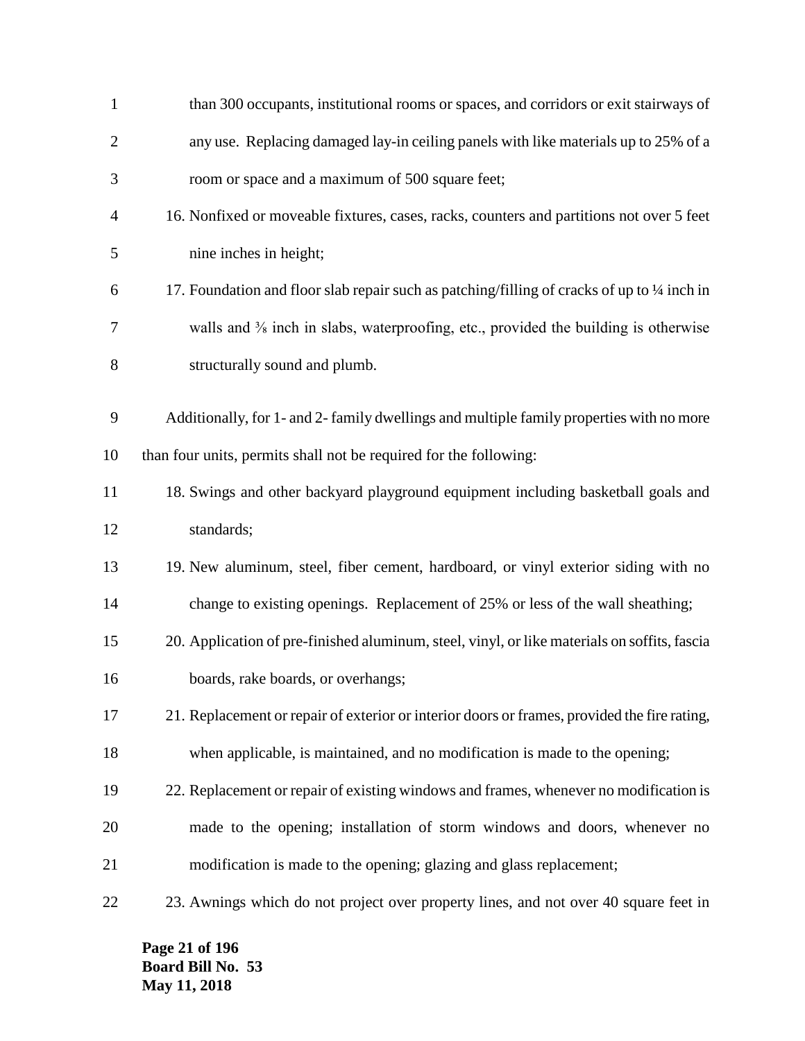than 300 occupants, institutional rooms or spaces, and corridors or exit stairways of any use. Replacing damaged lay-in ceiling panels with like materials up to 25% of a room or space and a maximum of 500 square feet;

16. Nonfixed or moveable fixtures, cases, racks, counters and partitions not over 5 feet nine inches in height;
17. Foundation and floor slab repair such as patching/filling of cracks of up to ¼ inch in walls and ⅜ inch in slabs, waterproofing, etc., provided the building is otherwise structurally sound and plumb.

Additionally, for 1- and 2- family dwellings and multiple family properties with no more than four units, permits shall not be required for the following:

18. Swings and other backyard playground equipment including basketball goals and standards;
19. New aluminum, steel, fiber cement, hardboard, or vinyl exterior siding with no change to existing openings. Replacement of 25% or less of the wall sheathing;
20. Application of pre-finished aluminum, steel, vinyl, or like materials on soffits, fascia boards, rake boards, or overhangs;
21. Replacement or repair of exterior or interior doors or frames, provided the fire rating, when applicable, is maintained, and no modification is made to the opening;
22. Replacement or repair of existing windows and frames, whenever no modification is made to the opening; installation of storm windows and doors, whenever no modification is made to the opening; glazing and glass replacement;
23. Awnings which do not project over property lines, and not over 40 square feet in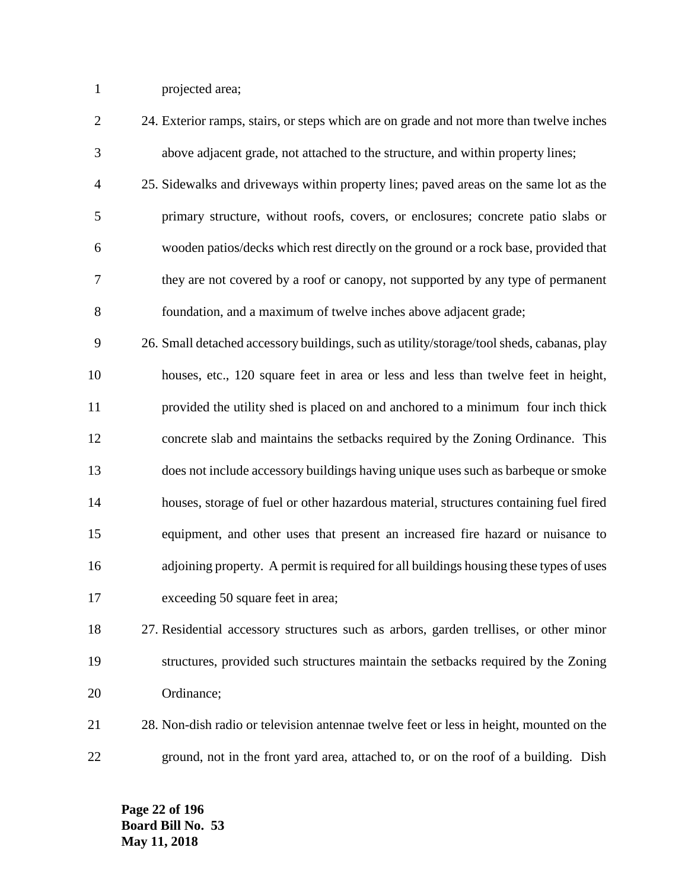projected area;

24. Exterior ramps, stairs, or steps which are on grade and not more than twelve inches above adjacent grade, not attached to the structure, and within property lines;
25. Sidewalks and driveways within property lines; paved areas on the same lot as the primary structure, without roofs, covers, or enclosures; concrete patio slabs or wooden patios/decks which rest directly on the ground or a rock base, provided that they are not covered by a roof or canopy, not supported by any type of permanent foundation, and a maximum of twelve inches above adjacent grade;
26. Small detached accessory buildings, such as utility/storage/tool sheds, cabanas, play houses, etc., 120 square feet in area or less and less than twelve feet in height, provided the utility shed is placed on and anchored to a minimum four inch thick concrete slab and maintains the setbacks required by the Zoning Ordinance. This does not include accessory buildings having unique uses such as barbeque or smoke houses, storage of fuel or other hazardous material, structures containing fuel fired equipment, and other uses that present an increased fire hazard or nuisance to adjoining property. A permit is required for all buildings housing these types of uses exceeding 50 square feet in area;
27. Residential accessory structures such as arbors, garden trellises, or other minor structures, provided such structures maintain the setbacks required by the Zoning Ordinance;
28. Non-dish radio or television antennae twelve feet or less in height, mounted on the ground, not in the front yard area, attached to, or on the roof of a building. Dish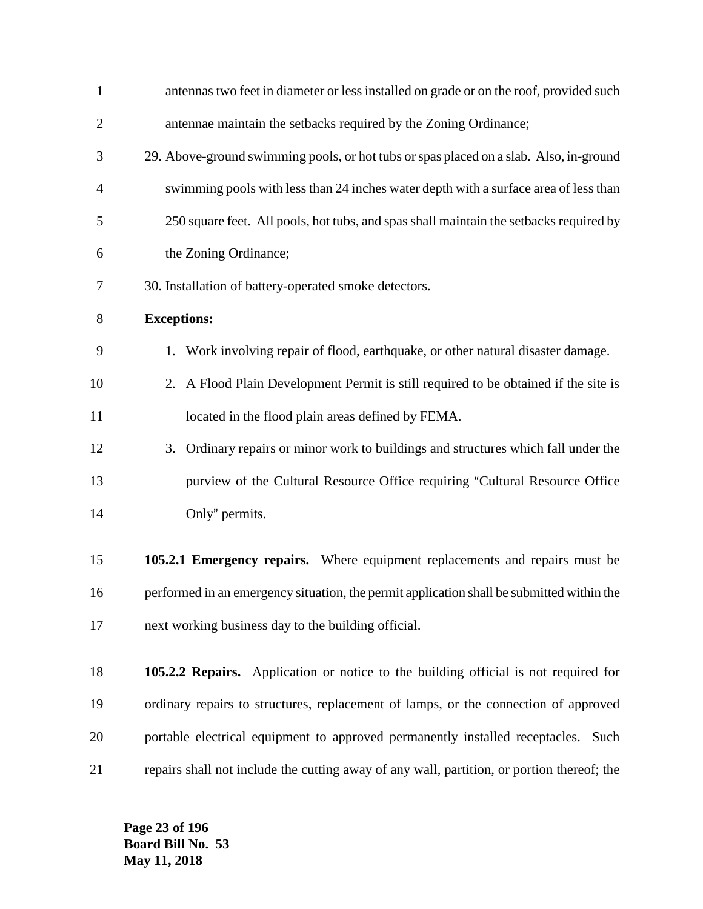antennas two feet in diameter or less installed on grade or on the roof, provided such antennae maintain the setbacks required by the Zoning Ordinance;

29. Above-ground swimming pools, or hot tubs or spas placed on a slab. Also, in-ground swimming pools with less than 24 inches water depth with a surface area of less than 250 square feet. All pools, hot tubs, and spas shall maintain the setbacks required by the Zoning Ordinance;
30. Installation of battery-operated smoke detectors.

**Exceptions:**

1. Work involving repair of flood, earthquake, or other natural disaster damage.
2. A Flood Plain Development Permit is still required to be obtained if the site is located in the flood plain areas defined by FEMA.
3. Ordinary repairs or minor work to buildings and structures which fall under the purview of the Cultural Resource Office requiring "Cultural Resource Office Only" permits.

**105.2.1 Emergency repairs.** Where equipment replacements and repairs must be performed in an emergency situation, the permit application shall be submitted within the next working business day to the building official.

**105.2.2 Repairs.** Application or notice to the building official is not required for ordinary repairs to structures, replacement of lamps, or the connection of approved portable electrical equipment to approved permanently installed receptacles. Such repairs shall not include the cutting away of any wall, partition, or portion thereof; the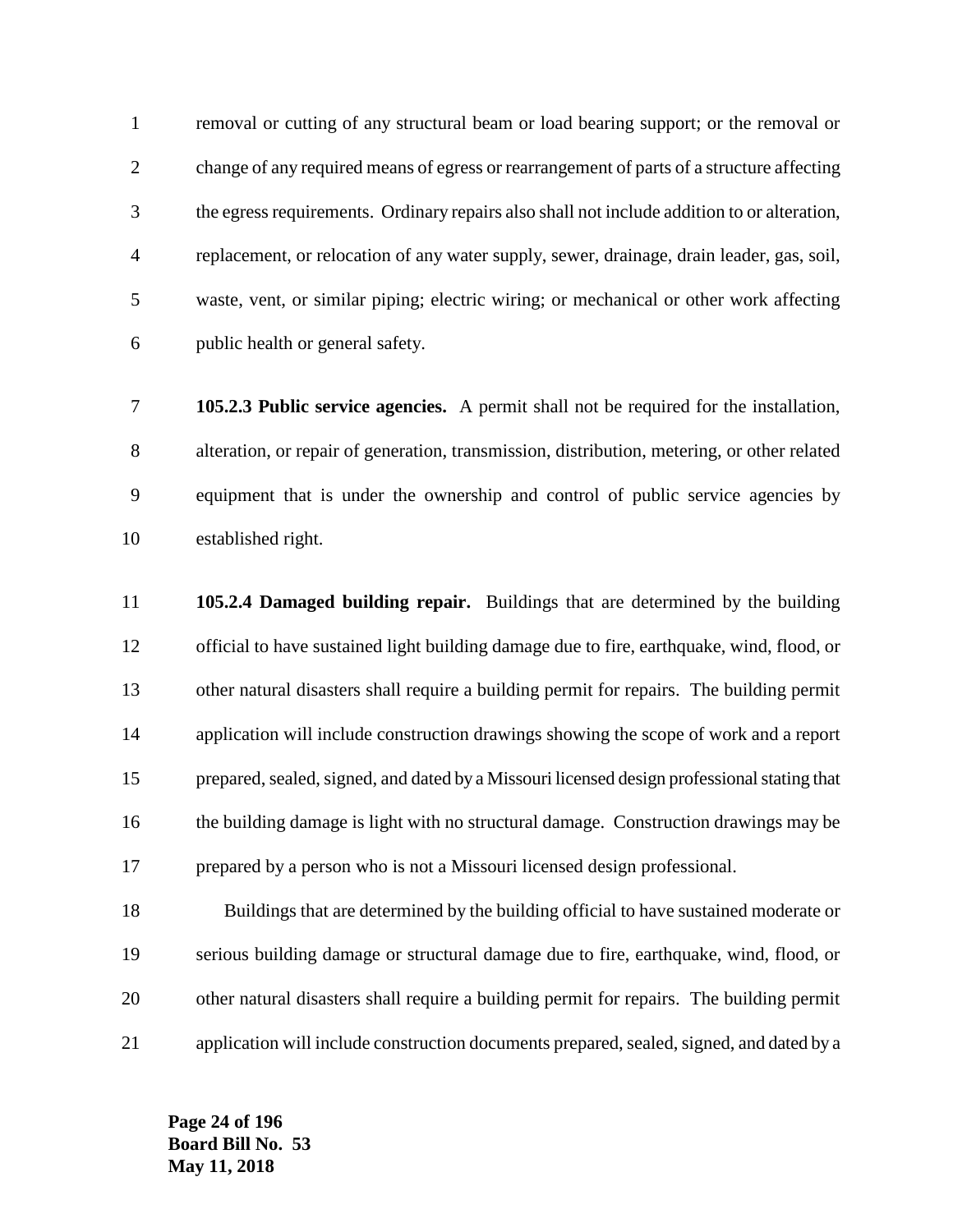removal or cutting of any structural beam or load bearing support; or the removal or change of any required means of egress or rearrangement of parts of a structure affecting the egress requirements. Ordinary repairs also shall not include addition to or alteration, replacement, or relocation of any water supply, sewer, drainage, drain leader, gas, soil, waste, vent, or similar piping; electric wiring; or mechanical or other work affecting public health or general safety.

**105.2.3 Public service agencies.** A permit shall not be required for the installation, alteration, or repair of generation, transmission, distribution, metering, or other related equipment that is under the ownership and control of public service agencies by established right.

**105.2.4 Damaged building repair.** Buildings that are determined by the building official to have sustained light building damage due to fire, earthquake, wind, flood, or other natural disasters shall require a building permit for repairs. The building permit application will include construction drawings showing the scope of work and a report prepared, sealed, signed, and dated by a Missouri licensed design professional stating that the building damage is light with no structural damage. Construction drawings may be prepared by a person who is not a Missouri licensed design professional.

Buildings that are determined by the building official to have sustained moderate or serious building damage or structural damage due to fire, earthquake, wind, flood, or other natural disasters shall require a building permit for repairs. The building permit application will include construction documents prepared, sealed, signed, and dated by a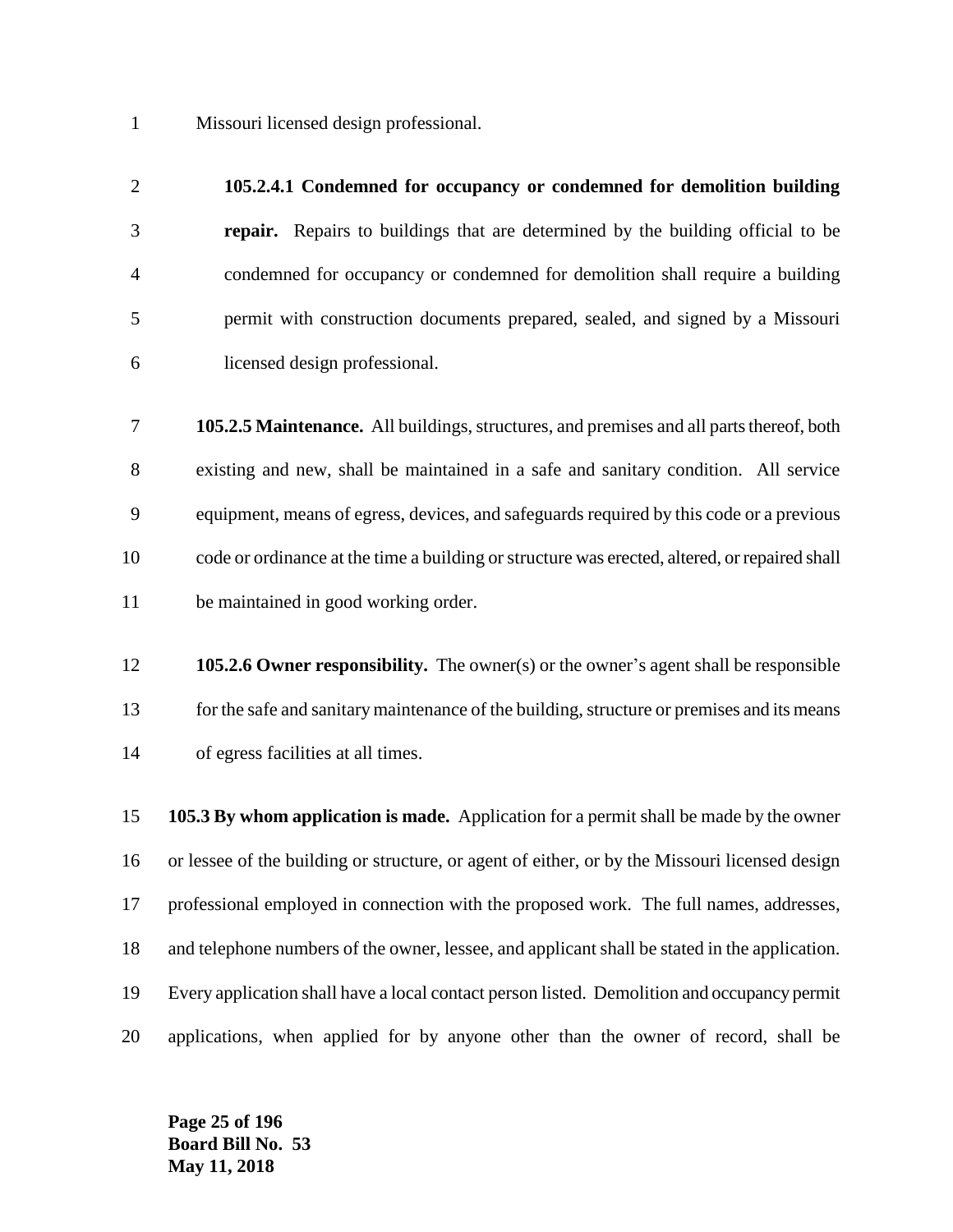Missouri licensed design professional.

**105.2.4.1 Condemned for occupancy or condemned for demolition building repair.** Repairs to buildings that are determined by the building official to be condemned for occupancy or condemned for demolition shall require a building permit with construction documents prepared, sealed, and signed by a Missouri licensed design professional.

**105.2.5 Maintenance.** All buildings, structures, and premises and all parts thereof, both existing and new, shall be maintained in a safe and sanitary condition. All service equipment, means of egress, devices, and safeguards required by this code or a previous code or ordinance at the time a building or structure was erected, altered, or repaired shall be maintained in good working order.

**105.2.6 Owner responsibility.** The owner(s) or the owner's agent shall be responsible for the safe and sanitary maintenance of the building, structure or premises and its means of egress facilities at all times.

**105.3 By whom application is made.** Application for a permit shall be made by the owner or lessee of the building or structure, or agent of either, or by the Missouri licensed design professional employed in connection with the proposed work. The full names, addresses, and telephone numbers of the owner, lessee, and applicant shall be stated in the application. Every application shall have a local contact person listed. Demolition and occupancy permit applications, when applied for by anyone other than the owner of record, shall be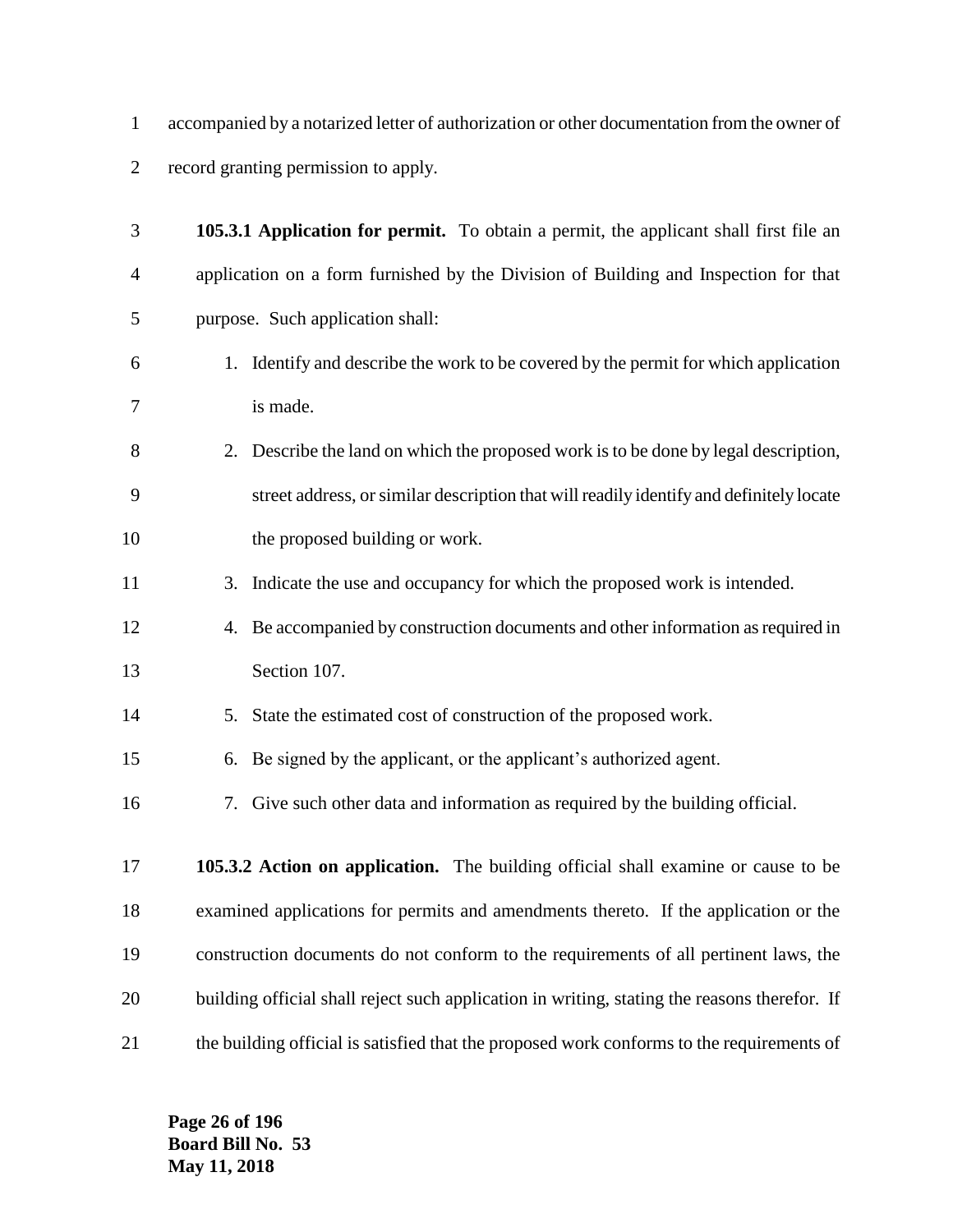accompanied by a notarized letter of authorization or other documentation from the owner of record granting permission to apply.

**105.3.1 Application for permit.** To obtain a permit, the applicant shall first file an application on a form furnished by the Division of Building and Inspection for that purpose. Such application shall:

1. Identify and describe the work to be covered by the permit for which application is made.
2. Describe the land on which the proposed work is to be done by legal description, street address, or similar description that will readily identify and definitely locate the proposed building or work.
3. Indicate the use and occupancy for which the proposed work is intended.
4. Be accompanied by construction documents and other information as required in Section 107.
5. State the estimated cost of construction of the proposed work.
6. Be signed by the applicant, or the applicant's authorized agent.
7. Give such other data and information as required by the building official.

**105.3.2 Action on application.** The building official shall examine or cause to be examined applications for permits and amendments thereto. If the application or the construction documents do not conform to the requirements of all pertinent laws, the building official shall reject such application in writing, stating the reasons therefor. If the building official is satisfied that the proposed work conforms to the requirements of

**Board Bill No. 53**
**May 11, 2018**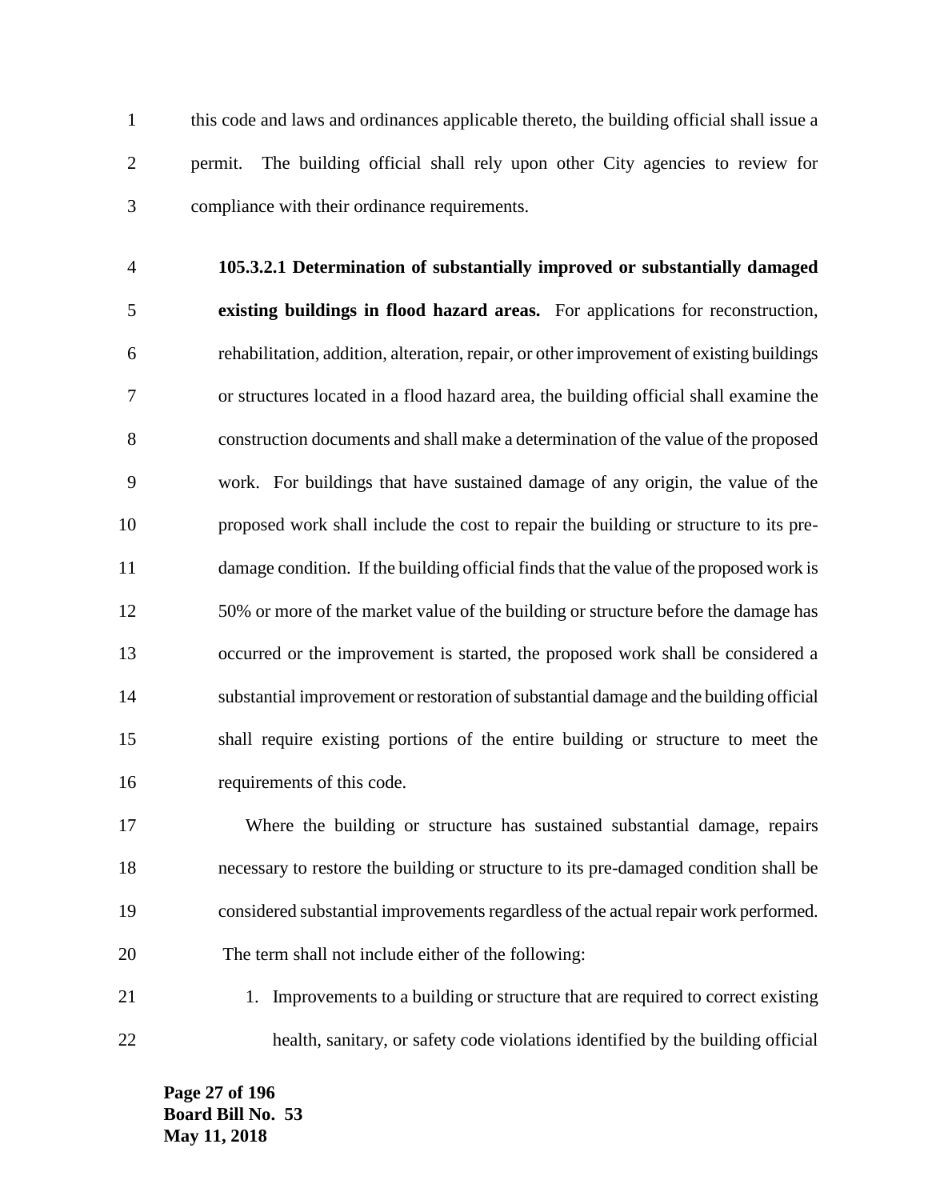this code and laws and ordinances applicable thereto, the building official shall issue a permit. The building official shall rely upon other City agencies to review for compliance with their ordinance requirements.

**105.3.2.1 Determination of substantially improved or substantially damaged existing buildings in flood hazard areas.** For applications for reconstruction, rehabilitation, addition, alteration, repair, or other improvement of existing buildings or structures located in a flood hazard area, the building official shall examine the construction documents and shall make a determination of the value of the proposed work. For buildings that have sustained damage of any origin, the value of the proposed work shall include the cost to repair the building or structure to its pre-damage condition. If the building official finds that the value of the proposed work is 50% or more of the market value of the building or structure before the damage has occurred or the improvement is started, the proposed work shall be considered a substantial improvement or restoration of substantial damage and the building official shall require existing portions of the entire building or structure to meet the requirements of this code.

Where the building or structure has sustained substantial damage, repairs necessary to restore the building or structure to its pre-damaged condition shall be considered substantial improvements regardless of the actual repair work performed. The term shall not include either of the following:

1. Improvements to a building or structure that are required to correct existing health, sanitary, or safety code violations identified by the building official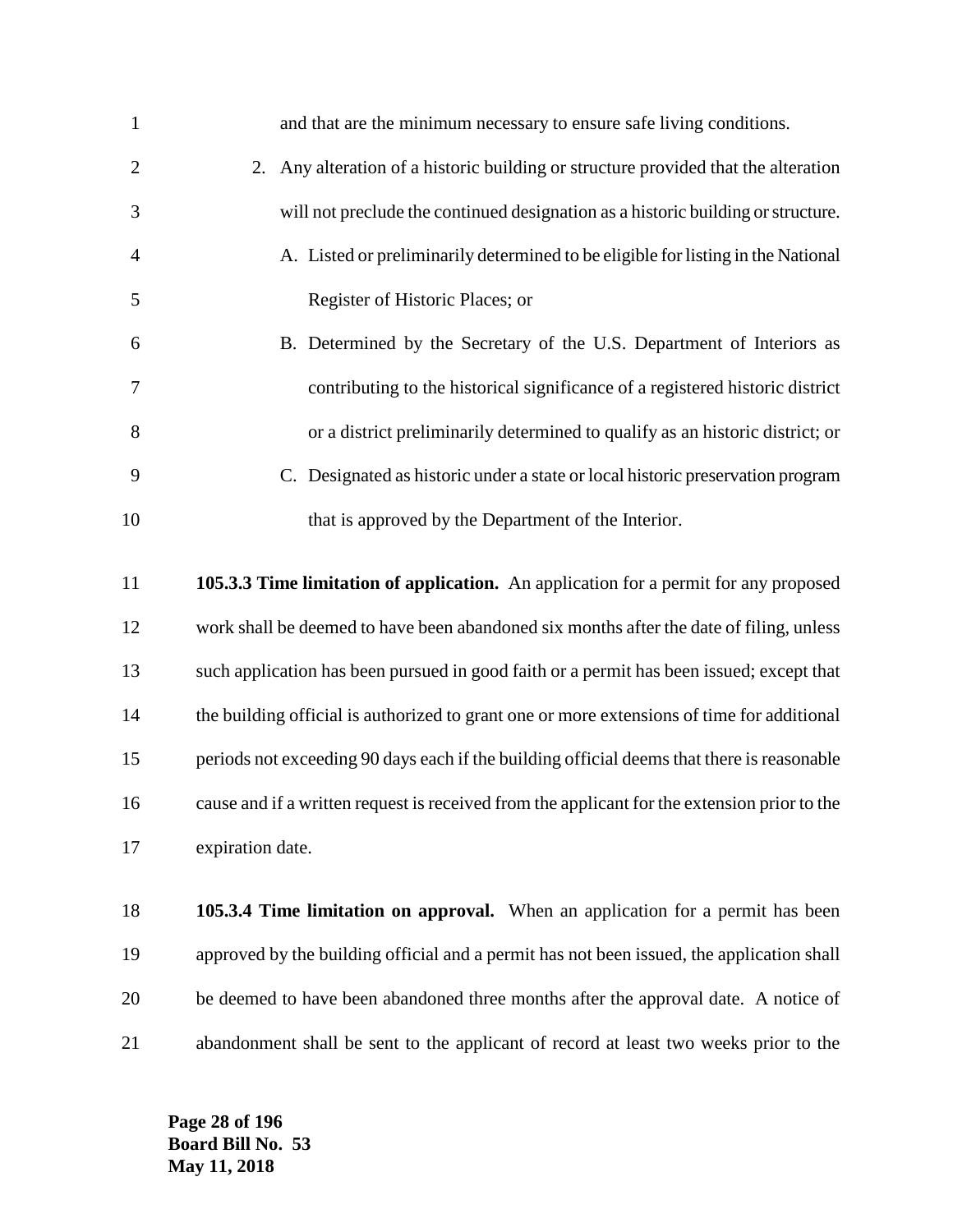and that are the minimum necessary to ensure safe living conditions.

2. Any alteration of a historic building or structure provided that the alteration will not preclude the continued designation as a historic building or structure.

   A. Listed or preliminarily determined to be eligible for listing in the National Register of Historic Places; or

   B. Determined by the Secretary of the U.S. Department of Interiors as contributing to the historical significance of a registered historic district or a district preliminarily determined to qualify as an historic district; or

   C. Designated as historic under a state or local historic preservation program that is approved by the Department of the Interior.

**105.3.3 Time limitation of application.** An application for a permit for any proposed work shall be deemed to have been abandoned six months after the date of filing, unless such application has been pursued in good faith or a permit has been issued; except that the building official is authorized to grant one or more extensions of time for additional periods not exceeding 90 days each if the building official deems that there is reasonable cause and if a written request is received from the applicant for the extension prior to the expiration date.

**105.3.4 Time limitation on approval.** When an application for a permit has been approved by the building official and a permit has not been issued, the application shall be deemed to have been abandoned three months after the approval date. A notice of abandonment shall be sent to the applicant of record at least two weeks prior to the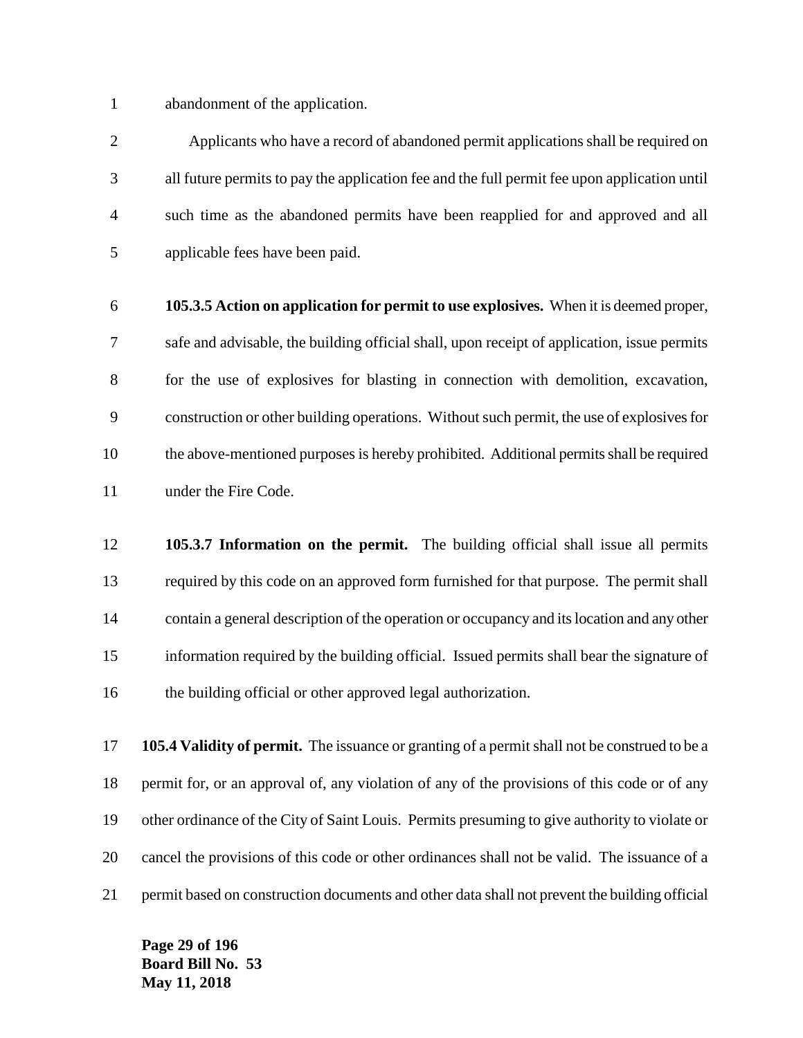abandonment of the application.

Applicants who have a record of abandoned permit applications shall be required on all future permits to pay the application fee and the full permit fee upon application until such time as the abandoned permits have been reapplied for and approved and all applicable fees have been paid.

**105.3.5 Action on application for permit to use explosives.** When it is deemed proper, safe and advisable, the building official shall, upon receipt of application, issue permits for the use of explosives for blasting in connection with demolition, excavation, construction or other building operations. Without such permit, the use of explosives for the above-mentioned purposes is hereby prohibited. Additional permits shall be required under the Fire Code.

**105.3.7 Information on the permit.** The building official shall issue all permits required by this code on an approved form furnished for that purpose. The permit shall contain a general description of the operation or occupancy and its location and any other information required by the building official. Issued permits shall bear the signature of the building official or other approved legal authorization.

**105.4 Validity of permit.** The issuance or granting of a permit shall not be construed to be a permit for, or an approval of, any violation of any of the provisions of this code or of any other ordinance of the City of Saint Louis. Permits presuming to give authority to violate or cancel the provisions of this code or other ordinances shall not be valid. The issuance of a permit based on construction documents and other data shall not prevent the building official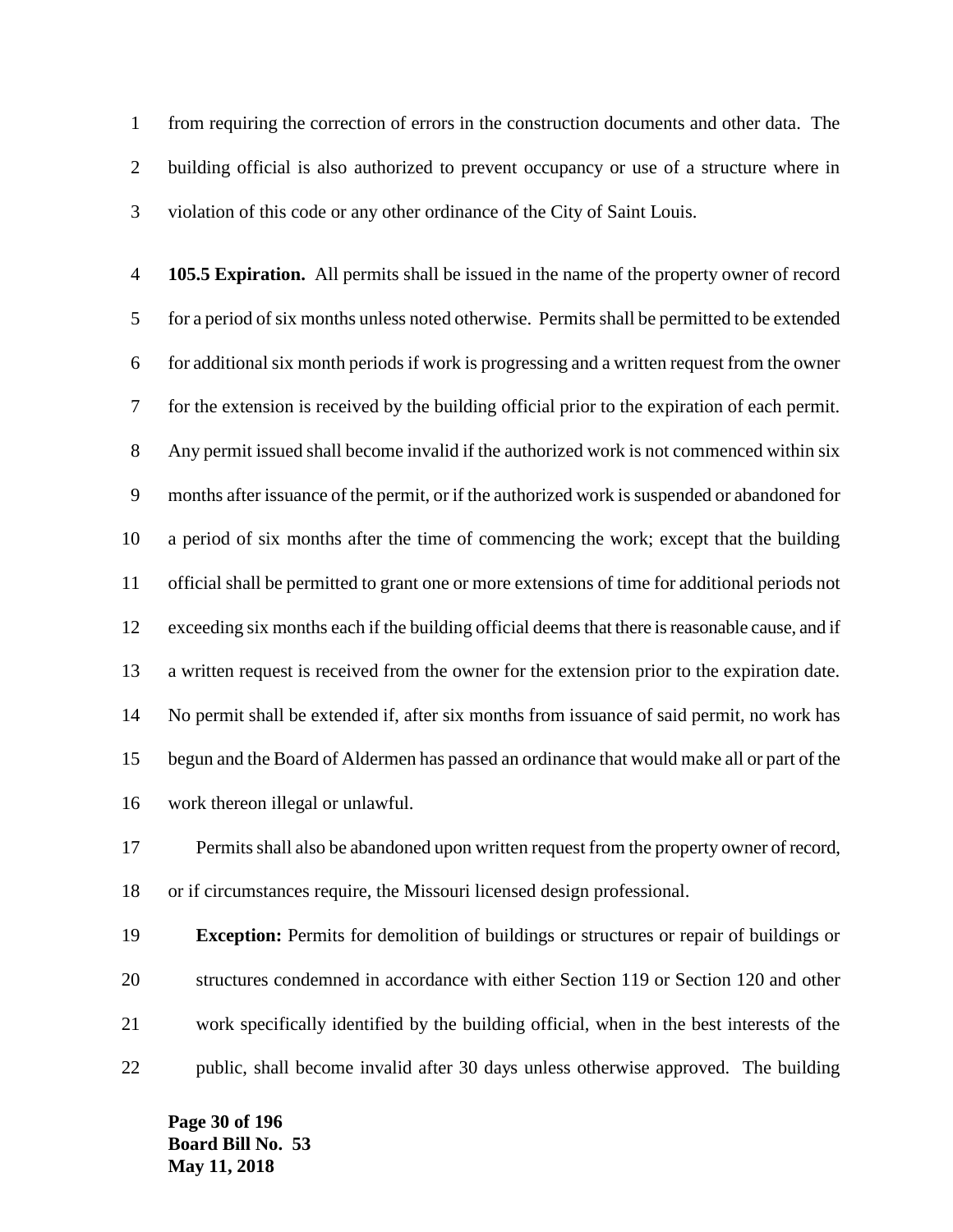from requiring the correction of errors in the construction documents and other data. The building official is also authorized to prevent occupancy or use of a structure where in violation of this code or any other ordinance of the City of Saint Louis.

**105.5 Expiration.** All permits shall be issued in the name of the property owner of record for a period of six months unless noted otherwise. Permits shall be permitted to be extended for additional six month periods if work is progressing and a written request from the owner for the extension is received by the building official prior to the expiration of each permit. Any permit issued shall become invalid if the authorized work is not commenced within six months after issuance of the permit, or if the authorized work is suspended or abandoned for a period of six months after the time of commencing the work; except that the building official shall be permitted to grant one or more extensions of time for additional periods not exceeding six months each if the building official deems that there is reasonable cause, and if a written request is received from the owner for the extension prior to the expiration date. No permit shall be extended if, after six months from issuance of said permit, no work has begun and the Board of Aldermen has passed an ordinance that would make all or part of the work thereon illegal or unlawful.

Permits shall also be abandoned upon written request from the property owner of record, or if circumstances require, the Missouri licensed design professional.

**Exception:** Permits for demolition of buildings or structures or repair of buildings or structures condemned in accordance with either Section 119 or Section 120 and other work specifically identified by the building official, when in the best interests of the public, shall become invalid after 30 days unless otherwise approved. The building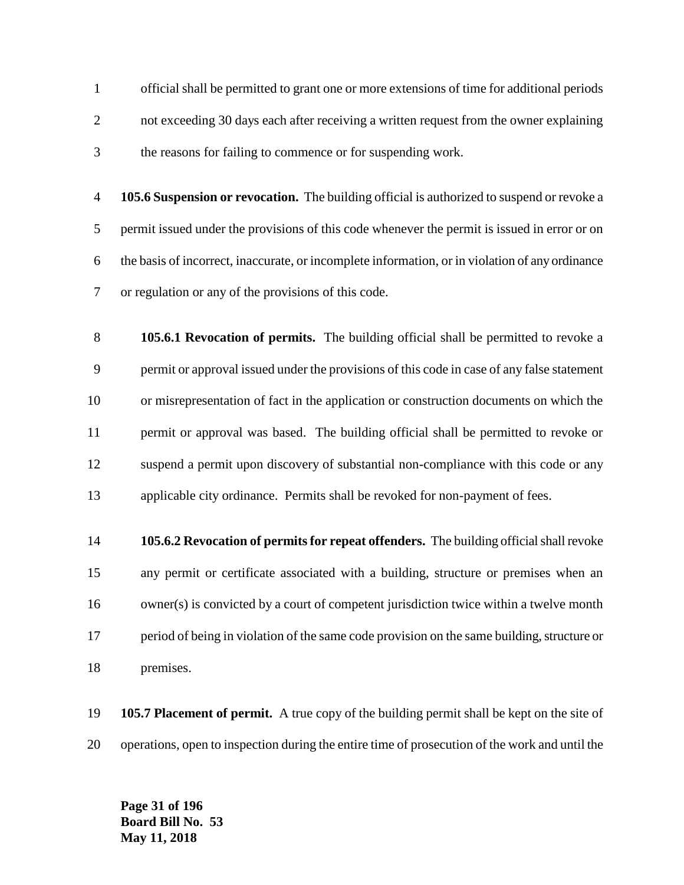official shall be permitted to grant one or more extensions of time for additional periods not exceeding 30 days each after receiving a written request from the owner explaining the reasons for failing to commence or for suspending work.

**105.6 Suspension or revocation.** The building official is authorized to suspend or revoke a permit issued under the provisions of this code whenever the permit is issued in error or on the basis of incorrect, inaccurate, or incomplete information, or in violation of any ordinance or regulation or any of the provisions of this code.

**105.6.1 Revocation of permits.** The building official shall be permitted to revoke a permit or approval issued under the provisions of this code in case of any false statement or misrepresentation of fact in the application or construction documents on which the permit or approval was based. The building official shall be permitted to revoke or suspend a permit upon discovery of substantial non-compliance with this code or any applicable city ordinance. Permits shall be revoked for non-payment of fees.

**105.6.2 Revocation of permits for repeat offenders.** The building official shall revoke any permit or certificate associated with a building, structure or premises when an owner(s) is convicted by a court of competent jurisdiction twice within a twelve month period of being in violation of the same code provision on the same building, structure or premises.

**105.7 Placement of permit.** A true copy of the building permit shall be kept on the site of operations, open to inspection during the entire time of prosecution of the work and until the

**Board Bill No. 53**
**May 11, 2018**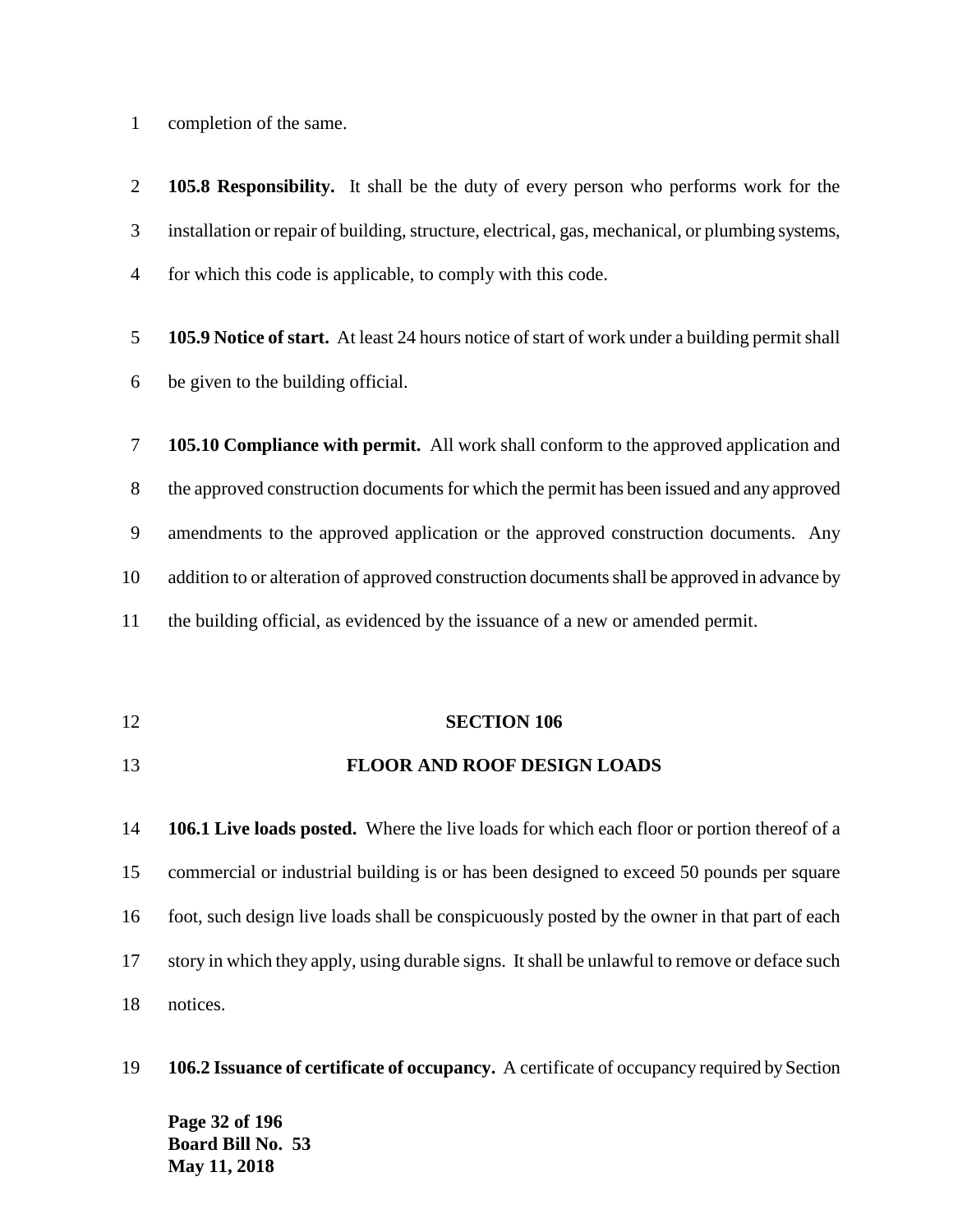completion of the same.

**105.8 Responsibility.** It shall be the duty of every person who performs work for the installation or repair of building, structure, electrical, gas, mechanical, or plumbing systems, for which this code is applicable, to comply with this code.

**105.9 Notice of start.** At least 24 hours notice of start of work under a building permit shall be given to the building official.

**105.10 Compliance with permit.** All work shall conform to the approved application and the approved construction documents for which the permit has been issued and any approved amendments to the approved application or the approved construction documents. Any addition to or alteration of approved construction documents shall be approved in advance by the building official, as evidenced by the issuance of a new or amended permit.

## SECTION 106

## FLOOR AND ROOF DESIGN LOADS

**106.1 Live loads posted.** Where the live loads for which each floor or portion thereof of a commercial or industrial building is or has been designed to exceed 50 pounds per square foot, such design live loads shall be conspicuously posted by the owner in that part of each story in which they apply, using durable signs. It shall be unlawful to remove or deface such notices.

**106.2 Issuance of certificate of occupancy.** A certificate of occupancy required by Section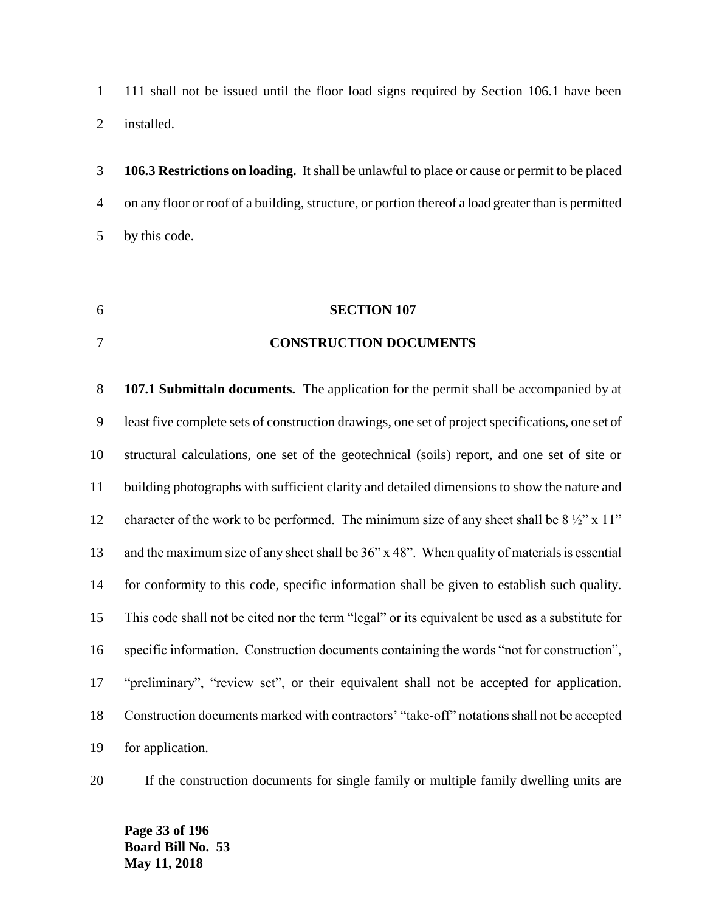111 shall not be issued until the floor load signs required by Section 106.1 have been installed.

**106.3 Restrictions on loading.** It shall be unlawful to place or cause or permit to be placed on any floor or roof of a building, structure, or portion thereof a load greater than is permitted by this code.

## SECTION 107

## CONSTRUCTION DOCUMENTS

**107.1 Submittaln documents.** The application for the permit shall be accompanied by at least five complete sets of construction drawings, one set of project specifications, one set of structural calculations, one set of the geotechnical (soils) report, and one set of site or building photographs with sufficient clarity and detailed dimensions to show the nature and character of the work to be performed. The minimum size of any sheet shall be 8 ½" x 11" and the maximum size of any sheet shall be 36" x 48". When quality of materials is essential for conformity to this code, specific information shall be given to establish such quality. This code shall not be cited nor the term "legal" or its equivalent be used as a substitute for specific information. Construction documents containing the words "not for construction", "preliminary", "review set", or their equivalent shall not be accepted for application. Construction documents marked with contractors' "take-off" notations shall not be accepted for application.

If the construction documents for single family or multiple family dwelling units are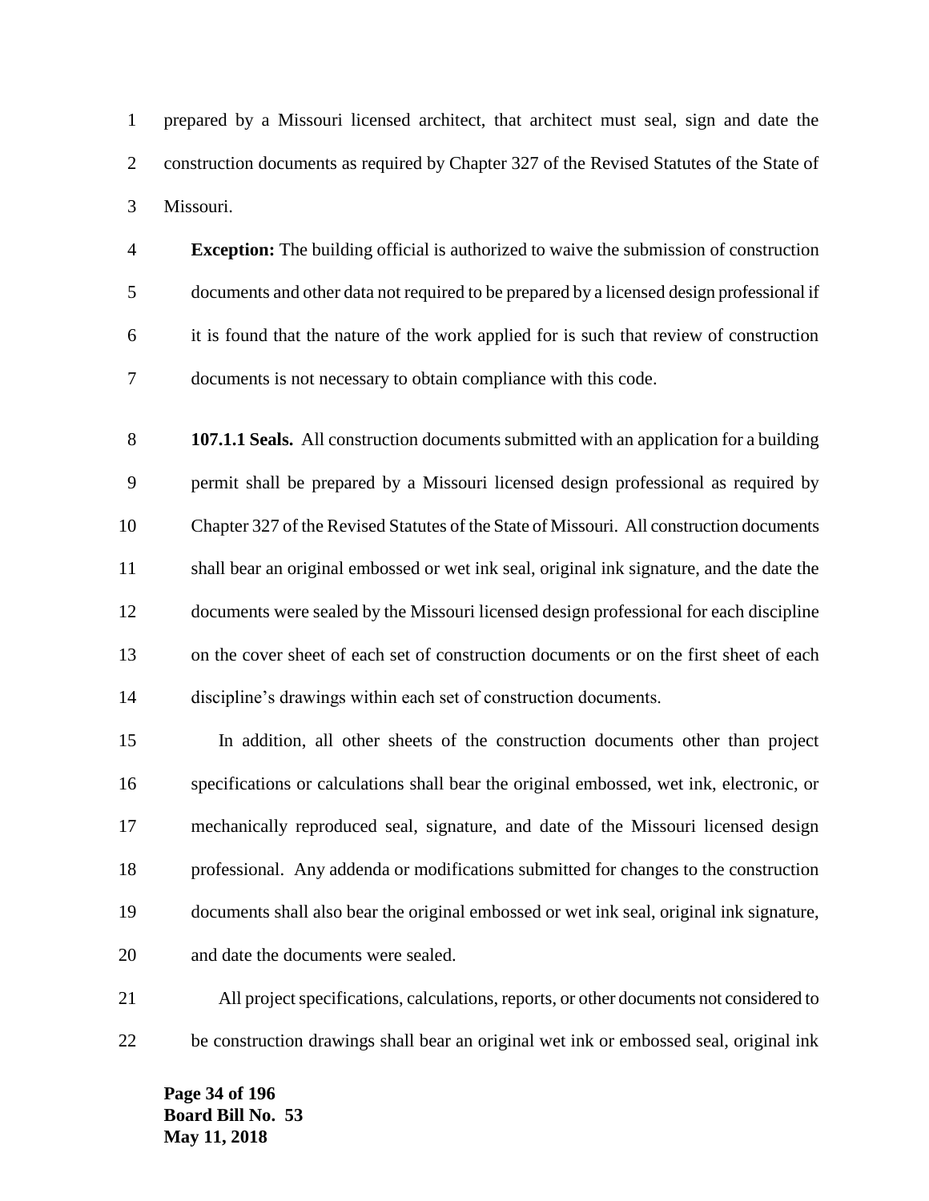prepared by a Missouri licensed architect, that architect must seal, sign and date the construction documents as required by Chapter 327 of the Revised Statutes of the State of Missouri.

**Exception:** The building official is authorized to waive the submission of construction documents and other data not required to be prepared by a licensed design professional if it is found that the nature of the work applied for is such that review of construction documents is not necessary to obtain compliance with this code.

**107.1.1 Seals.** All construction documents submitted with an application for a building permit shall be prepared by a Missouri licensed design professional as required by Chapter 327 of the Revised Statutes of the State of Missouri. All construction documents shall bear an original embossed or wet ink seal, original ink signature, and the date the documents were sealed by the Missouri licensed design professional for each discipline on the cover sheet of each set of construction documents or on the first sheet of each discipline's drawings within each set of construction documents.

In addition, all other sheets of the construction documents other than project specifications or calculations shall bear the original embossed, wet ink, electronic, or mechanically reproduced seal, signature, and date of the Missouri licensed design professional. Any addenda or modifications submitted for changes to the construction documents shall also bear the original embossed or wet ink seal, original ink signature, and date the documents were sealed.

All project specifications, calculations, reports, or other documents not considered to be construction drawings shall bear an original wet ink or embossed seal, original ink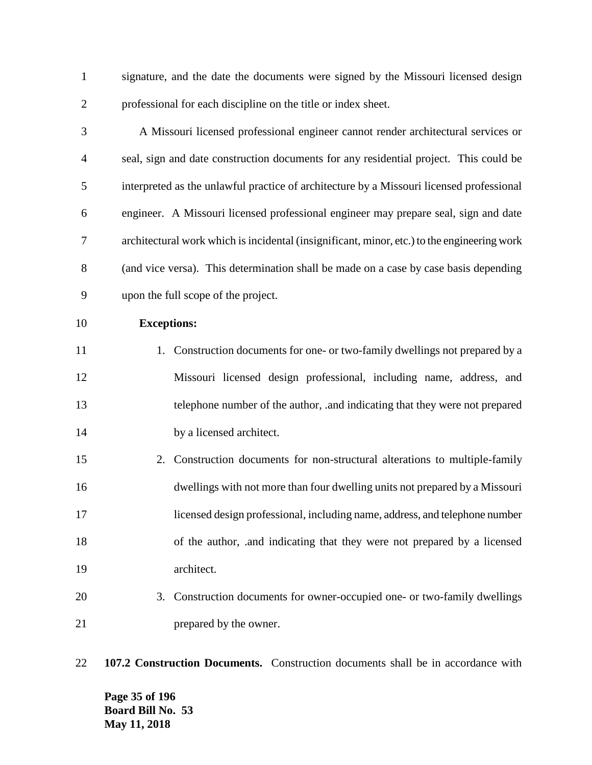signature, and the date the documents were signed by the Missouri licensed design professional for each discipline on the title or index sheet.

A Missouri licensed professional engineer cannot render architectural services or seal, sign and date construction documents for any residential project. This could be interpreted as the unlawful practice of architecture by a Missouri licensed professional engineer. A Missouri licensed professional engineer may prepare seal, sign and date architectural work which is incidental (insignificant, minor, etc.) to the engineering work (and vice versa). This determination shall be made on a case by case basis depending upon the full scope of the project.

**Exceptions:**

1. Construction documents for one- or two-family dwellings not prepared by a Missouri licensed design professional, including name, address, and telephone number of the author, .and indicating that they were not prepared by a licensed architect.
2. Construction documents for non-structural alterations to multiple-family dwellings with not more than four dwelling units not prepared by a Missouri licensed design professional, including name, address, and telephone number of the author, .and indicating that they were not prepared by a licensed architect.
3. Construction documents for owner-occupied one- or two-family dwellings prepared by the owner.

**107.2 Construction Documents.** Construction documents shall be in accordance with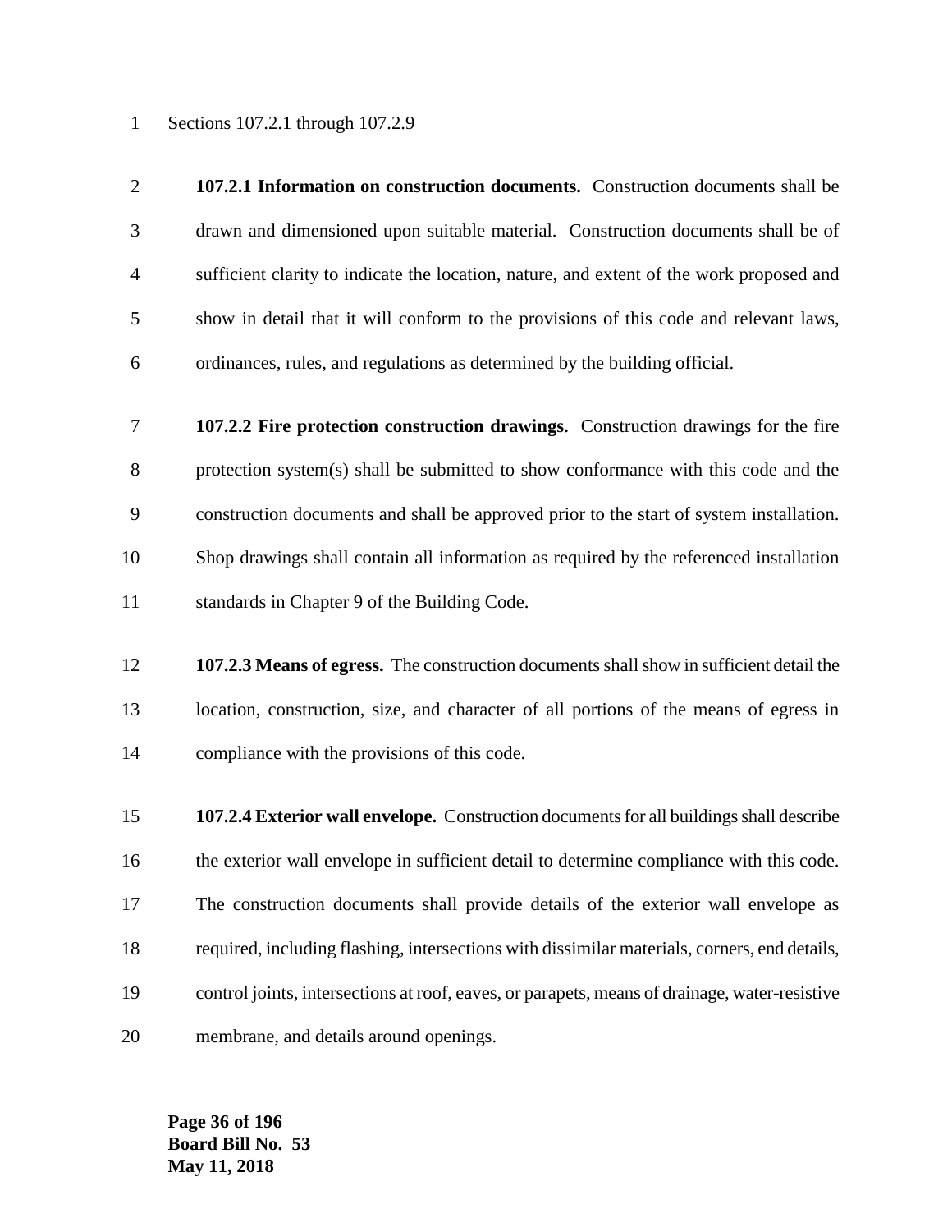Sections 107.2.1 through 107.2.9

**107.2.1 Information on construction documents.** Construction documents shall be drawn and dimensioned upon suitable material. Construction documents shall be of sufficient clarity to indicate the location, nature, and extent of the work proposed and show in detail that it will conform to the provisions of this code and relevant laws, ordinances, rules, and regulations as determined by the building official.

**107.2.2 Fire protection construction drawings.** Construction drawings for the fire protection system(s) shall be submitted to show conformance with this code and the construction documents and shall be approved prior to the start of system installation. Shop drawings shall contain all information as required by the referenced installation standards in Chapter 9 of the Building Code.

**107.2.3 Means of egress.** The construction documents shall show in sufficient detail the location, construction, size, and character of all portions of the means of egress in compliance with the provisions of this code.

**107.2.4 Exterior wall envelope.** Construction documents for all buildings shall describe the exterior wall envelope in sufficient detail to determine compliance with this code. The construction documents shall provide details of the exterior wall envelope as required, including flashing, intersections with dissimilar materials, corners, end details, control joints, intersections at roof, eaves, or parapets, means of drainage, water-resistive membrane, and details around openings.

**Board Bill No. 53**
**May 11, 2018**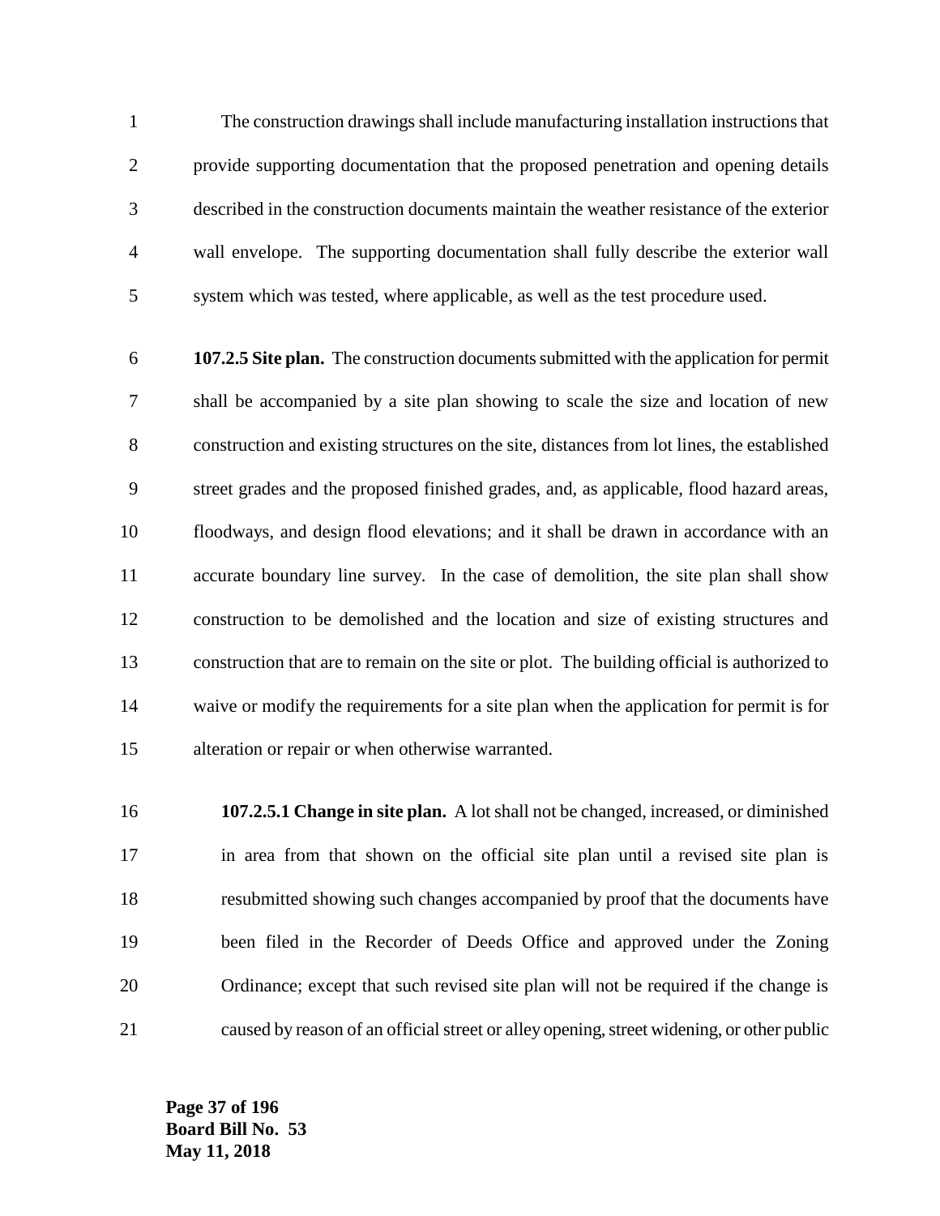The construction drawings shall include manufacturing installation instructions that provide supporting documentation that the proposed penetration and opening details described in the construction documents maintain the weather resistance of the exterior wall envelope. The supporting documentation shall fully describe the exterior wall system which was tested, where applicable, as well as the test procedure used.

**107.2.5 Site plan.** The construction documents submitted with the application for permit shall be accompanied by a site plan showing to scale the size and location of new construction and existing structures on the site, distances from lot lines, the established street grades and the proposed finished grades, and, as applicable, flood hazard areas, floodways, and design flood elevations; and it shall be drawn in accordance with an accurate boundary line survey. In the case of demolition, the site plan shall show construction to be demolished and the location and size of existing structures and construction that are to remain on the site or plot. The building official is authorized to waive or modify the requirements for a site plan when the application for permit is for alteration or repair or when otherwise warranted.

**107.2.5.1 Change in site plan.** A lot shall not be changed, increased, or diminished in area from that shown on the official site plan until a revised site plan is resubmitted showing such changes accompanied by proof that the documents have been filed in the Recorder of Deeds Office and approved under the Zoning Ordinance; except that such revised site plan will not be required if the change is caused by reason of an official street or alley opening, street widening, or other public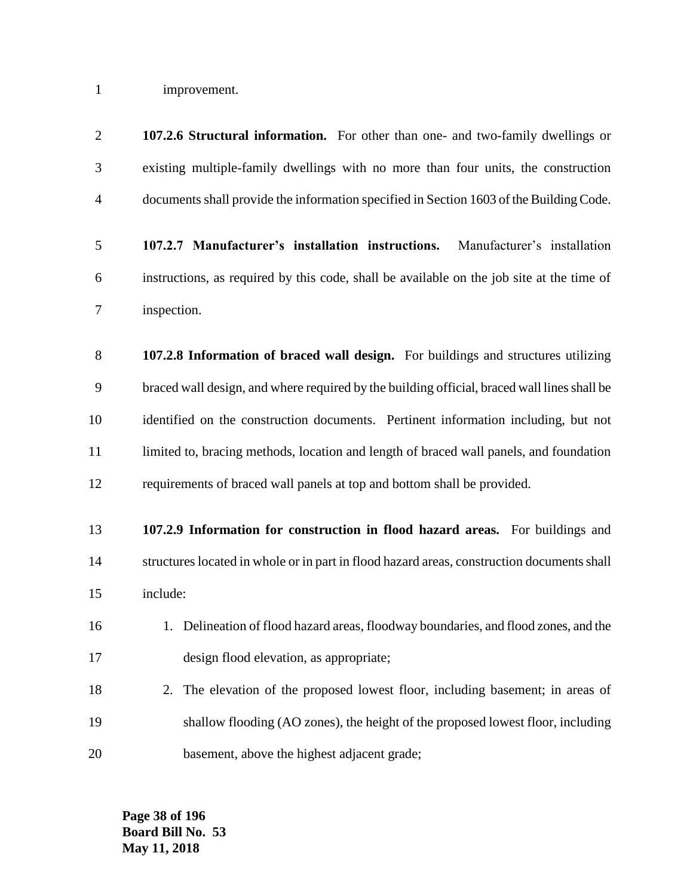improvement.

**107.2.6 Structural information.** For other than one- and two-family dwellings or existing multiple-family dwellings with no more than four units, the construction documents shall provide the information specified in Section 1603 of the Building Code.

**107.2.7 Manufacturer's installation instructions.** Manufacturer's installation instructions, as required by this code, shall be available on the job site at the time of inspection.

**107.2.8 Information of braced wall design.** For buildings and structures utilizing braced wall design, and where required by the building official, braced wall lines shall be identified on the construction documents. Pertinent information including, but not limited to, bracing methods, location and length of braced wall panels, and foundation requirements of braced wall panels at top and bottom shall be provided.

**107.2.9 Information for construction in flood hazard areas.** For buildings and structures located in whole or in part in flood hazard areas, construction documents shall include:

1. Delineation of flood hazard areas, floodway boundaries, and flood zones, and the design flood elevation, as appropriate;
2. The elevation of the proposed lowest floor, including basement; in areas of shallow flooding (AO zones), the height of the proposed lowest floor, including basement, above the highest adjacent grade;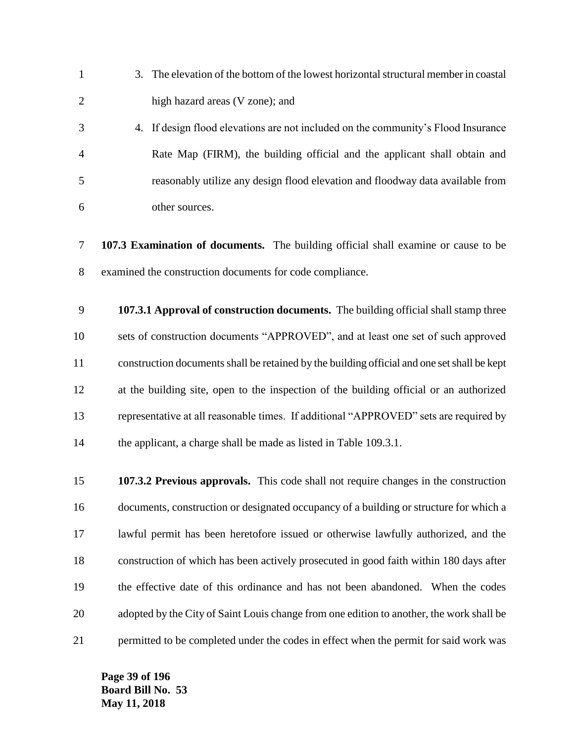3. The elevation of the bottom of the lowest horizontal structural member in coastal high hazard areas (V zone); and

4. If design flood elevations are not included on the community's Flood Insurance Rate Map (FIRM), the building official and the applicant shall obtain and reasonably utilize any design flood elevation and floodway data available from other sources.

**107.3 Examination of documents.** The building official shall examine or cause to be examined the construction documents for code compliance.

**107.3.1 Approval of construction documents.** The building official shall stamp three sets of construction documents "APPROVED", and at least one set of such approved construction documents shall be retained by the building official and one set shall be kept at the building site, open to the inspection of the building official or an authorized representative at all reasonable times. If additional "APPROVED" sets are required by the applicant, a charge shall be made as listed in Table 109.3.1.

**107.3.2 Previous approvals.** This code shall not require changes in the construction documents, construction or designated occupancy of a building or structure for which a lawful permit has been heretofore issued or otherwise lawfully authorized, and the construction of which has been actively prosecuted in good faith within 180 days after the effective date of this ordinance and has not been abandoned. When the codes adopted by the City of Saint Louis change from one edition to another, the work shall be permitted to be completed under the codes in effect when the permit for said work was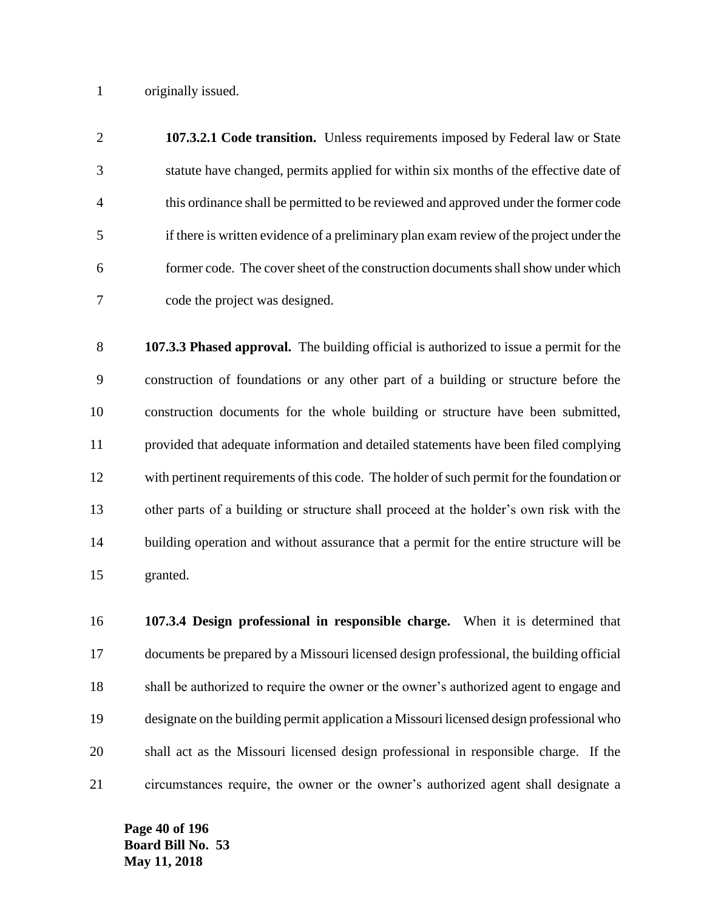originally issued.

**107.3.2.1 Code transition.** Unless requirements imposed by Federal law or State statute have changed, permits applied for within six months of the effective date of this ordinance shall be permitted to be reviewed and approved under the former code if there is written evidence of a preliminary plan exam review of the project under the former code. The cover sheet of the construction documents shall show under which code the project was designed.

**107.3.3 Phased approval.** The building official is authorized to issue a permit for the construction of foundations or any other part of a building or structure before the construction documents for the whole building or structure have been submitted, provided that adequate information and detailed statements have been filed complying with pertinent requirements of this code. The holder of such permit for the foundation or other parts of a building or structure shall proceed at the holder's own risk with the building operation and without assurance that a permit for the entire structure will be granted.

**107.3.4 Design professional in responsible charge.** When it is determined that documents be prepared by a Missouri licensed design professional, the building official shall be authorized to require the owner or the owner's authorized agent to engage and designate on the building permit application a Missouri licensed design professional who shall act as the Missouri licensed design professional in responsible charge. If the circumstances require, the owner or the owner's authorized agent shall designate a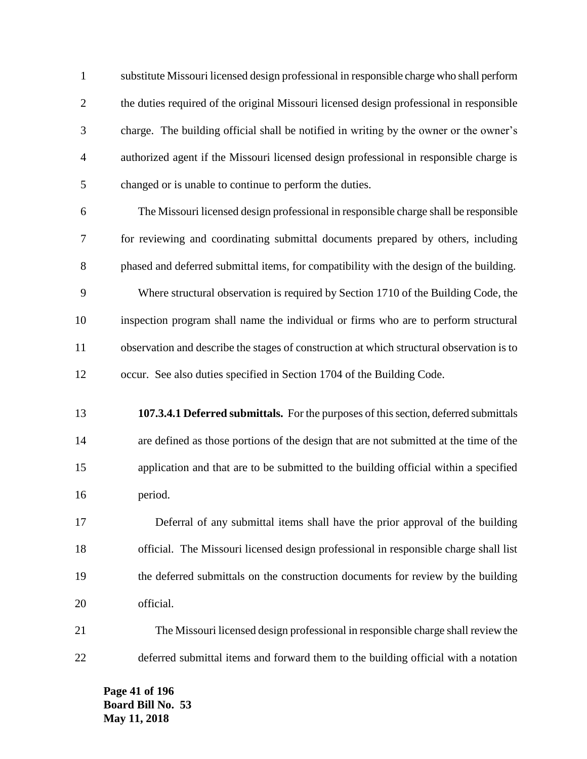substitute Missouri licensed design professional in responsible charge who shall perform the duties required of the original Missouri licensed design professional in responsible charge. The building official shall be notified in writing by the owner or the owner's authorized agent if the Missouri licensed design professional in responsible charge is changed or is unable to continue to perform the duties.

The Missouri licensed design professional in responsible charge shall be responsible for reviewing and coordinating submittal documents prepared by others, including phased and deferred submittal items, for compatibility with the design of the building.

Where structural observation is required by Section 1710 of the Building Code, the inspection program shall name the individual or firms who are to perform structural observation and describe the stages of construction at which structural observation is to occur. See also duties specified in Section 1704 of the Building Code.

**107.3.4.1 Deferred submittals.** For the purposes of this section, deferred submittals are defined as those portions of the design that are not submitted at the time of the application and that are to be submitted to the building official within a specified period.

Deferral of any submittal items shall have the prior approval of the building official. The Missouri licensed design professional in responsible charge shall list the deferred submittals on the construction documents for review by the building official.

The Missouri licensed design professional in responsible charge shall review the deferred submittal items and forward them to the building official with a notation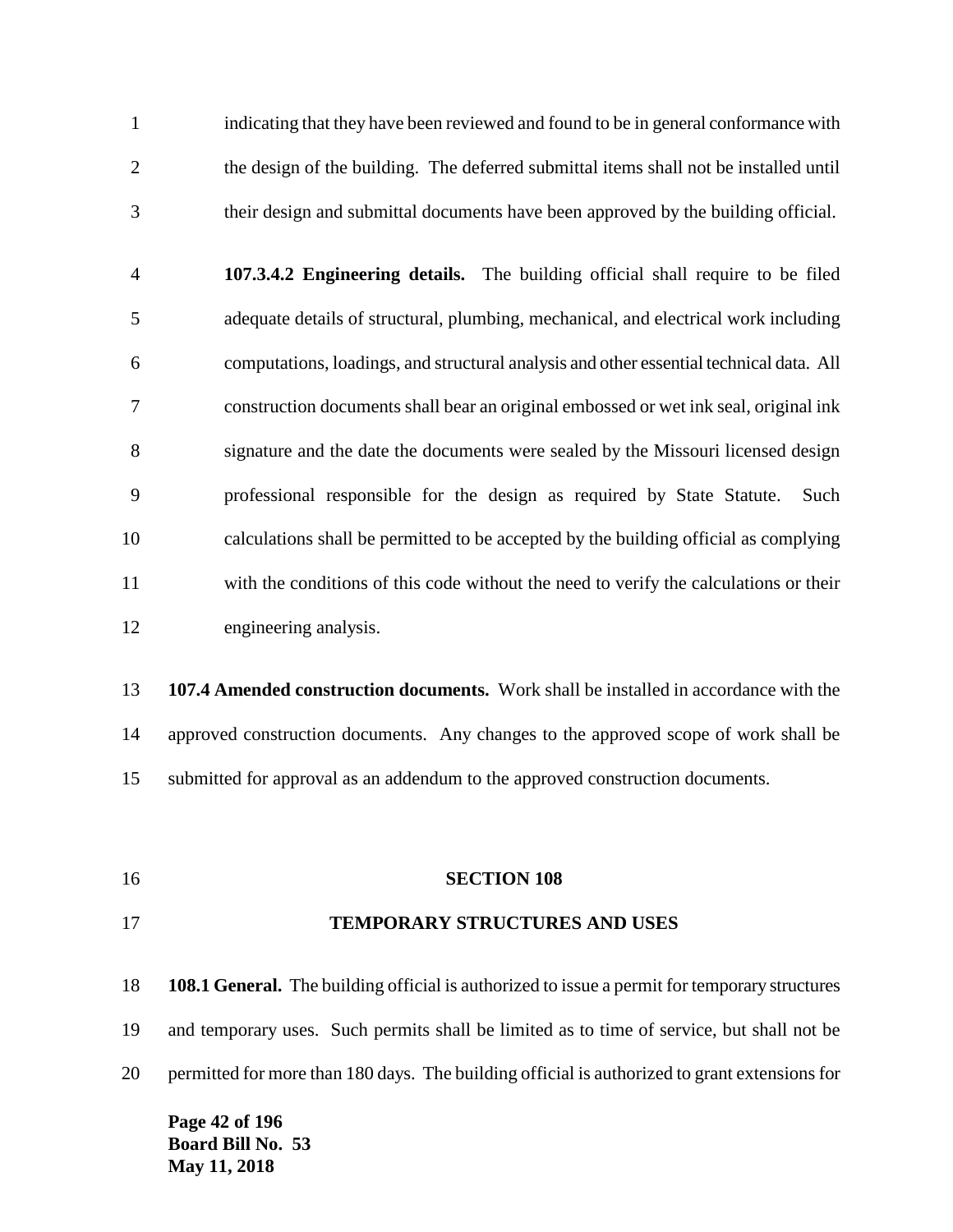indicating that they have been reviewed and found to be in general conformance with the design of the building. The deferred submittal items shall not be installed until their design and submittal documents have been approved by the building official.

**107.3.4.2 Engineering details.** The building official shall require to be filed adequate details of structural, plumbing, mechanical, and electrical work including computations, loadings, and structural analysis and other essential technical data. All construction documents shall bear an original embossed or wet ink seal, original ink signature and the date the documents were sealed by the Missouri licensed design professional responsible for the design as required by State Statute. Such calculations shall be permitted to be accepted by the building official as complying with the conditions of this code without the need to verify the calculations or their engineering analysis.

**107.4 Amended construction documents.** Work shall be installed in accordance with the approved construction documents. Any changes to the approved scope of work shall be submitted for approval as an addendum to the approved construction documents.

## SECTION 108

## TEMPORARY STRUCTURES AND USES

**108.1 General.** The building official is authorized to issue a permit for temporary structures and temporary uses. Such permits shall be limited as to time of service, but shall not be permitted for more than 180 days. The building official is authorized to grant extensions for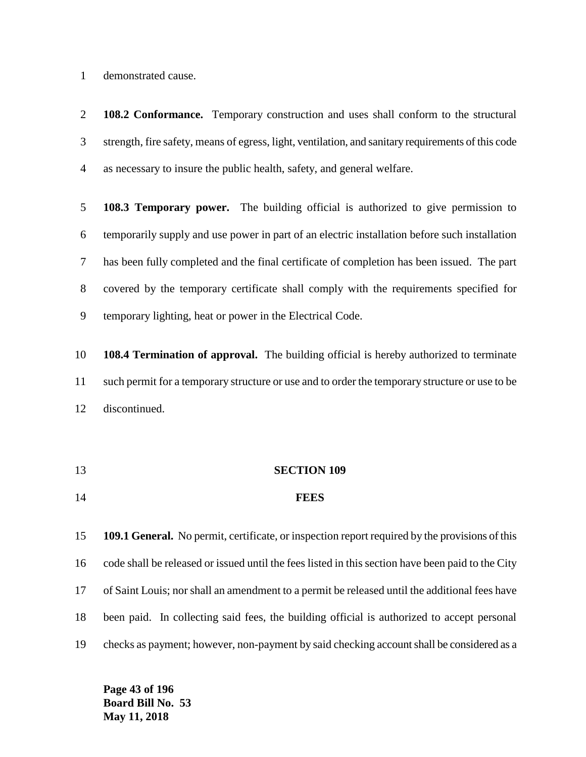demonstrated cause.

**108.2 Conformance.** Temporary construction and uses shall conform to the structural strength, fire safety, means of egress, light, ventilation, and sanitary requirements of this code as necessary to insure the public health, safety, and general welfare.

**108.3 Temporary power.** The building official is authorized to give permission to temporarily supply and use power in part of an electric installation before such installation has been fully completed and the final certificate of completion has been issued. The part covered by the temporary certificate shall comply with the requirements specified for temporary lighting, heat or power in the Electrical Code.

**108.4 Termination of approval.** The building official is hereby authorized to terminate such permit for a temporary structure or use and to order the temporary structure or use to be discontinued.

## SECTION 109

## FEES

**109.1 General.** No permit, certificate, or inspection report required by the provisions of this code shall be released or issued until the fees listed in this section have been paid to the City of Saint Louis; nor shall an amendment to a permit be released until the additional fees have been paid. In collecting said fees, the building official is authorized to accept personal checks as payment; however, non-payment by said checking account shall be considered as a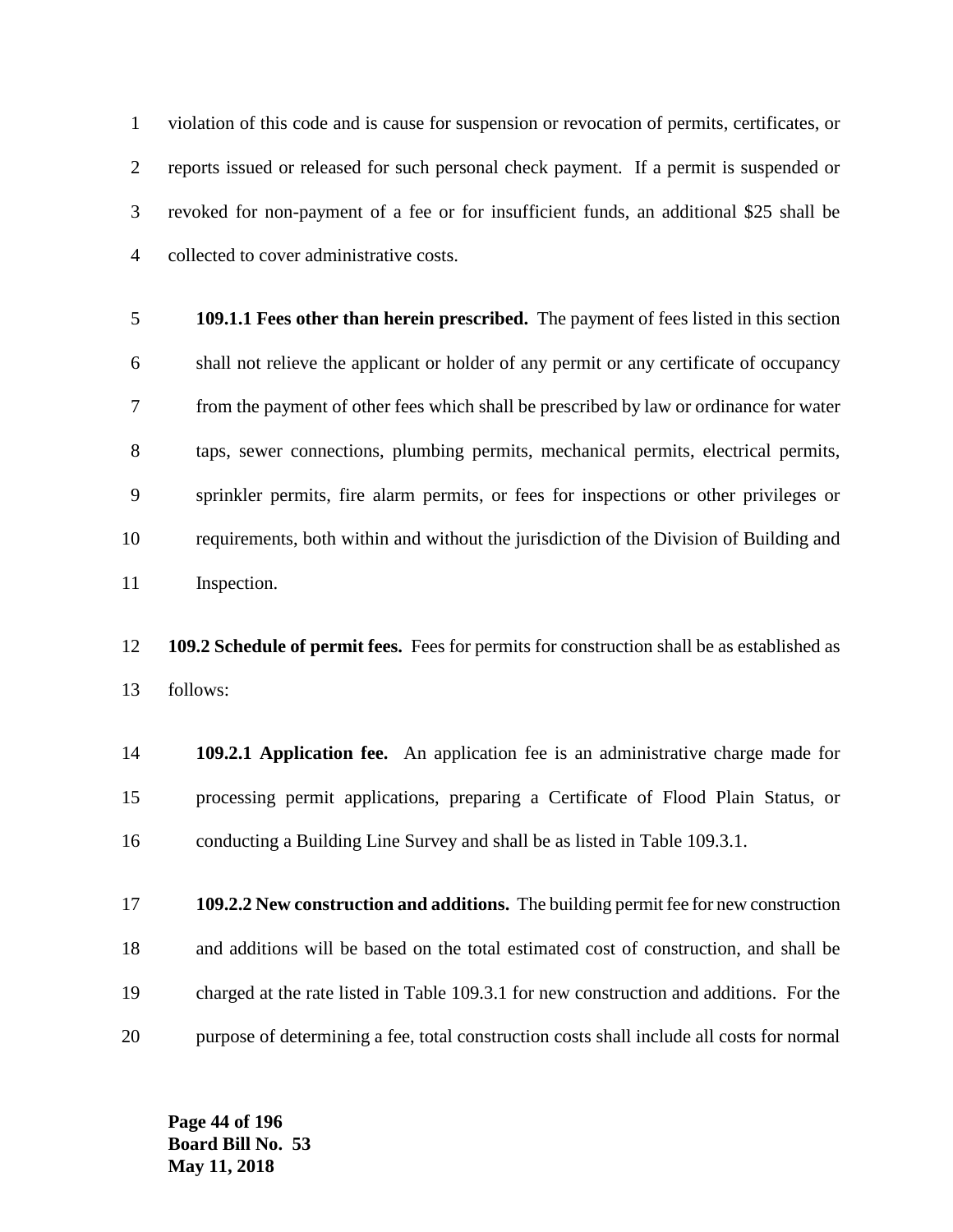violation of this code and is cause for suspension or revocation of permits, certificates, or reports issued or released for such personal check payment. If a permit is suspended or revoked for non-payment of a fee or for insufficient funds, an additional $25 shall be collected to cover administrative costs.

**109.1.1 Fees other than herein prescribed.** The payment of fees listed in this section shall not relieve the applicant or holder of any permit or any certificate of occupancy from the payment of other fees which shall be prescribed by law or ordinance for water taps, sewer connections, plumbing permits, mechanical permits, electrical permits, sprinkler permits, fire alarm permits, or fees for inspections or other privileges or requirements, both within and without the jurisdiction of the Division of Building and Inspection.

**109.2 Schedule of permit fees.** Fees for permits for construction shall be as established as follows:

**109.2.1 Application fee.** An application fee is an administrative charge made for processing permit applications, preparing a Certificate of Flood Plain Status, or conducting a Building Line Survey and shall be as listed in Table 109.3.1.

**109.2.2 New construction and additions.** The building permit fee for new construction and additions will be based on the total estimated cost of construction, and shall be charged at the rate listed in Table 109.3.1 for new construction and additions. For the purpose of determining a fee, total construction costs shall include all costs for normal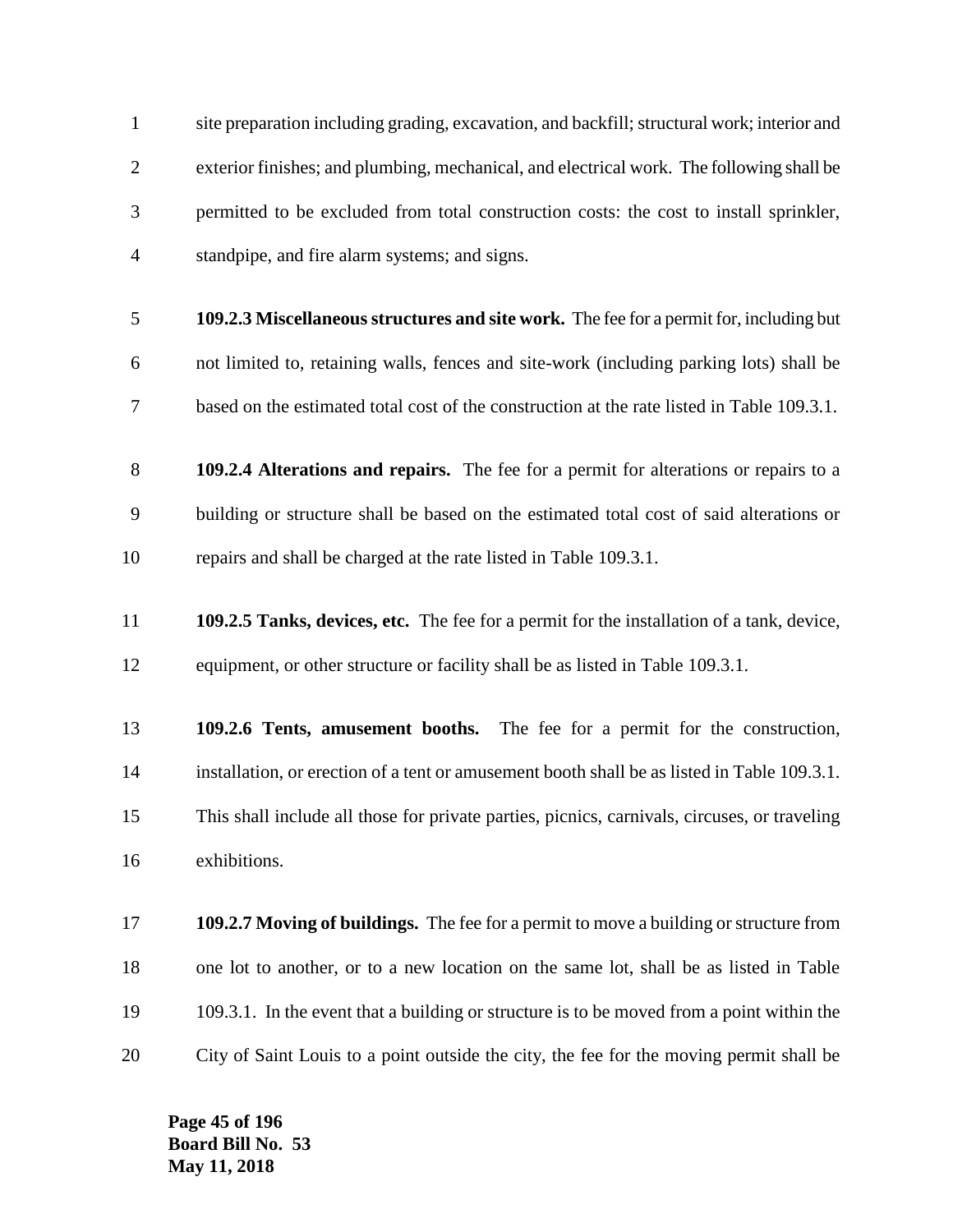site preparation including grading, excavation, and backfill; structural work; interior and exterior finishes; and plumbing, mechanical, and electrical work. The following shall be permitted to be excluded from total construction costs: the cost to install sprinkler, standpipe, and fire alarm systems; and signs.

**109.2.3 Miscellaneous structures and site work.** The fee for a permit for, including but not limited to, retaining walls, fences and site-work (including parking lots) shall be based on the estimated total cost of the construction at the rate listed in Table 109.3.1.

**109.2.4 Alterations and repairs.** The fee for a permit for alterations or repairs to a building or structure shall be based on the estimated total cost of said alterations or repairs and shall be charged at the rate listed in Table 109.3.1.

**109.2.5 Tanks, devices, etc.** The fee for a permit for the installation of a tank, device, equipment, or other structure or facility shall be as listed in Table 109.3.1.

**109.2.6 Tents, amusement booths.** The fee for a permit for the construction, installation, or erection of a tent or amusement booth shall be as listed in Table 109.3.1. This shall include all those for private parties, picnics, carnivals, circuses, or traveling exhibitions.

**109.2.7 Moving of buildings.** The fee for a permit to move a building or structure from one lot to another, or to a new location on the same lot, shall be as listed in Table 109.3.1. In the event that a building or structure is to be moved from a point within the City of Saint Louis to a point outside the city, the fee for the moving permit shall be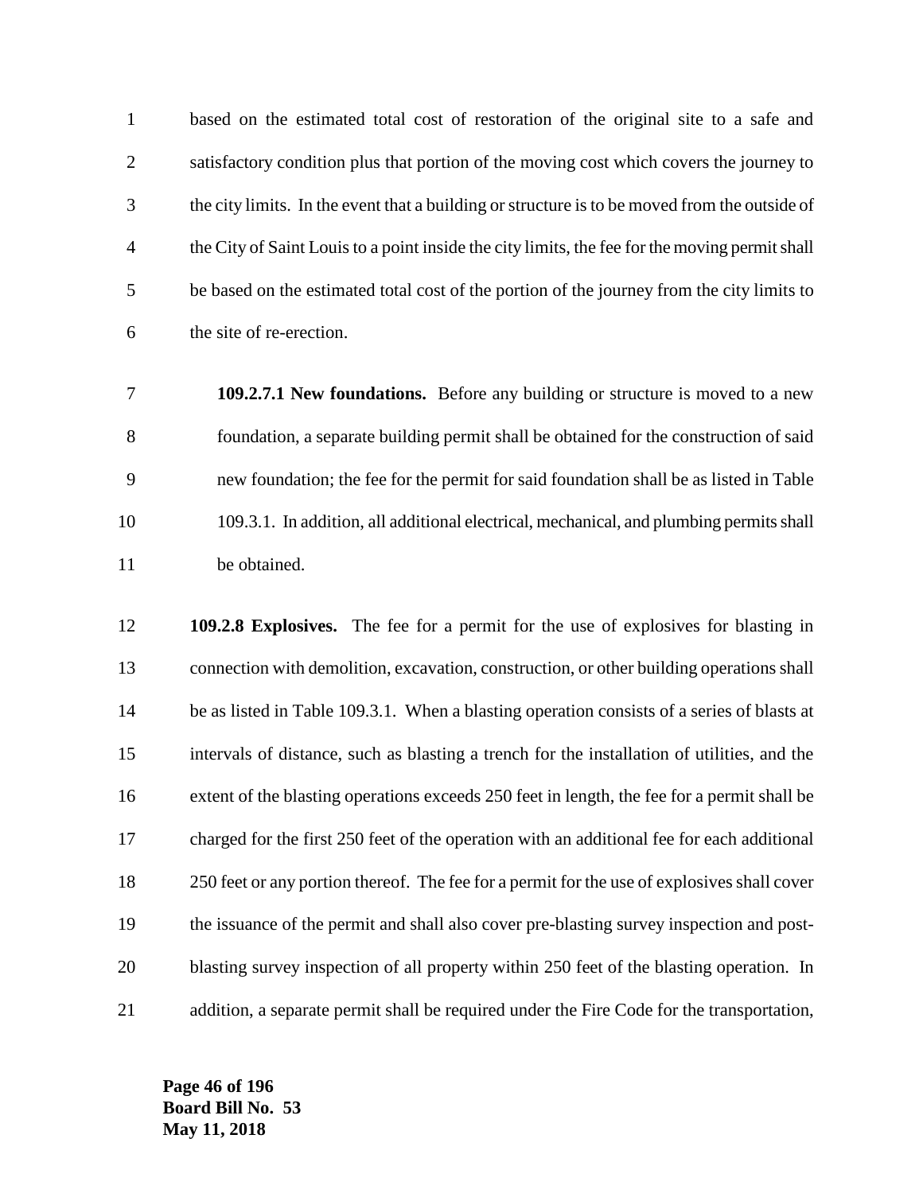based on the estimated total cost of restoration of the original site to a safe and satisfactory condition plus that portion of the moving cost which covers the journey to the city limits. In the event that a building or structure is to be moved from the outside of the City of Saint Louis to a point inside the city limits, the fee for the moving permit shall be based on the estimated total cost of the portion of the journey from the city limits to the site of re-erection.

**109.2.7.1 New foundations.** Before any building or structure is moved to a new foundation, a separate building permit shall be obtained for the construction of said new foundation; the fee for the permit for said foundation shall be as listed in Table 109.3.1. In addition, all additional electrical, mechanical, and plumbing permits shall be obtained.

**109.2.8 Explosives.** The fee for a permit for the use of explosives for blasting in connection with demolition, excavation, construction, or other building operations shall be as listed in Table 109.3.1. When a blasting operation consists of a series of blasts at intervals of distance, such as blasting a trench for the installation of utilities, and the extent of the blasting operations exceeds 250 feet in length, the fee for a permit shall be charged for the first 250 feet of the operation with an additional fee for each additional 250 feet or any portion thereof. The fee for a permit for the use of explosives shall cover the issuance of the permit and shall also cover pre-blasting survey inspection and post-blasting survey inspection of all property within 250 feet of the blasting operation. In addition, a separate permit shall be required under the Fire Code for the transportation,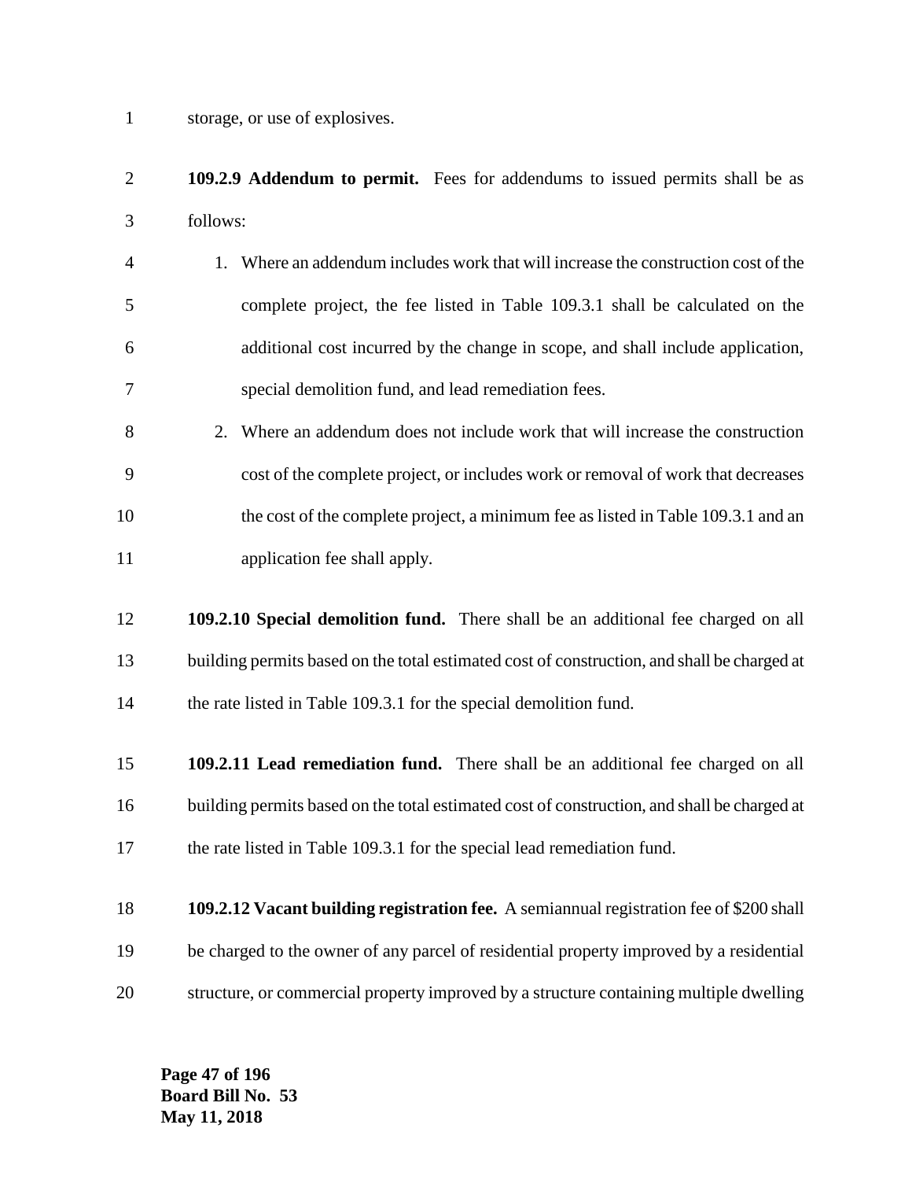storage, or use of explosives.

**109.2.9 Addendum to permit.** Fees for addendums to issued permits shall be as follows:

1. Where an addendum includes work that will increase the construction cost of the complete project, the fee listed in Table 109.3.1 shall be calculated on the additional cost incurred by the change in scope, and shall include application, special demolition fund, and lead remediation fees.
2. Where an addendum does not include work that will increase the construction cost of the complete project, or includes work or removal of work that decreases the cost of the complete project, a minimum fee as listed in Table 109.3.1 and an application fee shall apply.

**109.2.10 Special demolition fund.** There shall be an additional fee charged on all building permits based on the total estimated cost of construction, and shall be charged at the rate listed in Table 109.3.1 for the special demolition fund.

**109.2.11 Lead remediation fund.** There shall be an additional fee charged on all building permits based on the total estimated cost of construction, and shall be charged at the rate listed in Table 109.3.1 for the special lead remediation fund.

**109.2.12 Vacant building registration fee.** A semiannual registration fee of $200 shall be charged to the owner of any parcel of residential property improved by a residential structure, or commercial property improved by a structure containing multiple dwelling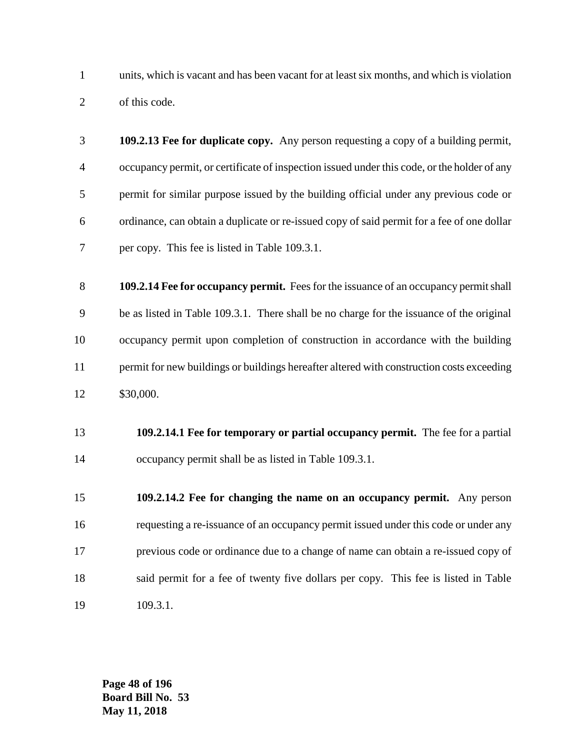units, which is vacant and has been vacant for at least six months, and which is violation of this code.

**109.2.13 Fee for duplicate copy.** Any person requesting a copy of a building permit, occupancy permit, or certificate of inspection issued under this code, or the holder of any permit for similar purpose issued by the building official under any previous code or ordinance, can obtain a duplicate or re-issued copy of said permit for a fee of one dollar per copy. This fee is listed in Table 109.3.1.

**109.2.14 Fee for occupancy permit.** Fees for the issuance of an occupancy permit shall be as listed in Table 109.3.1. There shall be no charge for the issuance of the original occupancy permit upon completion of construction in accordance with the building permit for new buildings or buildings hereafter altered with construction costs exceeding $30,000.

**109.2.14.1 Fee for temporary or partial occupancy permit.** The fee for a partial occupancy permit shall be as listed in Table 109.3.1.

**109.2.14.2 Fee for changing the name on an occupancy permit.** Any person requesting a re-issuance of an occupancy permit issued under this code or under any previous code or ordinance due to a change of name can obtain a re-issued copy of said permit for a fee of twenty five dollars per copy. This fee is listed in Table 109.3.1.

**Board Bill No. 53**
**May 11, 2018**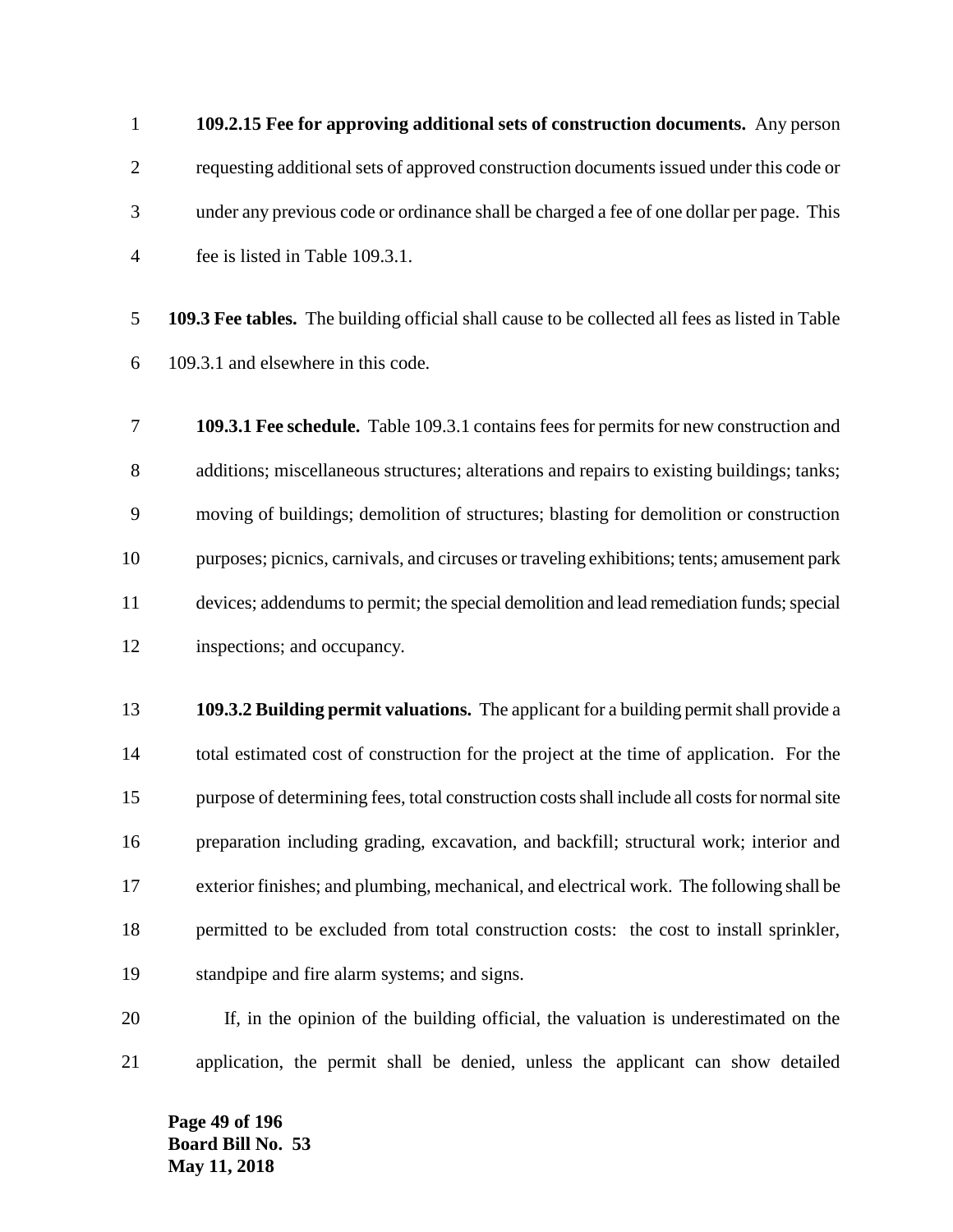**109.2.15 Fee for approving additional sets of construction documents.** Any person requesting additional sets of approved construction documents issued under this code or under any previous code or ordinance shall be charged a fee of one dollar per page. This fee is listed in Table 109.3.1.

**109.3 Fee tables.** The building official shall cause to be collected all fees as listed in Table 109.3.1 and elsewhere in this code.

**109.3.1 Fee schedule.** Table 109.3.1 contains fees for permits for new construction and additions; miscellaneous structures; alterations and repairs to existing buildings; tanks; moving of buildings; demolition of structures; blasting for demolition or construction purposes; picnics, carnivals, and circuses or traveling exhibitions; tents; amusement park devices; addendums to permit; the special demolition and lead remediation funds; special inspections; and occupancy.

**109.3.2 Building permit valuations.** The applicant for a building permit shall provide a total estimated cost of construction for the project at the time of application. For the purpose of determining fees, total construction costs shall include all costs for normal site preparation including grading, excavation, and backfill; structural work; interior and exterior finishes; and plumbing, mechanical, and electrical work. The following shall be permitted to be excluded from total construction costs: the cost to install sprinkler, standpipe and fire alarm systems; and signs.

If, in the opinion of the building official, the valuation is underestimated on the application, the permit shall be denied, unless the applicant can show detailed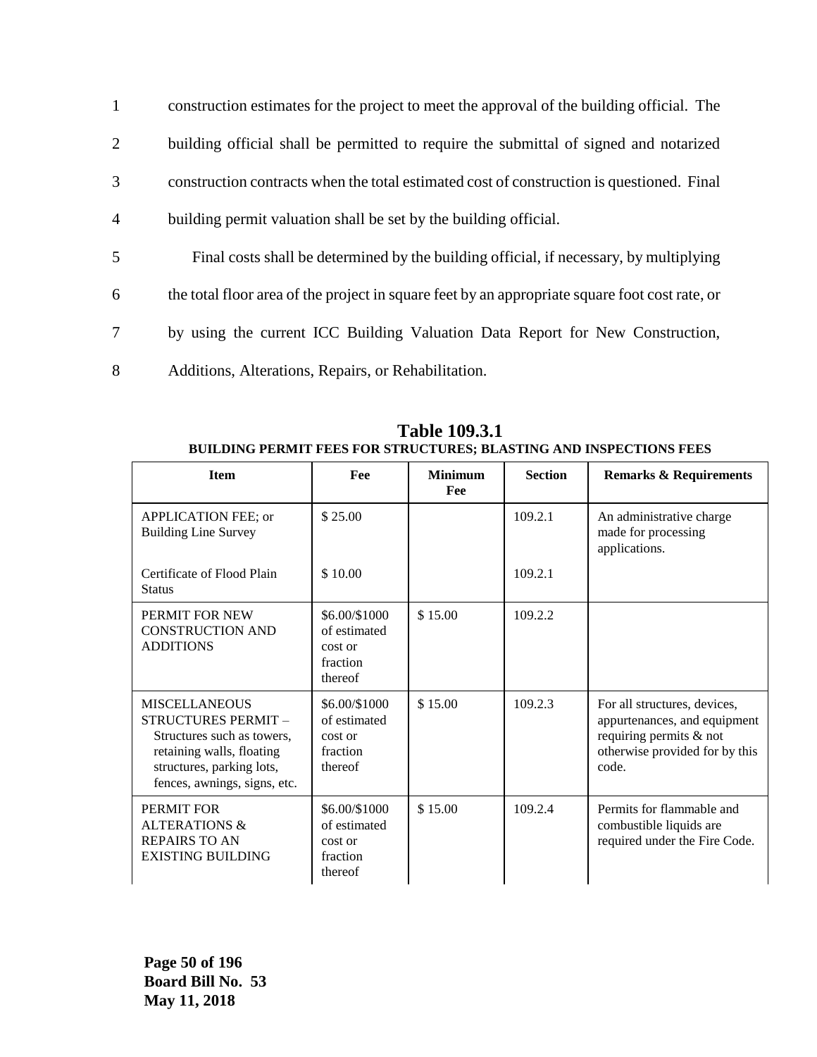construction estimates for the project to meet the approval of the building official. The building official shall be permitted to require the submittal of signed and notarized construction contracts when the total estimated cost of construction is questioned. Final building permit valuation shall be set by the building official.

Final costs shall be determined by the building official, if necessary, by multiplying the total floor area of the project in square feet by an appropriate square foot cost rate, or by using the current ICC Building Valuation Data Report for New Construction, Additions, Alterations, Repairs, or Rehabilitation.

**Table 109.3.1**
**BUILDING PERMIT FEES FOR STRUCTURES; BLASTING AND INSPECTIONS FEES**

| Item | Fee | Minimum Fee | Section | Remarks & Requirements |
|---|---|---|---|---|
| APPLICATION FEE; or Building Line Survey | $ 25.00 | | 109.2.1 | An administrative charge made for processing applications. |
| Certificate of Flood Plain Status | $ 10.00 | | 109.2.1 | |
| PERMIT FOR NEW CONSTRUCTION AND ADDITIONS | $6.00/$1000 of estimated cost or fraction thereof | $ 15.00 | 109.2.2 | |
| MISCELLANEOUS STRUCTURES PERMIT – Structures such as towers, retaining walls, floating structures, parking lots, fences, awnings, signs, etc. | $6.00/$1000 of estimated cost or fraction thereof | $ 15.00 | 109.2.3 | For all structures, devices, appurtenances, and equipment requiring permits & not otherwise provided for by this code. |
| PERMIT FOR ALTERATIONS & REPAIRS TO AN EXISTING BUILDING | $6.00/$1000 of estimated cost or fraction thereof | $ 15.00 | 109.2.4 | Permits for flammable and combustible liquids are required under the Fire Code. |

Board Bill No. 53
May 11, 2018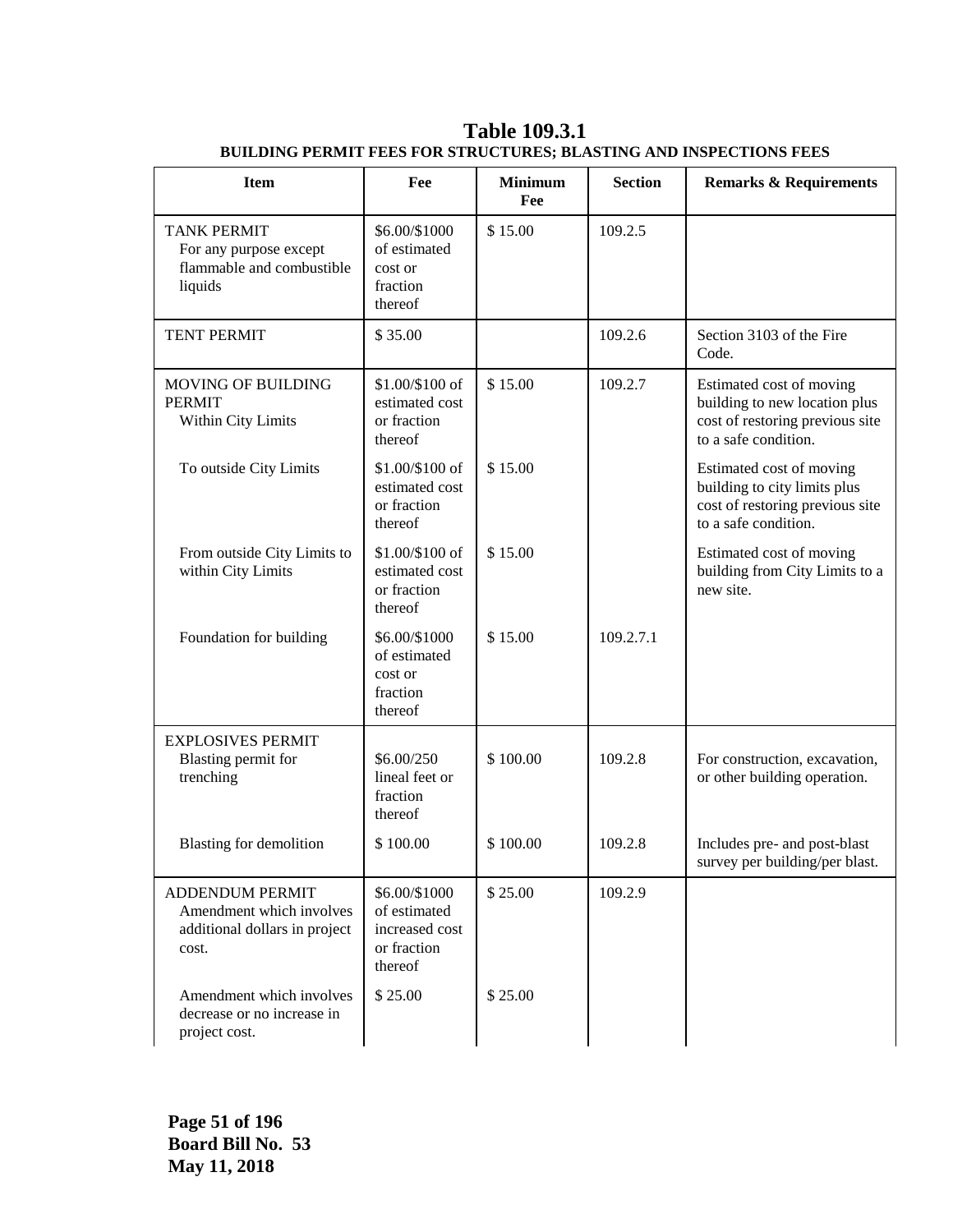# Table 109.3.1

**BUILDING PERMIT FEES FOR STRUCTURES; BLASTING AND INSPECTIONS FEES**

| Item | Fee | Minimum Fee | Section | Remarks & Requirements |
|---|---|---|---|---|
| TANK PERMIT<br>For any purpose except flammable and combustible liquids | \$6.00/\$1000 of estimated cost or fraction thereof | \$ 15.00 | 109.2.5 | |
| TENT PERMIT | \$ 35.00 | | 109.2.6 | Section 3103 of the Fire Code. |
| MOVING OF BUILDING PERMIT<br>Within City Limits | \$1.00/\$100 of estimated cost or fraction thereof | \$ 15.00 | 109.2.7 | Estimated cost of moving building to new location plus cost of restoring previous site to a safe condition. |
| To outside City Limits | \$1.00/\$100 of estimated cost or fraction thereof | \$ 15.00 | | Estimated cost of moving building to city limits plus cost of restoring previous site to a safe condition. |
| From outside City Limits to within City Limits | \$1.00/\$100 of estimated cost or fraction thereof | \$ 15.00 | | Estimated cost of moving building from City Limits to a new site. |
| Foundation for building | \$6.00/\$1000 of estimated cost or fraction thereof | \$ 15.00 | 109.2.7.1 | |
| EXPLOSIVES PERMIT<br>Blasting permit for trenching | \$6.00/250 lineal feet or fraction thereof | \$ 100.00 | 109.2.8 | For construction, excavation, or other building operation. |
| Blasting for demolition | \$ 100.00 | \$ 100.00 | 109.2.8 | Includes pre- and post-blast survey per building/per blast. |
| ADDENDUM PERMIT<br>Amendment which involves additional dollars in project cost. | \$6.00/\$1000 of estimated increased cost or fraction thereof | \$ 25.00 | 109.2.9 | |
| Amendment which involves decrease or no increase in project cost. | \$ 25.00 | \$ 25.00 | | |

**Board Bill No. 53**
**May 11, 2018**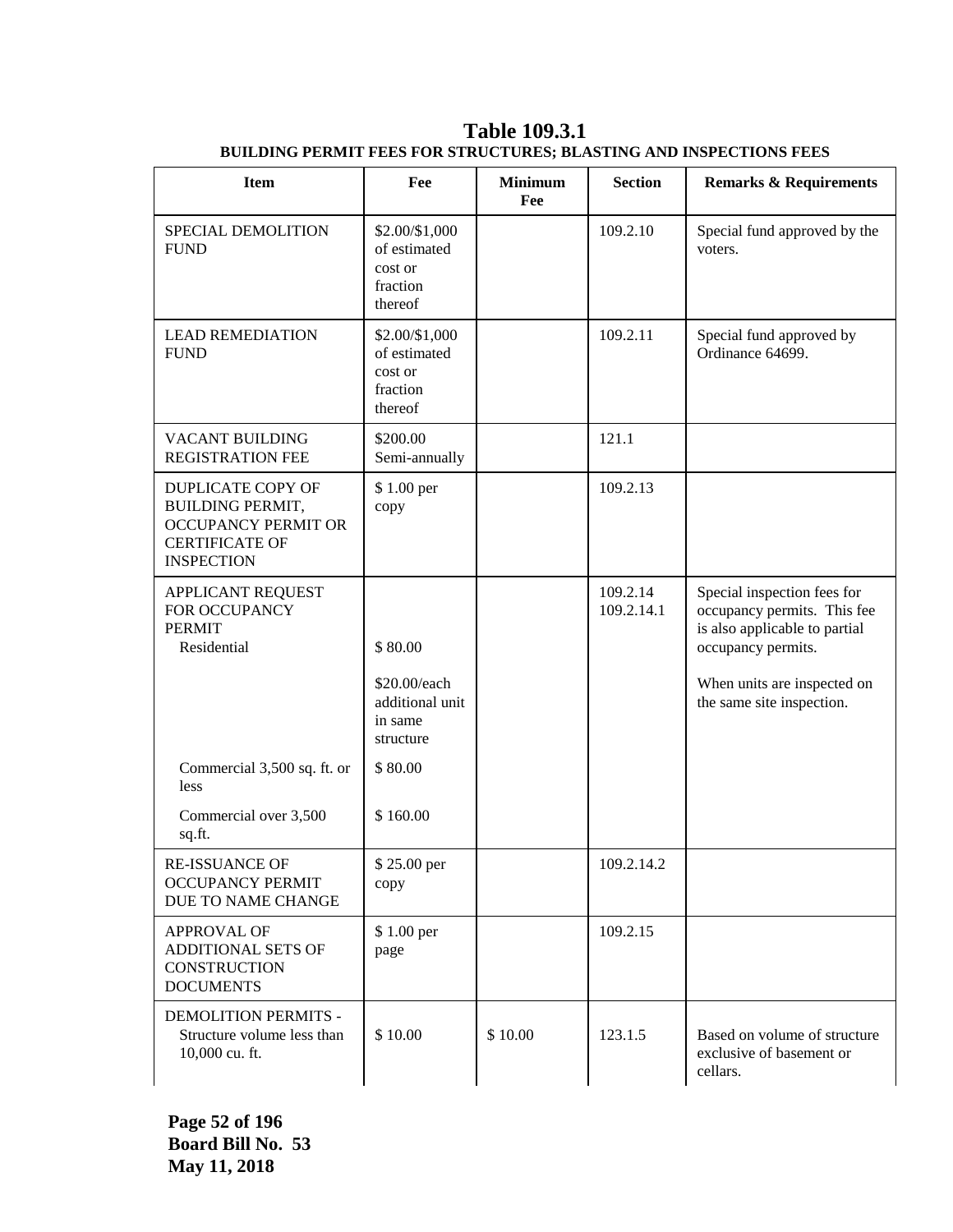**Table 109.3.1**
**BUILDING PERMIT FEES FOR STRUCTURES; BLASTING AND INSPECTIONS FEES**

| Item | Fee | Minimum Fee | Section | Remarks & Requirements |
|---|---|---|---|---|
| SPECIAL DEMOLITION FUND | $2.00/$1,000 of estimated cost or fraction thereof | | 109.2.10 | Special fund approved by the voters. |
| LEAD REMEDIATION FUND | $2.00/$1,000 of estimated cost or fraction thereof | | 109.2.11 | Special fund approved by Ordinance 64699. |
| VACANT BUILDING REGISTRATION FEE | $200.00 Semi-annually | | 121.1 | |
| DUPLICATE COPY OF BUILDING PERMIT, OCCUPANCY PERMIT OR CERTIFICATE OF INSPECTION | $ 1.00 per copy | | 109.2.13 | |
| APPLICANT REQUEST FOR OCCUPANCY PERMIT | | | 109.2.14 109.2.14.1 | Special inspection fees for occupancy permits. This fee is also applicable to partial occupancy permits. |
| Residential | $ 80.00 | | | |
| | $20.00/each additional unit in same structure | | | When units are inspected on the same site inspection. |
| Commercial 3,500 sq. ft. or less | $ 80.00 | | | |
| Commercial over 3,500 sq.ft. | $ 160.00 | | | |
| RE-ISSUANCE OF OCCUPANCY PERMIT DUE TO NAME CHANGE | $ 25.00 per copy | | 109.2.14.2 | |
| APPROVAL OF ADDITIONAL SETS OF CONSTRUCTION DOCUMENTS | $ 1.00 per page | | 109.2.15 | |
| DEMOLITION PERMITS - Structure volume less than 10,000 cu. ft. | $ 10.00 | $ 10.00 | 123.1.5 | Based on volume of structure exclusive of basement or cellars. |

**Board Bill No. 53**
**May 11, 2018**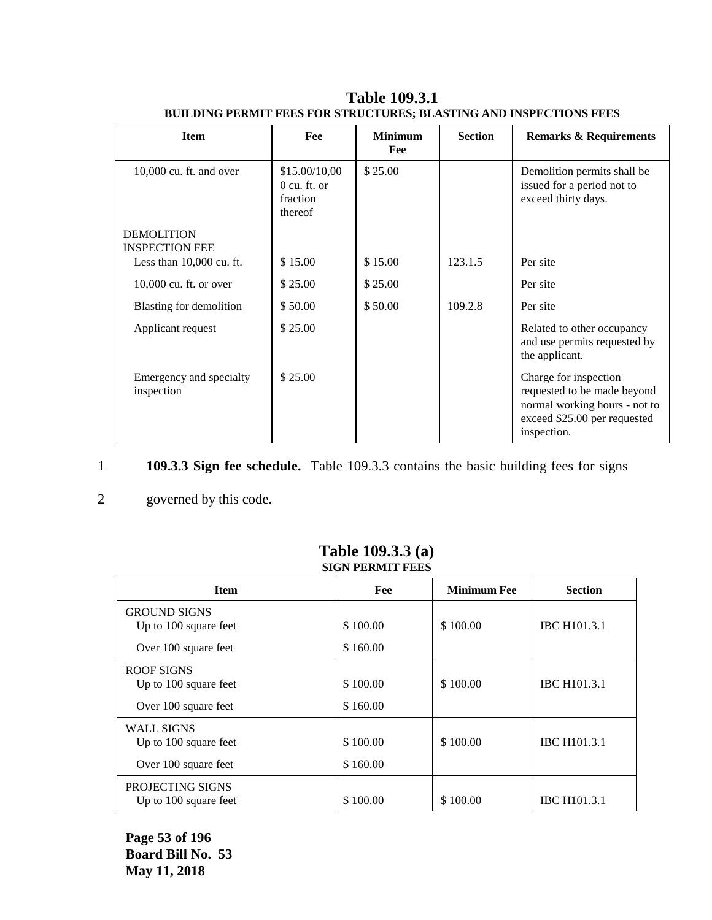**Table 109.3.1**
**BUILDING PERMIT FEES FOR STRUCTURES; BLASTING AND INSPECTIONS FEES**

| Item | Fee | Minimum Fee | Section | Remarks & Requirements |
|---|---|---|---|---|
| 10,000 cu. ft. and over | $15.00/10,000 cu. ft. or fraction thereof | $ 25.00 | | Demolition permits shall be issued for a period not to exceed thirty days. |
| DEMOLITION INSPECTION FEE | | | | |
| Less than 10,000 cu. ft. | $ 15.00 | $ 15.00 | 123.1.5 | Per site |
| 10,000 cu. ft. or over | $ 25.00 | $ 25.00 | | Per site |
| Blasting for demolition | $ 50.00 | $ 50.00 | 109.2.8 | Per site |
| Applicant request | $ 25.00 | | | Related to other occupancy and use permits requested by the applicant. |
| Emergency and specialty inspection | $ 25.00 | | | Charge for inspection requested to be made beyond normal working hours - not to exceed $25.00 per requested inspection. |

**109.3.3 Sign fee schedule.** Table 109.3.3 contains the basic building fees for signs governed by this code.

**Table 109.3.3 (a)**
**SIGN PERMIT FEES**

| Item | Fee | Minimum Fee | Section |
|---|---|---|---|
| GROUND SIGNS | | | |
| Up to 100 square feet | $ 100.00 | $ 100.00 | IBC H101.3.1 |
| Over 100 square feet | $ 160.00 | | |
| ROOF SIGNS | | | |
| Up to 100 square feet | $ 100.00 | $ 100.00 | IBC H101.3.1 |
| Over 100 square feet | $ 160.00 | | |
| WALL SIGNS | | | |
| Up to 100 square feet | $ 100.00 | $ 100.00 | IBC H101.3.1 |
| Over 100 square feet | $ 160.00 | | |
| PROJECTING SIGNS | | | |
| Up to 100 square feet | $ 100.00 | $ 100.00 | IBC H101.3.1 |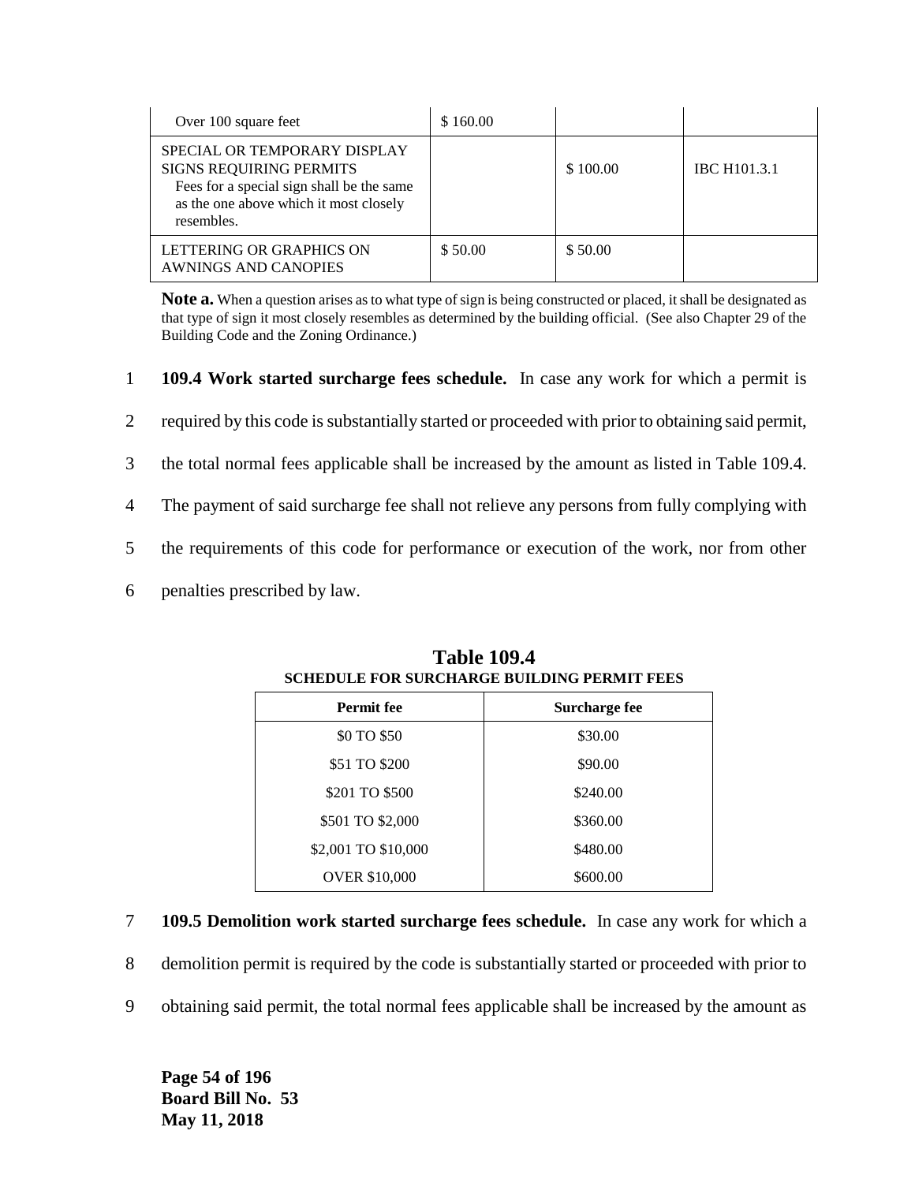| Over 100 square feet | $ 160.00 | | |
|---|---|---|---|
| SPECIAL OR TEMPORARY DISPLAY SIGNS REQUIRING PERMITS Fees for a special sign shall be the same as the one above which it most closely resembles. | | $ 100.00 | IBC H101.3.1 |
| LETTERING OR GRAPHICS ON AWNINGS AND CANOPIES | $ 50.00 | $ 50.00 | |

**Note a.** When a question arises as to what type of sign is being constructed or placed, it shall be designated as that type of sign it most closely resembles as determined by the building official. (See also Chapter 29 of the Building Code and the Zoning Ordinance.)

1 **109.4 Work started surcharge fees schedule.** In case any work for which a permit is
2 required by this code is substantially started or proceeded with prior to obtaining said permit,
3 the total normal fees applicable shall be increased by the amount as listed in Table 109.4.
4 The payment of said surcharge fee shall not relieve any persons from fully complying with
5 the requirements of this code for performance or execution of the work, nor from other
6 penalties prescribed by law.

**Table 109.4**
**SCHEDULE FOR SURCHARGE BUILDING PERMIT FEES**

| Permit fee | Surcharge fee |
|---|---|
| $0 TO $50 | $30.00 |
| $51 TO $200 | $90.00 |
| $201 TO $500 | $240.00 |
| $501 TO $2,000 | $360.00 |
| $2,001 TO $10,000 | $480.00 |
| OVER $10,000 | $600.00 |

7 **109.5 Demolition work started surcharge fees schedule.** In case any work for which a
8 demolition permit is required by the code is substantially started or proceeded with prior to
9 obtaining said permit, the total normal fees applicable shall be increased by the amount as

**Board Bill No. 53**
**May 11, 2018**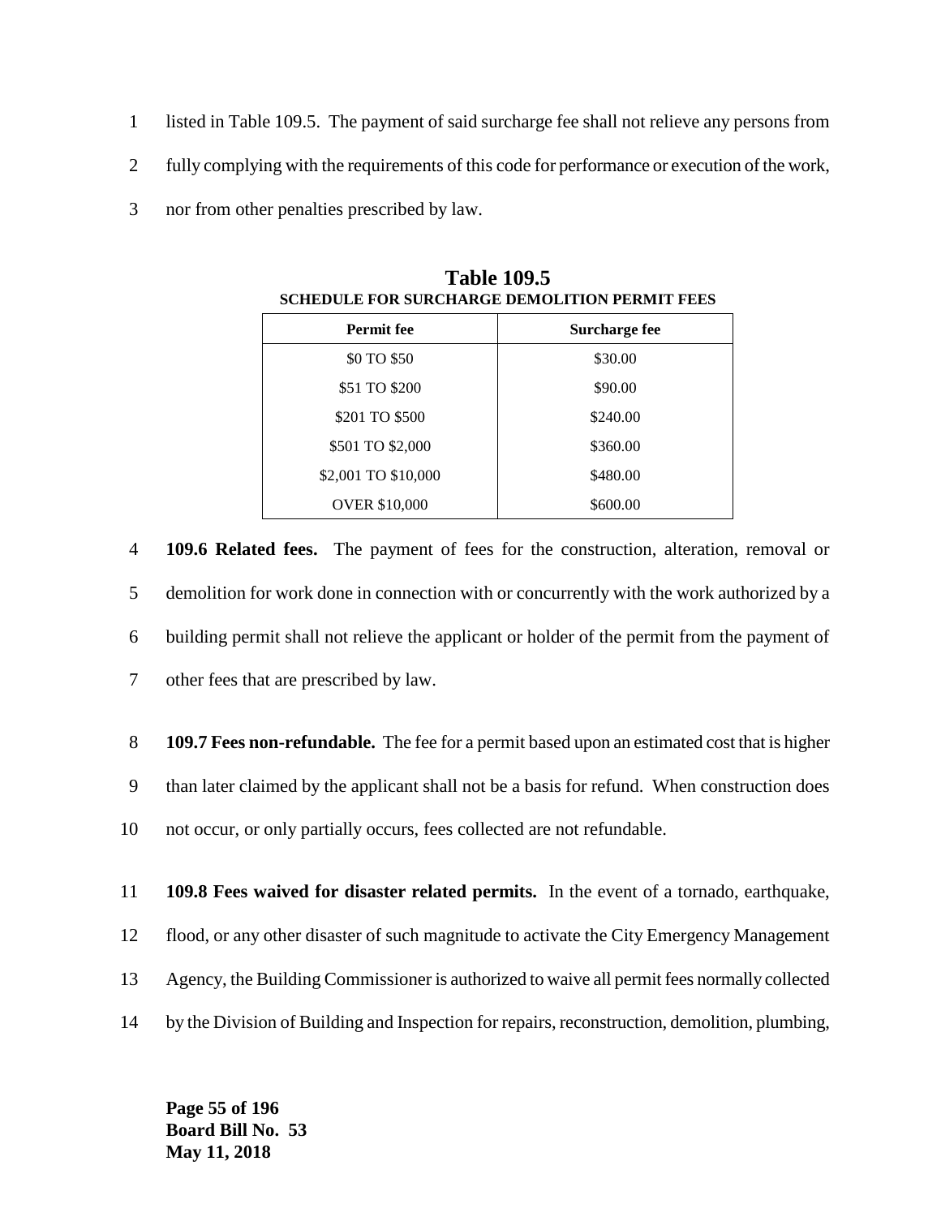listed in Table 109.5. The payment of said surcharge fee shall not relieve any persons from fully complying with the requirements of this code for performance or execution of the work, nor from other penalties prescribed by law.

**Table 109.5**
**SCHEDULE FOR SURCHARGE DEMOLITION PERMIT FEES**

| Permit fee | Surcharge fee |
|---|---|
| \$0 TO \$50 | \$30.00 |
| \$51 TO \$200 | \$90.00 |
| \$201 TO \$500 | \$240.00 |
| \$501 TO \$2,000 | \$360.00 |
| \$2,001 TO \$10,000 | \$480.00 |
| OVER \$10,000 | \$600.00 |

**109.6 Related fees.** The payment of fees for the construction, alteration, removal or demolition for work done in connection with or concurrently with the work authorized by a building permit shall not relieve the applicant or holder of the permit from the payment of other fees that are prescribed by law.

**109.7 Fees non-refundable.** The fee for a permit based upon an estimated cost that is higher than later claimed by the applicant shall not be a basis for refund. When construction does not occur, or only partially occurs, fees collected are not refundable.

**109.8 Fees waived for disaster related permits.** In the event of a tornado, earthquake, flood, or any other disaster of such magnitude to activate the City Emergency Management Agency, the Building Commissioner is authorized to waive all permit fees normally collected by the Division of Building and Inspection for repairs, reconstruction, demolition, plumbing,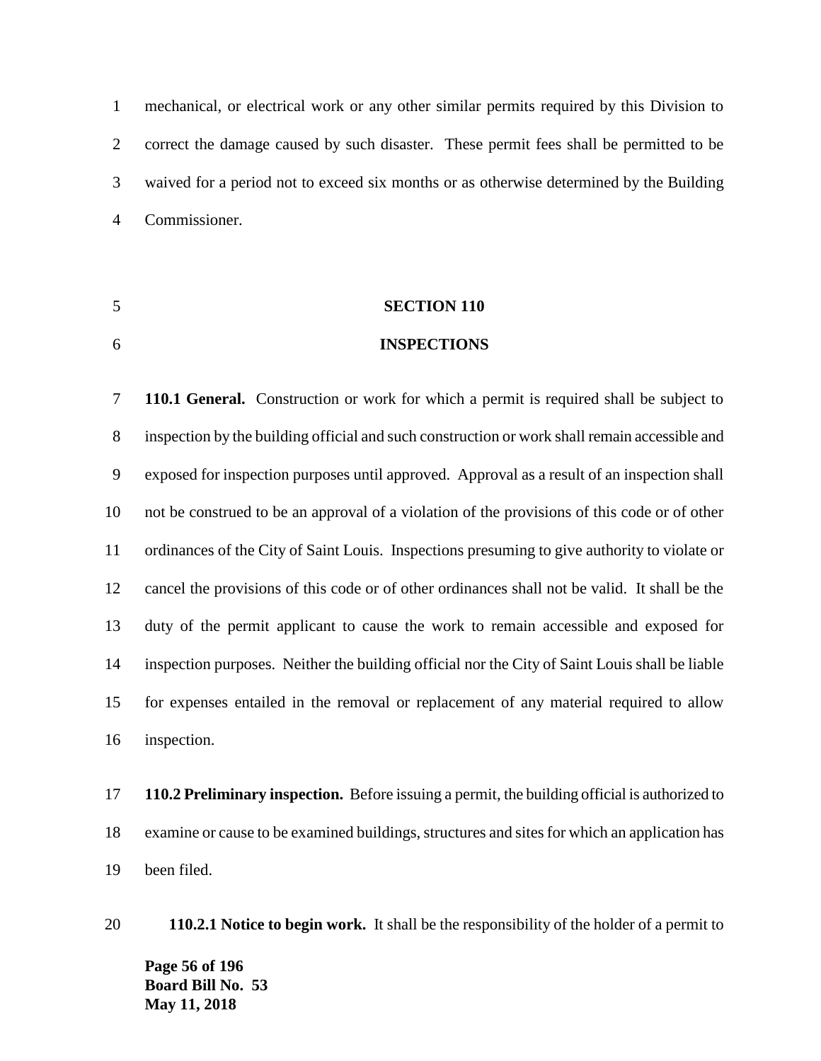mechanical, or electrical work or any other similar permits required by this Division to correct the damage caused by such disaster. These permit fees shall be permitted to be waived for a period not to exceed six months or as otherwise determined by the Building Commissioner.

## SECTION 110

## INSPECTIONS

**110.1 General.** Construction or work for which a permit is required shall be subject to inspection by the building official and such construction or work shall remain accessible and exposed for inspection purposes until approved. Approval as a result of an inspection shall not be construed to be an approval of a violation of the provisions of this code or of other ordinances of the City of Saint Louis. Inspections presuming to give authority to violate or cancel the provisions of this code or of other ordinances shall not be valid. It shall be the duty of the permit applicant to cause the work to remain accessible and exposed for inspection purposes. Neither the building official nor the City of Saint Louis shall be liable for expenses entailed in the removal or replacement of any material required to allow inspection.

**110.2 Preliminary inspection.** Before issuing a permit, the building official is authorized to examine or cause to be examined buildings, structures and sites for which an application has been filed.

**110.2.1 Notice to begin work.** It shall be the responsibility of the holder of a permit to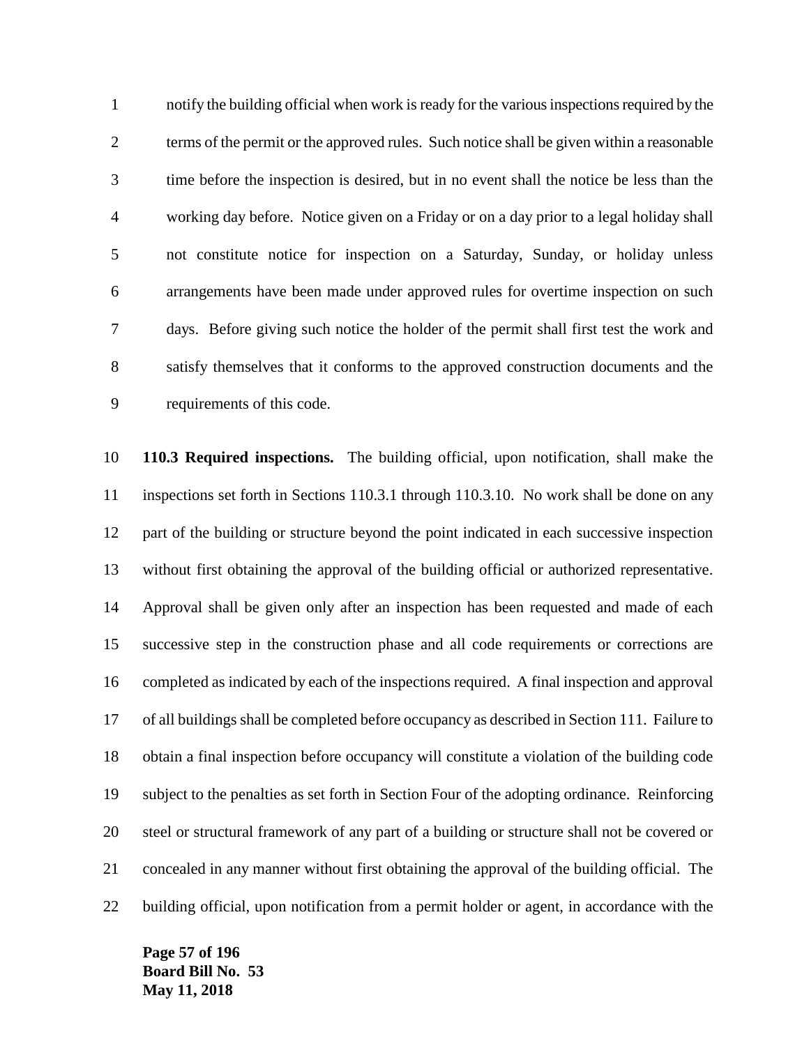notify the building official when work is ready for the various inspections required by the terms of the permit or the approved rules. Such notice shall be given within a reasonable time before the inspection is desired, but in no event shall the notice be less than the working day before. Notice given on a Friday or on a day prior to a legal holiday shall not constitute notice for inspection on a Saturday, Sunday, or holiday unless arrangements have been made under approved rules for overtime inspection on such days. Before giving such notice the holder of the permit shall first test the work and satisfy themselves that it conforms to the approved construction documents and the requirements of this code.

**110.3 Required inspections.** The building official, upon notification, shall make the inspections set forth in Sections 110.3.1 through 110.3.10. No work shall be done on any part of the building or structure beyond the point indicated in each successive inspection without first obtaining the approval of the building official or authorized representative. Approval shall be given only after an inspection has been requested and made of each successive step in the construction phase and all code requirements or corrections are completed as indicated by each of the inspections required. A final inspection and approval of all buildings shall be completed before occupancy as described in Section 111. Failure to obtain a final inspection before occupancy will constitute a violation of the building code subject to the penalties as set forth in Section Four of the adopting ordinance. Reinforcing steel or structural framework of any part of a building or structure shall not be covered or concealed in any manner without first obtaining the approval of the building official. The building official, upon notification from a permit holder or agent, in accordance with the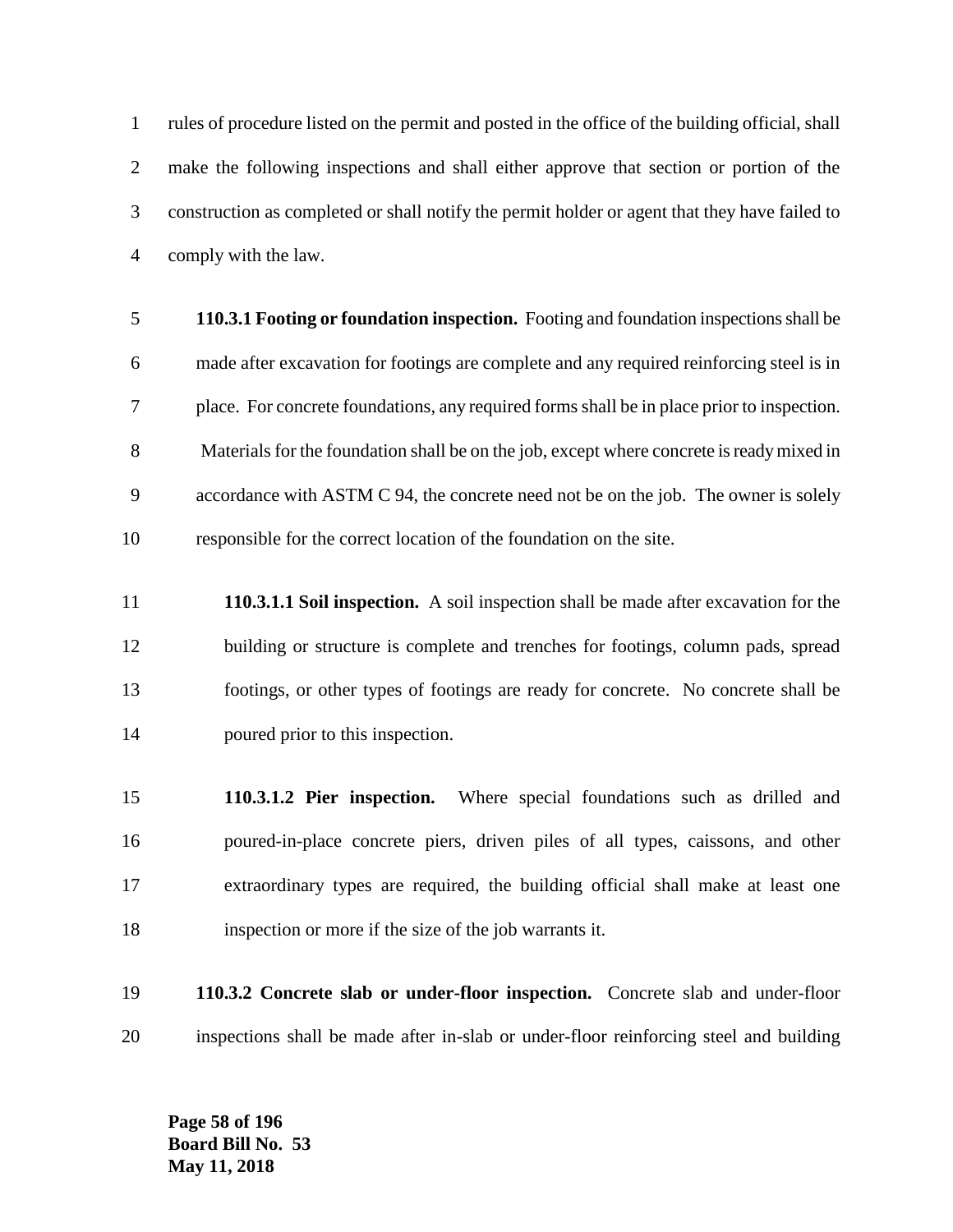rules of procedure listed on the permit and posted in the office of the building official, shall make the following inspections and shall either approve that section or portion of the construction as completed or shall notify the permit holder or agent that they have failed to comply with the law.

**110.3.1 Footing or foundation inspection.** Footing and foundation inspections shall be made after excavation for footings are complete and any required reinforcing steel is in place. For concrete foundations, any required forms shall be in place prior to inspection. Materials for the foundation shall be on the job, except where concrete is ready mixed in accordance with ASTM C 94, the concrete need not be on the job. The owner is solely responsible for the correct location of the foundation on the site.

**110.3.1.1 Soil inspection.** A soil inspection shall be made after excavation for the building or structure is complete and trenches for footings, column pads, spread footings, or other types of footings are ready for concrete. No concrete shall be poured prior to this inspection.

**110.3.1.2 Pier inspection.** Where special foundations such as drilled and poured-in-place concrete piers, driven piles of all types, caissons, and other extraordinary types are required, the building official shall make at least one inspection or more if the size of the job warrants it.

**110.3.2 Concrete slab or under-floor inspection.** Concrete slab and under-floor inspections shall be made after in-slab or under-floor reinforcing steel and building

**Board Bill No. 53**
**May 11, 2018**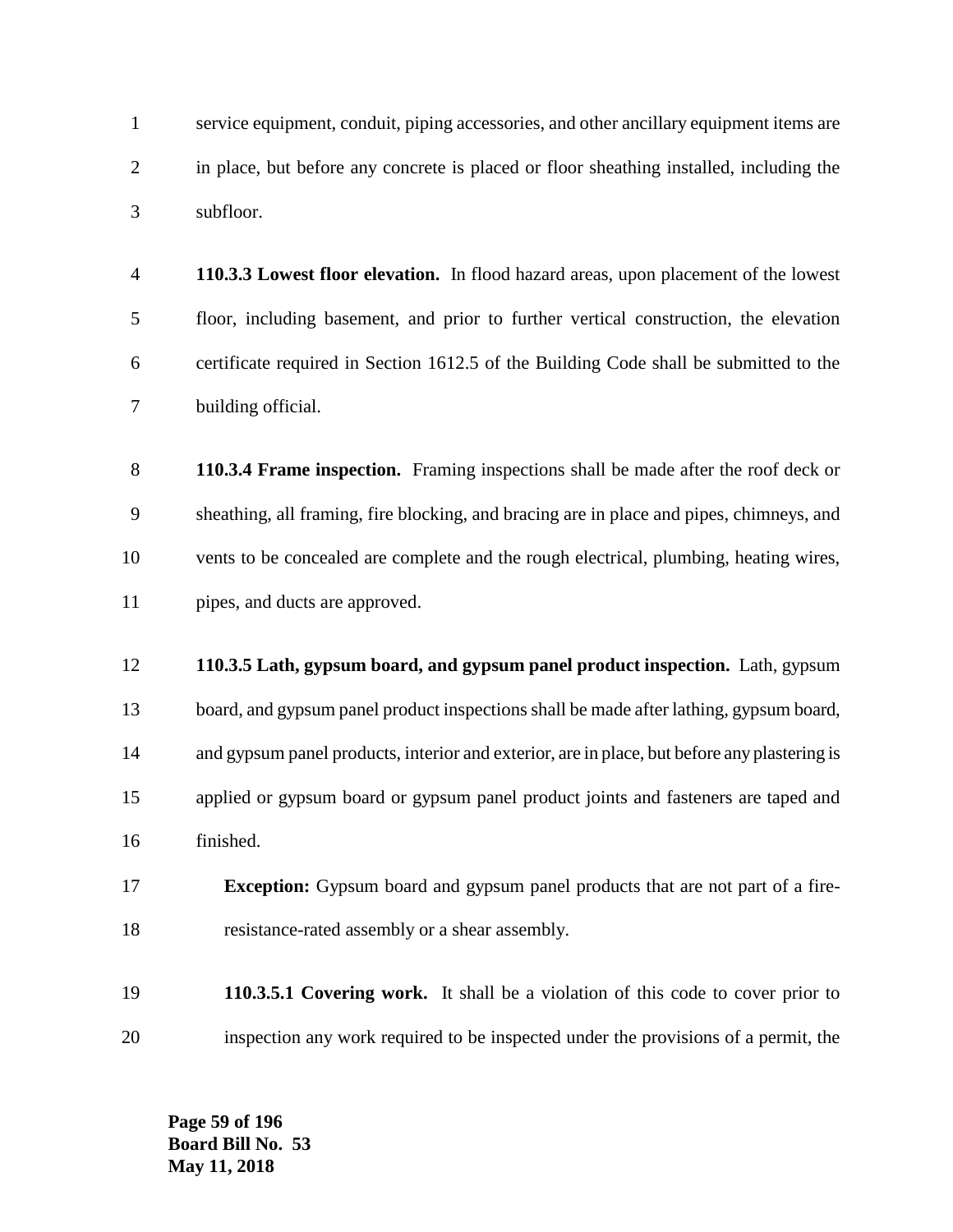service equipment, conduit, piping accessories, and other ancillary equipment items are in place, but before any concrete is placed or floor sheathing installed, including the subfloor.

**110.3.3 Lowest floor elevation.** In flood hazard areas, upon placement of the lowest floor, including basement, and prior to further vertical construction, the elevation certificate required in Section 1612.5 of the Building Code shall be submitted to the building official.

**110.3.4 Frame inspection.** Framing inspections shall be made after the roof deck or sheathing, all framing, fire blocking, and bracing are in place and pipes, chimneys, and vents to be concealed are complete and the rough electrical, plumbing, heating wires, pipes, and ducts are approved.

**110.3.5 Lath, gypsum board, and gypsum panel product inspection.** Lath, gypsum board, and gypsum panel product inspections shall be made after lathing, gypsum board, and gypsum panel products, interior and exterior, are in place, but before any plastering is applied or gypsum board or gypsum panel product joints and fasteners are taped and finished.

**Exception:** Gypsum board and gypsum panel products that are not part of a fire-resistance-rated assembly or a shear assembly.

**110.3.5.1 Covering work.** It shall be a violation of this code to cover prior to inspection any work required to be inspected under the provisions of a permit, the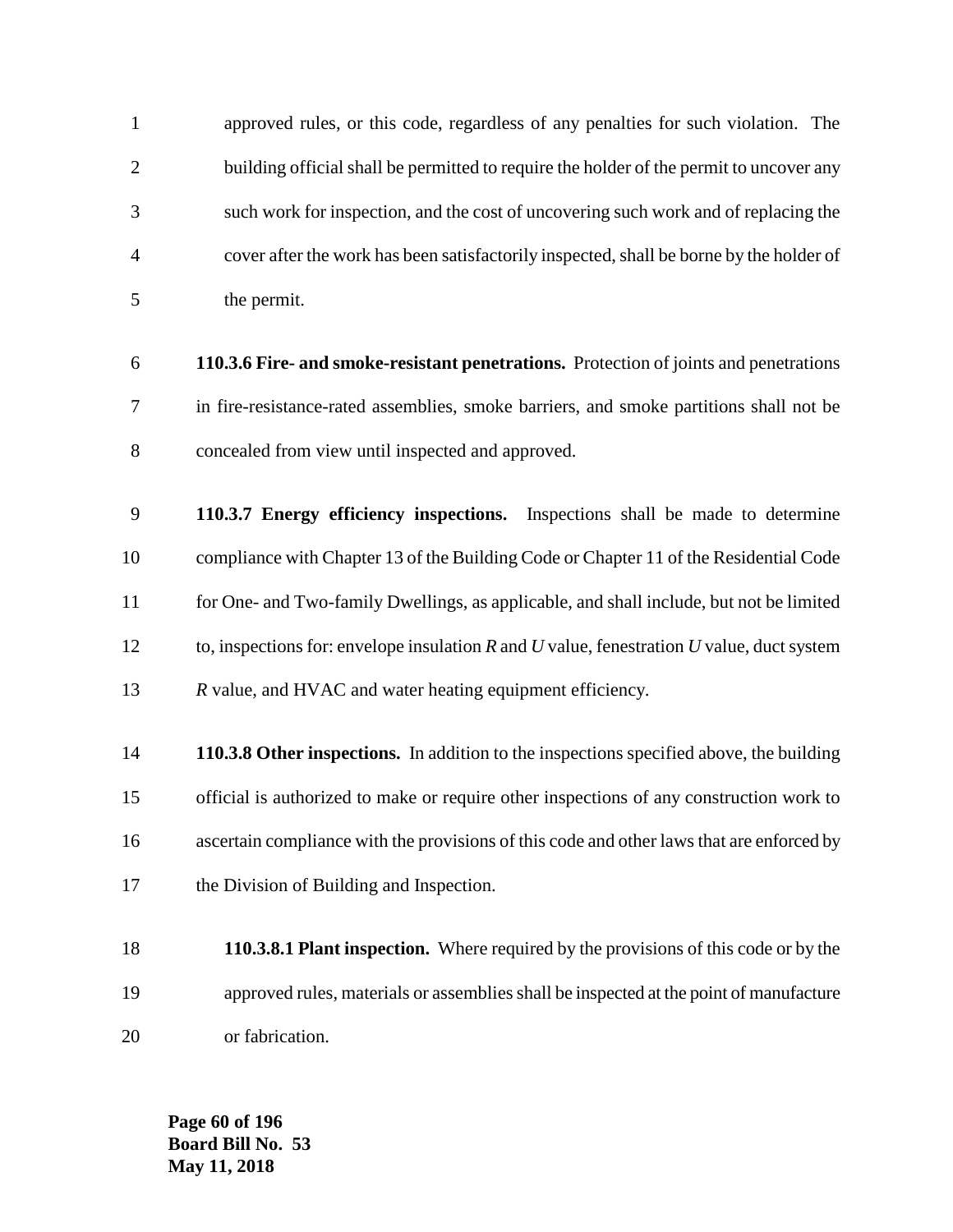approved rules, or this code, regardless of any penalties for such violation. The building official shall be permitted to require the holder of the permit to uncover any such work for inspection, and the cost of uncovering such work and of replacing the cover after the work has been satisfactorily inspected, shall be borne by the holder of the permit.

**110.3.6 Fire- and smoke-resistant penetrations.** Protection of joints and penetrations in fire-resistance-rated assemblies, smoke barriers, and smoke partitions shall not be concealed from view until inspected and approved.

**110.3.7 Energy efficiency inspections.** Inspections shall be made to determine compliance with Chapter 13 of the Building Code or Chapter 11 of the Residential Code for One- and Two-family Dwellings, as applicable, and shall include, but not be limited to, inspections for: envelope insulation *R* and *U* value, fenestration *U* value, duct system *R* value, and HVAC and water heating equipment efficiency.

**110.3.8 Other inspections.** In addition to the inspections specified above, the building official is authorized to make or require other inspections of any construction work to ascertain compliance with the provisions of this code and other laws that are enforced by the Division of Building and Inspection.

**110.3.8.1 Plant inspection.** Where required by the provisions of this code or by the approved rules, materials or assemblies shall be inspected at the point of manufacture or fabrication.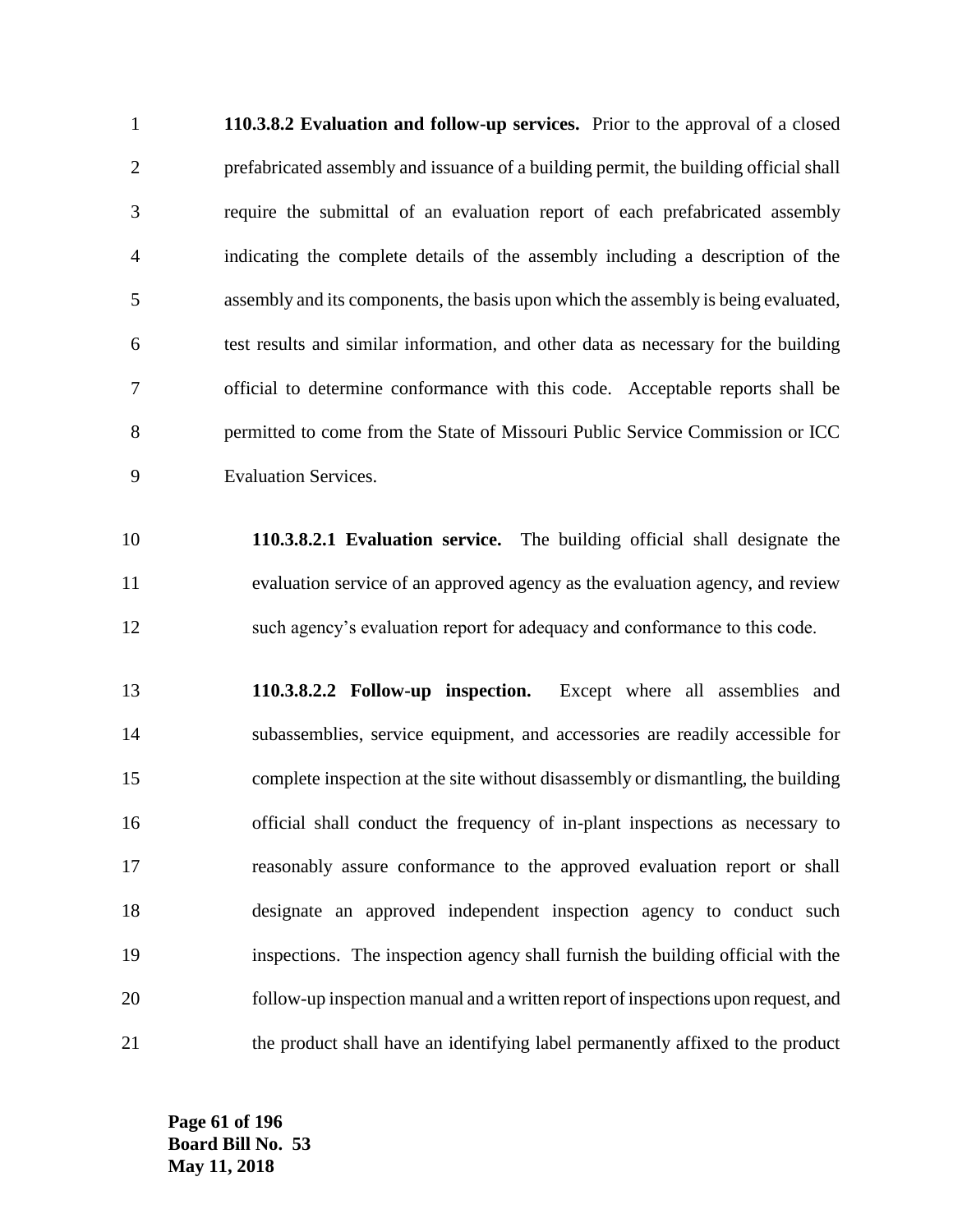**110.3.8.2 Evaluation and follow-up services.** Prior to the approval of a closed prefabricated assembly and issuance of a building permit, the building official shall require the submittal of an evaluation report of each prefabricated assembly indicating the complete details of the assembly including a description of the assembly and its components, the basis upon which the assembly is being evaluated, test results and similar information, and other data as necessary for the building official to determine conformance with this code. Acceptable reports shall be permitted to come from the State of Missouri Public Service Commission or ICC Evaluation Services.

**110.3.8.2.1 Evaluation service.** The building official shall designate the evaluation service of an approved agency as the evaluation agency, and review such agency's evaluation report for adequacy and conformance to this code.

**110.3.8.2.2 Follow-up inspection.** Except where all assemblies and subassemblies, service equipment, and accessories are readily accessible for complete inspection at the site without disassembly or dismantling, the building official shall conduct the frequency of in-plant inspections as necessary to reasonably assure conformance to the approved evaluation report or shall designate an approved independent inspection agency to conduct such inspections. The inspection agency shall furnish the building official with the follow-up inspection manual and a written report of inspections upon request, and the product shall have an identifying label permanently affixed to the product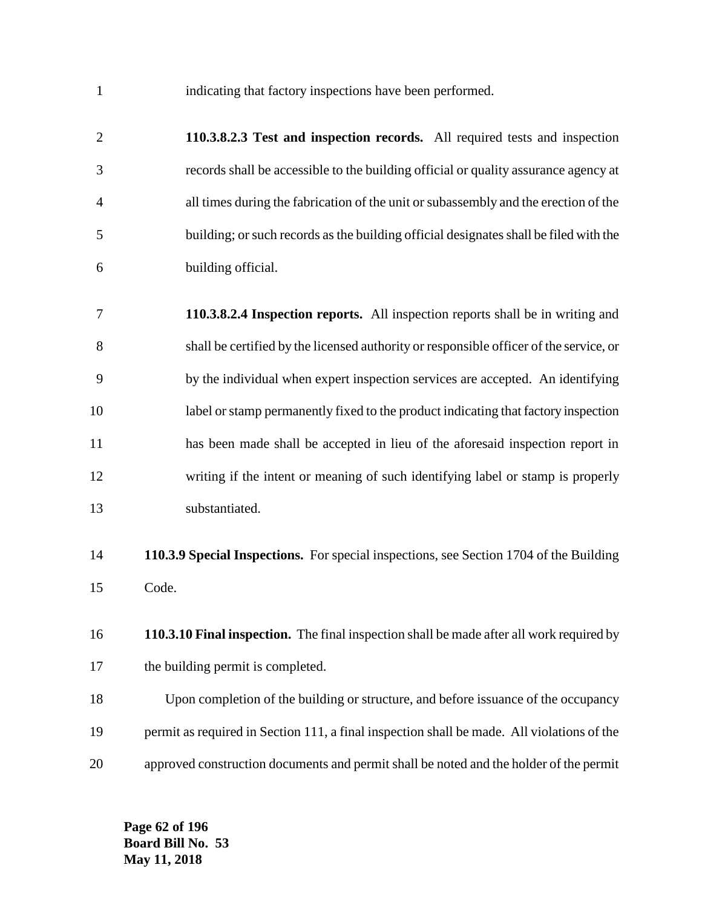indicating that factory inspections have been performed.

**110.3.8.2.3 Test and inspection records.** All required tests and inspection records shall be accessible to the building official or quality assurance agency at all times during the fabrication of the unit or subassembly and the erection of the building; or such records as the building official designates shall be filed with the building official.

**110.3.8.2.4 Inspection reports.** All inspection reports shall be in writing and shall be certified by the licensed authority or responsible officer of the service, or by the individual when expert inspection services are accepted. An identifying label or stamp permanently fixed to the product indicating that factory inspection has been made shall be accepted in lieu of the aforesaid inspection report in writing if the intent or meaning of such identifying label or stamp is properly substantiated.

**110.3.9 Special Inspections.** For special inspections, see Section 1704 of the Building Code.

**110.3.10 Final inspection.** The final inspection shall be made after all work required by the building permit is completed.

Upon completion of the building or structure, and before issuance of the occupancy permit as required in Section 111, a final inspection shall be made. All violations of the approved construction documents and permit shall be noted and the holder of the permit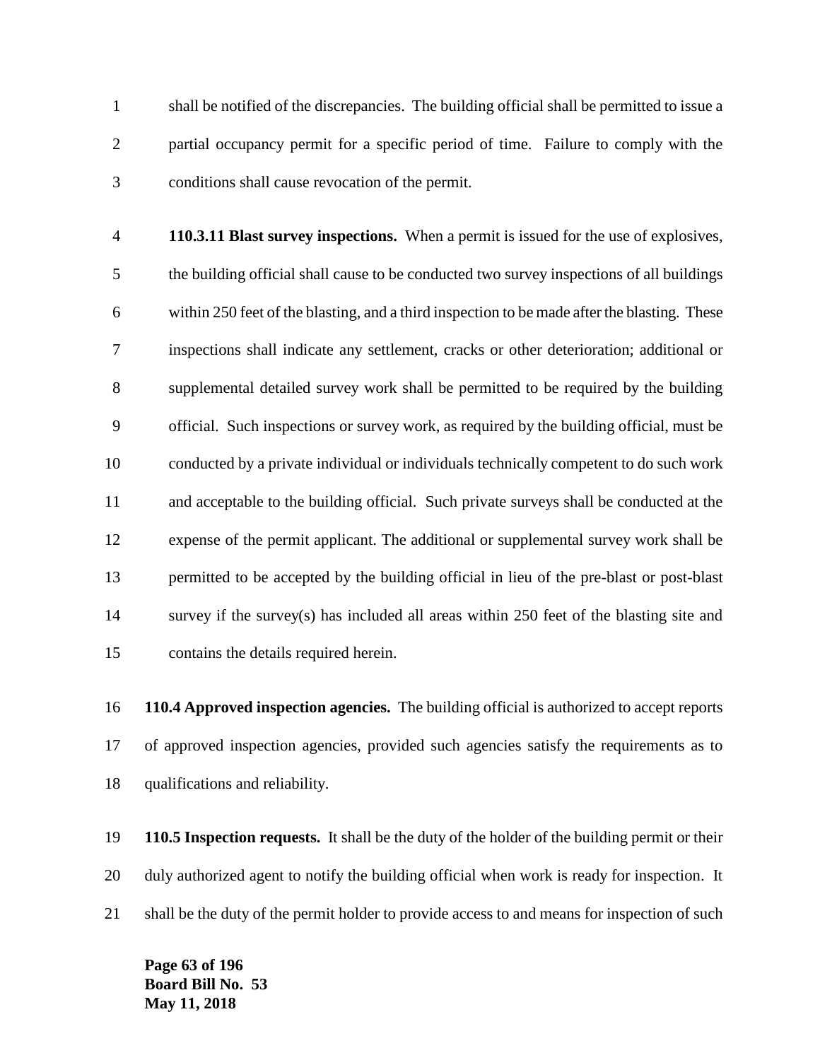shall be notified of the discrepancies. The building official shall be permitted to issue a partial occupancy permit for a specific period of time. Failure to comply with the conditions shall cause revocation of the permit.

**110.3.11 Blast survey inspections.** When a permit is issued for the use of explosives, the building official shall cause to be conducted two survey inspections of all buildings within 250 feet of the blasting, and a third inspection to be made after the blasting. These inspections shall indicate any settlement, cracks or other deterioration; additional or supplemental detailed survey work shall be permitted to be required by the building official. Such inspections or survey work, as required by the building official, must be conducted by a private individual or individuals technically competent to do such work and acceptable to the building official. Such private surveys shall be conducted at the expense of the permit applicant. The additional or supplemental survey work shall be permitted to be accepted by the building official in lieu of the pre-blast or post-blast survey if the survey(s) has included all areas within 250 feet of the blasting site and contains the details required herein.

**110.4 Approved inspection agencies.** The building official is authorized to accept reports of approved inspection agencies, provided such agencies satisfy the requirements as to qualifications and reliability.

**110.5 Inspection requests.** It shall be the duty of the holder of the building permit or their duly authorized agent to notify the building official when work is ready for inspection. It shall be the duty of the permit holder to provide access to and means for inspection of such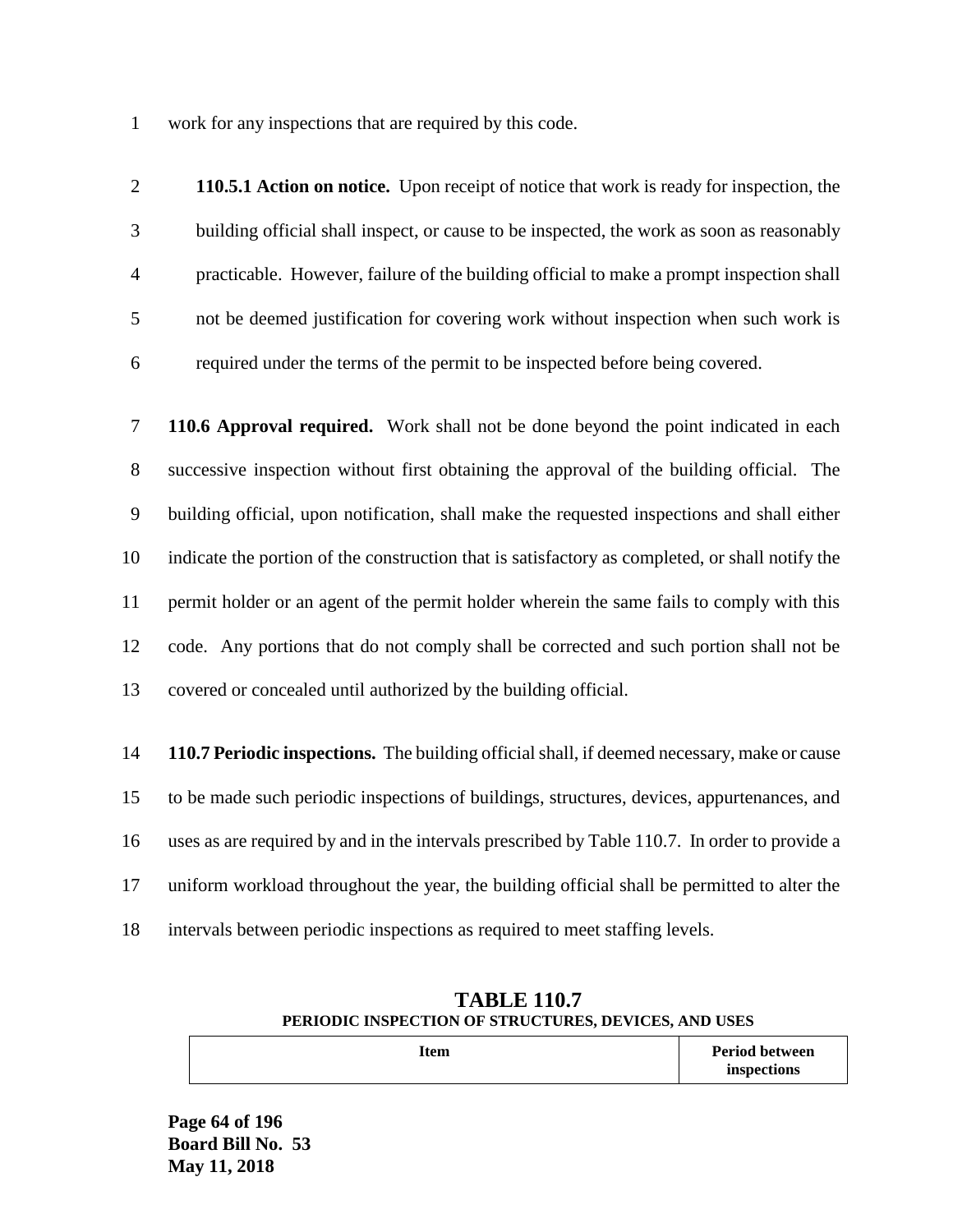work for any inspections that are required by this code.

**110.5.1 Action on notice.** Upon receipt of notice that work is ready for inspection, the building official shall inspect, or cause to be inspected, the work as soon as reasonably practicable. However, failure of the building official to make a prompt inspection shall not be deemed justification for covering work without inspection when such work is required under the terms of the permit to be inspected before being covered.

**110.6 Approval required.** Work shall not be done beyond the point indicated in each successive inspection without first obtaining the approval of the building official. The building official, upon notification, shall make the requested inspections and shall either indicate the portion of the construction that is satisfactory as completed, or shall notify the permit holder or an agent of the permit holder wherein the same fails to comply with this code. Any portions that do not comply shall be corrected and such portion shall not be covered or concealed until authorized by the building official.

**110.7 Periodic inspections.** The building official shall, if deemed necessary, make or cause to be made such periodic inspections of buildings, structures, devices, appurtenances, and uses as are required by and in the intervals prescribed by Table 110.7. In order to provide a uniform workload throughout the year, the building official shall be permitted to alter the intervals between periodic inspections as required to meet staffing levels.

**TABLE 110.7**
**PERIODIC INSPECTION OF STRUCTURES, DEVICES, AND USES**

| Item | Period between inspections |
| --- | --- |

**Board Bill No. 53**
**May 11, 2018**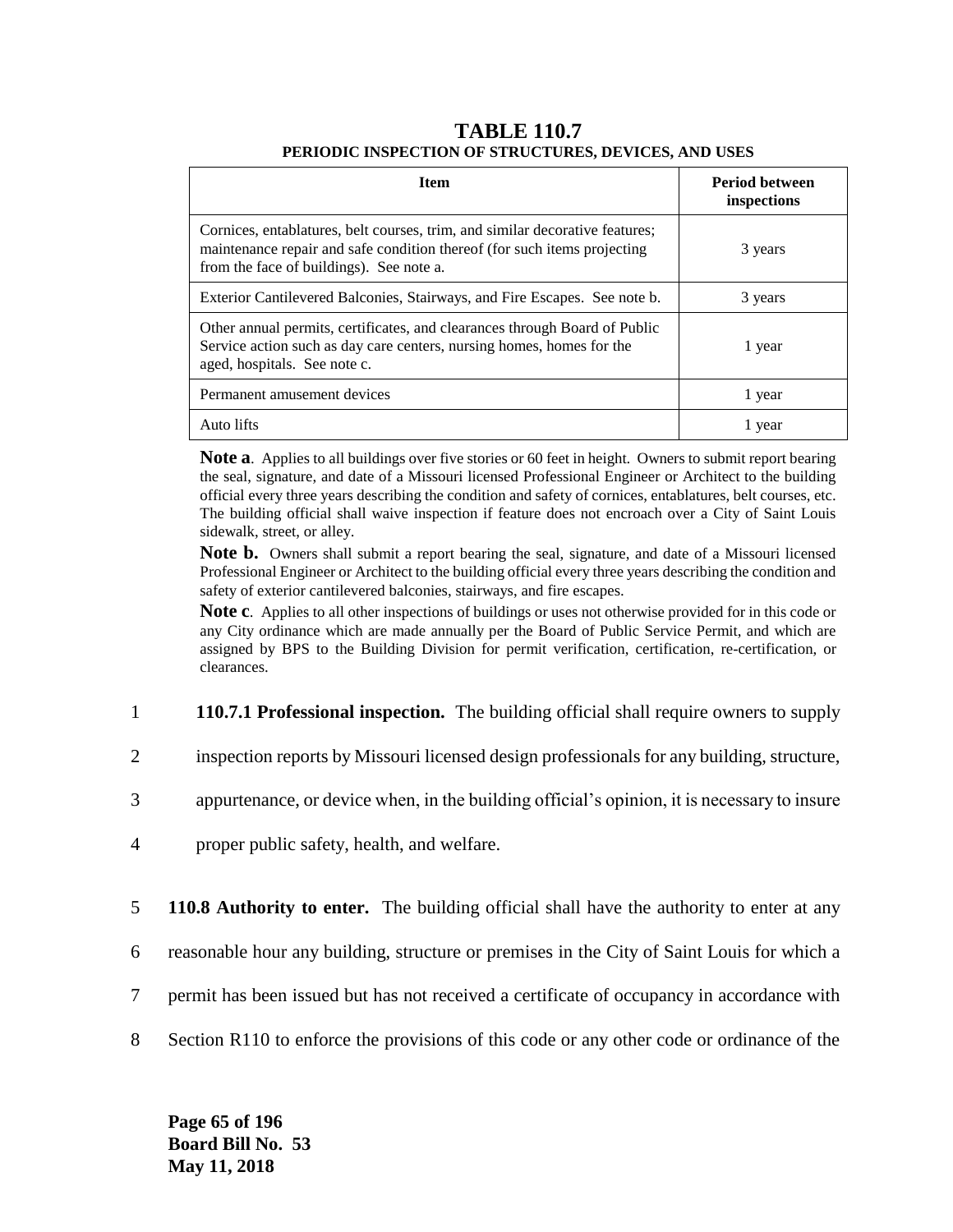## TABLE 110.7
### PERIODIC INSPECTION OF STRUCTURES, DEVICES, AND USES

| Item | Period between inspections |
| --- | --- |
| Cornices, entablatures, belt courses, trim, and similar decorative features; maintenance repair and safe condition thereof (for such items projecting from the face of buildings). See note a. | 3 years |
| Exterior Cantilevered Balconies, Stairways, and Fire Escapes. See note b. | 3 years |
| Other annual permits, certificates, and clearances through Board of Public Service action such as day care centers, nursing homes, homes for the aged, hospitals. See note c. | 1 year |
| Permanent amusement devices | 1 year |
| Auto lifts | 1 year |

**Note a**. Applies to all buildings over five stories or 60 feet in height. Owners to submit report bearing the seal, signature, and date of a Missouri licensed Professional Engineer or Architect to the building official every three years describing the condition and safety of cornices, entablatures, belt courses, etc. The building official shall waive inspection if feature does not encroach over a City of Saint Louis sidewalk, street, or alley.

**Note b.** Owners shall submit a report bearing the seal, signature, and date of a Missouri licensed Professional Engineer or Architect to the building official every three years describing the condition and safety of exterior cantilevered balconies, stairways, and fire escapes.

**Note c**. Applies to all other inspections of buildings or uses not otherwise provided for in this code or any City ordinance which are made annually per the Board of Public Service Permit, and which are assigned by BPS to the Building Division for permit verification, certification, re-certification, or clearances.

1 **110.7.1 Professional inspection.** The building official shall require owners to supply
2 inspection reports by Missouri licensed design professionals for any building, structure,
3 appurtenance, or device when, in the building official's opinion, it is necessary to insure
4 proper public safety, health, and welfare.

5 **110.8 Authority to enter.** The building official shall have the authority to enter at any
6 reasonable hour any building, structure or premises in the City of Saint Louis for which a
7 permit has been issued but has not received a certificate of occupancy in accordance with
8 Section R110 to enforce the provisions of this code or any other code or ordinance of the

**Board Bill No. 53**
**May 11, 2018**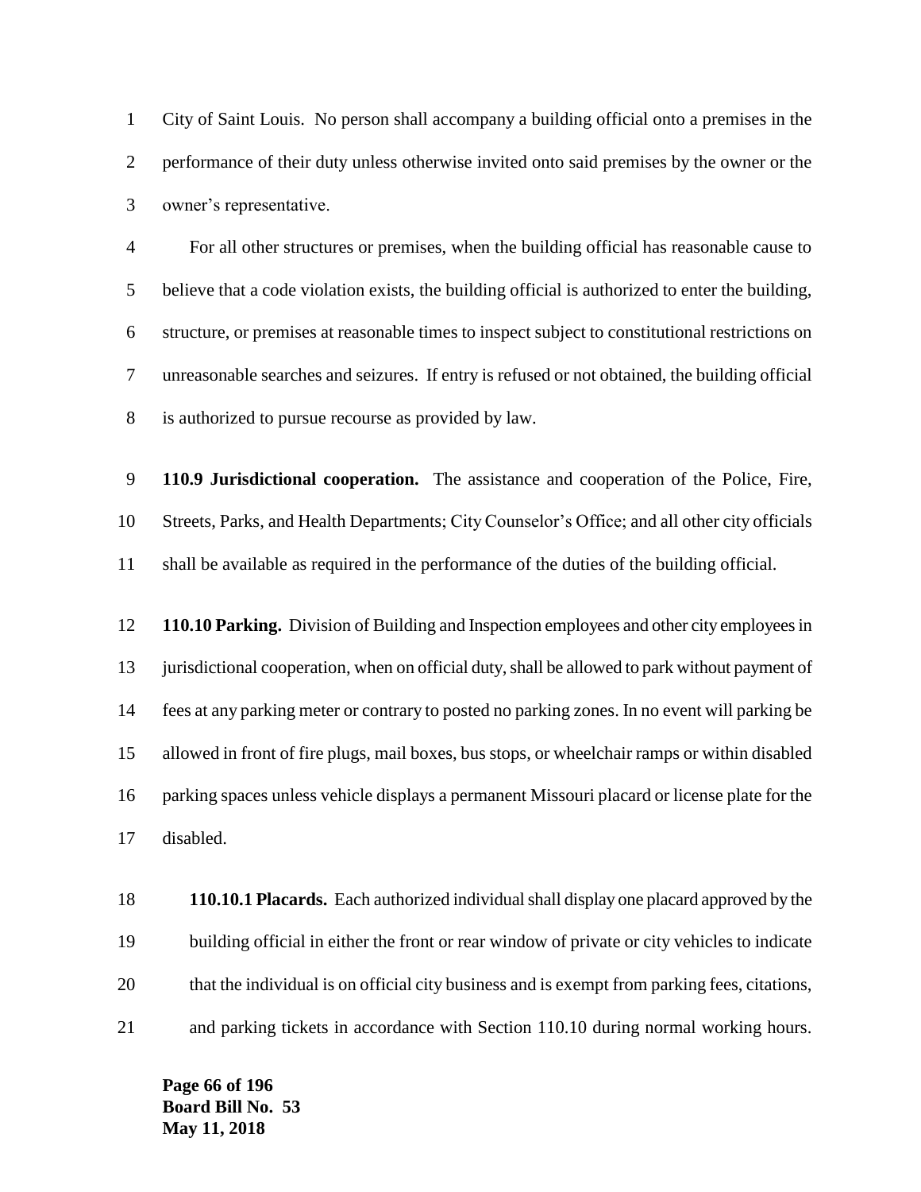City of Saint Louis. No person shall accompany a building official onto a premises in the performance of their duty unless otherwise invited onto said premises by the owner or the owner's representative.

For all other structures or premises, when the building official has reasonable cause to believe that a code violation exists, the building official is authorized to enter the building, structure, or premises at reasonable times to inspect subject to constitutional restrictions on unreasonable searches and seizures. If entry is refused or not obtained, the building official is authorized to pursue recourse as provided by law.

**110.9 Jurisdictional cooperation.** The assistance and cooperation of the Police, Fire, Streets, Parks, and Health Departments; City Counselor's Office; and all other city officials shall be available as required in the performance of the duties of the building official.

**110.10 Parking.** Division of Building and Inspection employees and other city employees in jurisdictional cooperation, when on official duty, shall be allowed to park without payment of fees at any parking meter or contrary to posted no parking zones. In no event will parking be allowed in front of fire plugs, mail boxes, bus stops, or wheelchair ramps or within disabled parking spaces unless vehicle displays a permanent Missouri placard or license plate for the disabled.

**110.10.1 Placards.** Each authorized individual shall display one placard approved by the building official in either the front or rear window of private or city vehicles to indicate that the individual is on official city business and is exempt from parking fees, citations, and parking tickets in accordance with Section 110.10 during normal working hours.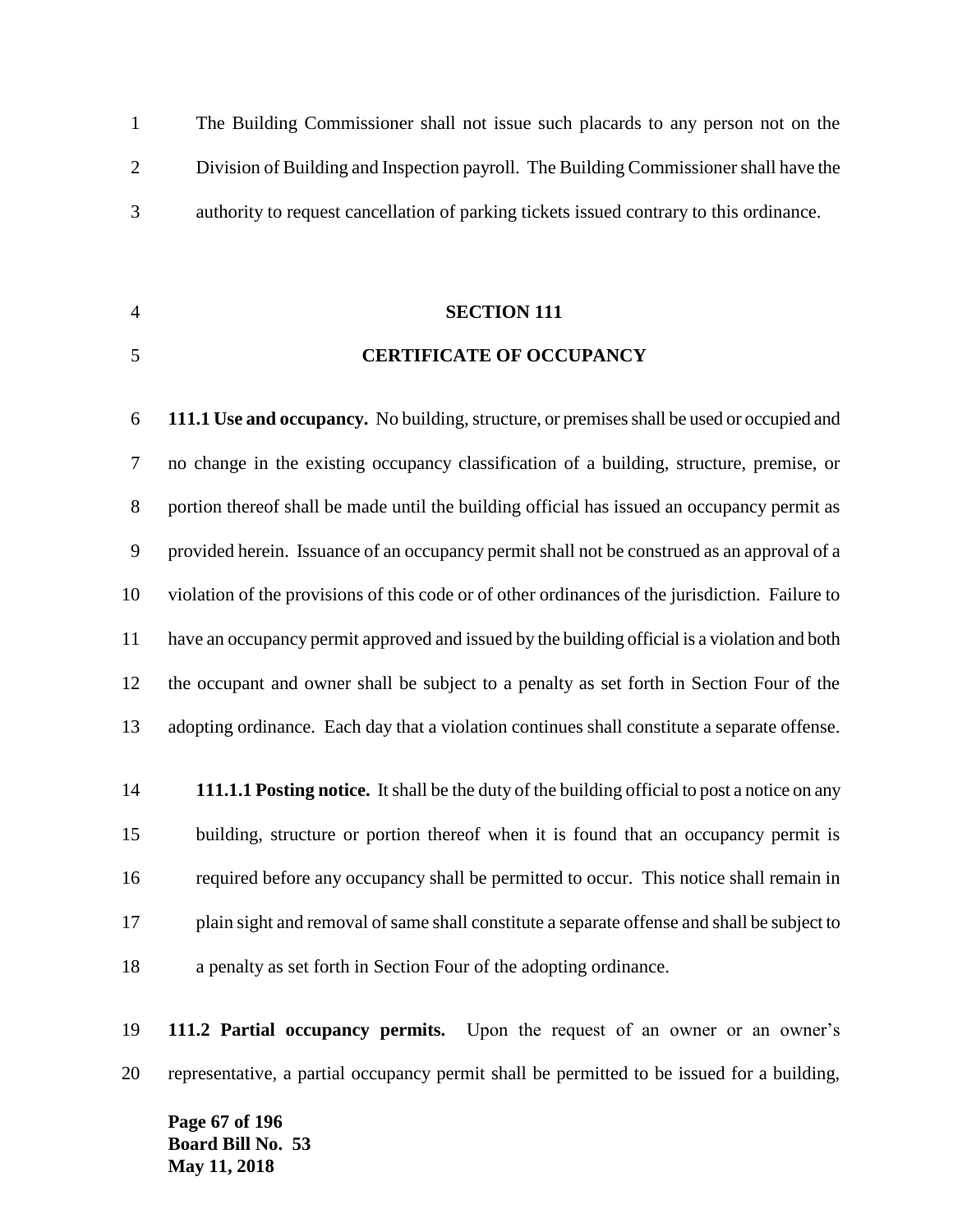The Building Commissioner shall not issue such placards to any person not on the Division of Building and Inspection payroll. The Building Commissioner shall have the authority to request cancellation of parking tickets issued contrary to this ordinance.

## SECTION 111

## CERTIFICATE OF OCCUPANCY

**111.1 Use and occupancy.** No building, structure, or premises shall be used or occupied and no change in the existing occupancy classification of a building, structure, premise, or portion thereof shall be made until the building official has issued an occupancy permit as provided herein. Issuance of an occupancy permit shall not be construed as an approval of a violation of the provisions of this code or of other ordinances of the jurisdiction. Failure to have an occupancy permit approved and issued by the building official is a violation and both the occupant and owner shall be subject to a penalty as set forth in Section Four of the adopting ordinance. Each day that a violation continues shall constitute a separate offense.

**111.1.1 Posting notice.** It shall be the duty of the building official to post a notice on any building, structure or portion thereof when it is found that an occupancy permit is required before any occupancy shall be permitted to occur. This notice shall remain in plain sight and removal of same shall constitute a separate offense and shall be subject to a penalty as set forth in Section Four of the adopting ordinance.

**111.2 Partial occupancy permits.** Upon the request of an owner or an owner's representative, a partial occupancy permit shall be permitted to be issued for a building,

Board Bill No. 53
May 11, 2018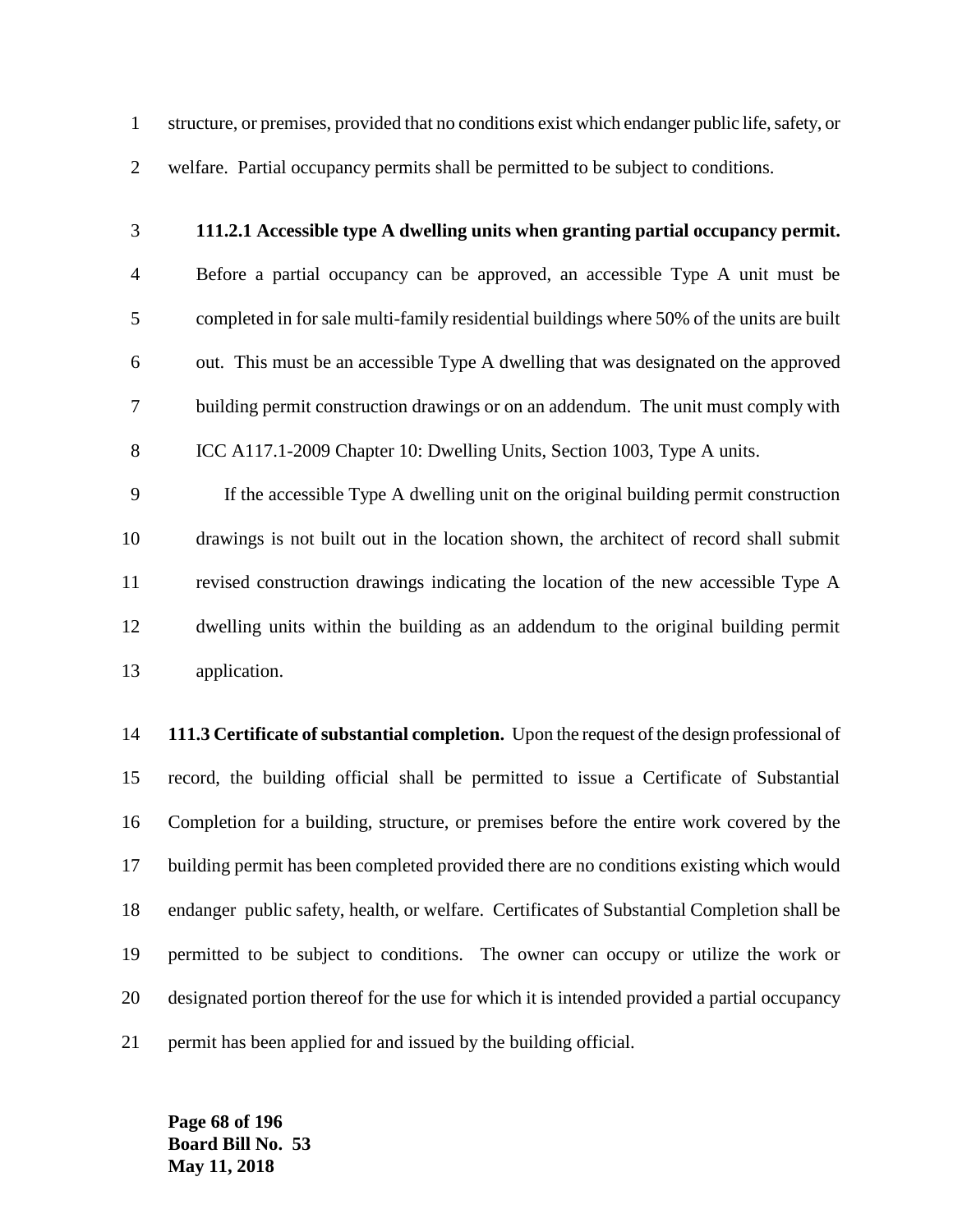structure, or premises, provided that no conditions exist which endanger public life, safety, or welfare. Partial occupancy permits shall be permitted to be subject to conditions.

**111.2.1 Accessible type A dwelling units when granting partial occupancy permit.** Before a partial occupancy can be approved, an accessible Type A unit must be completed in for sale multi-family residential buildings where 50% of the units are built out. This must be an accessible Type A dwelling that was designated on the approved building permit construction drawings or on an addendum. The unit must comply with ICC A117.1-2009 Chapter 10: Dwelling Units, Section 1003, Type A units.

If the accessible Type A dwelling unit on the original building permit construction drawings is not built out in the location shown, the architect of record shall submit revised construction drawings indicating the location of the new accessible Type A dwelling units within the building as an addendum to the original building permit application.

**111.3 Certificate of substantial completion.** Upon the request of the design professional of record, the building official shall be permitted to issue a Certificate of Substantial Completion for a building, structure, or premises before the entire work covered by the building permit has been completed provided there are no conditions existing which would endanger public safety, health, or welfare. Certificates of Substantial Completion shall be permitted to be subject to conditions. The owner can occupy or utilize the work or designated portion thereof for the use for which it is intended provided a partial occupancy permit has been applied for and issued by the building official.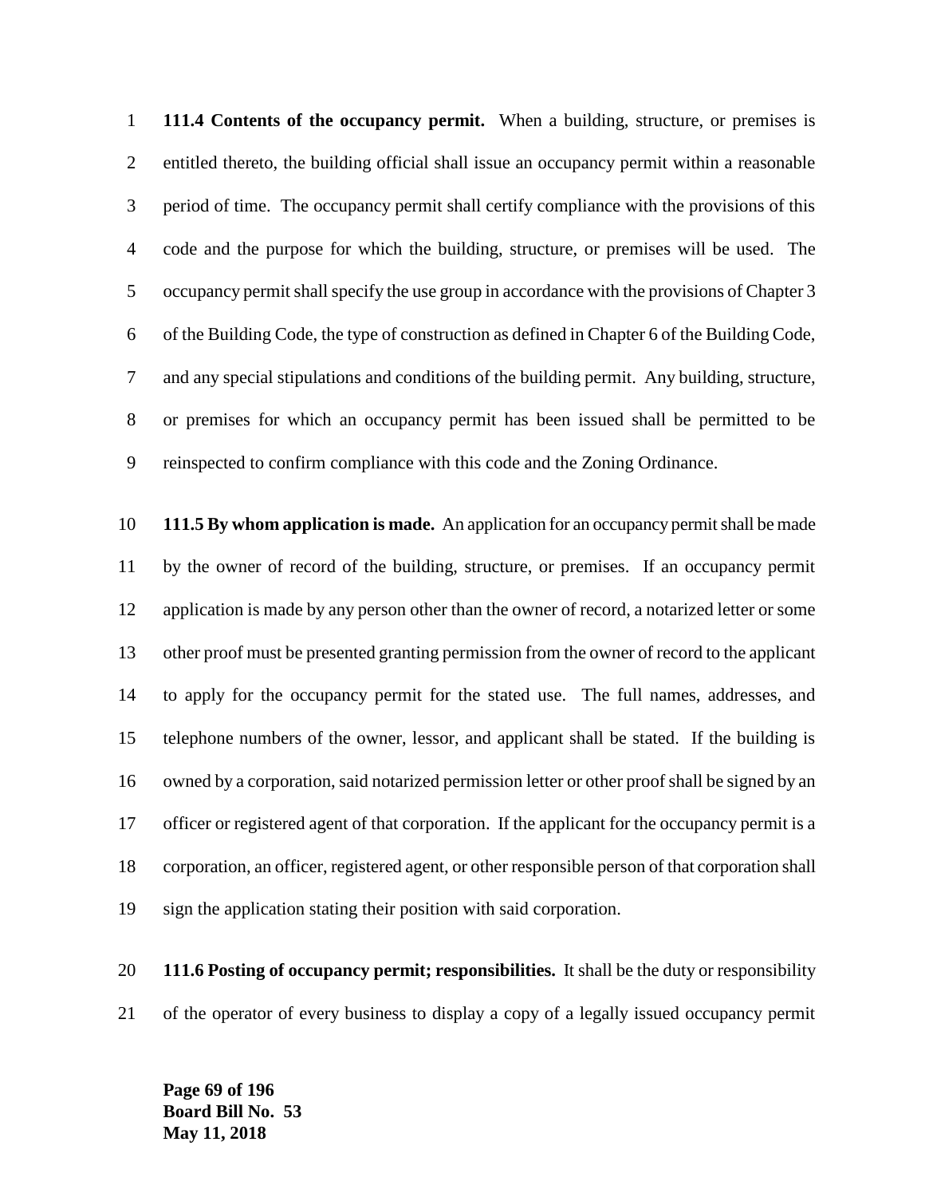**111.4 Contents of the occupancy permit.** When a building, structure, or premises is entitled thereto, the building official shall issue an occupancy permit within a reasonable period of time. The occupancy permit shall certify compliance with the provisions of this code and the purpose for which the building, structure, or premises will be used. The occupancy permit shall specify the use group in accordance with the provisions of Chapter 3 of the Building Code, the type of construction as defined in Chapter 6 of the Building Code, and any special stipulations and conditions of the building permit. Any building, structure, or premises for which an occupancy permit has been issued shall be permitted to be reinspected to confirm compliance with this code and the Zoning Ordinance.

**111.5 By whom application is made.** An application for an occupancy permit shall be made by the owner of record of the building, structure, or premises. If an occupancy permit application is made by any person other than the owner of record, a notarized letter or some other proof must be presented granting permission from the owner of record to the applicant to apply for the occupancy permit for the stated use. The full names, addresses, and telephone numbers of the owner, lessor, and applicant shall be stated. If the building is owned by a corporation, said notarized permission letter or other proof shall be signed by an officer or registered agent of that corporation. If the applicant for the occupancy permit is a corporation, an officer, registered agent, or other responsible person of that corporation shall sign the application stating their position with said corporation.

**111.6 Posting of occupancy permit; responsibilities.** It shall be the duty or responsibility of the operator of every business to display a copy of a legally issued occupancy permit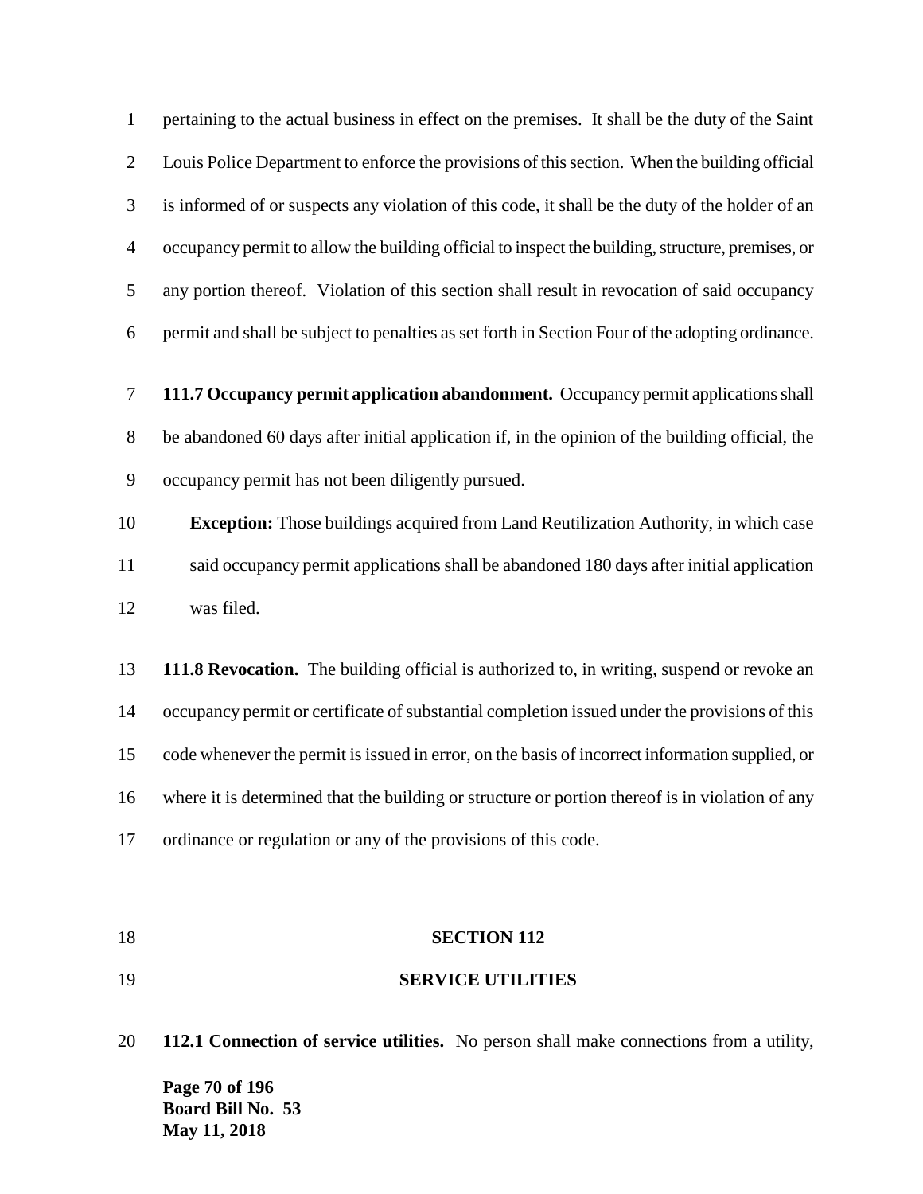pertaining to the actual business in effect on the premises. It shall be the duty of the Saint Louis Police Department to enforce the provisions of this section. When the building official is informed of or suspects any violation of this code, it shall be the duty of the holder of an occupancy permit to allow the building official to inspect the building, structure, premises, or any portion thereof. Violation of this section shall result in revocation of said occupancy permit and shall be subject to penalties as set forth in Section Four of the adopting ordinance.

**111.7 Occupancy permit application abandonment.** Occupancy permit applications shall be abandoned 60 days after initial application if, in the opinion of the building official, the occupancy permit has not been diligently pursued.

> **Exception:** Those buildings acquired from Land Reutilization Authority, in which case said occupancy permit applications shall be abandoned 180 days after initial application was filed.

**111.8 Revocation.** The building official is authorized to, in writing, suspend or revoke an occupancy permit or certificate of substantial completion issued under the provisions of this code whenever the permit is issued in error, on the basis of incorrect information supplied, or where it is determined that the building or structure or portion thereof is in violation of any ordinance or regulation or any of the provisions of this code.

## SECTION 112

## SERVICE UTILITIES

**112.1 Connection of service utilities.** No person shall make connections from a utility,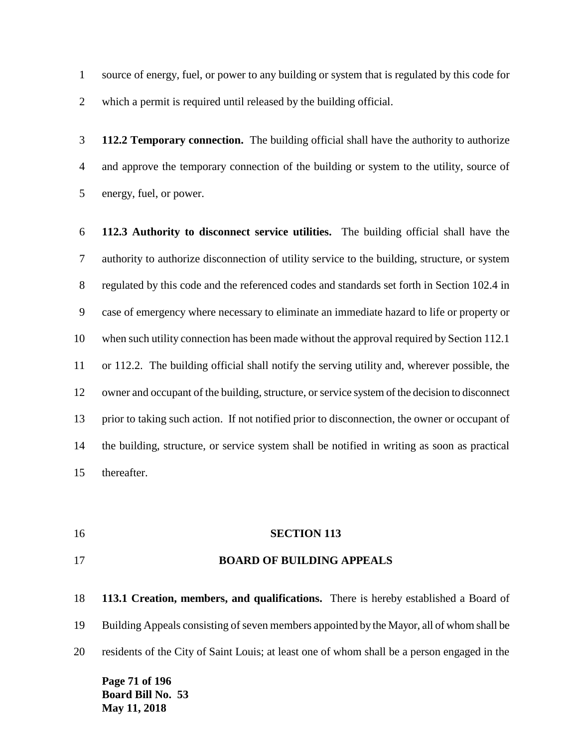source of energy, fuel, or power to any building or system that is regulated by this code for which a permit is required until released by the building official.

**112.2 Temporary connection.** The building official shall have the authority to authorize and approve the temporary connection of the building or system to the utility, source of energy, fuel, or power.

**112.3 Authority to disconnect service utilities.** The building official shall have the authority to authorize disconnection of utility service to the building, structure, or system regulated by this code and the referenced codes and standards set forth in Section 102.4 in case of emergency where necessary to eliminate an immediate hazard to life or property or when such utility connection has been made without the approval required by Section 112.1 or 112.2. The building official shall notify the serving utility and, wherever possible, the owner and occupant of the building, structure, or service system of the decision to disconnect prior to taking such action. If not notified prior to disconnection, the owner or occupant of the building, structure, or service system shall be notified in writing as soon as practical thereafter.

## SECTION 113

## BOARD OF BUILDING APPEALS

**113.1 Creation, members, and qualifications.** There is hereby established a Board of Building Appeals consisting of seven members appointed by the Mayor, all of whom shall be residents of the City of Saint Louis; at least one of whom shall be a person engaged in the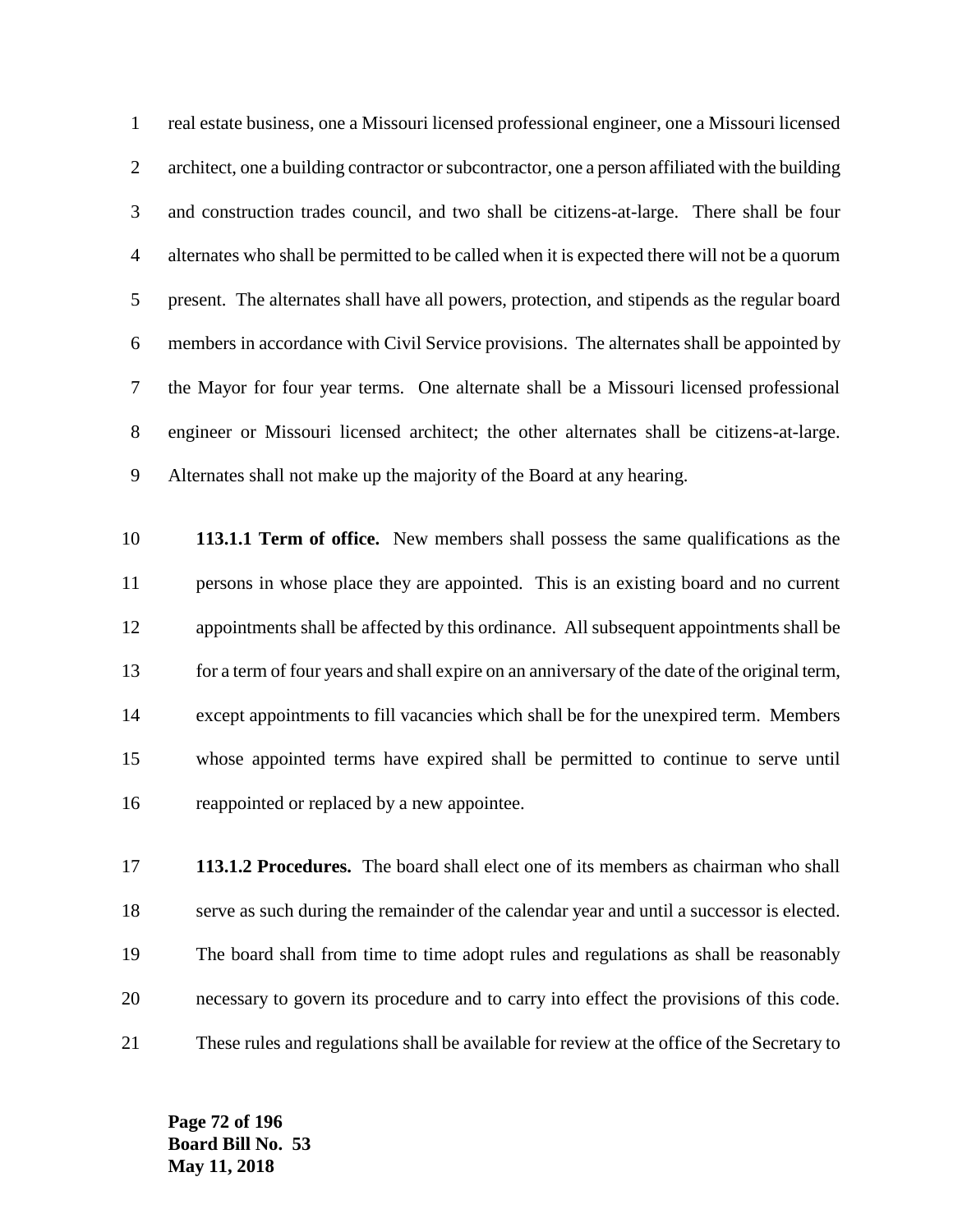real estate business, one a Missouri licensed professional engineer, one a Missouri licensed architect, one a building contractor or subcontractor, one a person affiliated with the building and construction trades council, and two shall be citizens-at-large. There shall be four alternates who shall be permitted to be called when it is expected there will not be a quorum present. The alternates shall have all powers, protection, and stipends as the regular board members in accordance with Civil Service provisions. The alternates shall be appointed by the Mayor for four year terms. One alternate shall be a Missouri licensed professional engineer or Missouri licensed architect; the other alternates shall be citizens-at-large. Alternates shall not make up the majority of the Board at any hearing.

**113.1.1 Term of office.** New members shall possess the same qualifications as the persons in whose place they are appointed. This is an existing board and no current appointments shall be affected by this ordinance. All subsequent appointments shall be for a term of four years and shall expire on an anniversary of the date of the original term, except appointments to fill vacancies which shall be for the unexpired term. Members whose appointed terms have expired shall be permitted to continue to serve until reappointed or replaced by a new appointee.

**113.1.2 Procedures.** The board shall elect one of its members as chairman who shall serve as such during the remainder of the calendar year and until a successor is elected. The board shall from time to time adopt rules and regulations as shall be reasonably necessary to govern its procedure and to carry into effect the provisions of this code. These rules and regulations shall be available for review at the office of the Secretary to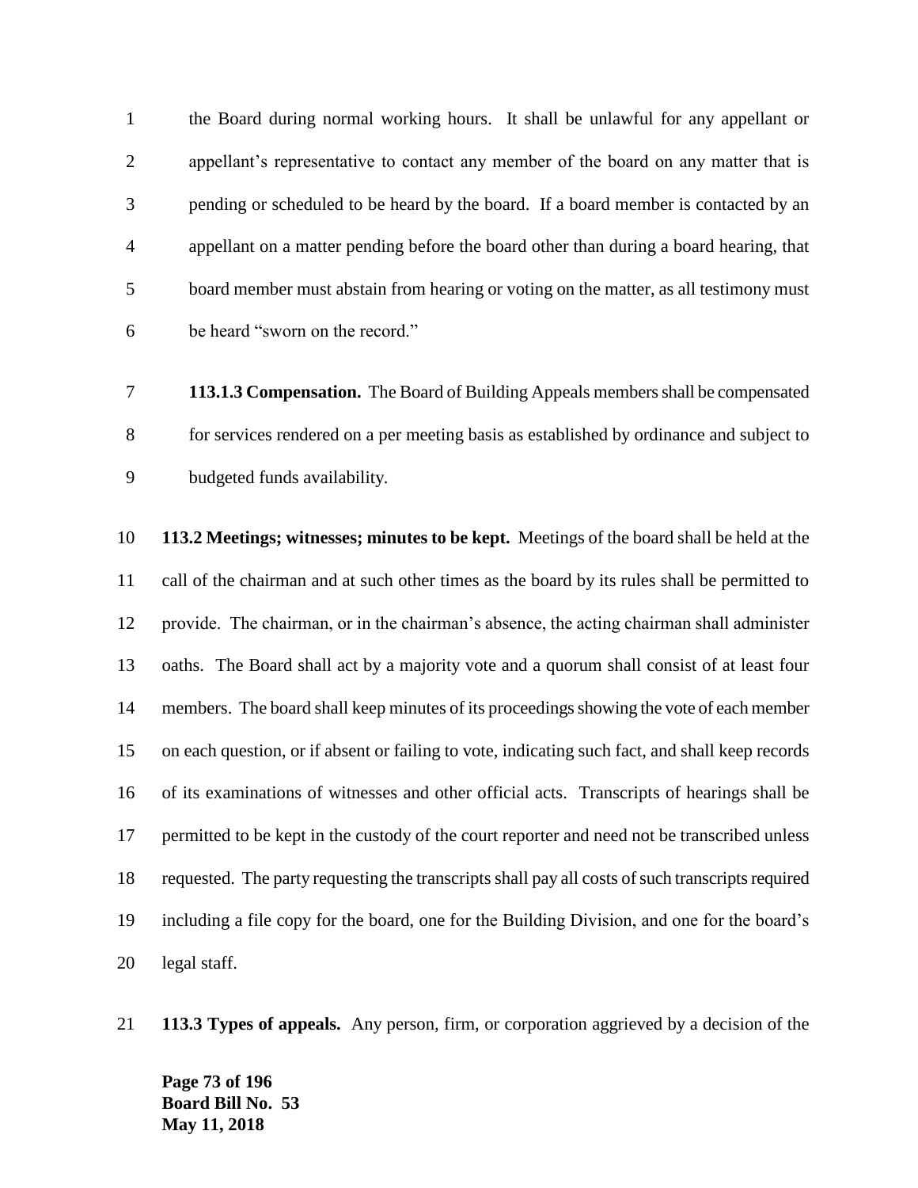the Board during normal working hours. It shall be unlawful for any appellant or appellant's representative to contact any member of the board on any matter that is pending or scheduled to be heard by the board. If a board member is contacted by an appellant on a matter pending before the board other than during a board hearing, that board member must abstain from hearing or voting on the matter, as all testimony must be heard "sworn on the record."

**113.1.3 Compensation.** The Board of Building Appeals members shall be compensated for services rendered on a per meeting basis as established by ordinance and subject to budgeted funds availability.

**113.2 Meetings; witnesses; minutes to be kept.** Meetings of the board shall be held at the call of the chairman and at such other times as the board by its rules shall be permitted to provide. The chairman, or in the chairman's absence, the acting chairman shall administer oaths. The Board shall act by a majority vote and a quorum shall consist of at least four members. The board shall keep minutes of its proceedings showing the vote of each member on each question, or if absent or failing to vote, indicating such fact, and shall keep records of its examinations of witnesses and other official acts. Transcripts of hearings shall be permitted to be kept in the custody of the court reporter and need not be transcribed unless requested. The party requesting the transcripts shall pay all costs of such transcripts required including a file copy for the board, one for the Building Division, and one for the board's legal staff.

**113.3 Types of appeals.** Any person, firm, or corporation aggrieved by a decision of the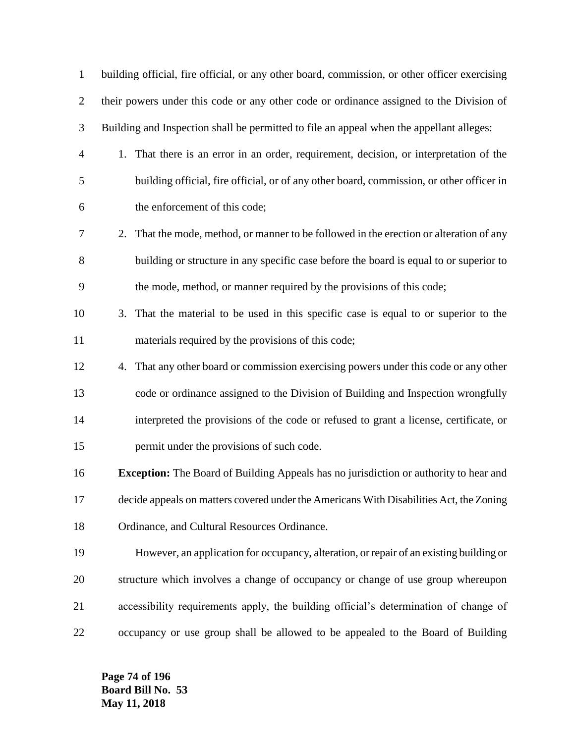building official, fire official, or any other board, commission, or other officer exercising their powers under this code or any other code or ordinance assigned to the Division of Building and Inspection shall be permitted to file an appeal when the appellant alleges:

1. That there is an error in an order, requirement, decision, or interpretation of the building official, fire official, or of any other board, commission, or other officer in the enforcement of this code;
2. That the mode, method, or manner to be followed in the erection or alteration of any building or structure in any specific case before the board is equal to or superior to the mode, method, or manner required by the provisions of this code;
3. That the material to be used in this specific case is equal to or superior to the materials required by the provisions of this code;
4. That any other board or commission exercising powers under this code or any other code or ordinance assigned to the Division of Building and Inspection wrongfully interpreted the provisions of the code or refused to grant a license, certificate, or permit under the provisions of such code.

**Exception:** The Board of Building Appeals has no jurisdiction or authority to hear and decide appeals on matters covered under the Americans With Disabilities Act, the Zoning Ordinance, and Cultural Resources Ordinance.

However, an application for occupancy, alteration, or repair of an existing building or structure which involves a change of occupancy or change of use group whereupon accessibility requirements apply, the building official's determination of change of occupancy or use group shall be allowed to be appealed to the Board of Building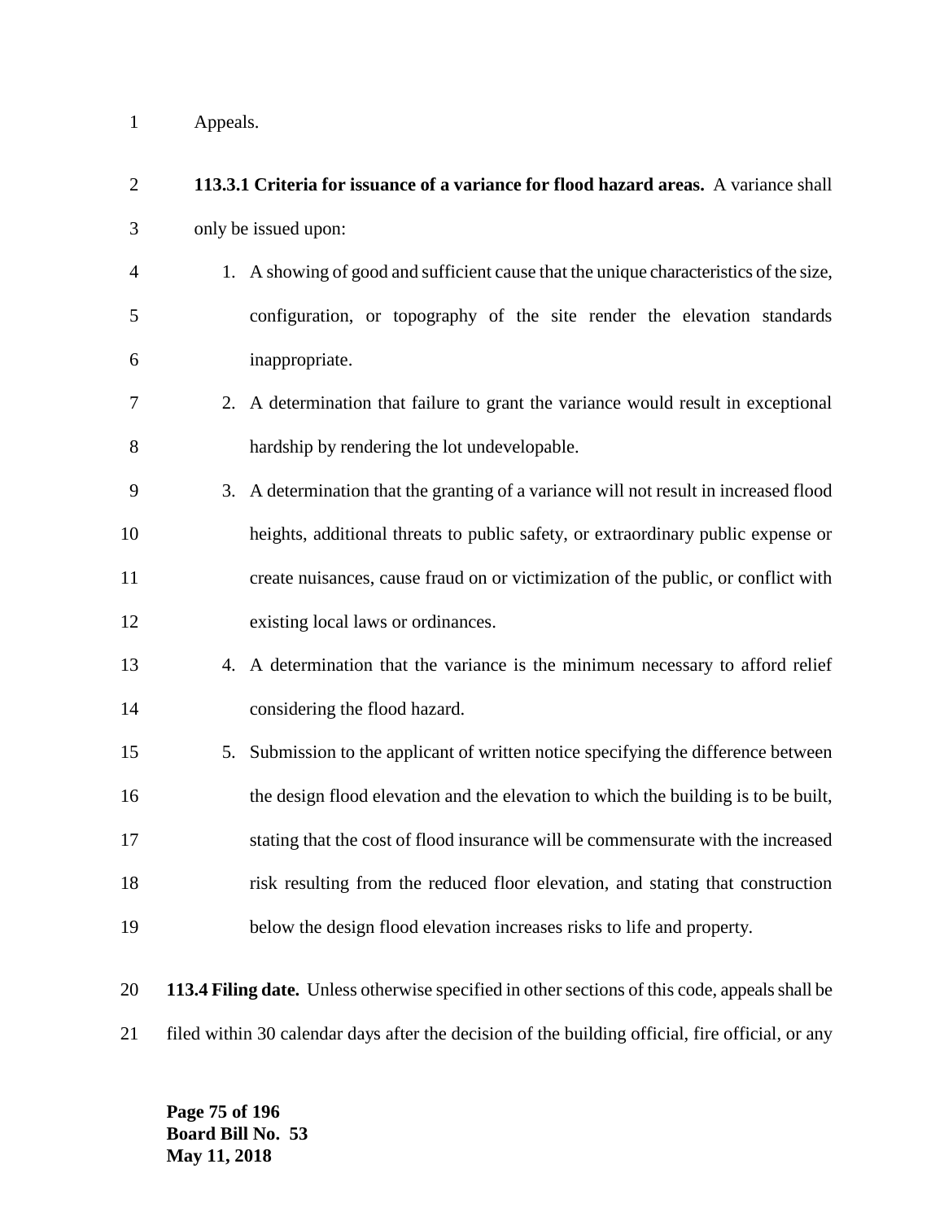Appeals.

**113.3.1 Criteria for issuance of a variance for flood hazard areas.** A variance shall only be issued upon:

1. A showing of good and sufficient cause that the unique characteristics of the size, configuration, or topography of the site render the elevation standards inappropriate.
2. A determination that failure to grant the variance would result in exceptional hardship by rendering the lot undevelopable.
3. A determination that the granting of a variance will not result in increased flood heights, additional threats to public safety, or extraordinary public expense or create nuisances, cause fraud on or victimization of the public, or conflict with existing local laws or ordinances.
4. A determination that the variance is the minimum necessary to afford relief considering the flood hazard.
5. Submission to the applicant of written notice specifying the difference between the design flood elevation and the elevation to which the building is to be built, stating that the cost of flood insurance will be commensurate with the increased risk resulting from the reduced floor elevation, and stating that construction below the design flood elevation increases risks to life and property.

**113.4 Filing date.** Unless otherwise specified in other sections of this code, appeals shall be filed within 30 calendar days after the decision of the building official, fire official, or any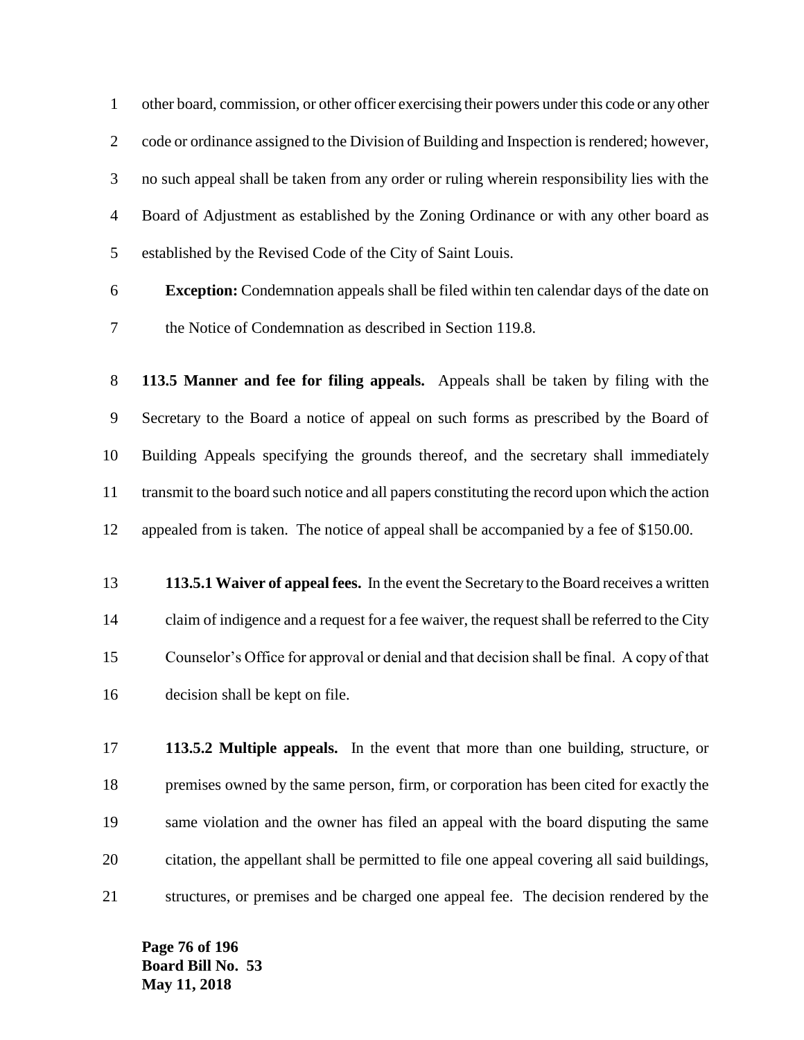other board, commission, or other officer exercising their powers under this code or any other code or ordinance assigned to the Division of Building and Inspection is rendered; however, no such appeal shall be taken from any order or ruling wherein responsibility lies with the Board of Adjustment as established by the Zoning Ordinance or with any other board as established by the Revised Code of the City of Saint Louis.

**Exception:** Condemnation appeals shall be filed within ten calendar days of the date on the Notice of Condemnation as described in Section 119.8.

**113.5 Manner and fee for filing appeals.** Appeals shall be taken by filing with the Secretary to the Board a notice of appeal on such forms as prescribed by the Board of Building Appeals specifying the grounds thereof, and the secretary shall immediately transmit to the board such notice and all papers constituting the record upon which the action appealed from is taken. The notice of appeal shall be accompanied by a fee of $150.00.

**113.5.1 Waiver of appeal fees.** In the event the Secretary to the Board receives a written claim of indigence and a request for a fee waiver, the request shall be referred to the City Counselor's Office for approval or denial and that decision shall be final. A copy of that decision shall be kept on file.

**113.5.2 Multiple appeals.** In the event that more than one building, structure, or premises owned by the same person, firm, or corporation has been cited for exactly the same violation and the owner has filed an appeal with the board disputing the same citation, the appellant shall be permitted to file one appeal covering all said buildings, structures, or premises and be charged one appeal fee. The decision rendered by the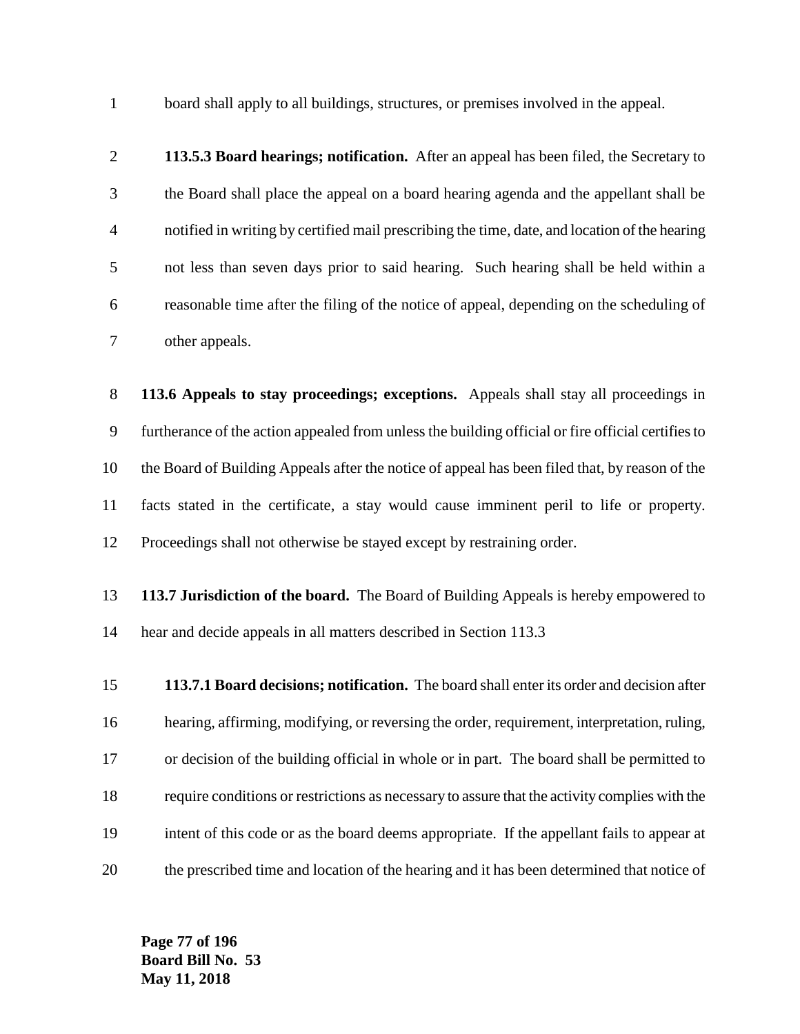board shall apply to all buildings, structures, or premises involved in the appeal.

**113.5.3 Board hearings; notification.** After an appeal has been filed, the Secretary to the Board shall place the appeal on a board hearing agenda and the appellant shall be notified in writing by certified mail prescribing the time, date, and location of the hearing not less than seven days prior to said hearing. Such hearing shall be held within a reasonable time after the filing of the notice of appeal, depending on the scheduling of other appeals.

**113.6 Appeals to stay proceedings; exceptions.** Appeals shall stay all proceedings in furtherance of the action appealed from unless the building official or fire official certifies to the Board of Building Appeals after the notice of appeal has been filed that, by reason of the facts stated in the certificate, a stay would cause imminent peril to life or property. Proceedings shall not otherwise be stayed except by restraining order.

**113.7 Jurisdiction of the board.** The Board of Building Appeals is hereby empowered to hear and decide appeals in all matters described in Section 113.3

**113.7.1 Board decisions; notification.** The board shall enter its order and decision after hearing, affirming, modifying, or reversing the order, requirement, interpretation, ruling, or decision of the building official in whole or in part. The board shall be permitted to require conditions or restrictions as necessary to assure that the activity complies with the intent of this code or as the board deems appropriate. If the appellant fails to appear at the prescribed time and location of the hearing and it has been determined that notice of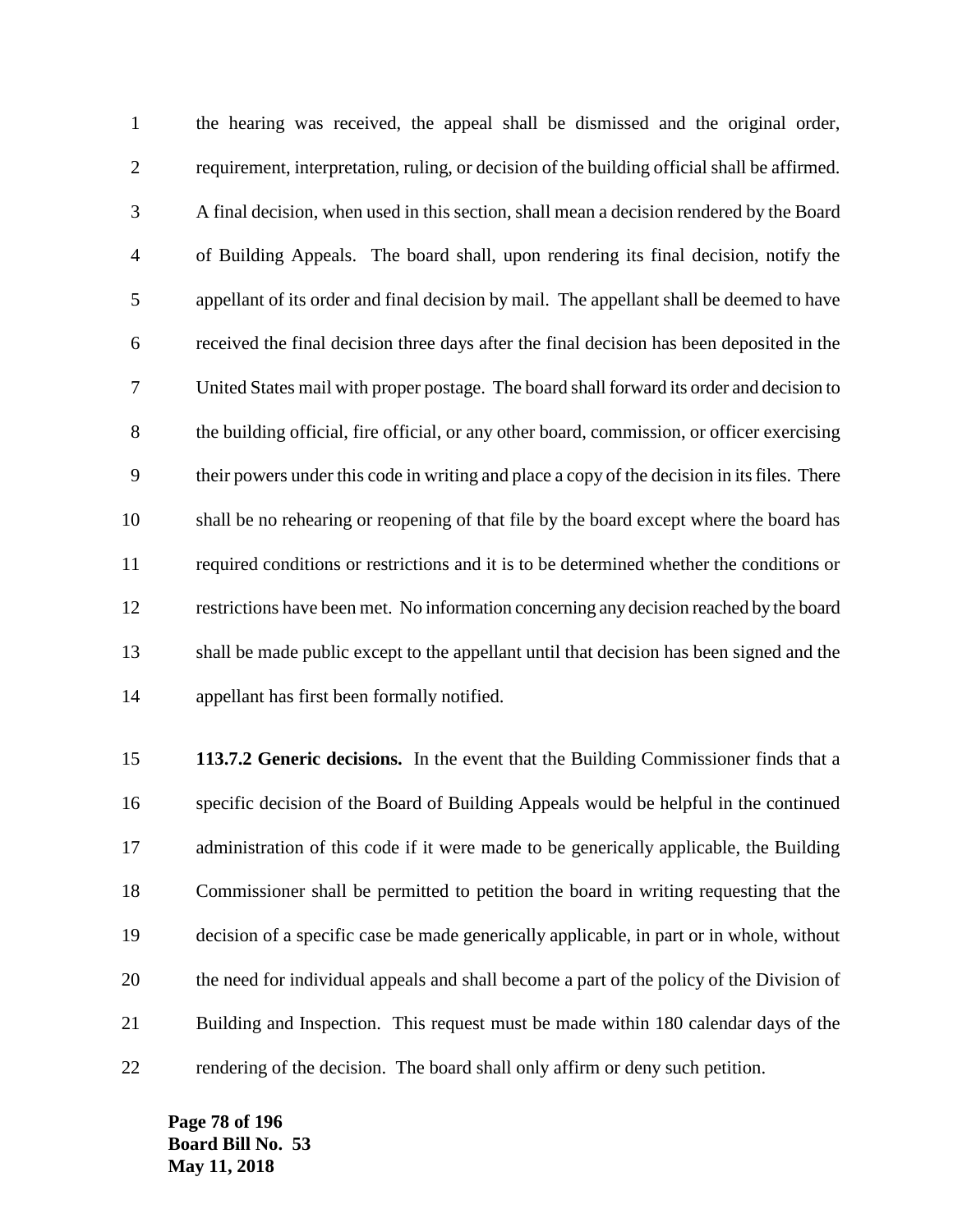the hearing was received, the appeal shall be dismissed and the original order, requirement, interpretation, ruling, or decision of the building official shall be affirmed. A final decision, when used in this section, shall mean a decision rendered by the Board of Building Appeals. The board shall, upon rendering its final decision, notify the appellant of its order and final decision by mail. The appellant shall be deemed to have received the final decision three days after the final decision has been deposited in the United States mail with proper postage. The board shall forward its order and decision to the building official, fire official, or any other board, commission, or officer exercising their powers under this code in writing and place a copy of the decision in its files. There shall be no rehearing or reopening of that file by the board except where the board has required conditions or restrictions and it is to be determined whether the conditions or restrictions have been met. No information concerning any decision reached by the board shall be made public except to the appellant until that decision has been signed and the appellant has first been formally notified.

**113.7.2 Generic decisions.** In the event that the Building Commissioner finds that a specific decision of the Board of Building Appeals would be helpful in the continued administration of this code if it were made to be generically applicable, the Building Commissioner shall be permitted to petition the board in writing requesting that the decision of a specific case be made generically applicable, in part or in whole, without the need for individual appeals and shall become a part of the policy of the Division of Building and Inspection. This request must be made within 180 calendar days of the rendering of the decision. The board shall only affirm or deny such petition.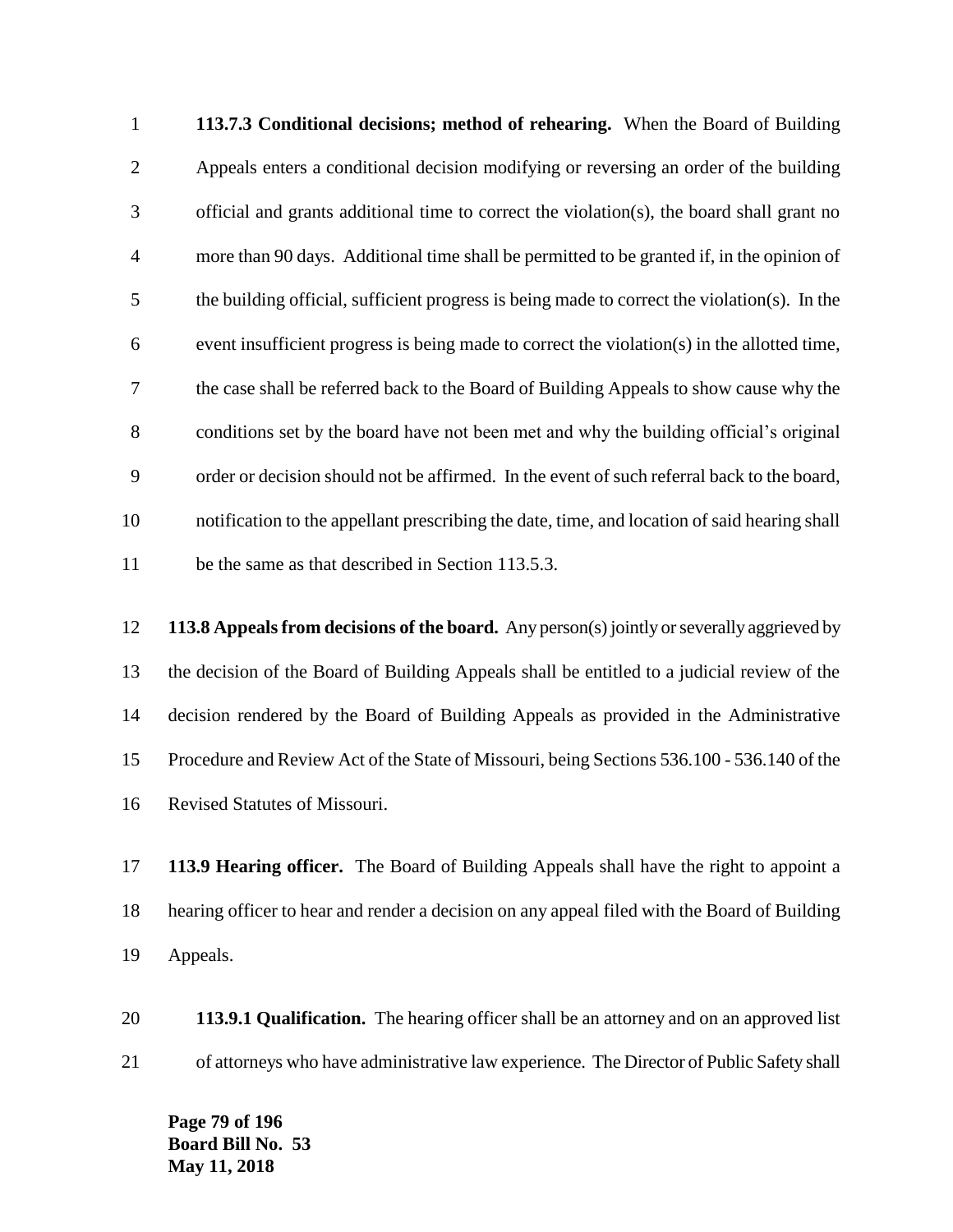**113.7.3 Conditional decisions; method of rehearing.** When the Board of Building Appeals enters a conditional decision modifying or reversing an order of the building official and grants additional time to correct the violation(s), the board shall grant no more than 90 days. Additional time shall be permitted to be granted if, in the opinion of the building official, sufficient progress is being made to correct the violation(s). In the event insufficient progress is being made to correct the violation(s) in the allotted time, the case shall be referred back to the Board of Building Appeals to show cause why the conditions set by the board have not been met and why the building official's original order or decision should not be affirmed. In the event of such referral back to the board, notification to the appellant prescribing the date, time, and location of said hearing shall be the same as that described in Section 113.5.3.

**113.8 Appeals from decisions of the board.** Any person(s) jointly or severally aggrieved by the decision of the Board of Building Appeals shall be entitled to a judicial review of the decision rendered by the Board of Building Appeals as provided in the Administrative Procedure and Review Act of the State of Missouri, being Sections 536.100 - 536.140 of the Revised Statutes of Missouri.

**113.9 Hearing officer.** The Board of Building Appeals shall have the right to appoint a hearing officer to hear and render a decision on any appeal filed with the Board of Building Appeals.

**113.9.1 Qualification.** The hearing officer shall be an attorney and on an approved list of attorneys who have administrative law experience. The Director of Public Safety shall

**Board Bill No. 53**
**May 11, 2018**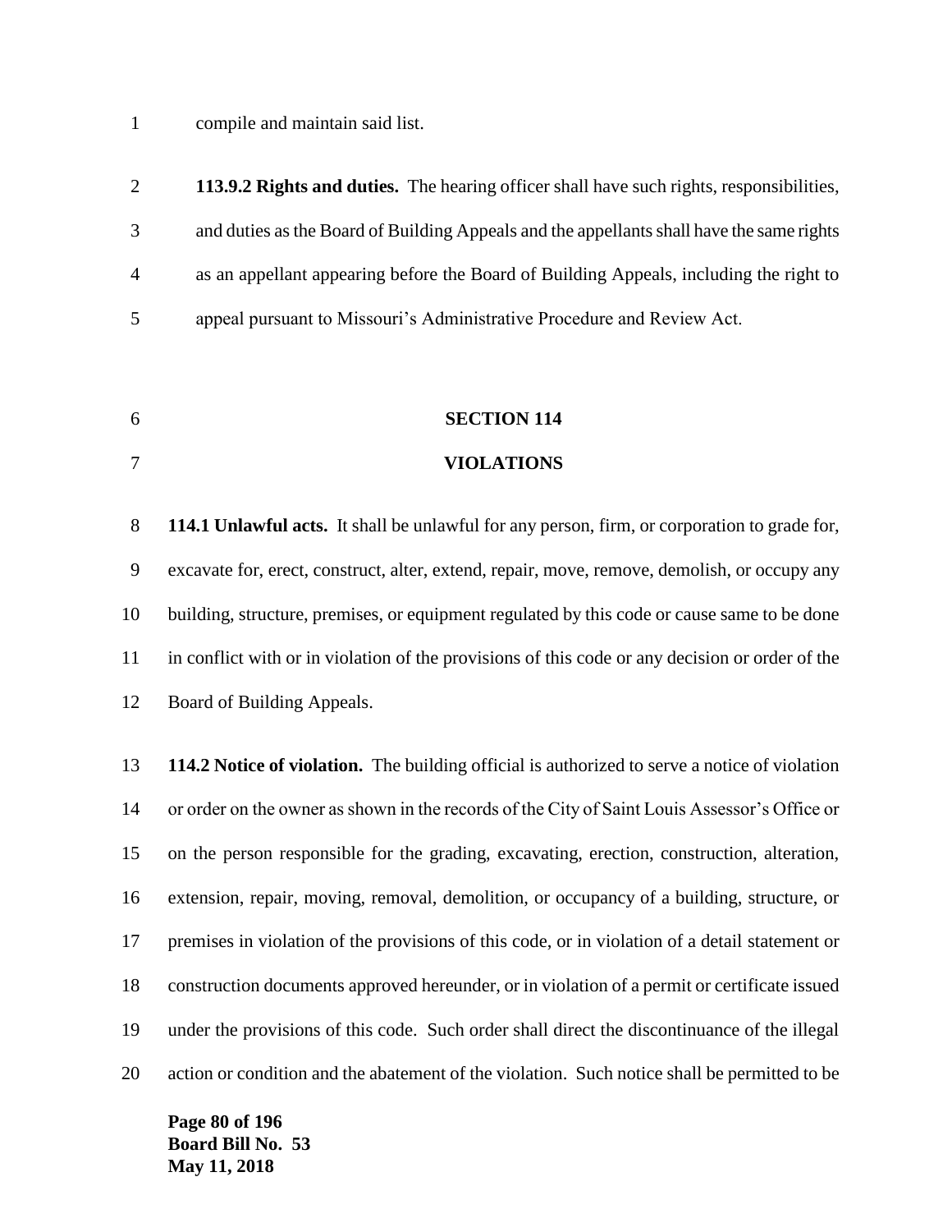compile and maintain said list.

**113.9.2 Rights and duties.** The hearing officer shall have such rights, responsibilities, and duties as the Board of Building Appeals and the appellants shall have the same rights as an appellant appearing before the Board of Building Appeals, including the right to appeal pursuant to Missouri's Administrative Procedure and Review Act.

## SECTION 114
## VIOLATIONS

**114.1 Unlawful acts.** It shall be unlawful for any person, firm, or corporation to grade for, excavate for, erect, construct, alter, extend, repair, move, remove, demolish, or occupy any building, structure, premises, or equipment regulated by this code or cause same to be done in conflict with or in violation of the provisions of this code or any decision or order of the Board of Building Appeals.

**114.2 Notice of violation.** The building official is authorized to serve a notice of violation or order on the owner as shown in the records of the City of Saint Louis Assessor's Office or on the person responsible for the grading, excavating, erection, construction, alteration, extension, repair, moving, removal, demolition, or occupancy of a building, structure, or premises in violation of the provisions of this code, or in violation of a detail statement or construction documents approved hereunder, or in violation of a permit or certificate issued under the provisions of this code. Such order shall direct the discontinuance of the illegal action or condition and the abatement of the violation. Such notice shall be permitted to be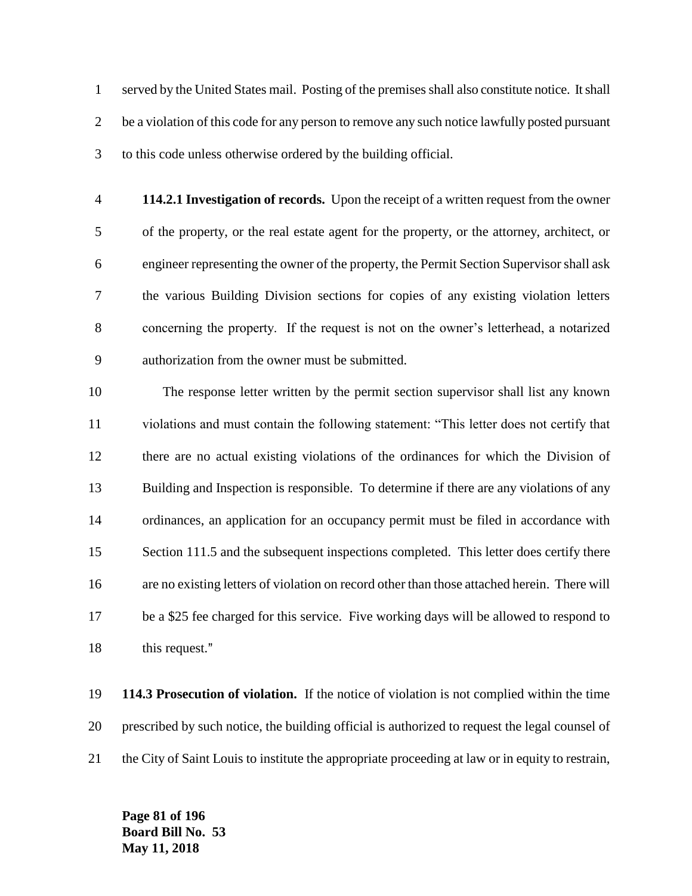served by the United States mail. Posting of the premises shall also constitute notice. It shall be a violation of this code for any person to remove any such notice lawfully posted pursuant to this code unless otherwise ordered by the building official.

**114.2.1 Investigation of records.** Upon the receipt of a written request from the owner of the property, or the real estate agent for the property, or the attorney, architect, or engineer representing the owner of the property, the Permit Section Supervisor shall ask the various Building Division sections for copies of any existing violation letters concerning the property. If the request is not on the owner's letterhead, a notarized authorization from the owner must be submitted.

The response letter written by the permit section supervisor shall list any known violations and must contain the following statement: "This letter does not certify that there are no actual existing violations of the ordinances for which the Division of Building and Inspection is responsible. To determine if there are any violations of any ordinances, an application for an occupancy permit must be filed in accordance with Section 111.5 and the subsequent inspections completed. This letter does certify there are no existing letters of violation on record other than those attached herein. There will be a $25 fee charged for this service. Five working days will be allowed to respond to this request."

**114.3 Prosecution of violation.** If the notice of violation is not complied within the time prescribed by such notice, the building official is authorized to request the legal counsel of the City of Saint Louis to institute the appropriate proceeding at law or in equity to restrain,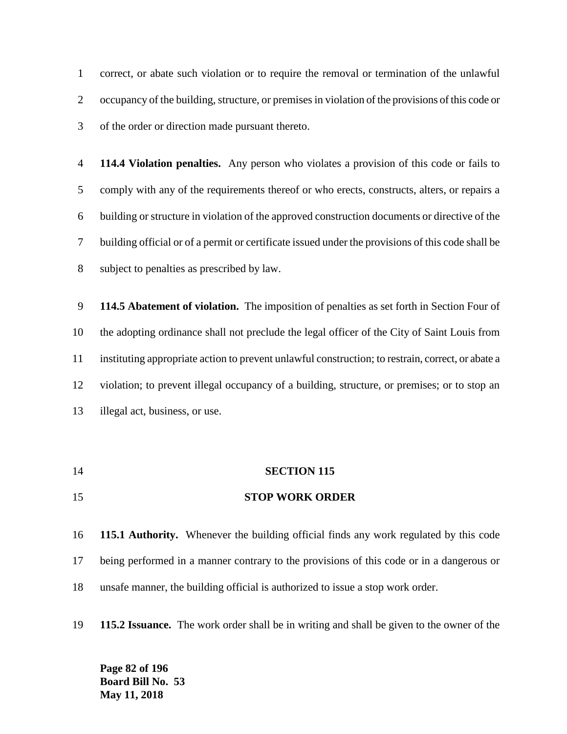correct, or abate such violation or to require the removal or termination of the unlawful occupancy of the building, structure, or premises in violation of the provisions of this code or of the order or direction made pursuant thereto.

**114.4 Violation penalties.** Any person who violates a provision of this code or fails to comply with any of the requirements thereof or who erects, constructs, alters, or repairs a building or structure in violation of the approved construction documents or directive of the building official or of a permit or certificate issued under the provisions of this code shall be subject to penalties as prescribed by law.

**114.5 Abatement of violation.** The imposition of penalties as set forth in Section Four of the adopting ordinance shall not preclude the legal officer of the City of Saint Louis from instituting appropriate action to prevent unlawful construction; to restrain, correct, or abate a violation; to prevent illegal occupancy of a building, structure, or premises; or to stop an illegal act, business, or use.

## SECTION 115

## STOP WORK ORDER

**115.1 Authority.** Whenever the building official finds any work regulated by this code being performed in a manner contrary to the provisions of this code or in a dangerous or unsafe manner, the building official is authorized to issue a stop work order.

**115.2 Issuance.** The work order shall be in writing and shall be given to the owner of the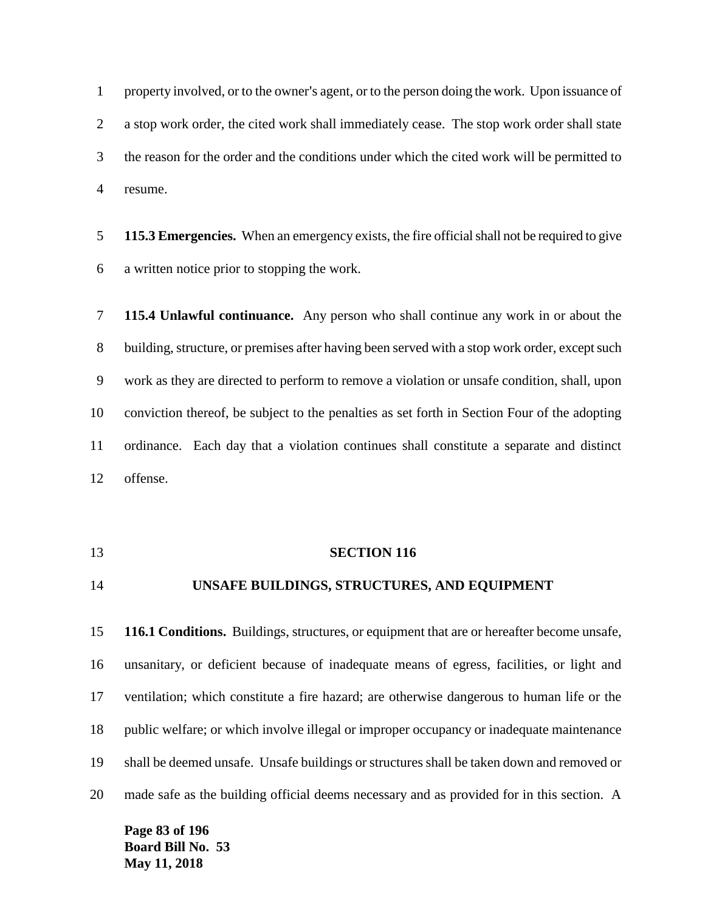property involved, or to the owner's agent, or to the person doing the work. Upon issuance of a stop work order, the cited work shall immediately cease. The stop work order shall state the reason for the order and the conditions under which the cited work will be permitted to resume.

**115.3 Emergencies.** When an emergency exists, the fire official shall not be required to give a written notice prior to stopping the work.

**115.4 Unlawful continuance.** Any person who shall continue any work in or about the building, structure, or premises after having been served with a stop work order, except such work as they are directed to perform to remove a violation or unsafe condition, shall, upon conviction thereof, be subject to the penalties as set forth in Section Four of the adopting ordinance. Each day that a violation continues shall constitute a separate and distinct offense.

## SECTION 116

## UNSAFE BUILDINGS, STRUCTURES, AND EQUIPMENT

**116.1 Conditions.** Buildings, structures, or equipment that are or hereafter become unsafe, unsanitary, or deficient because of inadequate means of egress, facilities, or light and ventilation; which constitute a fire hazard; are otherwise dangerous to human life or the public welfare; or which involve illegal or improper occupancy or inadequate maintenance shall be deemed unsafe. Unsafe buildings or structures shall be taken down and removed or made safe as the building official deems necessary and as provided for in this section. A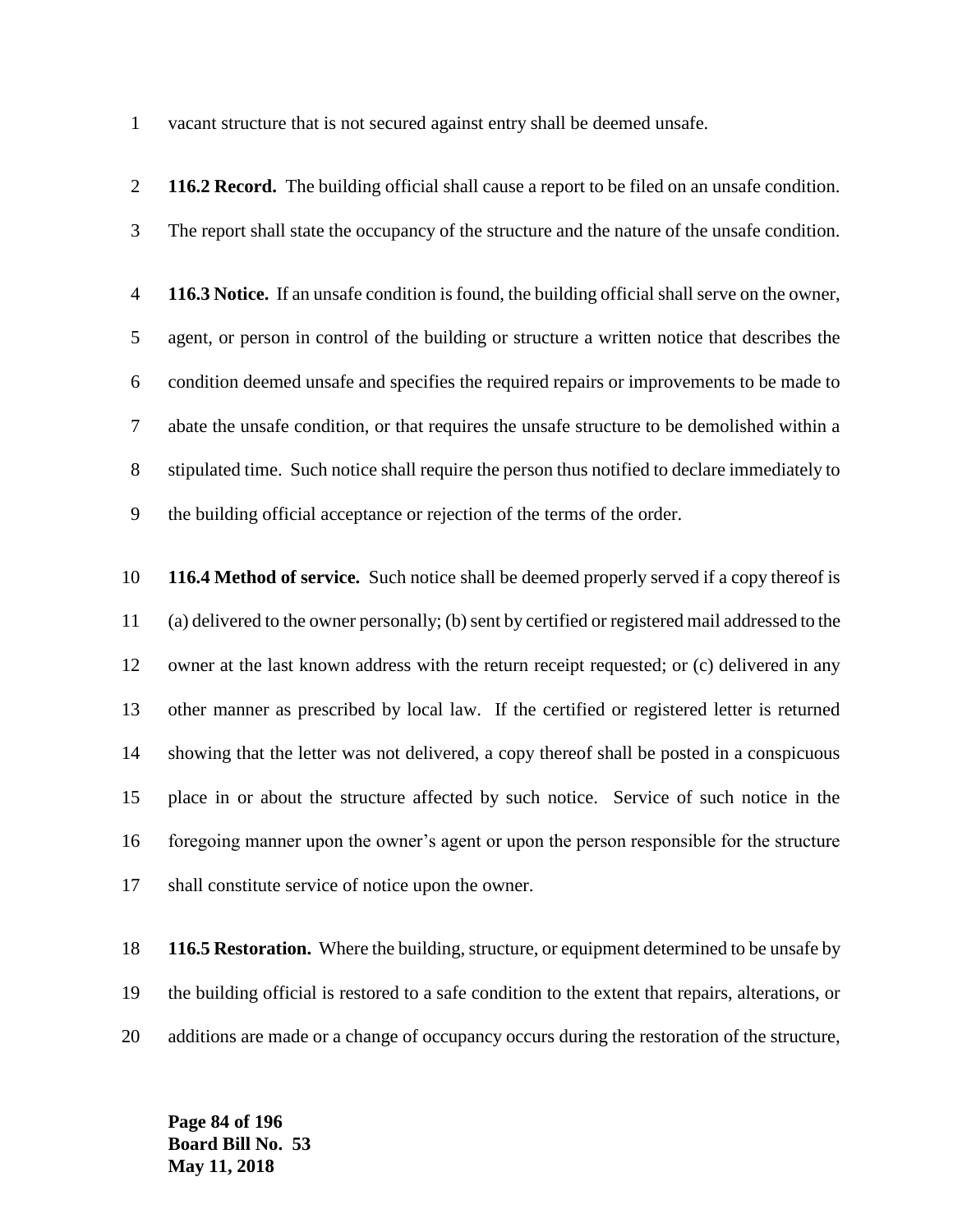vacant structure that is not secured against entry shall be deemed unsafe.

**116.2 Record.** The building official shall cause a report to be filed on an unsafe condition. The report shall state the occupancy of the structure and the nature of the unsafe condition.

**116.3 Notice.** If an unsafe condition is found, the building official shall serve on the owner, agent, or person in control of the building or structure a written notice that describes the condition deemed unsafe and specifies the required repairs or improvements to be made to abate the unsafe condition, or that requires the unsafe structure to be demolished within a stipulated time. Such notice shall require the person thus notified to declare immediately to the building official acceptance or rejection of the terms of the order.

**116.4 Method of service.** Such notice shall be deemed properly served if a copy thereof is (a) delivered to the owner personally; (b) sent by certified or registered mail addressed to the owner at the last known address with the return receipt requested; or (c) delivered in any other manner as prescribed by local law. If the certified or registered letter is returned showing that the letter was not delivered, a copy thereof shall be posted in a conspicuous place in or about the structure affected by such notice. Service of such notice in the foregoing manner upon the owner's agent or upon the person responsible for the structure shall constitute service of notice upon the owner.

**116.5 Restoration.** Where the building, structure, or equipment determined to be unsafe by the building official is restored to a safe condition to the extent that repairs, alterations, or additions are made or a change of occupancy occurs during the restoration of the structure,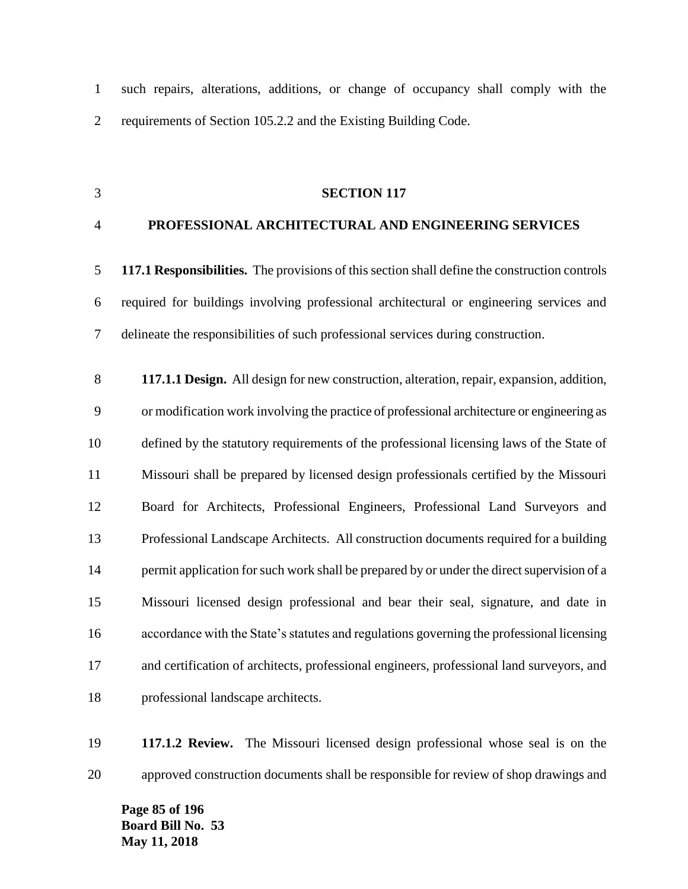such repairs, alterations, additions, or change of occupancy shall comply with the requirements of Section 105.2.2 and the Existing Building Code.

## SECTION 117

## PROFESSIONAL ARCHITECTURAL AND ENGINEERING SERVICES

**117.1 Responsibilities.** The provisions of this section shall define the construction controls required for buildings involving professional architectural or engineering services and delineate the responsibilities of such professional services during construction.

**117.1.1 Design.** All design for new construction, alteration, repair, expansion, addition, or modification work involving the practice of professional architecture or engineering as defined by the statutory requirements of the professional licensing laws of the State of Missouri shall be prepared by licensed design professionals certified by the Missouri Board for Architects, Professional Engineers, Professional Land Surveyors and Professional Landscape Architects. All construction documents required for a building permit application for such work shall be prepared by or under the direct supervision of a Missouri licensed design professional and bear their seal, signature, and date in accordance with the State's statutes and regulations governing the professional licensing and certification of architects, professional engineers, professional land surveyors, and professional landscape architects.

**117.1.2 Review.** The Missouri licensed design professional whose seal is on the approved construction documents shall be responsible for review of shop drawings and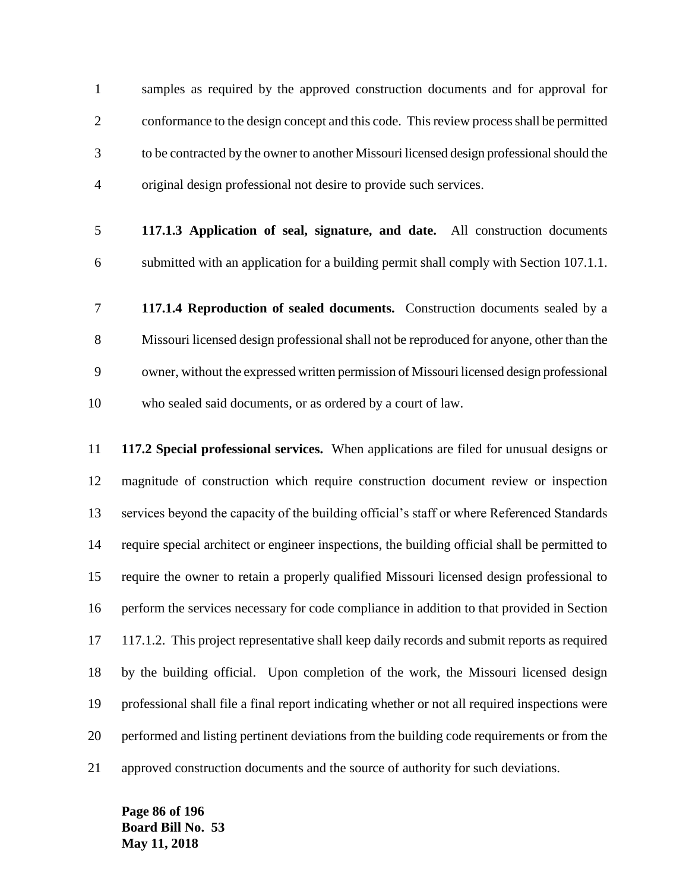samples as required by the approved construction documents and for approval for conformance to the design concept and this code. This review process shall be permitted to be contracted by the owner to another Missouri licensed design professional should the original design professional not desire to provide such services.

**117.1.3 Application of seal, signature, and date.** All construction documents submitted with an application for a building permit shall comply with Section 107.1.1.

**117.1.4 Reproduction of sealed documents.** Construction documents sealed by a Missouri licensed design professional shall not be reproduced for anyone, other than the owner, without the expressed written permission of Missouri licensed design professional who sealed said documents, or as ordered by a court of law.

**117.2 Special professional services.** When applications are filed for unusual designs or magnitude of construction which require construction document review or inspection services beyond the capacity of the building official's staff or where Referenced Standards require special architect or engineer inspections, the building official shall be permitted to require the owner to retain a properly qualified Missouri licensed design professional to perform the services necessary for code compliance in addition to that provided in Section 117.1.2. This project representative shall keep daily records and submit reports as required by the building official. Upon completion of the work, the Missouri licensed design professional shall file a final report indicating whether or not all required inspections were performed and listing pertinent deviations from the building code requirements or from the approved construction documents and the source of authority for such deviations.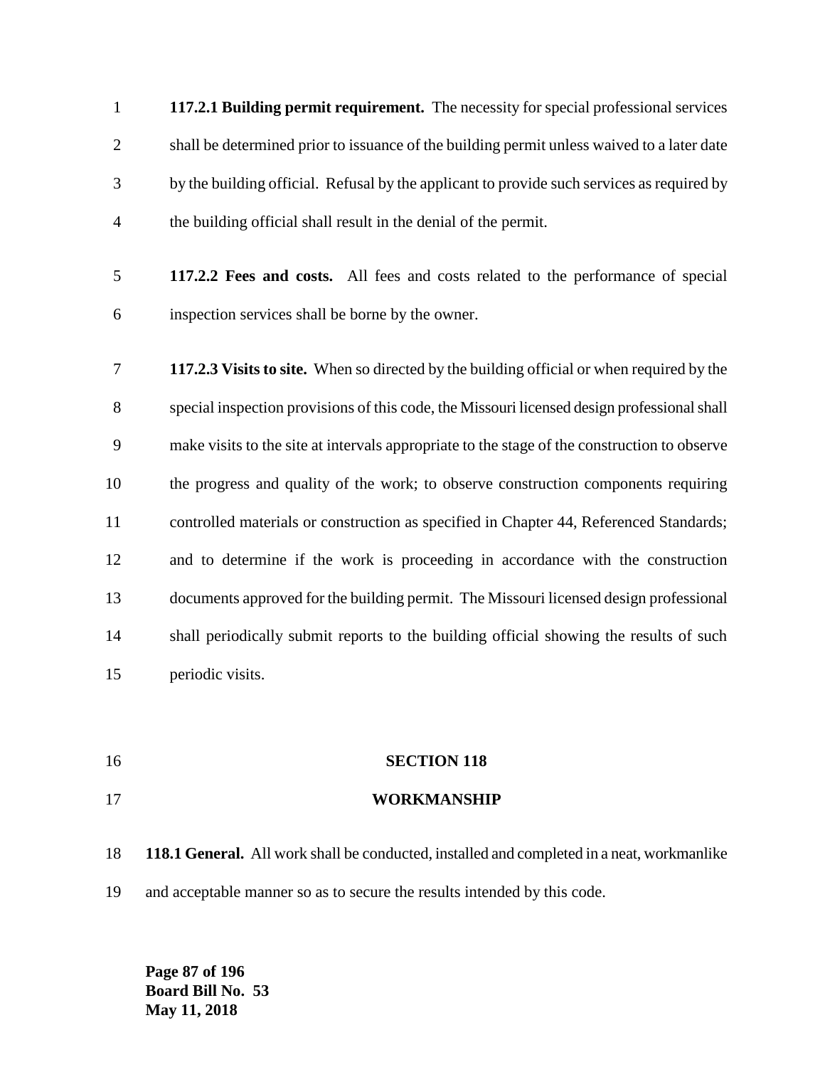**117.2.1 Building permit requirement.** The necessity for special professional services shall be determined prior to issuance of the building permit unless waived to a later date by the building official. Refusal by the applicant to provide such services as required by the building official shall result in the denial of the permit.

**117.2.2 Fees and costs.** All fees and costs related to the performance of special inspection services shall be borne by the owner.

**117.2.3 Visits to site.** When so directed by the building official or when required by the special inspection provisions of this code, the Missouri licensed design professional shall make visits to the site at intervals appropriate to the stage of the construction to observe the progress and quality of the work; to observe construction components requiring controlled materials or construction as specified in Chapter 44, Referenced Standards; and to determine if the work is proceeding in accordance with the construction documents approved for the building permit. The Missouri licensed design professional shall periodically submit reports to the building official showing the results of such periodic visits.

## SECTION 118

## WORKMANSHIP

**118.1 General.** All work shall be conducted, installed and completed in a neat, workmanlike and acceptable manner so as to secure the results intended by this code.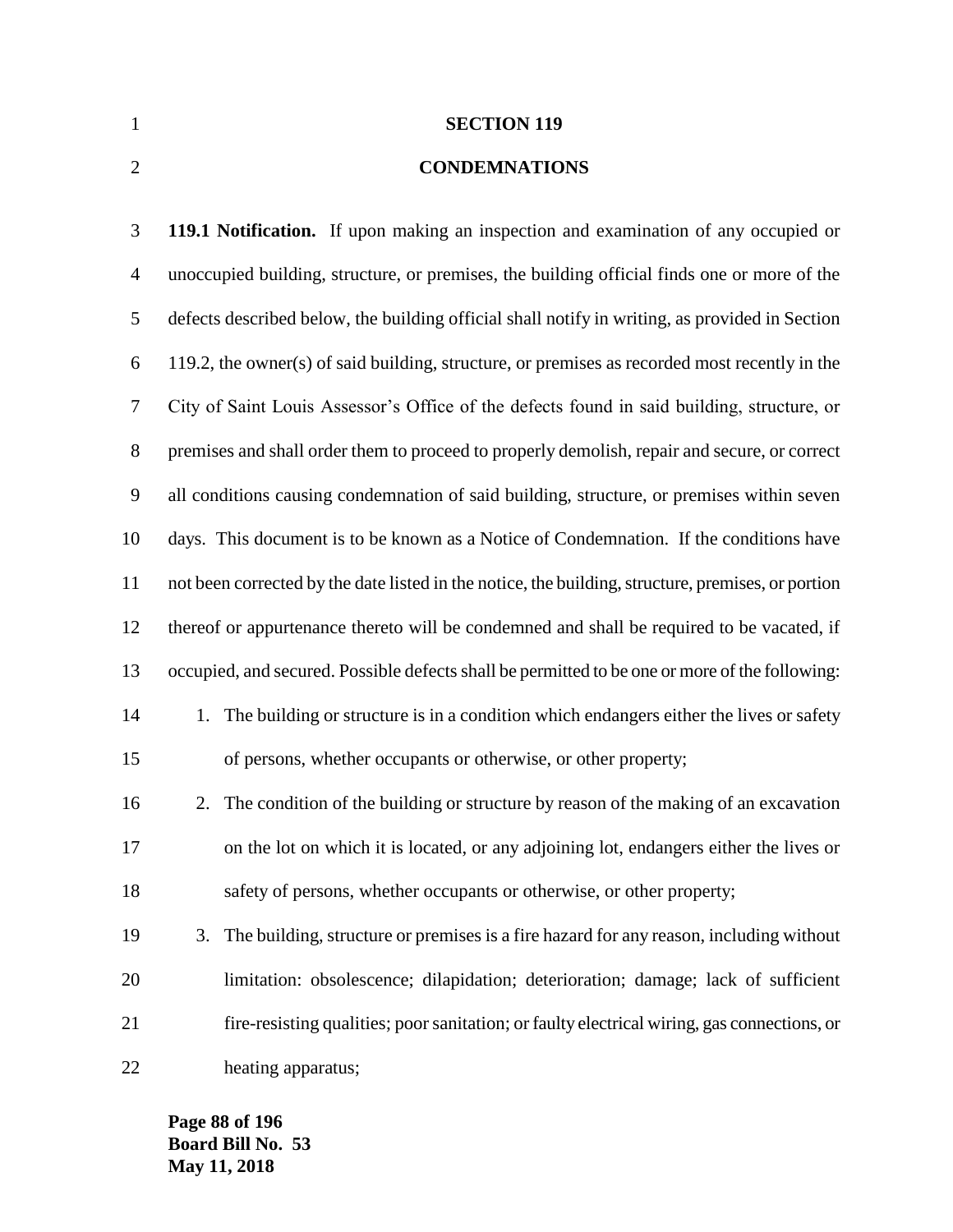# SECTION 119

# CONDEMNATIONS

**119.1 Notification.** If upon making an inspection and examination of any occupied or unoccupied building, structure, or premises, the building official finds one or more of the defects described below, the building official shall notify in writing, as provided in Section 119.2, the owner(s) of said building, structure, or premises as recorded most recently in the City of Saint Louis Assessor's Office of the defects found in said building, structure, or premises and shall order them to proceed to properly demolish, repair and secure, or correct all conditions causing condemnation of said building, structure, or premises within seven days. This document is to be known as a Notice of Condemnation. If the conditions have not been corrected by the date listed in the notice, the building, structure, premises, or portion thereof or appurtenance thereto will be condemned and shall be required to be vacated, if occupied, and secured. Possible defects shall be permitted to be one or more of the following:

1. The building or structure is in a condition which endangers either the lives or safety of persons, whether occupants or otherwise, or other property;
2. The condition of the building or structure by reason of the making of an excavation on the lot on which it is located, or any adjoining lot, endangers either the lives or safety of persons, whether occupants or otherwise, or other property;
3. The building, structure or premises is a fire hazard for any reason, including without limitation: obsolescence; dilapidation; deterioration; damage; lack of sufficient fire-resisting qualities; poor sanitation; or faulty electrical wiring, gas connections, or heating apparatus;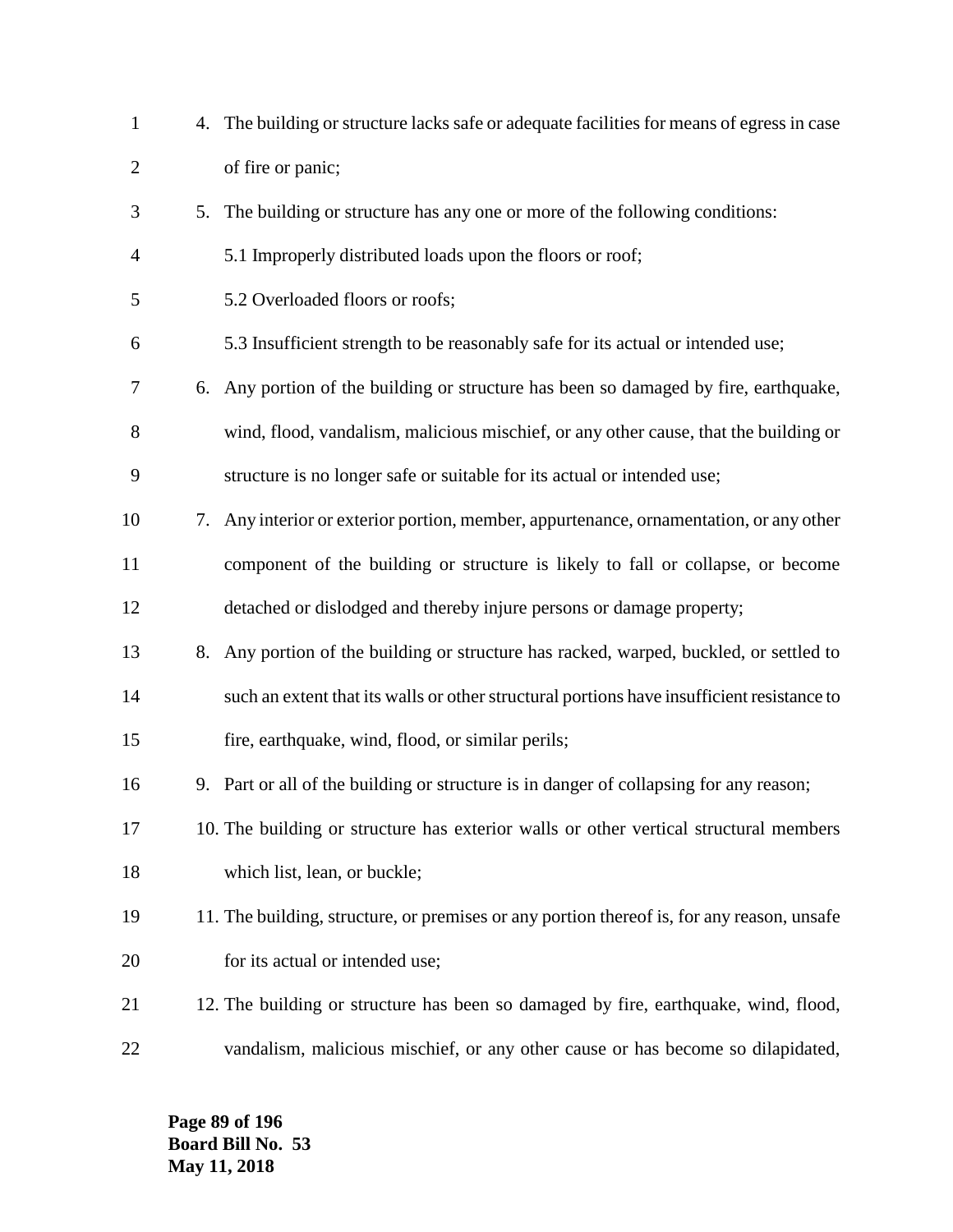4. The building or structure lacks safe or adequate facilities for means of egress in case of fire or panic;
5. The building or structure has any one or more of the following conditions:

   5.1 Improperly distributed loads upon the floors or roof;

   5.2 Overloaded floors or roofs;

   5.3 Insufficient strength to be reasonably safe for its actual or intended use;
6. Any portion of the building or structure has been so damaged by fire, earthquake, wind, flood, vandalism, malicious mischief, or any other cause, that the building or structure is no longer safe or suitable for its actual or intended use;
7. Any interior or exterior portion, member, appurtenance, ornamentation, or any other component of the building or structure is likely to fall or collapse, or become detached or dislodged and thereby injure persons or damage property;
8. Any portion of the building or structure has racked, warped, buckled, or settled to such an extent that its walls or other structural portions have insufficient resistance to fire, earthquake, wind, flood, or similar perils;
9. Part or all of the building or structure is in danger of collapsing for any reason;
10. The building or structure has exterior walls or other vertical structural members which list, lean, or buckle;
11. The building, structure, or premises or any portion thereof is, for any reason, unsafe for its actual or intended use;
12. The building or structure has been so damaged by fire, earthquake, wind, flood, vandalism, malicious mischief, or any other cause or has become so dilapidated,

**Board Bill No. 53**
**May 11, 2018**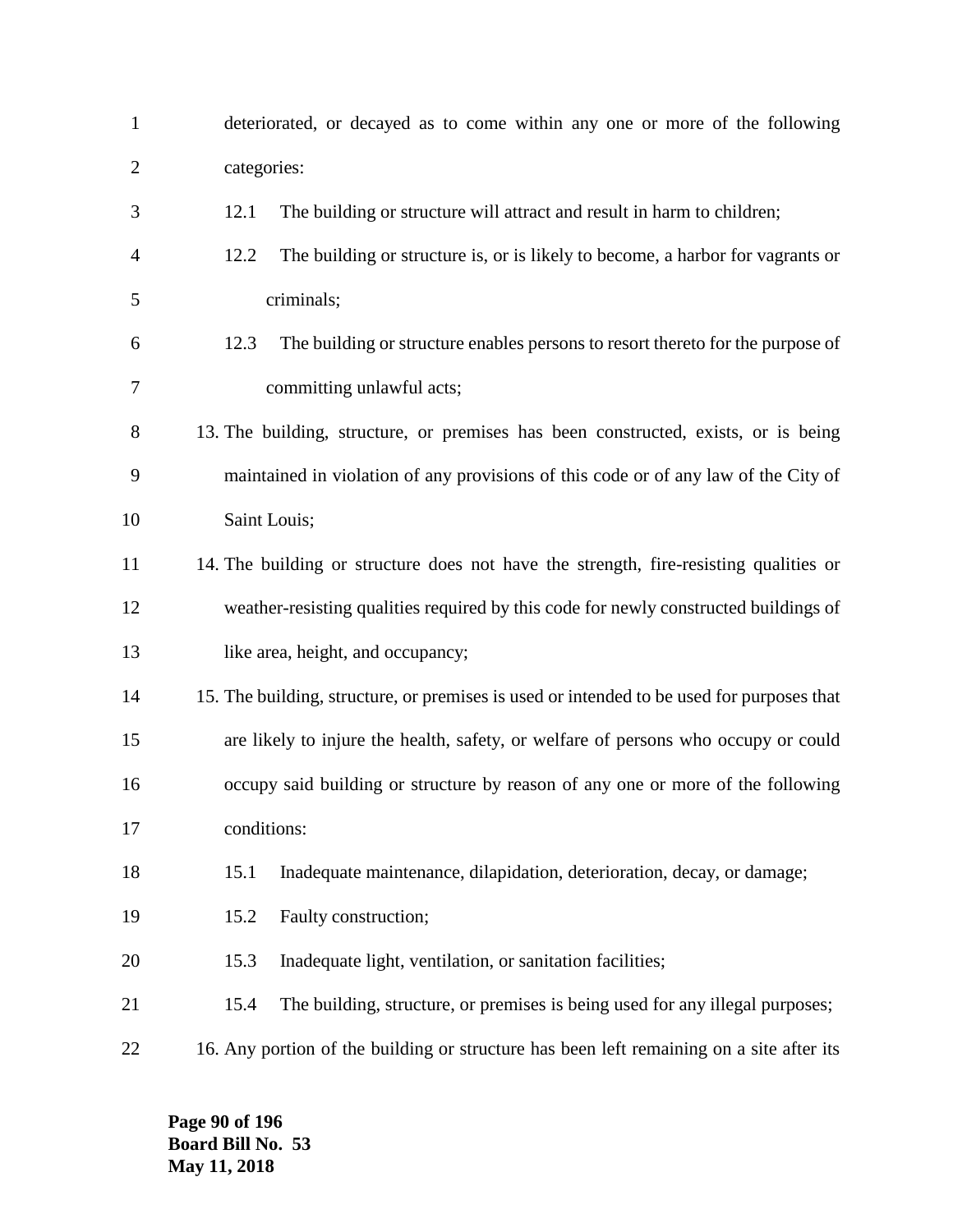deteriorated, or decayed as to come within any one or more of the following categories:

12.1 The building or structure will attract and result in harm to children;

12.2 The building or structure is, or is likely to become, a harbor for vagrants or criminals;

12.3 The building or structure enables persons to resort thereto for the purpose of committing unlawful acts;

13. The building, structure, or premises has been constructed, exists, or is being maintained in violation of any provisions of this code or of any law of the City of Saint Louis;

14. The building or structure does not have the strength, fire-resisting qualities or weather-resisting qualities required by this code for newly constructed buildings of like area, height, and occupancy;

15. The building, structure, or premises is used or intended to be used for purposes that are likely to injure the health, safety, or welfare of persons who occupy or could occupy said building or structure by reason of any one or more of the following conditions:

15.1 Inadequate maintenance, dilapidation, deterioration, decay, or damage;

15.2 Faulty construction;

15.3 Inadequate light, ventilation, or sanitation facilities;

15.4 The building, structure, or premises is being used for any illegal purposes;

16. Any portion of the building or structure has been left remaining on a site after its

**Board Bill No. 53**
**May 11, 2018**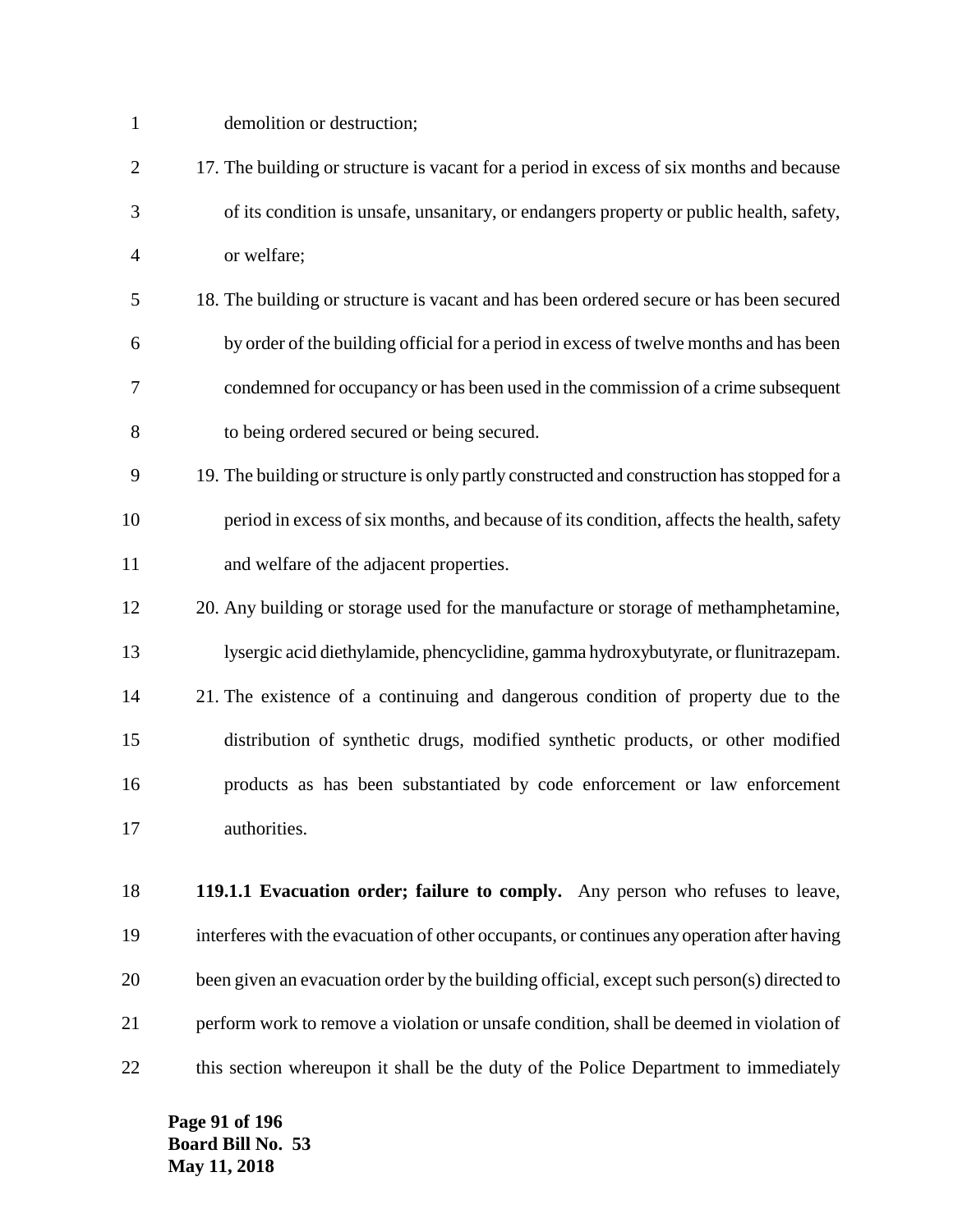demolition or destruction;

17. The building or structure is vacant for a period in excess of six months and because of its condition is unsafe, unsanitary, or endangers property or public health, safety, or welfare;
18. The building or structure is vacant and has been ordered secure or has been secured by order of the building official for a period in excess of twelve months and has been condemned for occupancy or has been used in the commission of a crime subsequent to being ordered secured or being secured.
19. The building or structure is only partly constructed and construction has stopped for a period in excess of six months, and because of its condition, affects the health, safety and welfare of the adjacent properties.
20. Any building or storage used for the manufacture or storage of methamphetamine, lysergic acid diethylamide, phencyclidine, gamma hydroxybutyrate, or flunitrazepam.
21. The existence of a continuing and dangerous condition of property due to the distribution of synthetic drugs, modified synthetic products, or other modified products as has been substantiated by code enforcement or law enforcement authorities.

**119.1.1 Evacuation order; failure to comply.** Any person who refuses to leave, interferes with the evacuation of other occupants, or continues any operation after having been given an evacuation order by the building official, except such person(s) directed to perform work to remove a violation or unsafe condition, shall be deemed in violation of this section whereupon it shall be the duty of the Police Department to immediately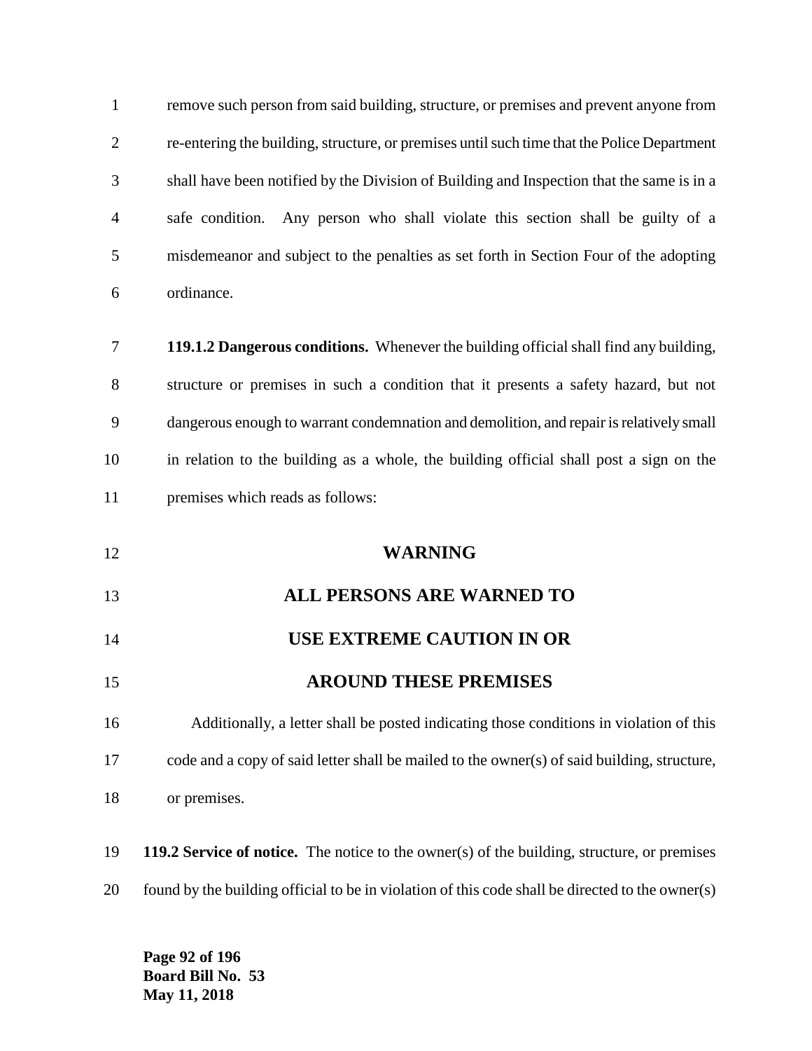remove such person from said building, structure, or premises and prevent anyone from re-entering the building, structure, or premises until such time that the Police Department shall have been notified by the Division of Building and Inspection that the same is in a safe condition. Any person who shall violate this section shall be guilty of a misdemeanor and subject to the penalties as set forth in Section Four of the adopting ordinance.

**119.1.2 Dangerous conditions.** Whenever the building official shall find any building, structure or premises in such a condition that it presents a safety hazard, but not dangerous enough to warrant condemnation and demolition, and repair is relatively small in relation to the building as a whole, the building official shall post a sign on the premises which reads as follows:

**WARNING**

**ALL PERSONS ARE WARNED TO**

**USE EXTREME CAUTION IN OR**

**AROUND THESE PREMISES**

Additionally, a letter shall be posted indicating those conditions in violation of this code and a copy of said letter shall be mailed to the owner(s) of said building, structure, or premises.

**119.2 Service of notice.** The notice to the owner(s) of the building, structure, or premises found by the building official to be in violation of this code shall be directed to the owner(s)

**Board Bill No. 53**
**May 11, 2018**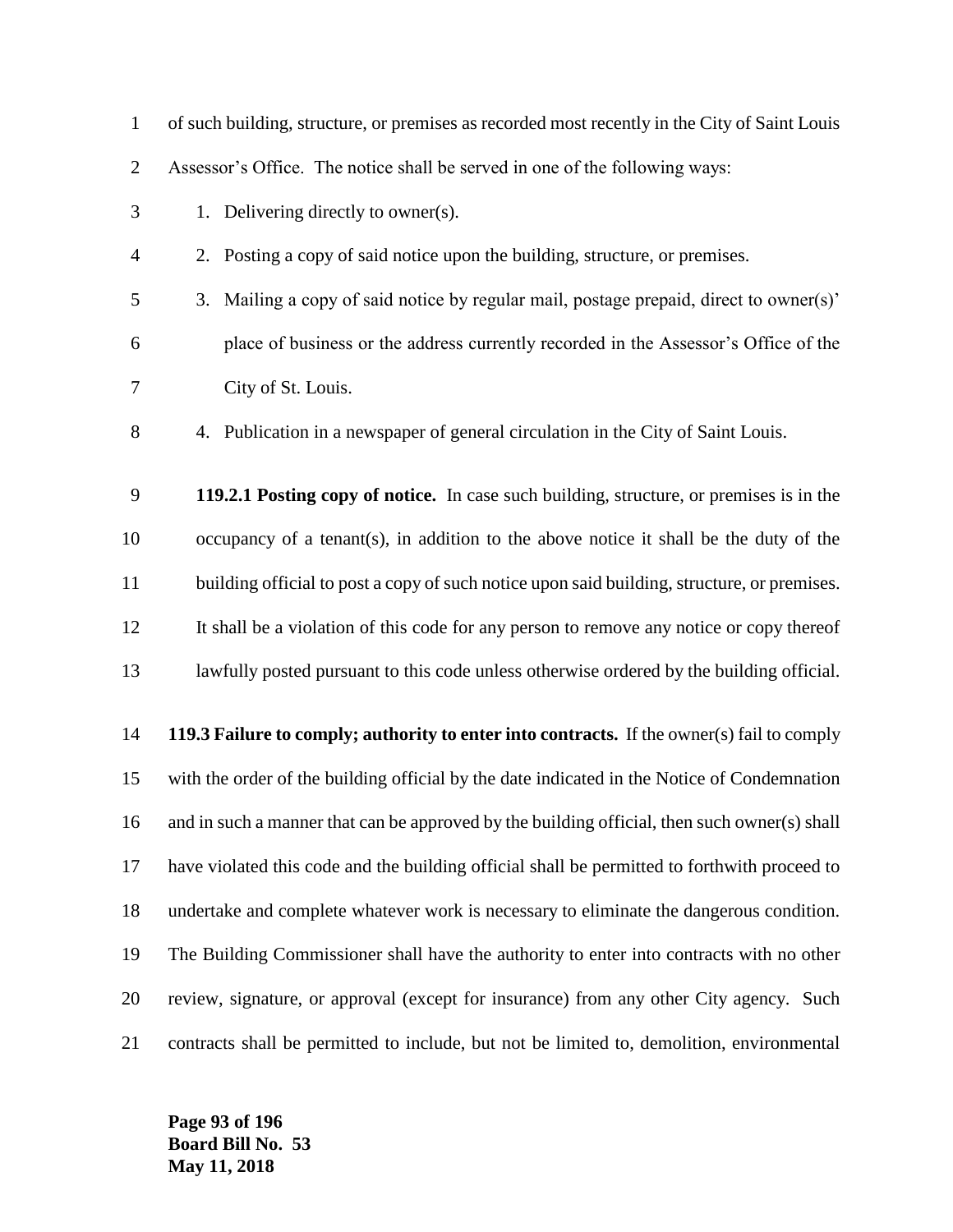of such building, structure, or premises as recorded most recently in the City of Saint Louis Assessor's Office. The notice shall be served in one of the following ways:

1. Delivering directly to owner(s).
2. Posting a copy of said notice upon the building, structure, or premises.
3. Mailing a copy of said notice by regular mail, postage prepaid, direct to owner(s)' place of business or the address currently recorded in the Assessor's Office of the City of St. Louis.
4. Publication in a newspaper of general circulation in the City of Saint Louis.

**119.2.1 Posting copy of notice.** In case such building, structure, or premises is in the occupancy of a tenant(s), in addition to the above notice it shall be the duty of the building official to post a copy of such notice upon said building, structure, or premises. It shall be a violation of this code for any person to remove any notice or copy thereof lawfully posted pursuant to this code unless otherwise ordered by the building official.

**119.3 Failure to comply; authority to enter into contracts.** If the owner(s) fail to comply with the order of the building official by the date indicated in the Notice of Condemnation and in such a manner that can be approved by the building official, then such owner(s) shall have violated this code and the building official shall be permitted to forthwith proceed to undertake and complete whatever work is necessary to eliminate the dangerous condition. The Building Commissioner shall have the authority to enter into contracts with no other review, signature, or approval (except for insurance) from any other City agency. Such contracts shall be permitted to include, but not be limited to, demolition, environmental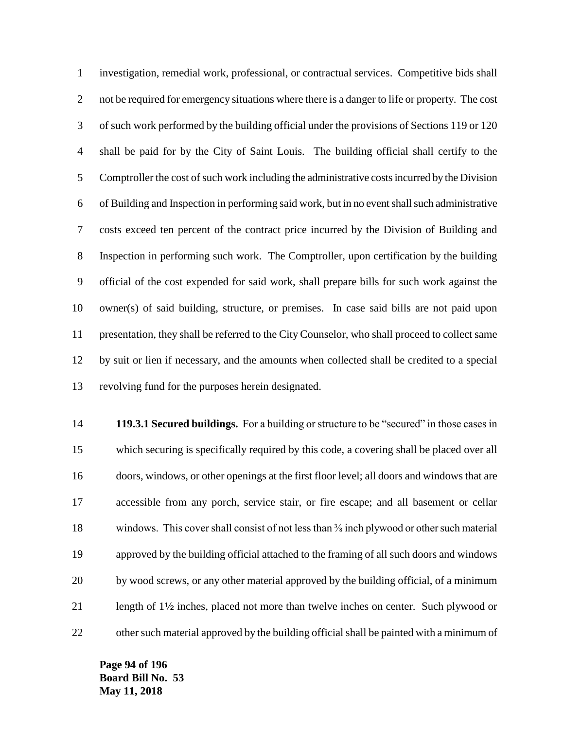investigation, remedial work, professional, or contractual services. Competitive bids shall not be required for emergency situations where there is a danger to life or property. The cost of such work performed by the building official under the provisions of Sections 119 or 120 shall be paid for by the City of Saint Louis. The building official shall certify to the Comptroller the cost of such work including the administrative costs incurred by the Division of Building and Inspection in performing said work, but in no event shall such administrative costs exceed ten percent of the contract price incurred by the Division of Building and Inspection in performing such work. The Comptroller, upon certification by the building official of the cost expended for said work, shall prepare bills for such work against the owner(s) of said building, structure, or premises. In case said bills are not paid upon presentation, they shall be referred to the City Counselor, who shall proceed to collect same by suit or lien if necessary, and the amounts when collected shall be credited to a special revolving fund for the purposes herein designated.

**119.3.1 Secured buildings.** For a building or structure to be "secured" in those cases in which securing is specifically required by this code, a covering shall be placed over all doors, windows, or other openings at the first floor level; all doors and windows that are accessible from any porch, service stair, or fire escape; and all basement or cellar windows. This cover shall consist of not less than ⅜ inch plywood or other such material approved by the building official attached to the framing of all such doors and windows by wood screws, or any other material approved by the building official, of a minimum length of 1½ inches, placed not more than twelve inches on center. Such plywood or other such material approved by the building official shall be painted with a minimum of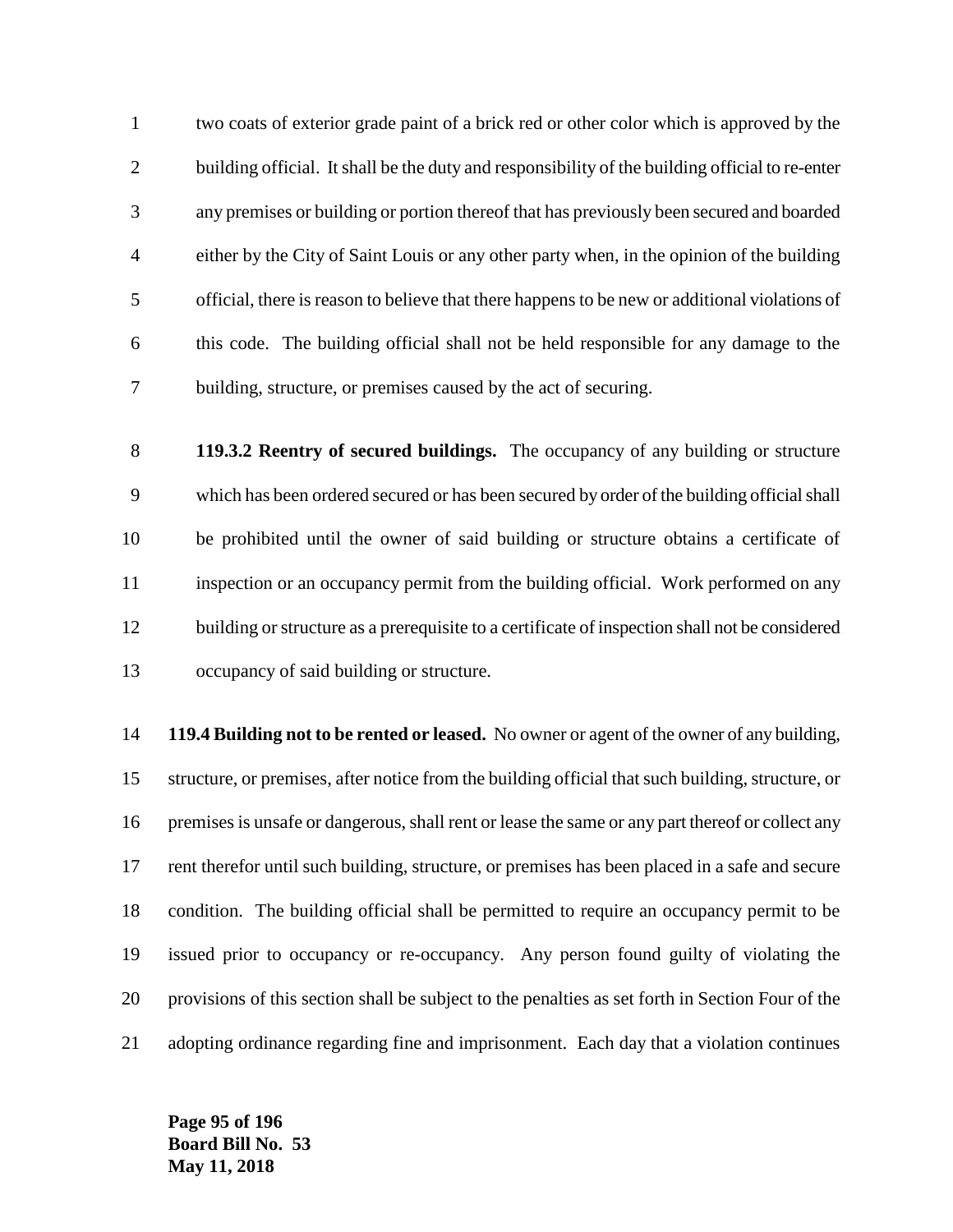two coats of exterior grade paint of a brick red or other color which is approved by the building official. It shall be the duty and responsibility of the building official to re-enter any premises or building or portion thereof that has previously been secured and boarded either by the City of Saint Louis or any other party when, in the opinion of the building official, there is reason to believe that there happens to be new or additional violations of this code. The building official shall not be held responsible for any damage to the building, structure, or premises caused by the act of securing.

**119.3.2 Reentry of secured buildings.** The occupancy of any building or structure which has been ordered secured or has been secured by order of the building official shall be prohibited until the owner of said building or structure obtains a certificate of inspection or an occupancy permit from the building official. Work performed on any building or structure as a prerequisite to a certificate of inspection shall not be considered occupancy of said building or structure.

**119.4 Building not to be rented or leased.** No owner or agent of the owner of any building, structure, or premises, after notice from the building official that such building, structure, or premises is unsafe or dangerous, shall rent or lease the same or any part thereof or collect any rent therefor until such building, structure, or premises has been placed in a safe and secure condition. The building official shall be permitted to require an occupancy permit to be issued prior to occupancy or re-occupancy. Any person found guilty of violating the provisions of this section shall be subject to the penalties as set forth in Section Four of the adopting ordinance regarding fine and imprisonment. Each day that a violation continues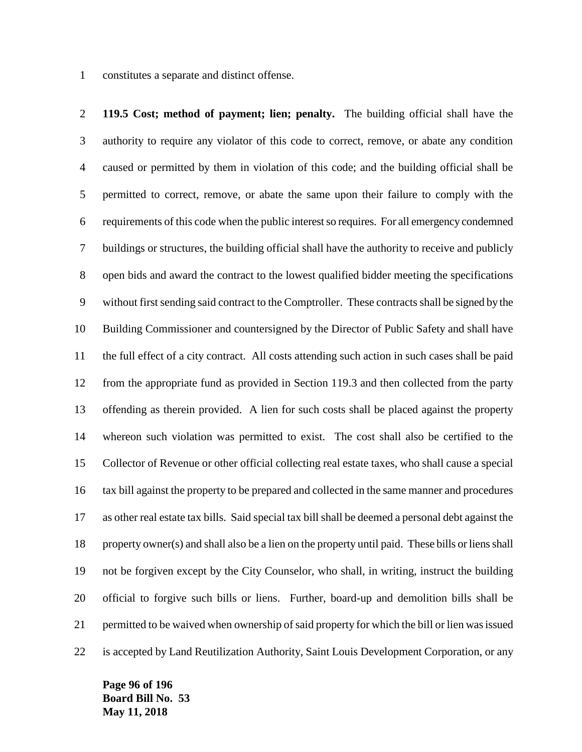constitutes a separate and distinct offense.

**119.5 Cost; method of payment; lien; penalty.** The building official shall have the authority to require any violator of this code to correct, remove, or abate any condition caused or permitted by them in violation of this code; and the building official shall be permitted to correct, remove, or abate the same upon their failure to comply with the requirements of this code when the public interest so requires. For all emergency condemned buildings or structures, the building official shall have the authority to receive and publicly open bids and award the contract to the lowest qualified bidder meeting the specifications without first sending said contract to the Comptroller. These contracts shall be signed by the Building Commissioner and countersigned by the Director of Public Safety and shall have the full effect of a city contract. All costs attending such action in such cases shall be paid from the appropriate fund as provided in Section 119.3 and then collected from the party offending as therein provided. A lien for such costs shall be placed against the property whereon such violation was permitted to exist. The cost shall also be certified to the Collector of Revenue or other official collecting real estate taxes, who shall cause a special tax bill against the property to be prepared and collected in the same manner and procedures as other real estate tax bills. Said special tax bill shall be deemed a personal debt against the property owner(s) and shall also be a lien on the property until paid. These bills or liens shall not be forgiven except by the City Counselor, who shall, in writing, instruct the building official to forgive such bills or liens. Further, board-up and demolition bills shall be permitted to be waived when ownership of said property for which the bill or lien was issued is accepted by Land Reutilization Authority, Saint Louis Development Corporation, or any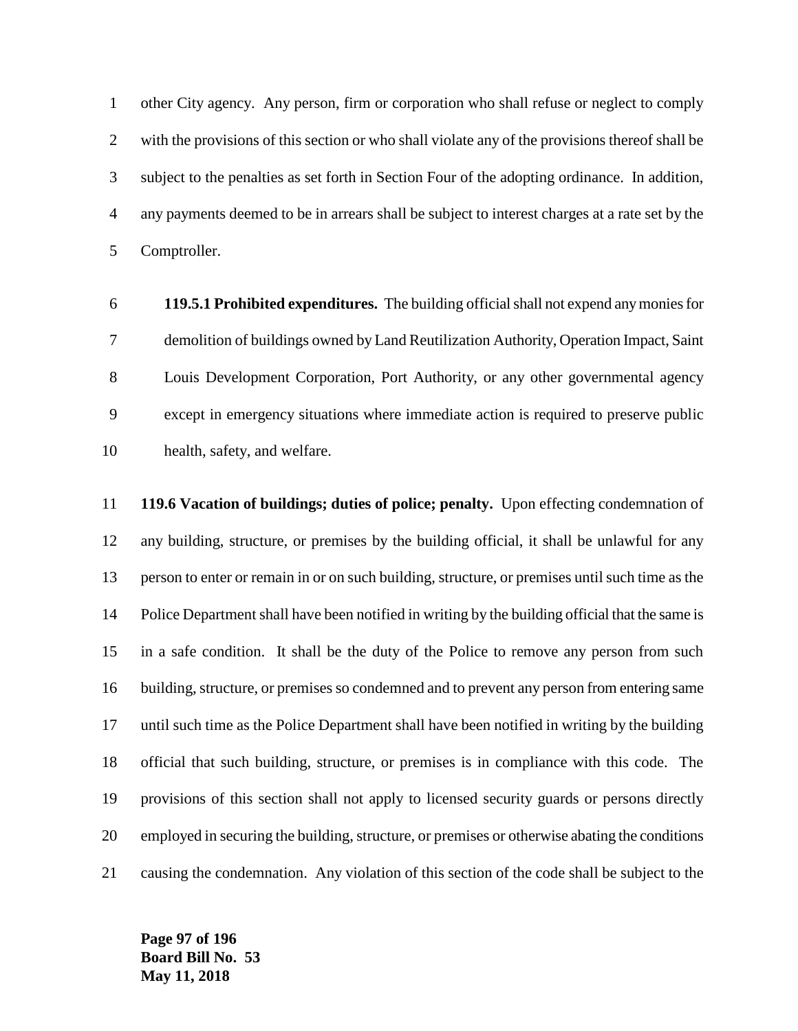other City agency. Any person, firm or corporation who shall refuse or neglect to comply with the provisions of this section or who shall violate any of the provisions thereof shall be subject to the penalties as set forth in Section Four of the adopting ordinance. In addition, any payments deemed to be in arrears shall be subject to interest charges at a rate set by the Comptroller.

**119.5.1 Prohibited expenditures.** The building official shall not expend any monies for demolition of buildings owned by Land Reutilization Authority, Operation Impact, Saint Louis Development Corporation, Port Authority, or any other governmental agency except in emergency situations where immediate action is required to preserve public health, safety, and welfare.

**119.6 Vacation of buildings; duties of police; penalty.** Upon effecting condemnation of any building, structure, or premises by the building official, it shall be unlawful for any person to enter or remain in or on such building, structure, or premises until such time as the Police Department shall have been notified in writing by the building official that the same is in a safe condition. It shall be the duty of the Police to remove any person from such building, structure, or premises so condemned and to prevent any person from entering same until such time as the Police Department shall have been notified in writing by the building official that such building, structure, or premises is in compliance with this code. The provisions of this section shall not apply to licensed security guards or persons directly employed in securing the building, structure, or premises or otherwise abating the conditions causing the condemnation. Any violation of this section of the code shall be subject to the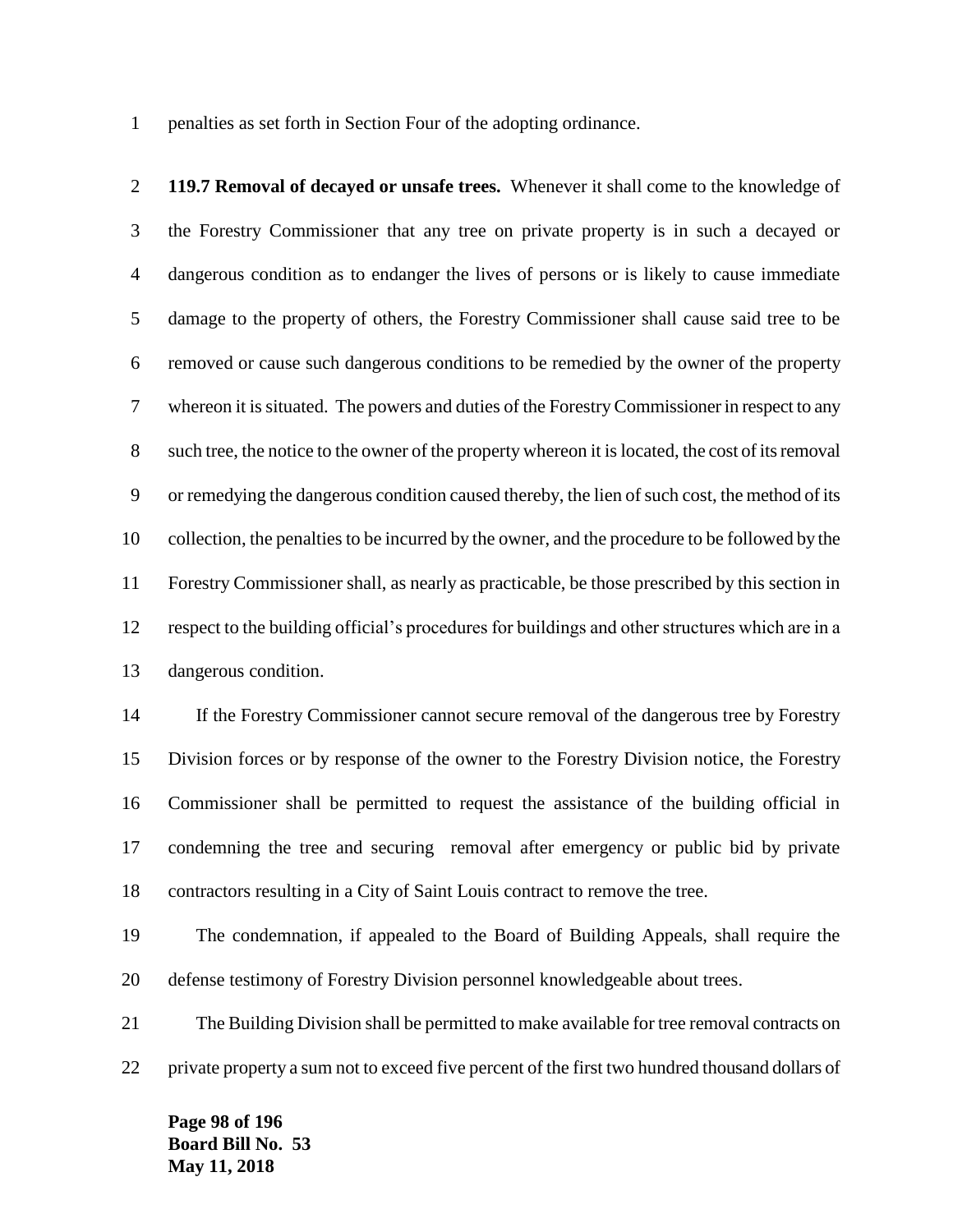penalties as set forth in Section Four of the adopting ordinance.

**119.7 Removal of decayed or unsafe trees.** Whenever it shall come to the knowledge of the Forestry Commissioner that any tree on private property is in such a decayed or dangerous condition as to endanger the lives of persons or is likely to cause immediate damage to the property of others, the Forestry Commissioner shall cause said tree to be removed or cause such dangerous conditions to be remedied by the owner of the property whereon it is situated. The powers and duties of the Forestry Commissioner in respect to any such tree, the notice to the owner of the property whereon it is located, the cost of its removal or remedying the dangerous condition caused thereby, the lien of such cost, the method of its collection, the penalties to be incurred by the owner, and the procedure to be followed by the Forestry Commissioner shall, as nearly as practicable, be those prescribed by this section in respect to the building official's procedures for buildings and other structures which are in a dangerous condition.

If the Forestry Commissioner cannot secure removal of the dangerous tree by Forestry Division forces or by response of the owner to the Forestry Division notice, the Forestry Commissioner shall be permitted to request the assistance of the building official in condemning the tree and securing removal after emergency or public bid by private contractors resulting in a City of Saint Louis contract to remove the tree.

The condemnation, if appealed to the Board of Building Appeals, shall require the defense testimony of Forestry Division personnel knowledgeable about trees.

The Building Division shall be permitted to make available for tree removal contracts on private property a sum not to exceed five percent of the first two hundred thousand dollars of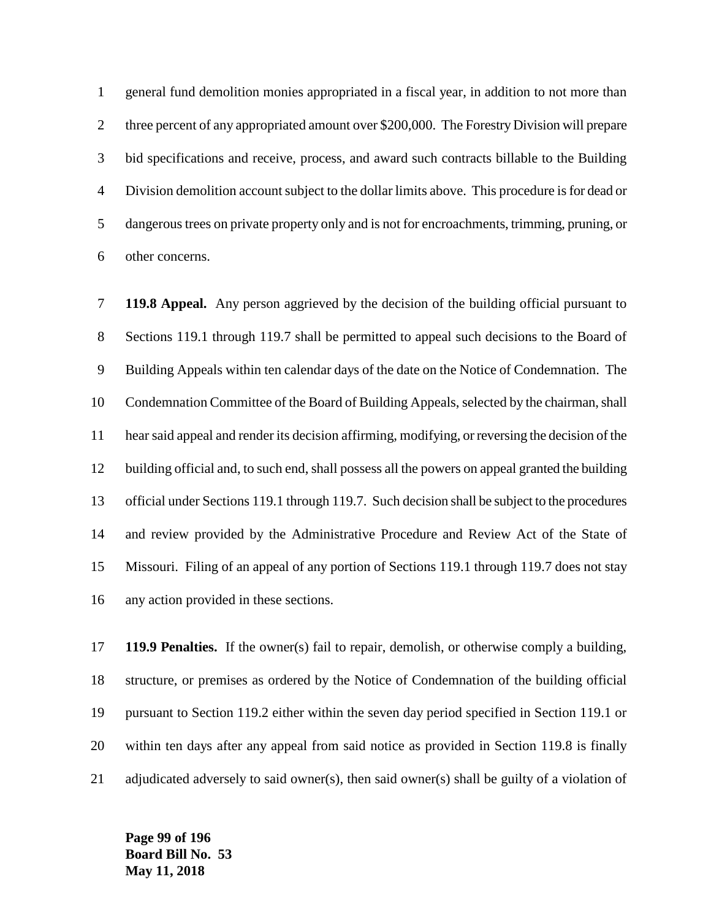general fund demolition monies appropriated in a fiscal year, in addition to not more than three percent of any appropriated amount over $200,000. The Forestry Division will prepare bid specifications and receive, process, and award such contracts billable to the Building Division demolition account subject to the dollar limits above. This procedure is for dead or dangerous trees on private property only and is not for encroachments, trimming, pruning, or other concerns.

**119.8 Appeal.** Any person aggrieved by the decision of the building official pursuant to Sections 119.1 through 119.7 shall be permitted to appeal such decisions to the Board of Building Appeals within ten calendar days of the date on the Notice of Condemnation. The Condemnation Committee of the Board of Building Appeals, selected by the chairman, shall hear said appeal and render its decision affirming, modifying, or reversing the decision of the building official and, to such end, shall possess all the powers on appeal granted the building official under Sections 119.1 through 119.7. Such decision shall be subject to the procedures and review provided by the Administrative Procedure and Review Act of the State of Missouri. Filing of an appeal of any portion of Sections 119.1 through 119.7 does not stay any action provided in these sections.

**119.9 Penalties.** If the owner(s) fail to repair, demolish, or otherwise comply a building, structure, or premises as ordered by the Notice of Condemnation of the building official pursuant to Section 119.2 either within the seven day period specified in Section 119.1 or within ten days after any appeal from said notice as provided in Section 119.8 is finally adjudicated adversely to said owner(s), then said owner(s) shall be guilty of a violation of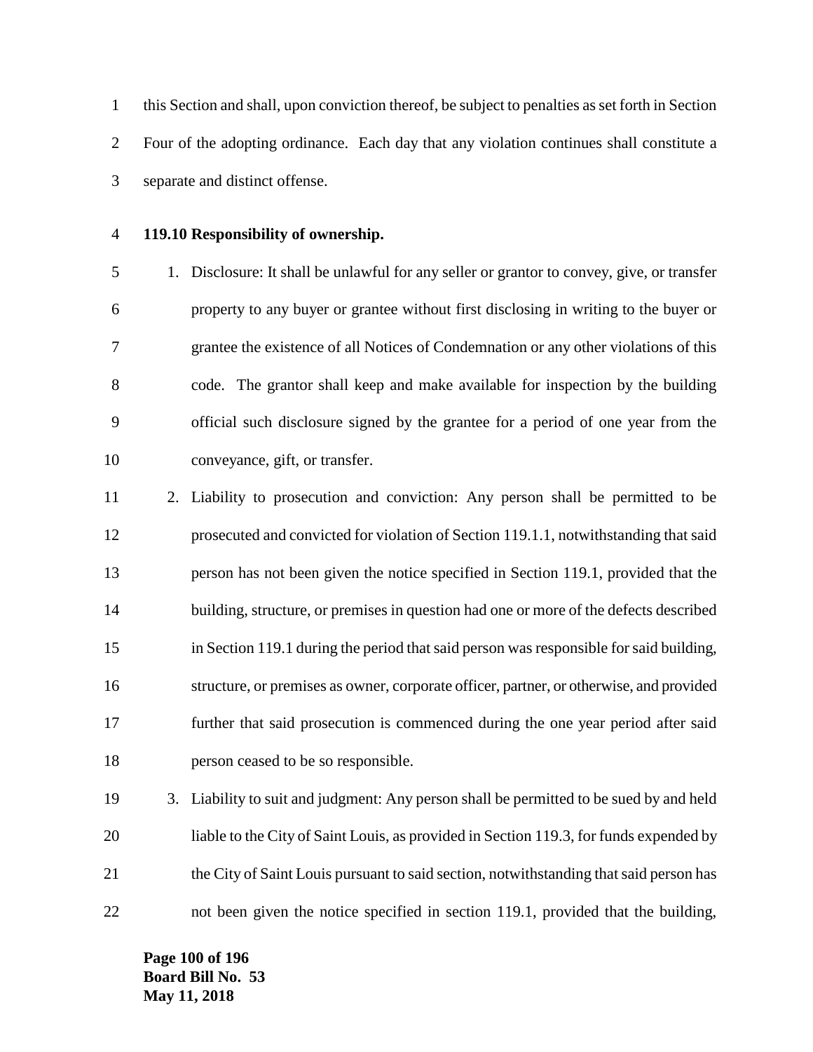this Section and shall, upon conviction thereof, be subject to penalties as set forth in Section Four of the adopting ordinance. Each day that any violation continues shall constitute a separate and distinct offense.

**119.10 Responsibility of ownership.**

1. Disclosure: It shall be unlawful for any seller or grantor to convey, give, or transfer property to any buyer or grantee without first disclosing in writing to the buyer or grantee the existence of all Notices of Condemnation or any other violations of this code. The grantor shall keep and make available for inspection by the building official such disclosure signed by the grantee for a period of one year from the conveyance, gift, or transfer.
2. Liability to prosecution and conviction: Any person shall be permitted to be prosecuted and convicted for violation of Section 119.1.1, notwithstanding that said person has not been given the notice specified in Section 119.1, provided that the building, structure, or premises in question had one or more of the defects described in Section 119.1 during the period that said person was responsible for said building, structure, or premises as owner, corporate officer, partner, or otherwise, and provided further that said prosecution is commenced during the one year period after said person ceased to be so responsible.
3. Liability to suit and judgment: Any person shall be permitted to be sued by and held liable to the City of Saint Louis, as provided in Section 119.3, for funds expended by the City of Saint Louis pursuant to said section, notwithstanding that said person has not been given the notice specified in section 119.1, provided that the building,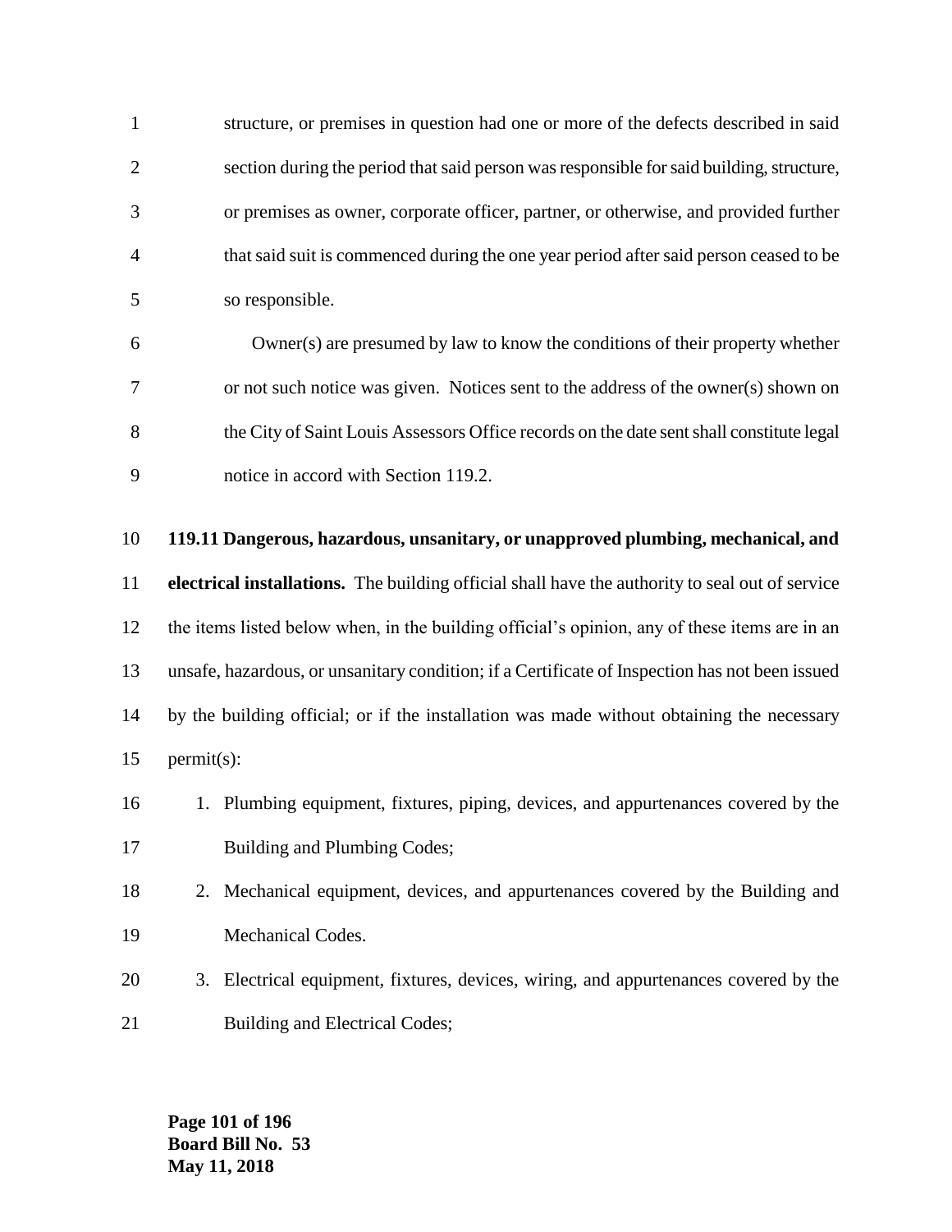structure, or premises in question had one or more of the defects described in said section during the period that said person was responsible for said building, structure, or premises as owner, corporate officer, partner, or otherwise, and provided further that said suit is commenced during the one year period after said person ceased to be so responsible.

Owner(s) are presumed by law to know the conditions of their property whether or not such notice was given. Notices sent to the address of the owner(s) shown on the City of Saint Louis Assessors Office records on the date sent shall constitute legal notice in accord with Section 119.2.

**119.11 Dangerous, hazardous, unsanitary, or unapproved plumbing, mechanical, and electrical installations.** The building official shall have the authority to seal out of service the items listed below when, in the building official's opinion, any of these items are in an unsafe, hazardous, or unsanitary condition; if a Certificate of Inspection has not been issued by the building official; or if the installation was made without obtaining the necessary permit(s):

1. Plumbing equipment, fixtures, piping, devices, and appurtenances covered by the Building and Plumbing Codes;
2. Mechanical equipment, devices, and appurtenances covered by the Building and Mechanical Codes.
3. Electrical equipment, fixtures, devices, wiring, and appurtenances covered by the Building and Electrical Codes;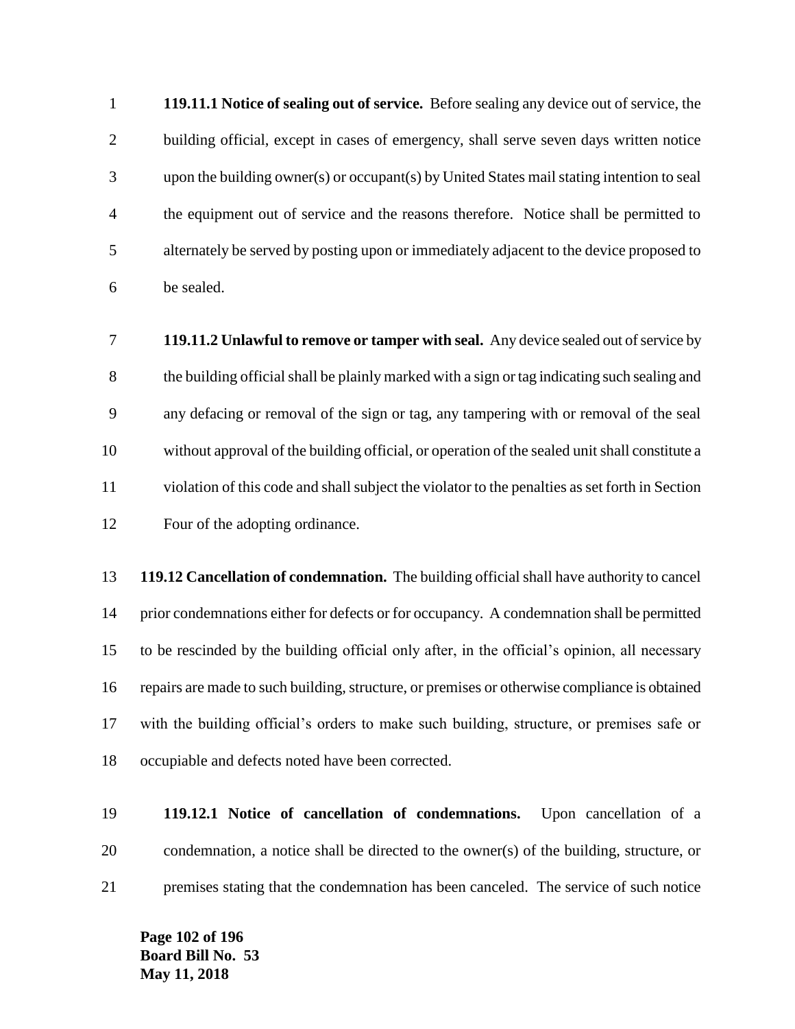**119.11.1 Notice of sealing out of service.** Before sealing any device out of service, the building official, except in cases of emergency, shall serve seven days written notice upon the building owner(s) or occupant(s) by United States mail stating intention to seal the equipment out of service and the reasons therefore. Notice shall be permitted to alternately be served by posting upon or immediately adjacent to the device proposed to be sealed.

**119.11.2 Unlawful to remove or tamper with seal.** Any device sealed out of service by the building official shall be plainly marked with a sign or tag indicating such sealing and any defacing or removal of the sign or tag, any tampering with or removal of the seal without approval of the building official, or operation of the sealed unit shall constitute a violation of this code and shall subject the violator to the penalties as set forth in Section Four of the adopting ordinance.

**119.12 Cancellation of condemnation.** The building official shall have authority to cancel prior condemnations either for defects or for occupancy. A condemnation shall be permitted to be rescinded by the building official only after, in the official's opinion, all necessary repairs are made to such building, structure, or premises or otherwise compliance is obtained with the building official's orders to make such building, structure, or premises safe or occupiable and defects noted have been corrected.

**119.12.1 Notice of cancellation of condemnations.** Upon cancellation of a condemnation, a notice shall be directed to the owner(s) of the building, structure, or premises stating that the condemnation has been canceled. The service of such notice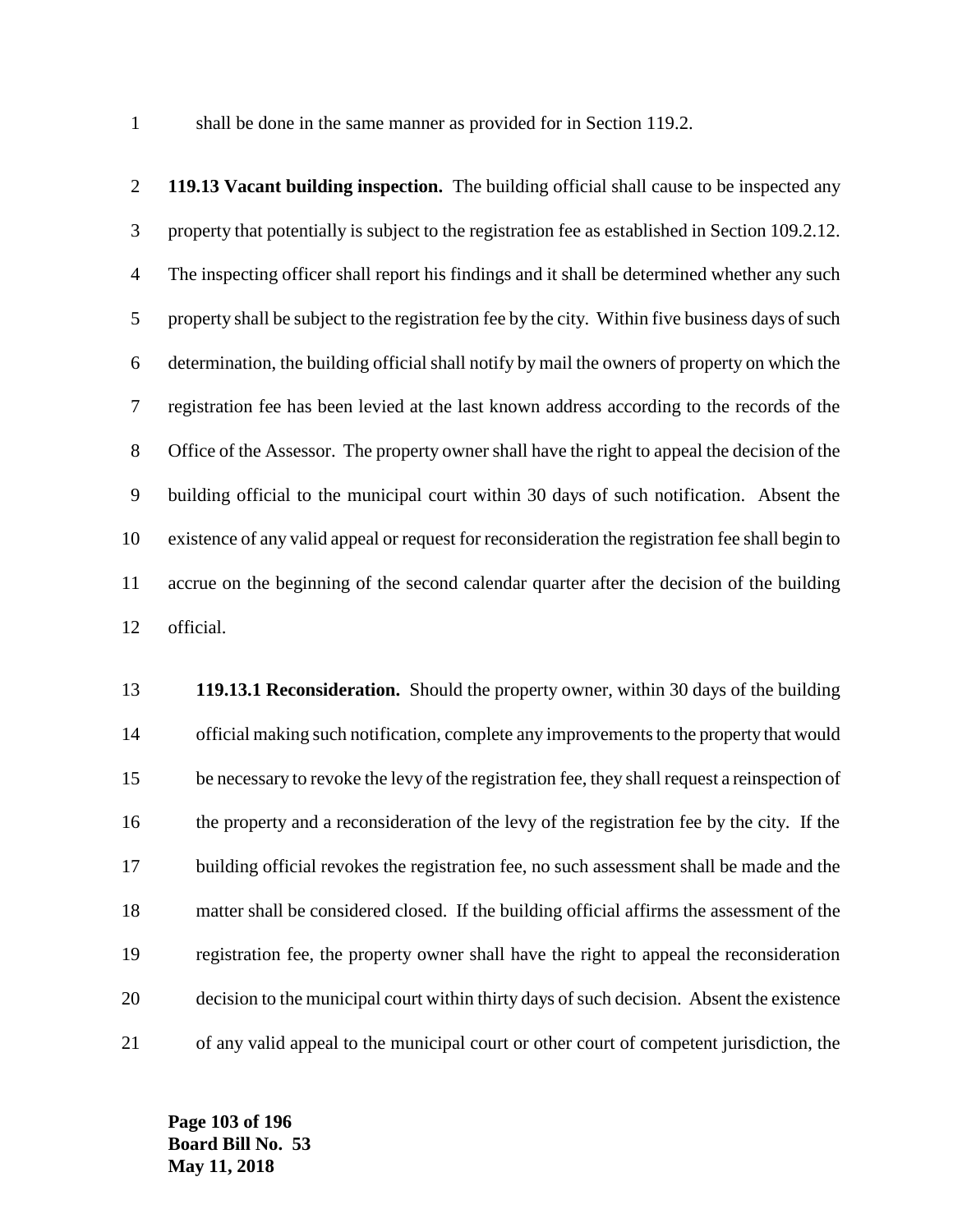shall be done in the same manner as provided for in Section 119.2.

**119.13 Vacant building inspection.** The building official shall cause to be inspected any property that potentially is subject to the registration fee as established in Section 109.2.12. The inspecting officer shall report his findings and it shall be determined whether any such property shall be subject to the registration fee by the city. Within five business days of such determination, the building official shall notify by mail the owners of property on which the registration fee has been levied at the last known address according to the records of the Office of the Assessor. The property owner shall have the right to appeal the decision of the building official to the municipal court within 30 days of such notification. Absent the existence of any valid appeal or request for reconsideration the registration fee shall begin to accrue on the beginning of the second calendar quarter after the decision of the building official.

**119.13.1 Reconsideration.** Should the property owner, within 30 days of the building official making such notification, complete any improvements to the property that would be necessary to revoke the levy of the registration fee, they shall request a reinspection of the property and a reconsideration of the levy of the registration fee by the city. If the building official revokes the registration fee, no such assessment shall be made and the matter shall be considered closed. If the building official affirms the assessment of the registration fee, the property owner shall have the right to appeal the reconsideration decision to the municipal court within thirty days of such decision. Absent the existence of any valid appeal to the municipal court or other court of competent jurisdiction, the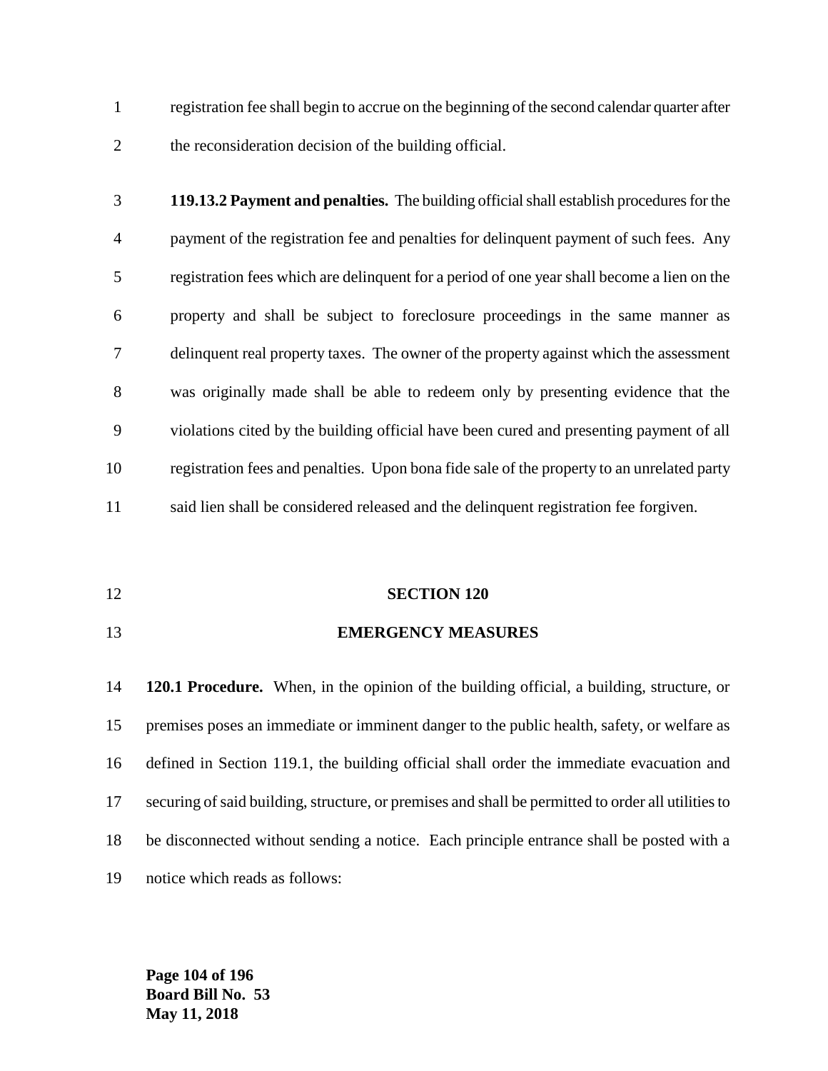registration fee shall begin to accrue on the beginning of the second calendar quarter after the reconsideration decision of the building official.

**119.13.2 Payment and penalties.** The building official shall establish procedures for the payment of the registration fee and penalties for delinquent payment of such fees. Any registration fees which are delinquent for a period of one year shall become a lien on the property and shall be subject to foreclosure proceedings in the same manner as delinquent real property taxes. The owner of the property against which the assessment was originally made shall be able to redeem only by presenting evidence that the violations cited by the building official have been cured and presenting payment of all registration fees and penalties. Upon bona fide sale of the property to an unrelated party said lien shall be considered released and the delinquent registration fee forgiven.

## SECTION 120

## EMERGENCY MEASURES

**120.1 Procedure.** When, in the opinion of the building official, a building, structure, or premises poses an immediate or imminent danger to the public health, safety, or welfare as defined in Section 119.1, the building official shall order the immediate evacuation and securing of said building, structure, or premises and shall be permitted to order all utilities to be disconnected without sending a notice. Each principle entrance shall be posted with a notice which reads as follows: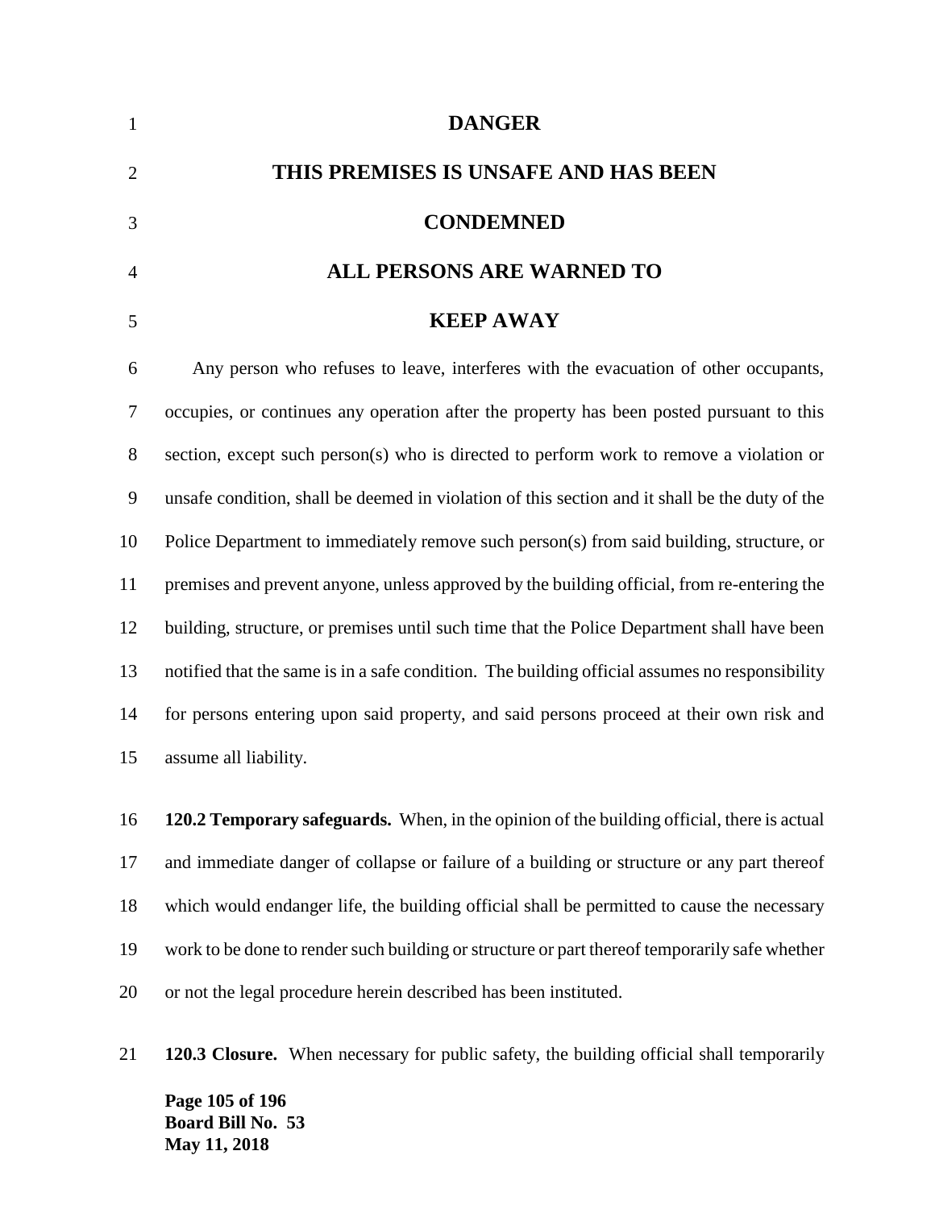**DANGER**

**THIS PREMISES IS UNSAFE AND HAS BEEN**

**CONDEMNED**

**ALL PERSONS ARE WARNED TO**

**KEEP AWAY**

Any person who refuses to leave, interferes with the evacuation of other occupants, occupies, or continues any operation after the property has been posted pursuant to this section, except such person(s) who is directed to perform work to remove a violation or unsafe condition, shall be deemed in violation of this section and it shall be the duty of the Police Department to immediately remove such person(s) from said building, structure, or premises and prevent anyone, unless approved by the building official, from re-entering the building, structure, or premises until such time that the Police Department shall have been notified that the same is in a safe condition. The building official assumes no responsibility for persons entering upon said property, and said persons proceed at their own risk and assume all liability.

**120.2 Temporary safeguards.** When, in the opinion of the building official, there is actual and immediate danger of collapse or failure of a building or structure or any part thereof which would endanger life, the building official shall be permitted to cause the necessary work to be done to render such building or structure or part thereof temporarily safe whether or not the legal procedure herein described has been instituted.

**120.3 Closure.** When necessary for public safety, the building official shall temporarily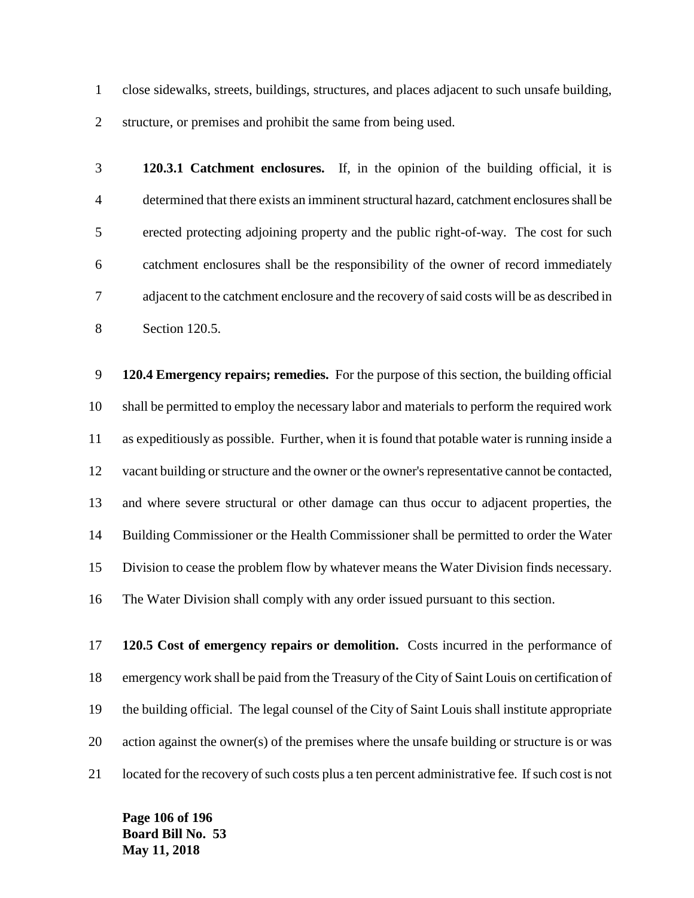close sidewalks, streets, buildings, structures, and places adjacent to such unsafe building, structure, or premises and prohibit the same from being used.

**120.3.1 Catchment enclosures.** If, in the opinion of the building official, it is determined that there exists an imminent structural hazard, catchment enclosures shall be erected protecting adjoining property and the public right-of-way. The cost for such catchment enclosures shall be the responsibility of the owner of record immediately adjacent to the catchment enclosure and the recovery of said costs will be as described in Section 120.5.

**120.4 Emergency repairs; remedies.** For the purpose of this section, the building official shall be permitted to employ the necessary labor and materials to perform the required work as expeditiously as possible. Further, when it is found that potable water is running inside a vacant building or structure and the owner or the owner's representative cannot be contacted, and where severe structural or other damage can thus occur to adjacent properties, the Building Commissioner or the Health Commissioner shall be permitted to order the Water Division to cease the problem flow by whatever means the Water Division finds necessary. The Water Division shall comply with any order issued pursuant to this section.

**120.5 Cost of emergency repairs or demolition.** Costs incurred in the performance of emergency work shall be paid from the Treasury of the City of Saint Louis on certification of the building official. The legal counsel of the City of Saint Louis shall institute appropriate action against the owner(s) of the premises where the unsafe building or structure is or was located for the recovery of such costs plus a ten percent administrative fee. If such cost is not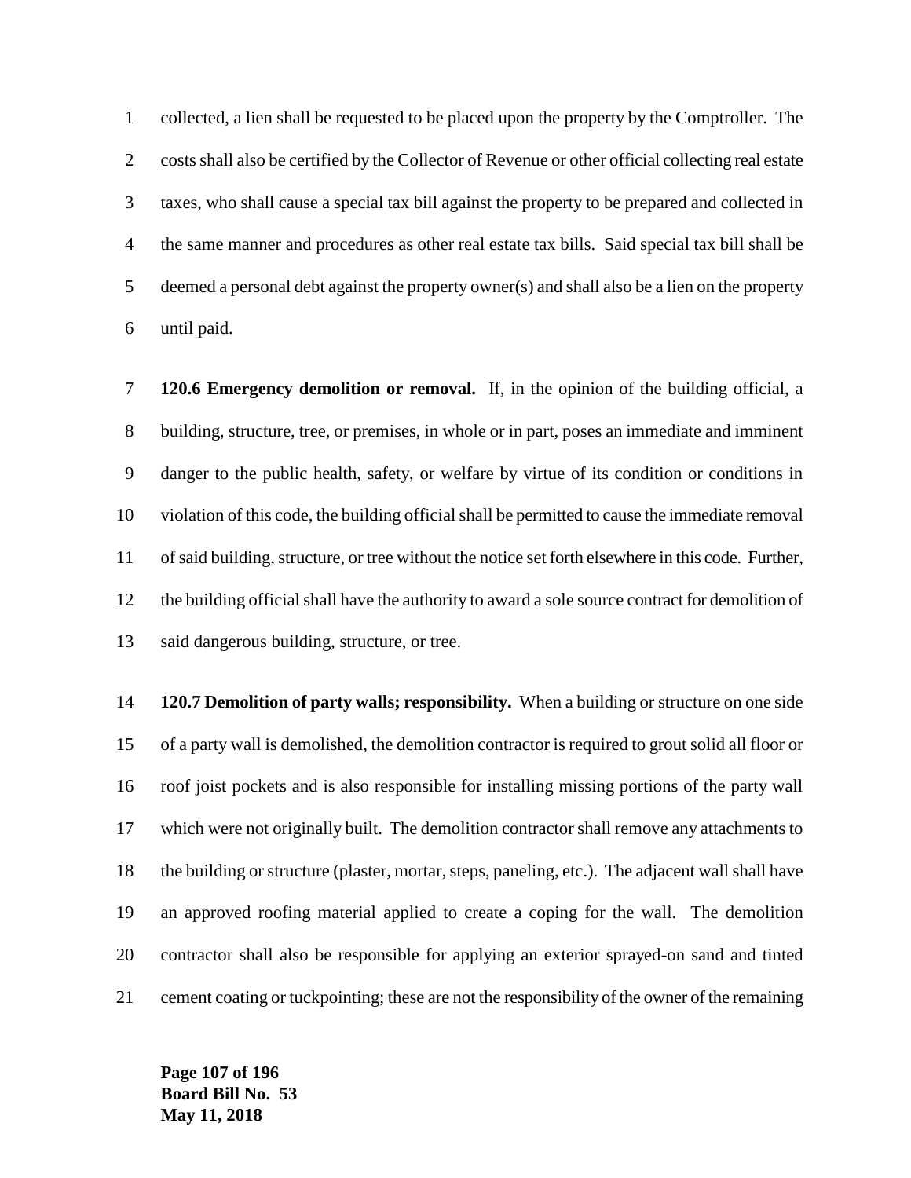collected, a lien shall be requested to be placed upon the property by the Comptroller. The costs shall also be certified by the Collector of Revenue or other official collecting real estate taxes, who shall cause a special tax bill against the property to be prepared and collected in the same manner and procedures as other real estate tax bills. Said special tax bill shall be deemed a personal debt against the property owner(s) and shall also be a lien on the property until paid.

**120.6 Emergency demolition or removal.** If, in the opinion of the building official, a building, structure, tree, or premises, in whole or in part, poses an immediate and imminent danger to the public health, safety, or welfare by virtue of its condition or conditions in violation of this code, the building official shall be permitted to cause the immediate removal of said building, structure, or tree without the notice set forth elsewhere in this code. Further, the building official shall have the authority to award a sole source contract for demolition of said dangerous building, structure, or tree.

**120.7 Demolition of party walls; responsibility.** When a building or structure on one side of a party wall is demolished, the demolition contractor is required to grout solid all floor or roof joist pockets and is also responsible for installing missing portions of the party wall which were not originally built. The demolition contractor shall remove any attachments to the building or structure (plaster, mortar, steps, paneling, etc.). The adjacent wall shall have an approved roofing material applied to create a coping for the wall. The demolition contractor shall also be responsible for applying an exterior sprayed-on sand and tinted cement coating or tuckpointing; these are not the responsibility of the owner of the remaining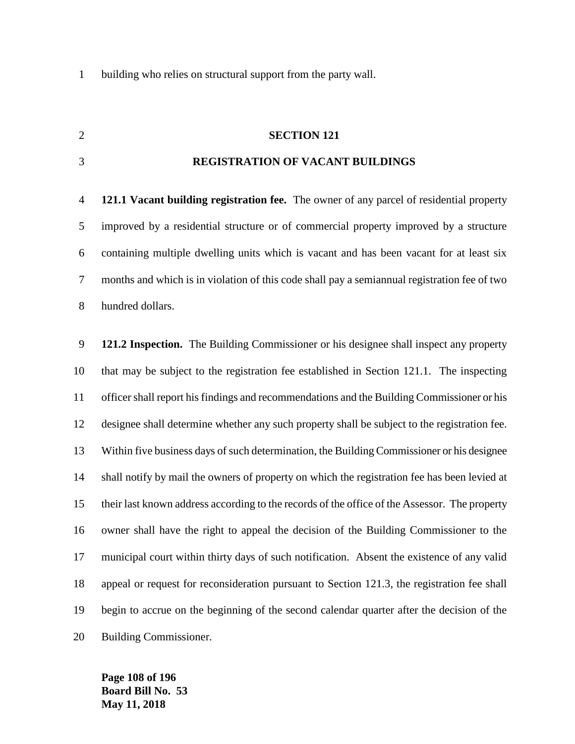building who relies on structural support from the party wall.

## SECTION 121

## REGISTRATION OF VACANT BUILDINGS

**121.1 Vacant building registration fee.** The owner of any parcel of residential property improved by a residential structure or of commercial property improved by a structure containing multiple dwelling units which is vacant and has been vacant for at least six months and which is in violation of this code shall pay a semiannual registration fee of two hundred dollars.

**121.2 Inspection.** The Building Commissioner or his designee shall inspect any property that may be subject to the registration fee established in Section 121.1. The inspecting officer shall report his findings and recommendations and the Building Commissioner or his designee shall determine whether any such property shall be subject to the registration fee. Within five business days of such determination, the Building Commissioner or his designee shall notify by mail the owners of property on which the registration fee has been levied at their last known address according to the records of the office of the Assessor. The property owner shall have the right to appeal the decision of the Building Commissioner to the municipal court within thirty days of such notification. Absent the existence of any valid appeal or request for reconsideration pursuant to Section 121.3, the registration fee shall begin to accrue on the beginning of the second calendar quarter after the decision of the Building Commissioner.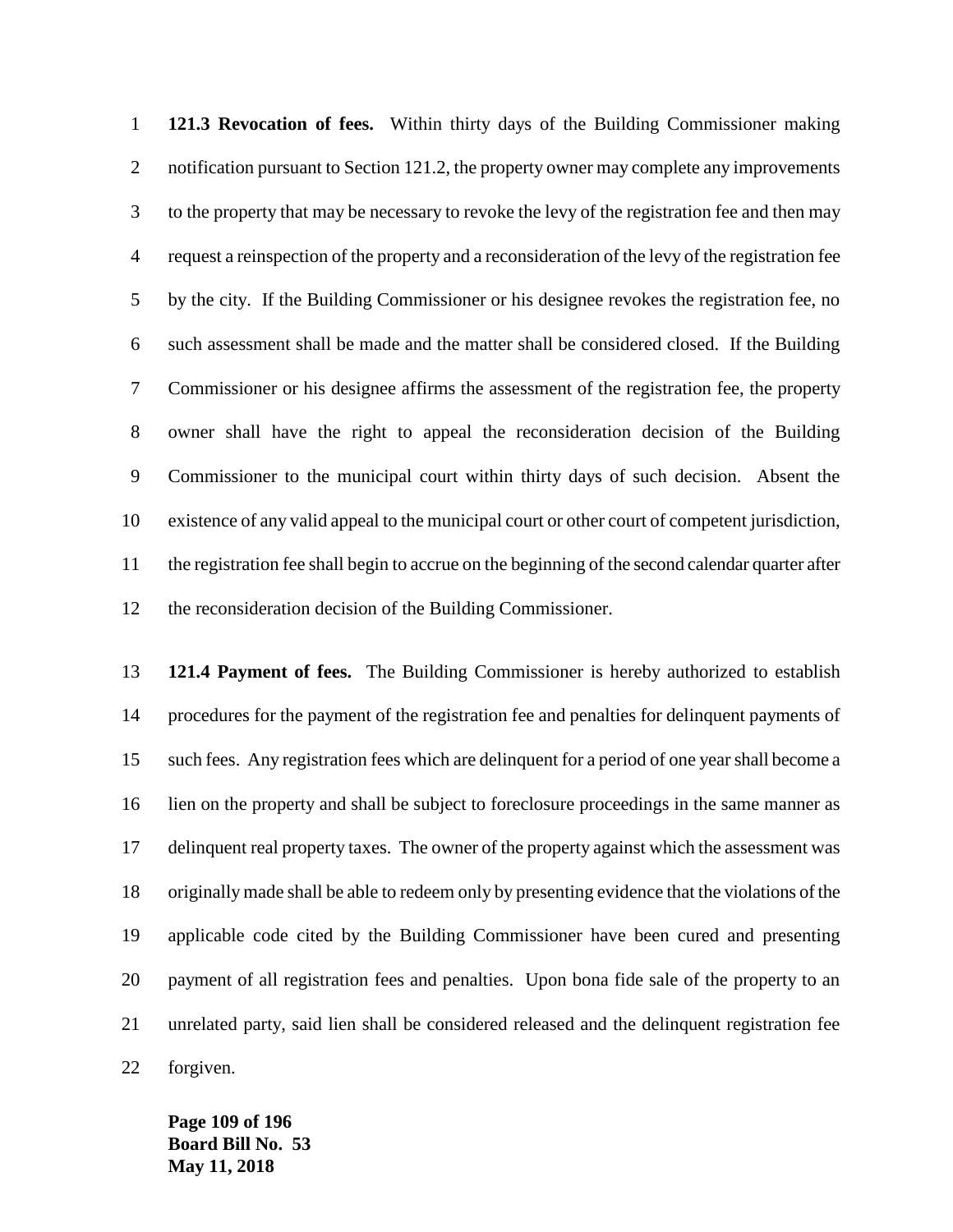**121.3 Revocation of fees.** Within thirty days of the Building Commissioner making notification pursuant to Section 121.2, the property owner may complete any improvements to the property that may be necessary to revoke the levy of the registration fee and then may request a reinspection of the property and a reconsideration of the levy of the registration fee by the city. If the Building Commissioner or his designee revokes the registration fee, no such assessment shall be made and the matter shall be considered closed. If the Building Commissioner or his designee affirms the assessment of the registration fee, the property owner shall have the right to appeal the reconsideration decision of the Building Commissioner to the municipal court within thirty days of such decision. Absent the existence of any valid appeal to the municipal court or other court of competent jurisdiction, the registration fee shall begin to accrue on the beginning of the second calendar quarter after the reconsideration decision of the Building Commissioner.

**121.4 Payment of fees.** The Building Commissioner is hereby authorized to establish procedures for the payment of the registration fee and penalties for delinquent payments of such fees. Any registration fees which are delinquent for a period of one year shall become a lien on the property and shall be subject to foreclosure proceedings in the same manner as delinquent real property taxes. The owner of the property against which the assessment was originally made shall be able to redeem only by presenting evidence that the violations of the applicable code cited by the Building Commissioner have been cured and presenting payment of all registration fees and penalties. Upon bona fide sale of the property to an unrelated party, said lien shall be considered released and the delinquent registration fee forgiven.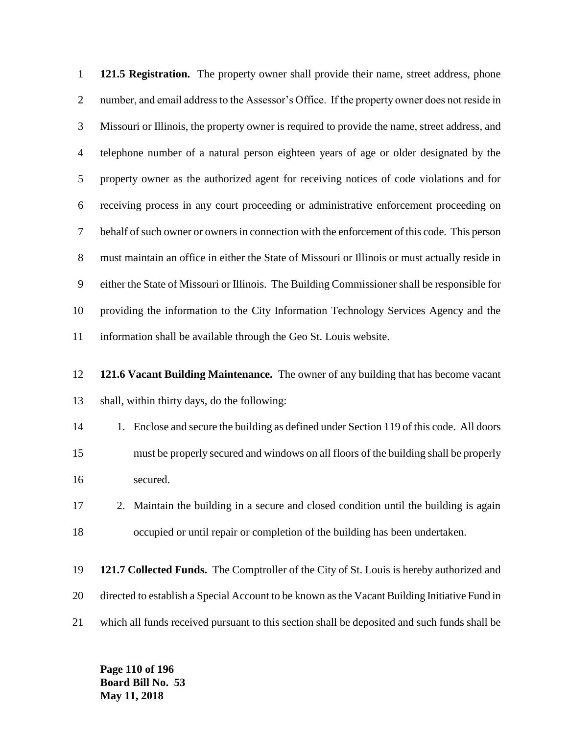**121.5 Registration.** The property owner shall provide their name, street address, phone number, and email address to the Assessor's Office. If the property owner does not reside in Missouri or Illinois, the property owner is required to provide the name, street address, and telephone number of a natural person eighteen years of age or older designated by the property owner as the authorized agent for receiving notices of code violations and for receiving process in any court proceeding or administrative enforcement proceeding on behalf of such owner or owners in connection with the enforcement of this code. This person must maintain an office in either the State of Missouri or Illinois or must actually reside in either the State of Missouri or Illinois. The Building Commissioner shall be responsible for providing the information to the City Information Technology Services Agency and the information shall be available through the Geo St. Louis website.

**121.6 Vacant Building Maintenance.** The owner of any building that has become vacant shall, within thirty days, do the following:

1. Enclose and secure the building as defined under Section 119 of this code. All doors must be properly secured and windows on all floors of the building shall be properly secured.
2. Maintain the building in a secure and closed condition until the building is again occupied or until repair or completion of the building has been undertaken.

**121.7 Collected Funds.** The Comptroller of the City of St. Louis is hereby authorized and directed to establish a Special Account to be known as the Vacant Building Initiative Fund in which all funds received pursuant to this section shall be deposited and such funds shall be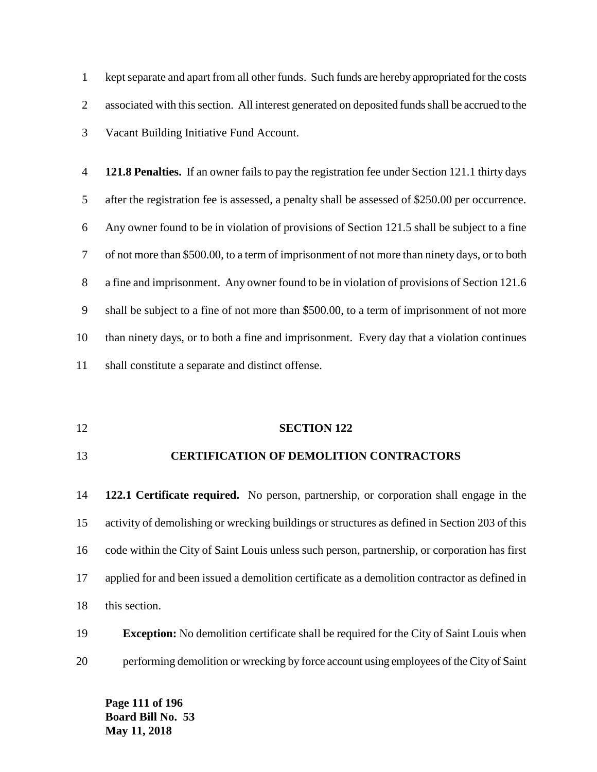kept separate and apart from all other funds. Such funds are hereby appropriated for the costs associated with this section. All interest generated on deposited funds shall be accrued to the Vacant Building Initiative Fund Account.

**121.8 Penalties.** If an owner fails to pay the registration fee under Section 121.1 thirty days after the registration fee is assessed, a penalty shall be assessed of $250.00 per occurrence. Any owner found to be in violation of provisions of Section 121.5 shall be subject to a fine of not more than $500.00, to a term of imprisonment of not more than ninety days, or to both a fine and imprisonment. Any owner found to be in violation of provisions of Section 121.6 shall be subject to a fine of not more than $500.00, to a term of imprisonment of not more than ninety days, or to both a fine and imprisonment. Every day that a violation continues shall constitute a separate and distinct offense.

## SECTION 122

## CERTIFICATION OF DEMOLITION CONTRACTORS

**122.1 Certificate required.** No person, partnership, or corporation shall engage in the activity of demolishing or wrecking buildings or structures as defined in Section 203 of this code within the City of Saint Louis unless such person, partnership, or corporation has first applied for and been issued a demolition certificate as a demolition contractor as defined in this section.

**Exception:** No demolition certificate shall be required for the City of Saint Louis when performing demolition or wrecking by force account using employees of the City of Saint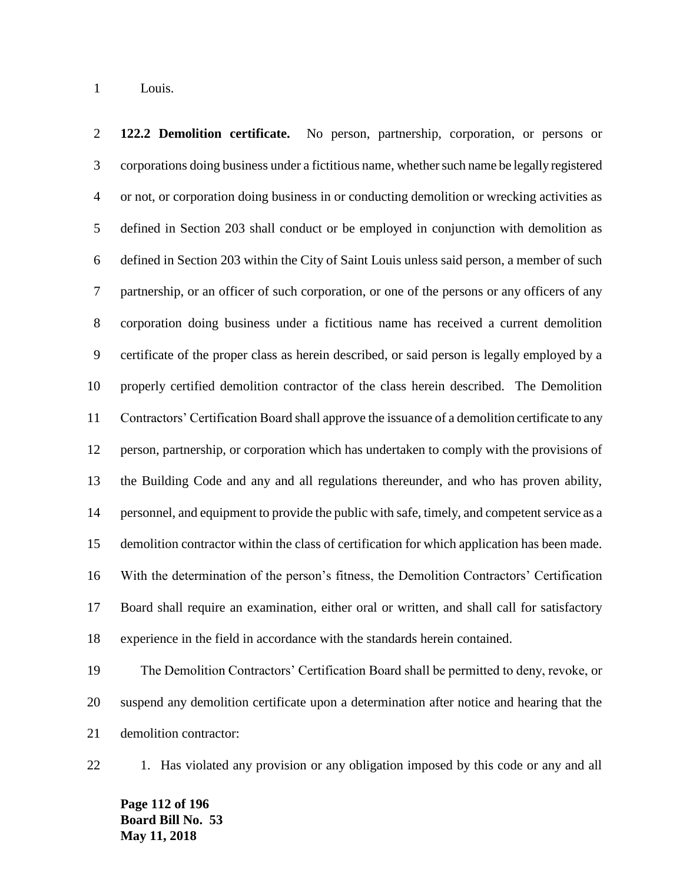Louis.

**122.2 Demolition certificate.** No person, partnership, corporation, or persons or corporations doing business under a fictitious name, whether such name be legally registered or not, or corporation doing business in or conducting demolition or wrecking activities as defined in Section 203 shall conduct or be employed in conjunction with demolition as defined in Section 203 within the City of Saint Louis unless said person, a member of such partnership, or an officer of such corporation, or one of the persons or any officers of any corporation doing business under a fictitious name has received a current demolition certificate of the proper class as herein described, or said person is legally employed by a properly certified demolition contractor of the class herein described. The Demolition Contractors' Certification Board shall approve the issuance of a demolition certificate to any person, partnership, or corporation which has undertaken to comply with the provisions of the Building Code and any and all regulations thereunder, and who has proven ability, personnel, and equipment to provide the public with safe, timely, and competent service as a demolition contractor within the class of certification for which application has been made. With the determination of the person's fitness, the Demolition Contractors' Certification Board shall require an examination, either oral or written, and shall call for satisfactory experience in the field in accordance with the standards herein contained.

The Demolition Contractors' Certification Board shall be permitted to deny, revoke, or suspend any demolition certificate upon a determination after notice and hearing that the demolition contractor:

1. Has violated any provision or any obligation imposed by this code or any and all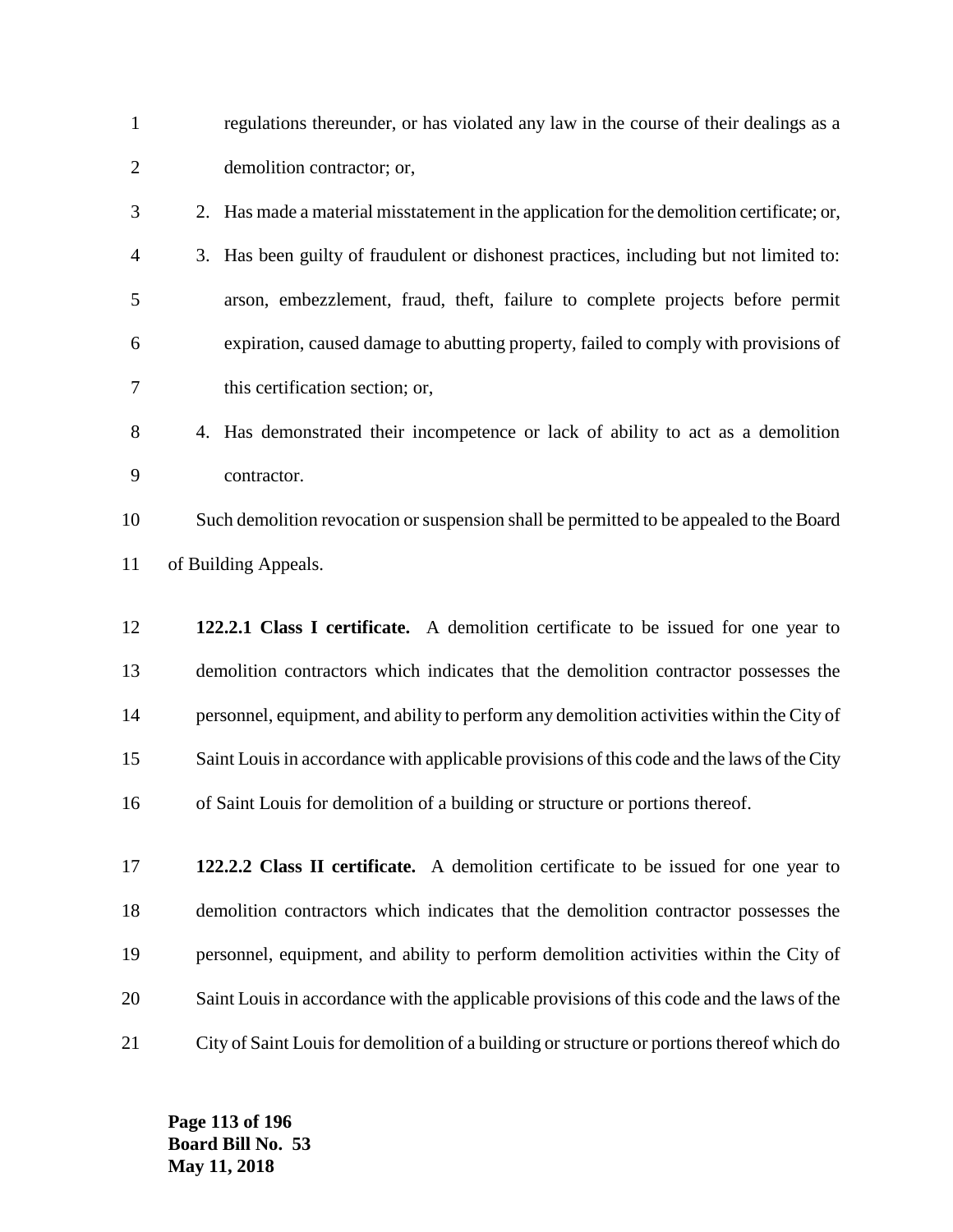regulations thereunder, or has violated any law in the course of their dealings as a demolition contractor; or,

2. Has made a material misstatement in the application for the demolition certificate; or,
3. Has been guilty of fraudulent or dishonest practices, including but not limited to: arson, embezzlement, fraud, theft, failure to complete projects before permit expiration, caused damage to abutting property, failed to comply with provisions of this certification section; or,
4. Has demonstrated their incompetence or lack of ability to act as a demolition contractor.

Such demolition revocation or suspension shall be permitted to be appealed to the Board of Building Appeals.

**122.2.1 Class I certificate.** A demolition certificate to be issued for one year to demolition contractors which indicates that the demolition contractor possesses the personnel, equipment, and ability to perform any demolition activities within the City of Saint Louis in accordance with applicable provisions of this code and the laws of the City of Saint Louis for demolition of a building or structure or portions thereof.

**122.2.2 Class II certificate.** A demolition certificate to be issued for one year to demolition contractors which indicates that the demolition contractor possesses the personnel, equipment, and ability to perform demolition activities within the City of Saint Louis in accordance with the applicable provisions of this code and the laws of the City of Saint Louis for demolition of a building or structure or portions thereof which do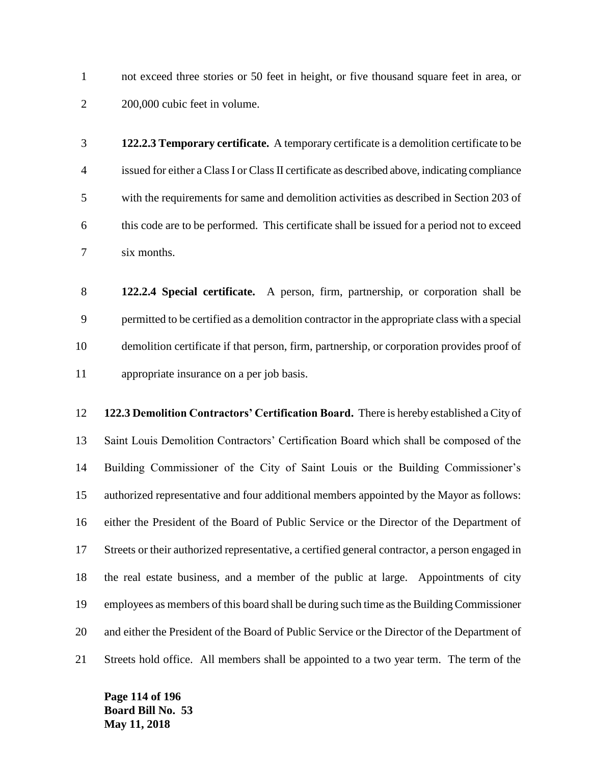not exceed three stories or 50 feet in height, or five thousand square feet in area, or 200,000 cubic feet in volume.

**122.2.3 Temporary certificate.** A temporary certificate is a demolition certificate to be issued for either a Class I or Class II certificate as described above, indicating compliance with the requirements for same and demolition activities as described in Section 203 of this code are to be performed. This certificate shall be issued for a period not to exceed six months.

**122.2.4 Special certificate.** A person, firm, partnership, or corporation shall be permitted to be certified as a demolition contractor in the appropriate class with a special demolition certificate if that person, firm, partnership, or corporation provides proof of appropriate insurance on a per job basis.

**122.3 Demolition Contractors' Certification Board.** There is hereby established a City of Saint Louis Demolition Contractors' Certification Board which shall be composed of the Building Commissioner of the City of Saint Louis or the Building Commissioner's authorized representative and four additional members appointed by the Mayor as follows: either the President of the Board of Public Service or the Director of the Department of Streets or their authorized representative, a certified general contractor, a person engaged in the real estate business, and a member of the public at large. Appointments of city employees as members of this board shall be during such time as the Building Commissioner and either the President of the Board of Public Service or the Director of the Department of Streets hold office. All members shall be appointed to a two year term. The term of the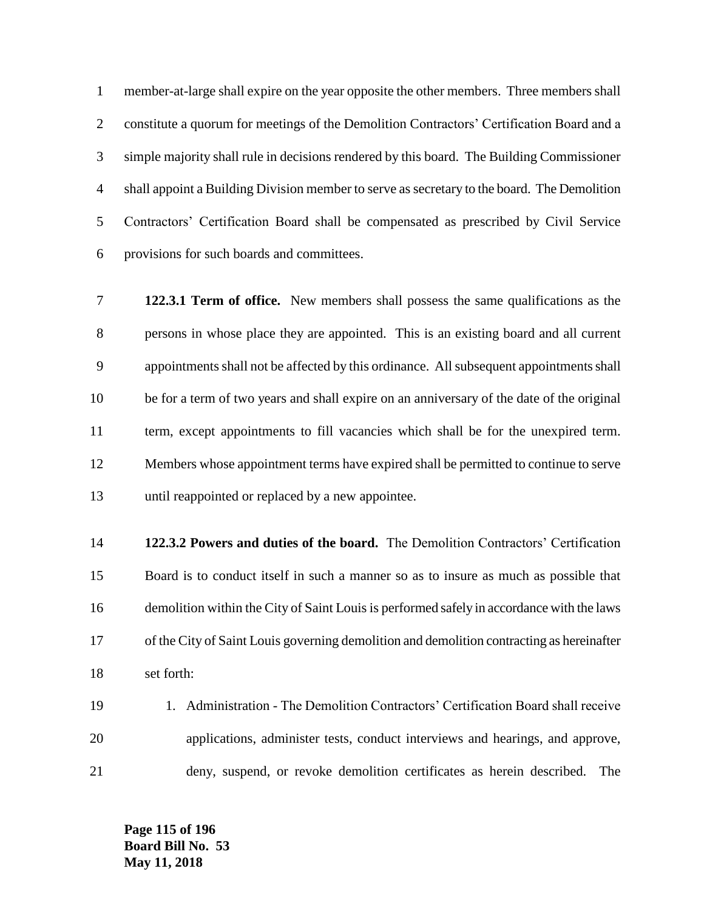member-at-large shall expire on the year opposite the other members. Three members shall constitute a quorum for meetings of the Demolition Contractors' Certification Board and a simple majority shall rule in decisions rendered by this board. The Building Commissioner shall appoint a Building Division member to serve as secretary to the board. The Demolition Contractors' Certification Board shall be compensated as prescribed by Civil Service provisions for such boards and committees.

**122.3.1 Term of office.** New members shall possess the same qualifications as the persons in whose place they are appointed. This is an existing board and all current appointments shall not be affected by this ordinance. All subsequent appointments shall be for a term of two years and shall expire on an anniversary of the date of the original term, except appointments to fill vacancies which shall be for the unexpired term. Members whose appointment terms have expired shall be permitted to continue to serve until reappointed or replaced by a new appointee.

**122.3.2 Powers and duties of the board.** The Demolition Contractors' Certification Board is to conduct itself in such a manner so as to insure as much as possible that demolition within the City of Saint Louis is performed safely in accordance with the laws of the City of Saint Louis governing demolition and demolition contracting as hereinafter set forth:

1. Administration - The Demolition Contractors' Certification Board shall receive applications, administer tests, conduct interviews and hearings, and approve, deny, suspend, or revoke demolition certificates as herein described. The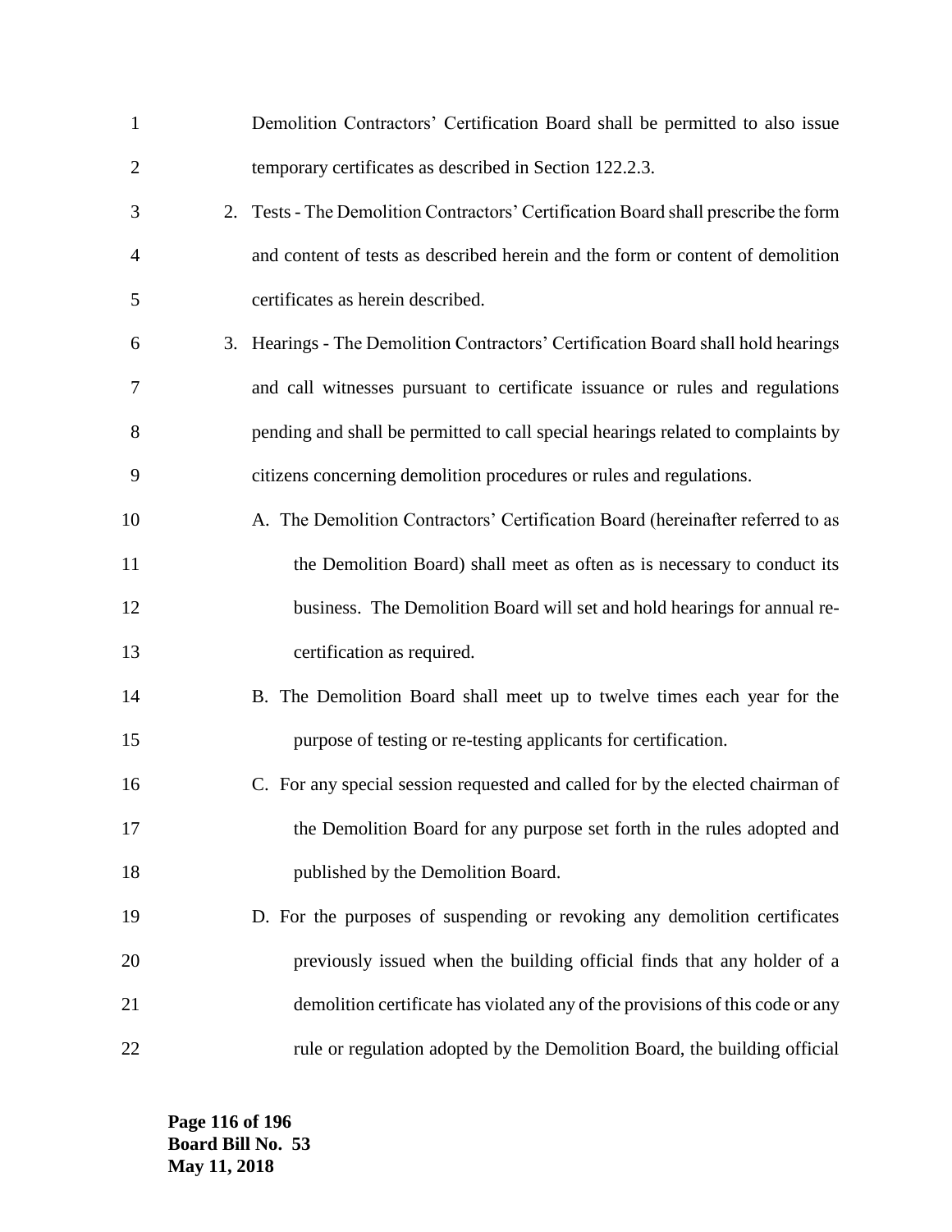Demolition Contractors' Certification Board shall be permitted to also issue temporary certificates as described in Section 122.2.3.

2. Tests - The Demolition Contractors' Certification Board shall prescribe the form and content of tests as described herein and the form or content of demolition certificates as herein described.

3. Hearings - The Demolition Contractors' Certification Board shall hold hearings and call witnesses pursuant to certificate issuance or rules and regulations pending and shall be permitted to call special hearings related to complaints by citizens concerning demolition procedures or rules and regulations.

   A. The Demolition Contractors' Certification Board (hereinafter referred to as the Demolition Board) shall meet as often as is necessary to conduct its business. The Demolition Board will set and hold hearings for annual re-certification as required.

   B. The Demolition Board shall meet up to twelve times each year for the purpose of testing or re-testing applicants for certification.

   C. For any special session requested and called for by the elected chairman of the Demolition Board for any purpose set forth in the rules adopted and published by the Demolition Board.

   D. For the purposes of suspending or revoking any demolition certificates previously issued when the building official finds that any holder of a demolition certificate has violated any of the provisions of this code or any rule or regulation adopted by the Demolition Board, the building official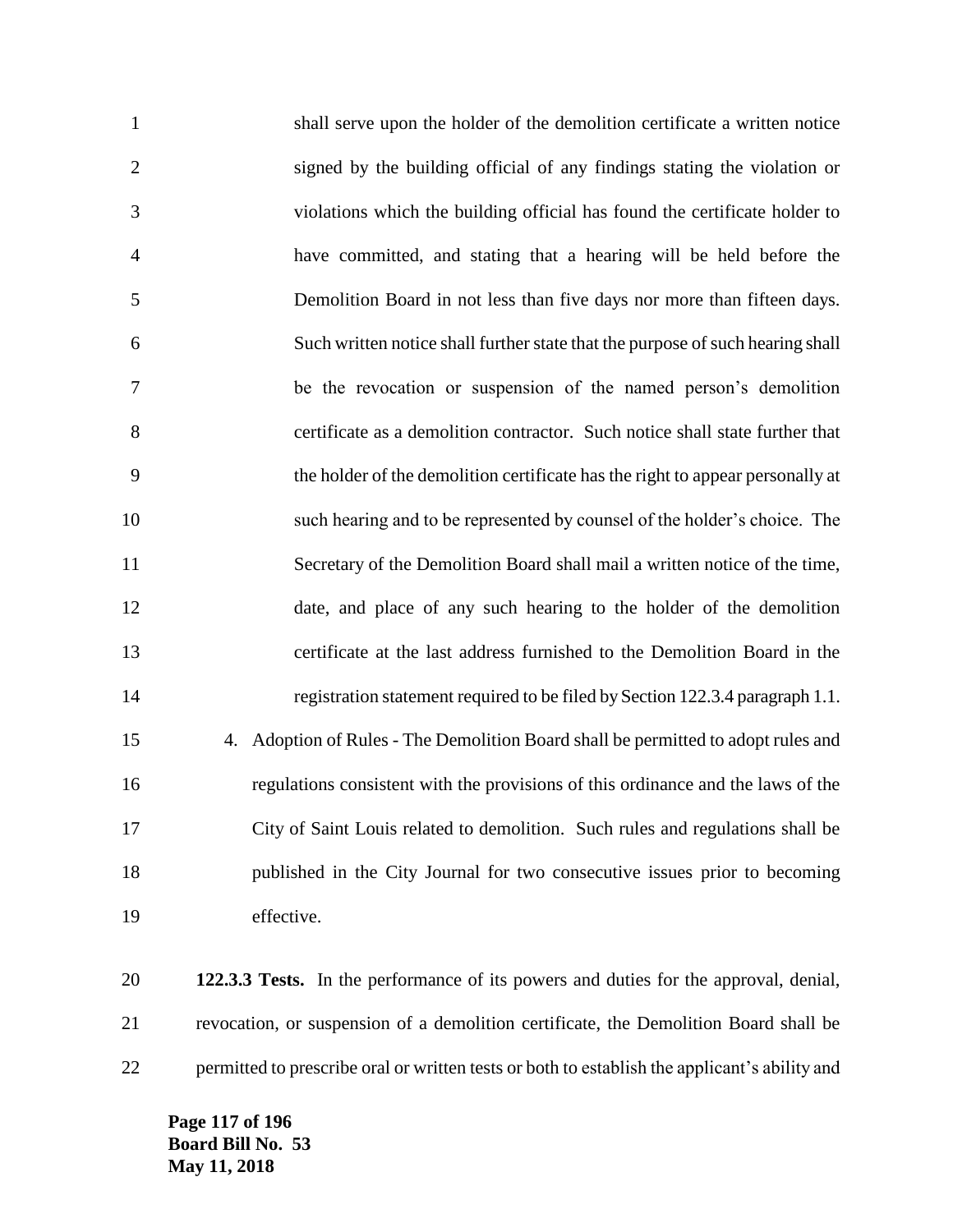shall serve upon the holder of the demolition certificate a written notice signed by the building official of any findings stating the violation or violations which the building official has found the certificate holder to have committed, and stating that a hearing will be held before the Demolition Board in not less than five days nor more than fifteen days. Such written notice shall further state that the purpose of such hearing shall be the revocation or suspension of the named person's demolition certificate as a demolition contractor. Such notice shall state further that the holder of the demolition certificate has the right to appear personally at such hearing and to be represented by counsel of the holder's choice. The Secretary of the Demolition Board shall mail a written notice of the time, date, and place of any such hearing to the holder of the demolition certificate at the last address furnished to the Demolition Board in the registration statement required to be filed by Section 122.3.4 paragraph 1.1.

4. Adoption of Rules - The Demolition Board shall be permitted to adopt rules and regulations consistent with the provisions of this ordinance and the laws of the City of Saint Louis related to demolition. Such rules and regulations shall be published in the City Journal for two consecutive issues prior to becoming effective.

**122.3.3 Tests.** In the performance of its powers and duties for the approval, denial, revocation, or suspension of a demolition certificate, the Demolition Board shall be permitted to prescribe oral or written tests or both to establish the applicant's ability and

**Board Bill No. 53**
**May 11, 2018**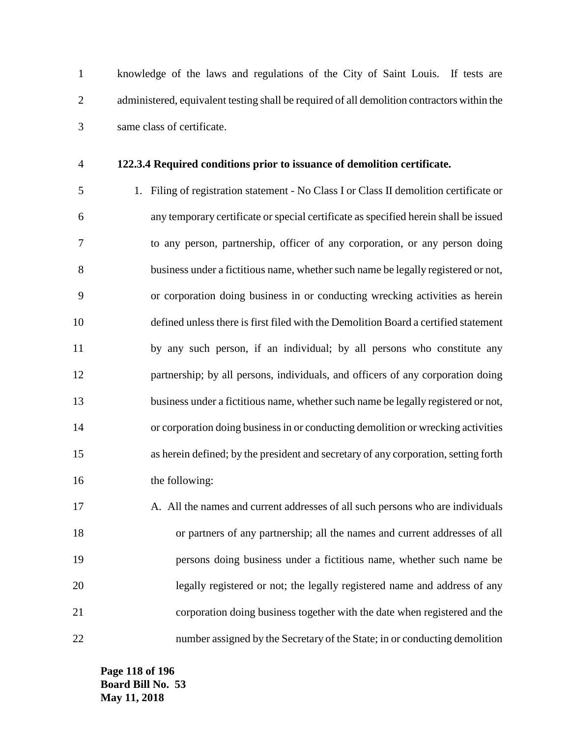knowledge of the laws and regulations of the City of Saint Louis. If tests are administered, equivalent testing shall be required of all demolition contractors within the same class of certificate.

**122.3.4 Required conditions prior to issuance of demolition certificate.**

1. Filing of registration statement - No Class I or Class II demolition certificate or any temporary certificate or special certificate as specified herein shall be issued to any person, partnership, officer of any corporation, or any person doing business under a fictitious name, whether such name be legally registered or not, or corporation doing business in or conducting wrecking activities as herein defined unless there is first filed with the Demolition Board a certified statement by any such person, if an individual; by all persons who constitute any partnership; by all persons, individuals, and officers of any corporation doing business under a fictitious name, whether such name be legally registered or not, or corporation doing business in or conducting demolition or wrecking activities as herein defined; by the president and secretary of any corporation, setting forth the following:

   A. All the names and current addresses of all such persons who are individuals or partners of any partnership; all the names and current addresses of all persons doing business under a fictitious name, whether such name be legally registered or not; the legally registered name and address of any corporation doing business together with the date when registered and the number assigned by the Secretary of the State; in or conducting demolition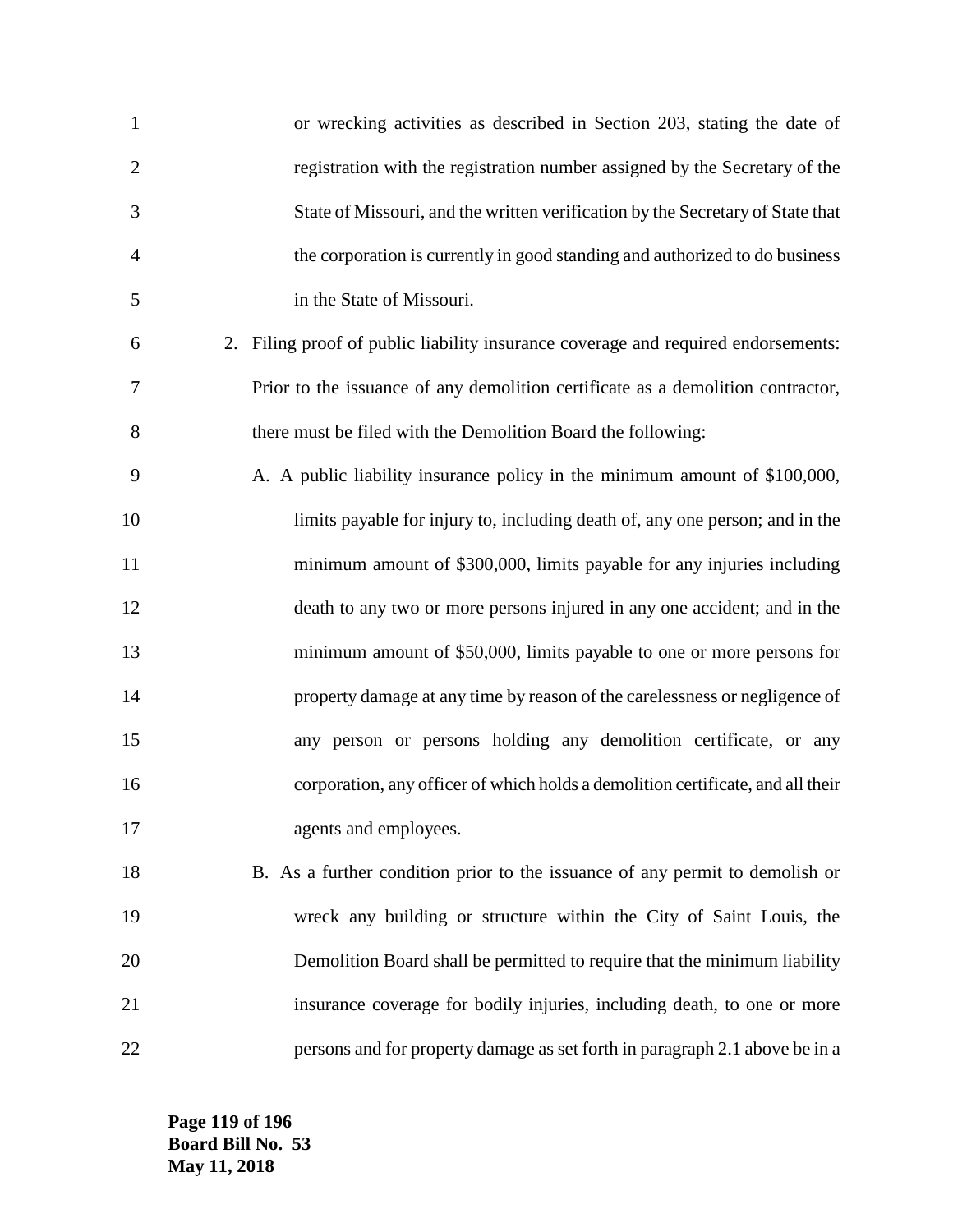or wrecking activities as described in Section 203, stating the date of registration with the registration number assigned by the Secretary of the State of Missouri, and the written verification by the Secretary of State that the corporation is currently in good standing and authorized to do business in the State of Missouri.

2. Filing proof of public liability insurance coverage and required endorsements: Prior to the issuance of any demolition certificate as a demolition contractor, there must be filed with the Demolition Board the following:

   A. A public liability insurance policy in the minimum amount of $100,000, limits payable for injury to, including death of, any one person; and in the minimum amount of $300,000, limits payable for any injuries including death to any two or more persons injured in any one accident; and in the minimum amount of $50,000, limits payable to one or more persons for property damage at any time by reason of the carelessness or negligence of any person or persons holding any demolition certificate, or any corporation, any officer of which holds a demolition certificate, and all their agents and employees.

   B. As a further condition prior to the issuance of any permit to demolish or wreck any building or structure within the City of Saint Louis, the Demolition Board shall be permitted to require that the minimum liability insurance coverage for bodily injuries, including death, to one or more persons and for property damage as set forth in paragraph 2.1 above be in a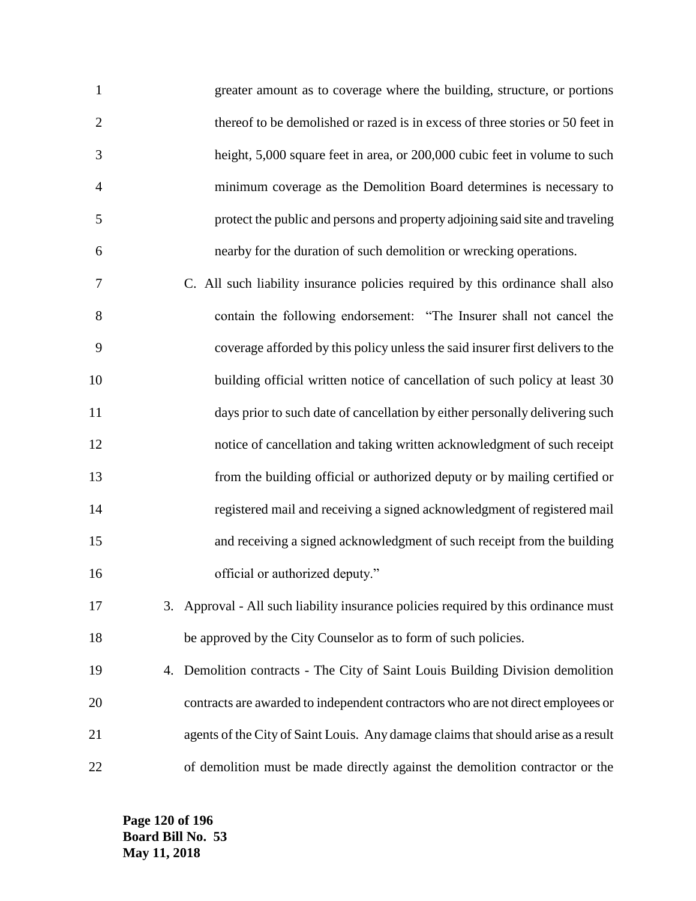greater amount as to coverage where the building, structure, or portions thereof to be demolished or razed is in excess of three stories or 50 feet in height, 5,000 square feet in area, or 200,000 cubic feet in volume to such minimum coverage as the Demolition Board determines is necessary to protect the public and persons and property adjoining said site and traveling nearby for the duration of such demolition or wrecking operations.

C. All such liability insurance policies required by this ordinance shall also contain the following endorsement: "The Insurer shall not cancel the coverage afforded by this policy unless the said insurer first delivers to the building official written notice of cancellation of such policy at least 30 days prior to such date of cancellation by either personally delivering such notice of cancellation and taking written acknowledgment of such receipt from the building official or authorized deputy or by mailing certified or registered mail and receiving a signed acknowledgment of registered mail and receiving a signed acknowledgment of such receipt from the building official or authorized deputy."

3. Approval - All such liability insurance policies required by this ordinance must be approved by the City Counselor as to form of such policies.

4. Demolition contracts - The City of Saint Louis Building Division demolition contracts are awarded to independent contractors who are not direct employees or agents of the City of Saint Louis. Any damage claims that should arise as a result of demolition must be made directly against the demolition contractor or the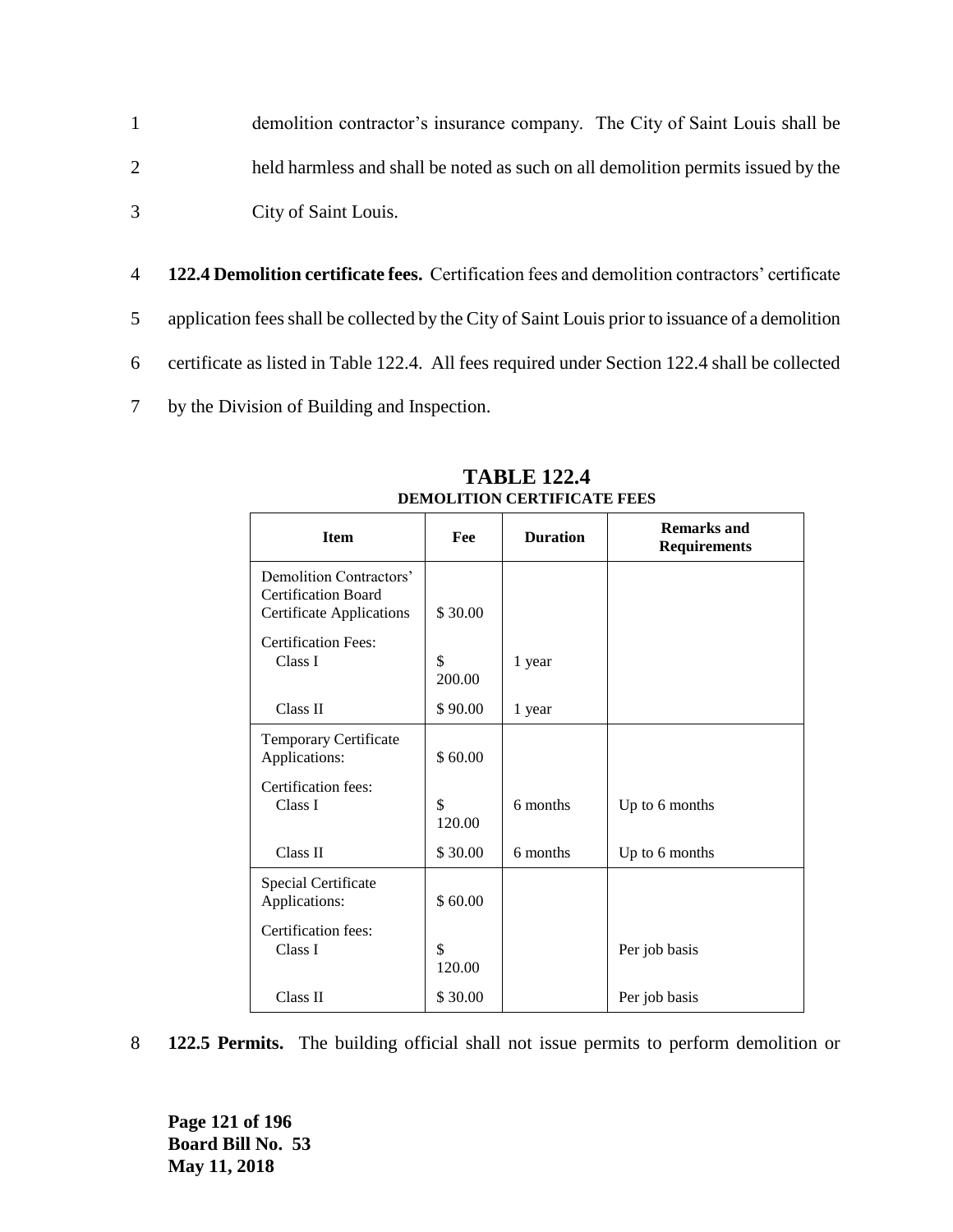demolition contractor's insurance company. The City of Saint Louis shall be held harmless and shall be noted as such on all demolition permits issued by the City of Saint Louis.

**122.4 Demolition certificate fees.** Certification fees and demolition contractors' certificate application fees shall be collected by the City of Saint Louis prior to issuance of a demolition certificate as listed in Table 122.4. All fees required under Section 122.4 shall be collected by the Division of Building and Inspection.

**TABLE 122.4**
**DEMOLITION CERTIFICATE FEES**

| Item | Fee | Duration | Remarks and Requirements |
|---|---|---|---|
| Demolition Contractors' Certification Board Certificate Applications | $ 30.00 | | |
| Certification Fees: | | | |
| Class I | $ 200.00 | 1 year | |
| Class II | $ 90.00 | 1 year | |
| Temporary Certificate Applications: | $ 60.00 | | |
| Certification fees: | | | |
| Class I | $ 120.00 | 6 months | Up to 6 months |
| Class II | $ 30.00 | 6 months | Up to 6 months |
| Special Certificate Applications: | $ 60.00 | | |
| Certification fees: | | | |
| Class I | $ 120.00 | | Per job basis |
| Class II | $ 30.00 | | Per job basis |

**122.5 Permits.** The building official shall not issue permits to perform demolition or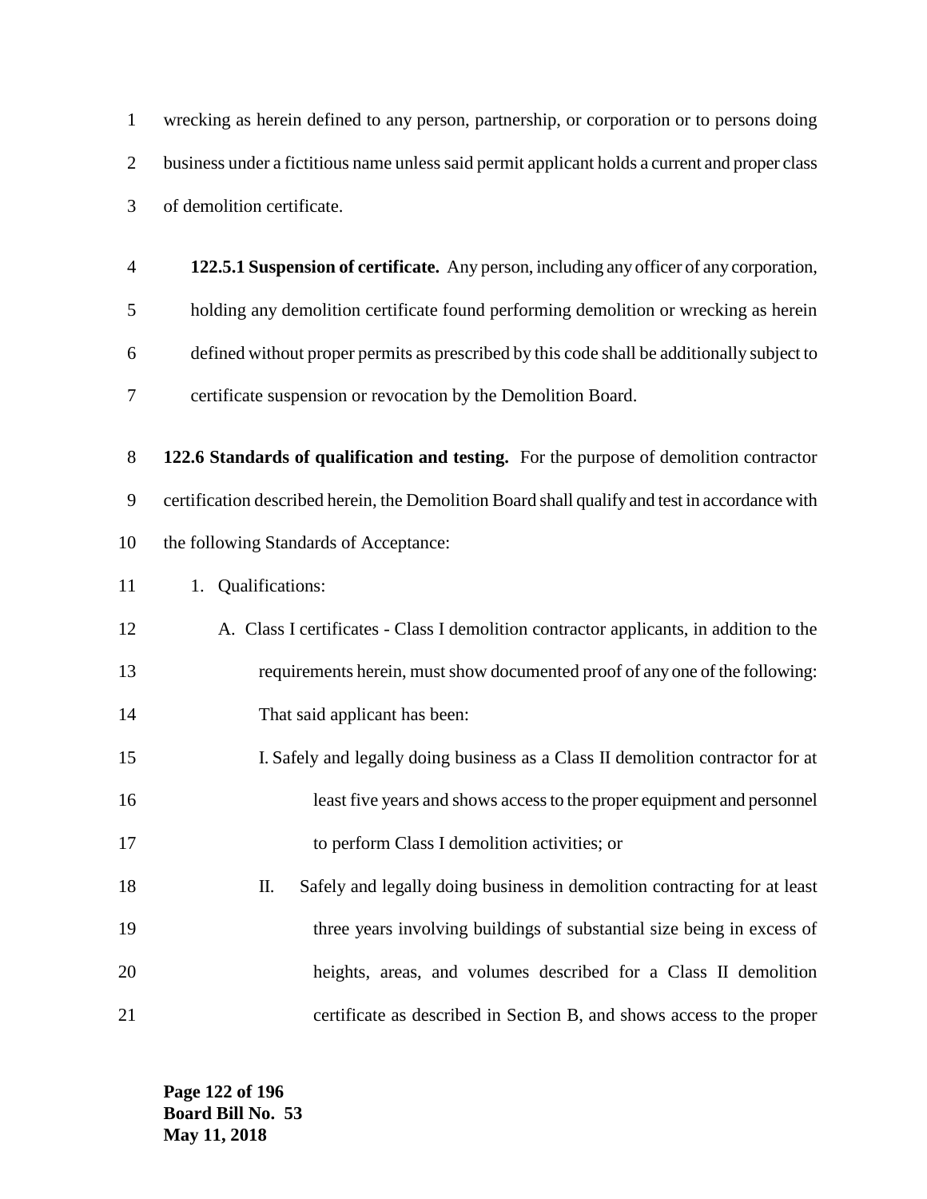wrecking as herein defined to any person, partnership, or corporation or to persons doing business under a fictitious name unless said permit applicant holds a current and proper class of demolition certificate.

**122.5.1 Suspension of certificate.** Any person, including any officer of any corporation, holding any demolition certificate found performing demolition or wrecking as herein defined without proper permits as prescribed by this code shall be additionally subject to certificate suspension or revocation by the Demolition Board.

**122.6 Standards of qualification and testing.** For the purpose of demolition contractor certification described herein, the Demolition Board shall qualify and test in accordance with the following Standards of Acceptance:

1. Qualifications:

   A. Class I certificates - Class I demolition contractor applicants, in addition to the requirements herein, must show documented proof of any one of the following: That said applicant has been:

      I. Safely and legally doing business as a Class II demolition contractor for at least five years and shows access to the proper equipment and personnel to perform Class I demolition activities; or

      II. Safely and legally doing business in demolition contracting for at least three years involving buildings of substantial size being in excess of heights, areas, and volumes described for a Class II demolition certificate as described in Section B, and shows access to the proper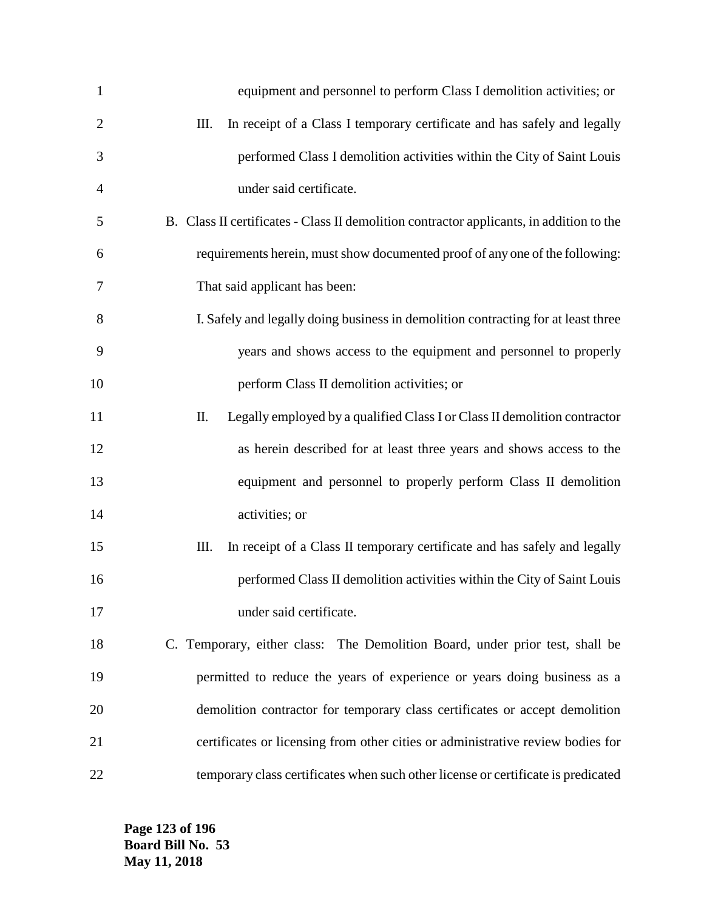equipment and personnel to perform Class I demolition activities; or

III. In receipt of a Class I temporary certificate and has safely and legally performed Class I demolition activities within the City of Saint Louis under said certificate.

B. Class II certificates - Class II demolition contractor applicants, in addition to the requirements herein, must show documented proof of any one of the following: That said applicant has been:

I. Safely and legally doing business in demolition contracting for at least three years and shows access to the equipment and personnel to properly perform Class II demolition activities; or

II. Legally employed by a qualified Class I or Class II demolition contractor as herein described for at least three years and shows access to the equipment and personnel to properly perform Class II demolition activities; or

III. In receipt of a Class II temporary certificate and has safely and legally performed Class II demolition activities within the City of Saint Louis under said certificate.

C. Temporary, either class: The Demolition Board, under prior test, shall be permitted to reduce the years of experience or years doing business as a demolition contractor for temporary class certificates or accept demolition certificates or licensing from other cities or administrative review bodies for temporary class certificates when such other license or certificate is predicated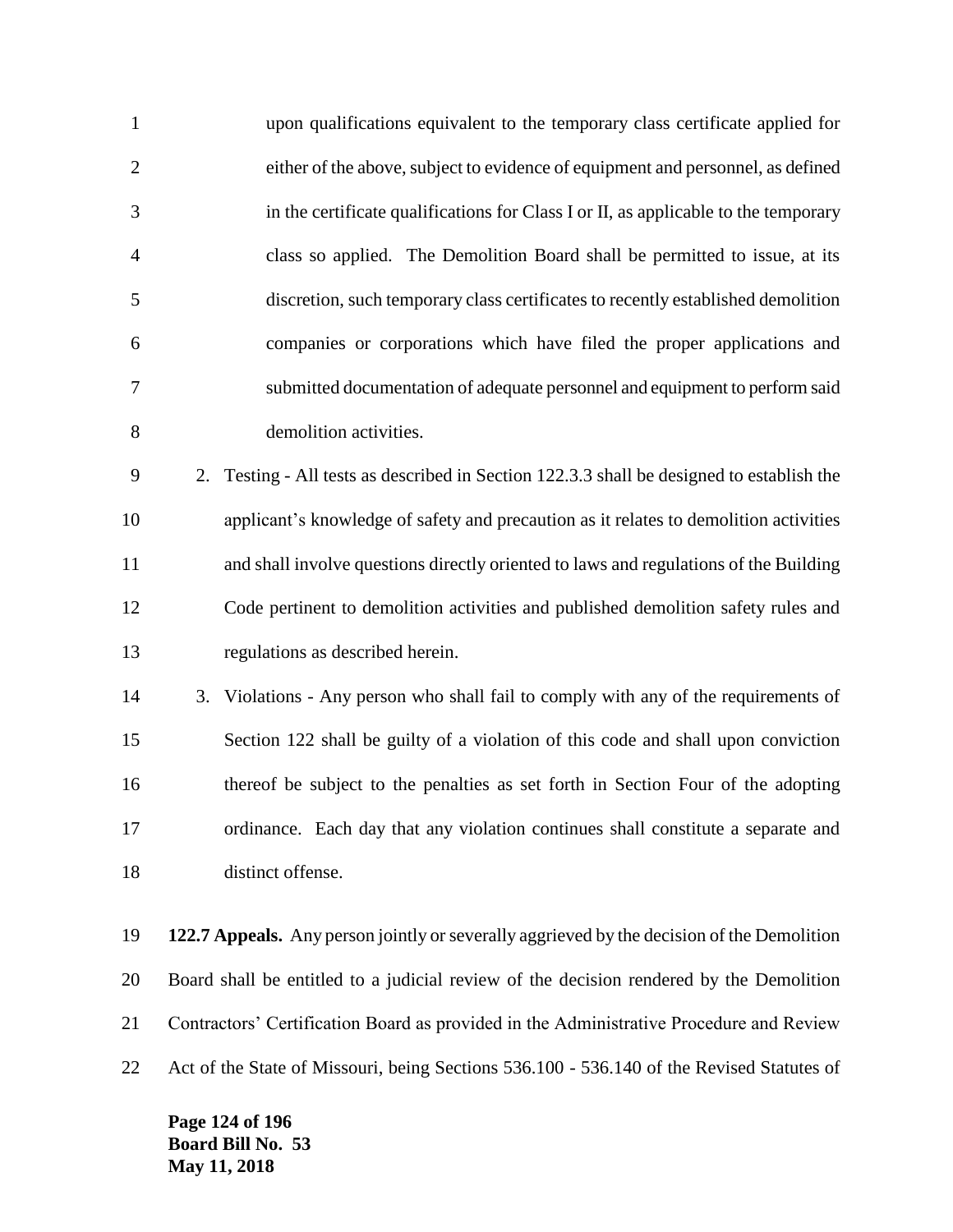upon qualifications equivalent to the temporary class certificate applied for either of the above, subject to evidence of equipment and personnel, as defined in the certificate qualifications for Class I or II, as applicable to the temporary class so applied. The Demolition Board shall be permitted to issue, at its discretion, such temporary class certificates to recently established demolition companies or corporations which have filed the proper applications and submitted documentation of adequate personnel and equipment to perform said demolition activities.

2. Testing - All tests as described in Section 122.3.3 shall be designed to establish the applicant's knowledge of safety and precaution as it relates to demolition activities and shall involve questions directly oriented to laws and regulations of the Building Code pertinent to demolition activities and published demolition safety rules and regulations as described herein.
3. Violations - Any person who shall fail to comply with any of the requirements of Section 122 shall be guilty of a violation of this code and shall upon conviction thereof be subject to the penalties as set forth in Section Four of the adopting ordinance. Each day that any violation continues shall constitute a separate and distinct offense.

**122.7 Appeals.** Any person jointly or severally aggrieved by the decision of the Demolition Board shall be entitled to a judicial review of the decision rendered by the Demolition Contractors' Certification Board as provided in the Administrative Procedure and Review Act of the State of Missouri, being Sections 536.100 - 536.140 of the Revised Statutes of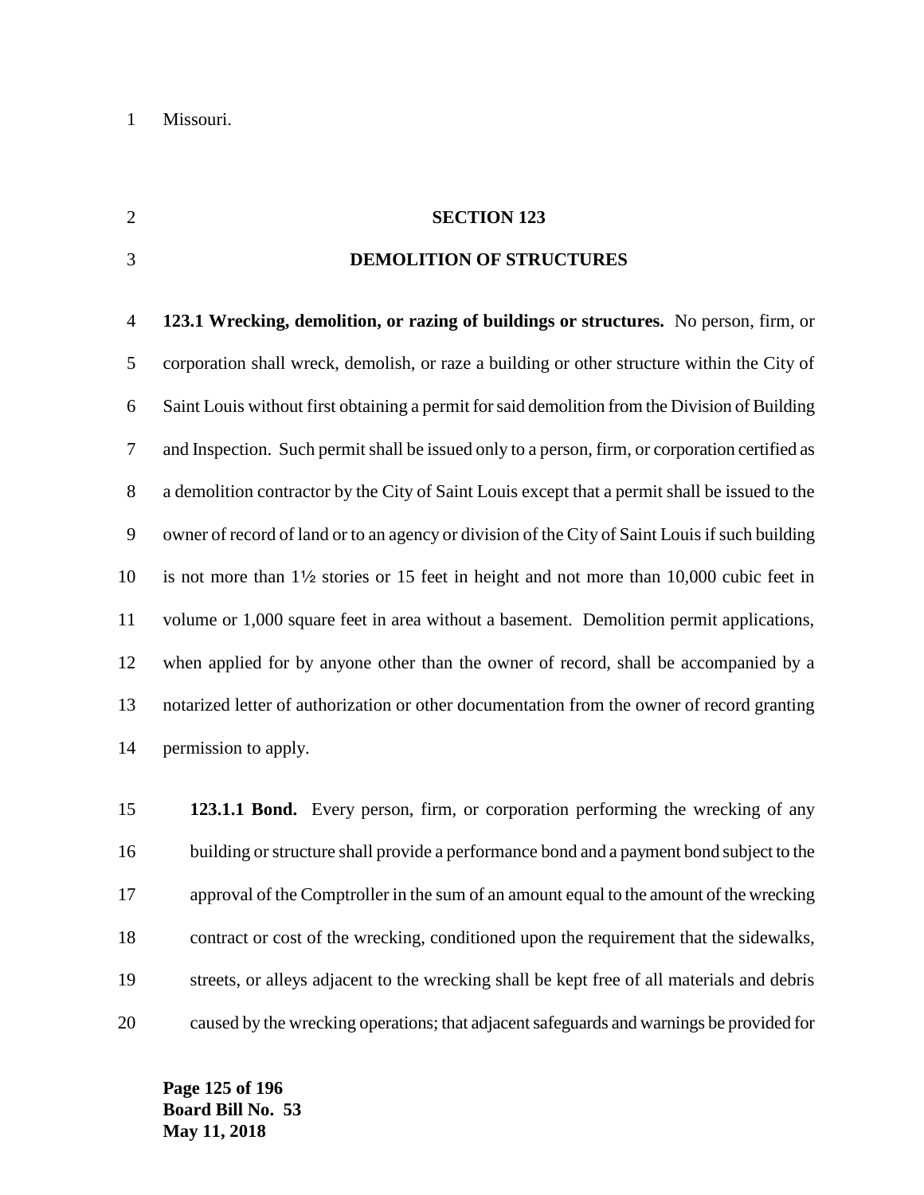Missouri.

## SECTION 123

## DEMOLITION OF STRUCTURES

**123.1 Wrecking, demolition, or razing of buildings or structures.** No person, firm, or corporation shall wreck, demolish, or raze a building or other structure within the City of Saint Louis without first obtaining a permit for said demolition from the Division of Building and Inspection. Such permit shall be issued only to a person, firm, or corporation certified as a demolition contractor by the City of Saint Louis except that a permit shall be issued to the owner of record of land or to an agency or division of the City of Saint Louis if such building is not more than 1½ stories or 15 feet in height and not more than 10,000 cubic feet in volume or 1,000 square feet in area without a basement. Demolition permit applications, when applied for by anyone other than the owner of record, shall be accompanied by a notarized letter of authorization or other documentation from the owner of record granting permission to apply.

**123.1.1 Bond.** Every person, firm, or corporation performing the wrecking of any building or structure shall provide a performance bond and a payment bond subject to the approval of the Comptroller in the sum of an amount equal to the amount of the wrecking contract or cost of the wrecking, conditioned upon the requirement that the sidewalks, streets, or alleys adjacent to the wrecking shall be kept free of all materials and debris caused by the wrecking operations; that adjacent safeguards and warnings be provided for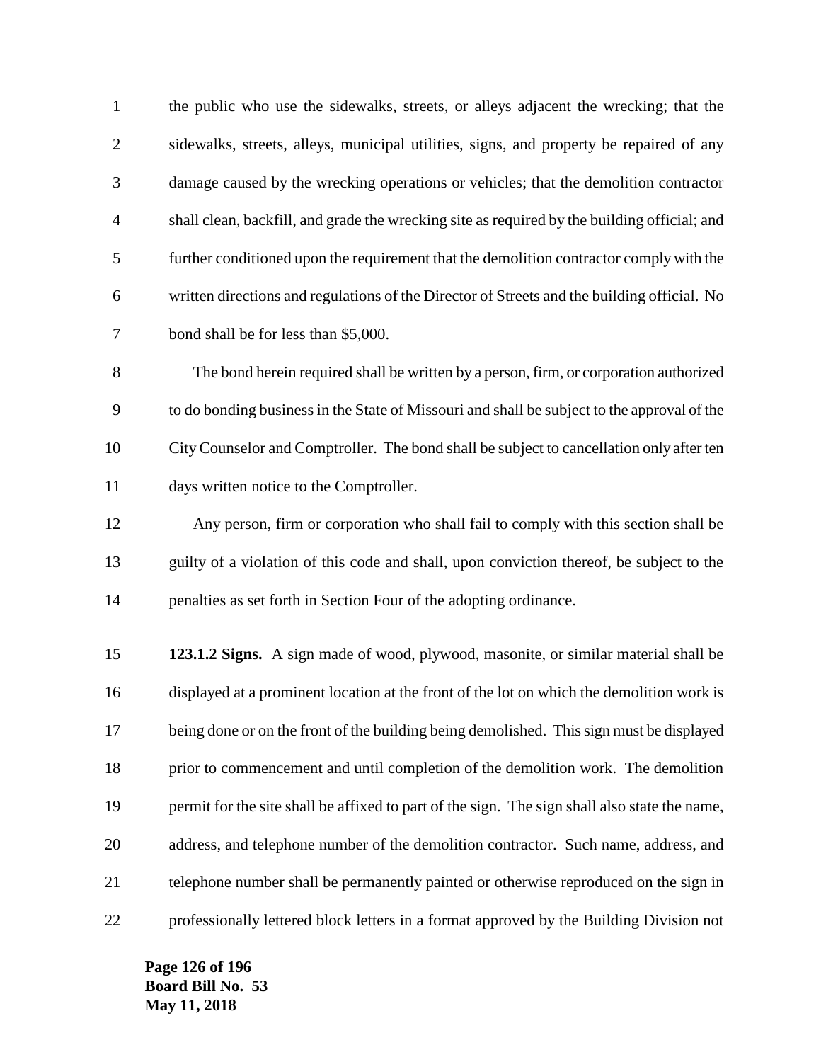the public who use the sidewalks, streets, or alleys adjacent the wrecking; that the sidewalks, streets, alleys, municipal utilities, signs, and property be repaired of any damage caused by the wrecking operations or vehicles; that the demolition contractor shall clean, backfill, and grade the wrecking site as required by the building official; and further conditioned upon the requirement that the demolition contractor comply with the written directions and regulations of the Director of Streets and the building official. No bond shall be for less than $5,000.

The bond herein required shall be written by a person, firm, or corporation authorized to do bonding business in the State of Missouri and shall be subject to the approval of the City Counselor and Comptroller. The bond shall be subject to cancellation only after ten days written notice to the Comptroller.

Any person, firm or corporation who shall fail to comply with this section shall be guilty of a violation of this code and shall, upon conviction thereof, be subject to the penalties as set forth in Section Four of the adopting ordinance.

**123.1.2 Signs.** A sign made of wood, plywood, masonite, or similar material shall be displayed at a prominent location at the front of the lot on which the demolition work is being done or on the front of the building being demolished. This sign must be displayed prior to commencement and until completion of the demolition work. The demolition permit for the site shall be affixed to part of the sign. The sign shall also state the name, address, and telephone number of the demolition contractor. Such name, address, and telephone number shall be permanently painted or otherwise reproduced on the sign in professionally lettered block letters in a format approved by the Building Division not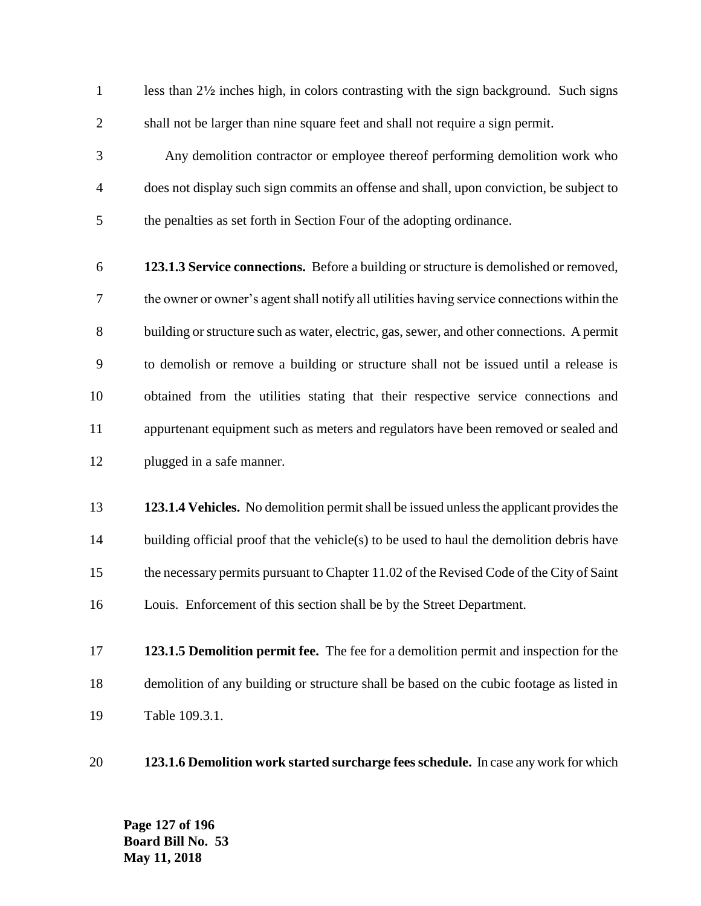less than 2½ inches high, in colors contrasting with the sign background. Such signs shall not be larger than nine square feet and shall not require a sign permit.

Any demolition contractor or employee thereof performing demolition work who does not display such sign commits an offense and shall, upon conviction, be subject to the penalties as set forth in Section Four of the adopting ordinance.

**123.1.3 Service connections.** Before a building or structure is demolished or removed, the owner or owner's agent shall notify all utilities having service connections within the building or structure such as water, electric, gas, sewer, and other connections. A permit to demolish or remove a building or structure shall not be issued until a release is obtained from the utilities stating that their respective service connections and appurtenant equipment such as meters and regulators have been removed or sealed and plugged in a safe manner.

**123.1.4 Vehicles.** No demolition permit shall be issued unless the applicant provides the building official proof that the vehicle(s) to be used to haul the demolition debris have the necessary permits pursuant to Chapter 11.02 of the Revised Code of the City of Saint Louis. Enforcement of this section shall be by the Street Department.

**123.1.5 Demolition permit fee.** The fee for a demolition permit and inspection for the demolition of any building or structure shall be based on the cubic footage as listed in Table 109.3.1.

**123.1.6 Demolition work started surcharge fees schedule.** In case any work for which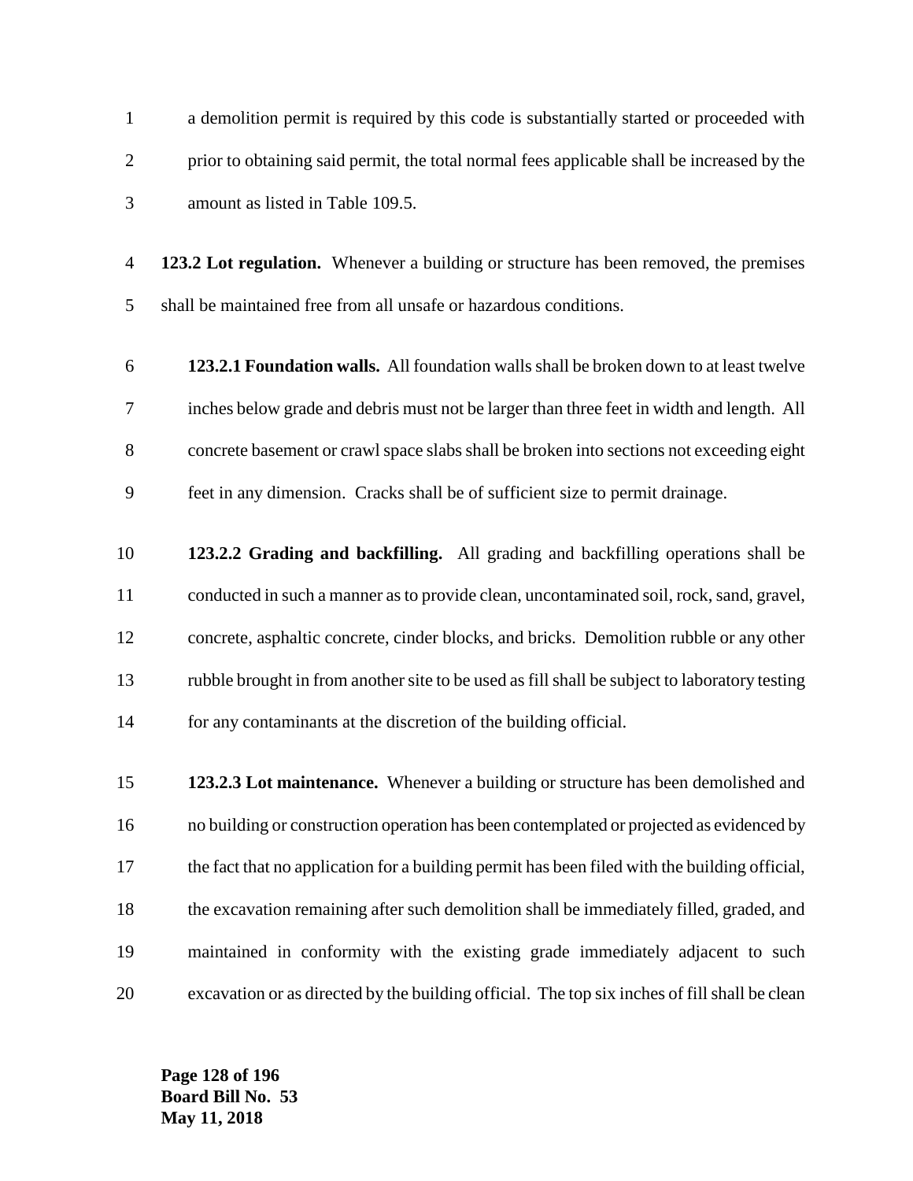a demolition permit is required by this code is substantially started or proceeded with prior to obtaining said permit, the total normal fees applicable shall be increased by the amount as listed in Table 109.5.

**123.2 Lot regulation.** Whenever a building or structure has been removed, the premises shall be maintained free from all unsafe or hazardous conditions.

**123.2.1 Foundation walls.** All foundation walls shall be broken down to at least twelve inches below grade and debris must not be larger than three feet in width and length. All concrete basement or crawl space slabs shall be broken into sections not exceeding eight feet in any dimension. Cracks shall be of sufficient size to permit drainage.

**123.2.2 Grading and backfilling.** All grading and backfilling operations shall be conducted in such a manner as to provide clean, uncontaminated soil, rock, sand, gravel, concrete, asphaltic concrete, cinder blocks, and bricks. Demolition rubble or any other rubble brought in from another site to be used as fill shall be subject to laboratory testing for any contaminants at the discretion of the building official.

**123.2.3 Lot maintenance.** Whenever a building or structure has been demolished and no building or construction operation has been contemplated or projected as evidenced by the fact that no application for a building permit has been filed with the building official, the excavation remaining after such demolition shall be immediately filled, graded, and maintained in conformity with the existing grade immediately adjacent to such excavation or as directed by the building official. The top six inches of fill shall be clean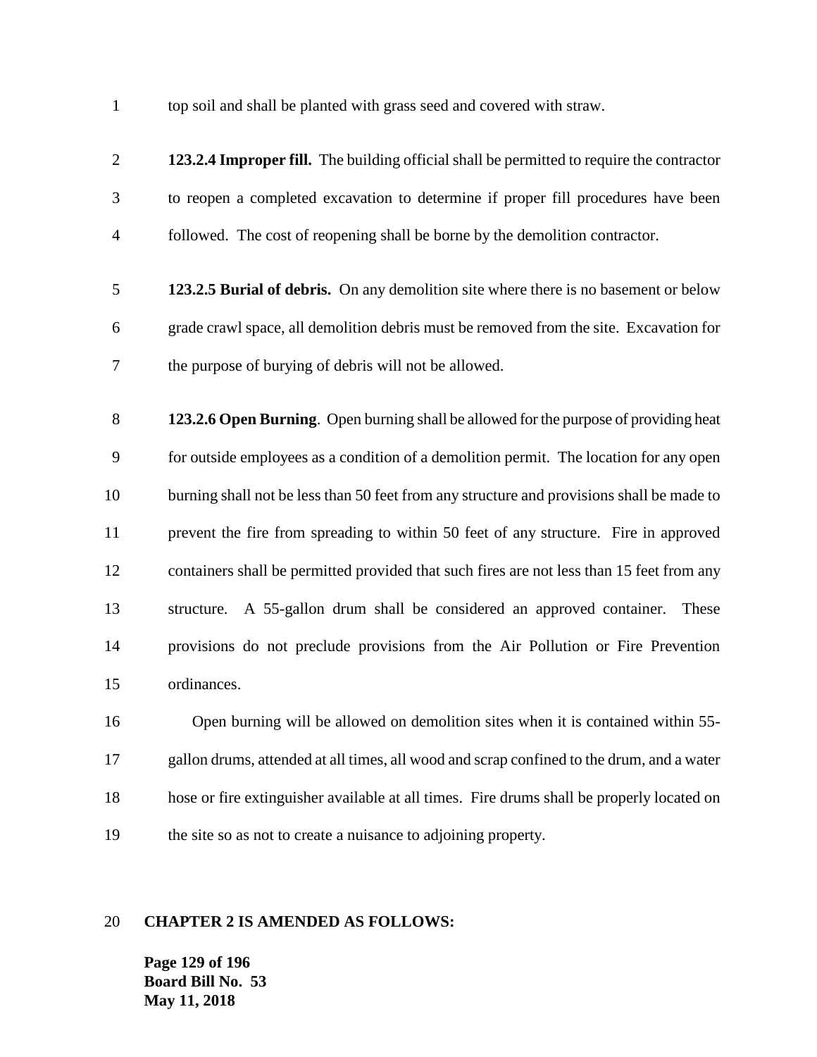top soil and shall be planted with grass seed and covered with straw.

**123.2.4 Improper fill.** The building official shall be permitted to require the contractor to reopen a completed excavation to determine if proper fill procedures have been followed. The cost of reopening shall be borne by the demolition contractor.

**123.2.5 Burial of debris.** On any demolition site where there is no basement or below grade crawl space, all demolition debris must be removed from the site. Excavation for the purpose of burying of debris will not be allowed.

**123.2.6 Open Burning**. Open burning shall be allowed for the purpose of providing heat for outside employees as a condition of a demolition permit. The location for any open burning shall not be less than 50 feet from any structure and provisions shall be made to prevent the fire from spreading to within 50 feet of any structure. Fire in approved containers shall be permitted provided that such fires are not less than 15 feet from any structure. A 55-gallon drum shall be considered an approved container. These provisions do not preclude provisions from the Air Pollution or Fire Prevention ordinances.

Open burning will be allowed on demolition sites when it is contained within 55-gallon drums, attended at all times, all wood and scrap confined to the drum, and a water hose or fire extinguisher available at all times. Fire drums shall be properly located on the site so as not to create a nuisance to adjoining property.

**CHAPTER 2 IS AMENDED AS FOLLOWS:**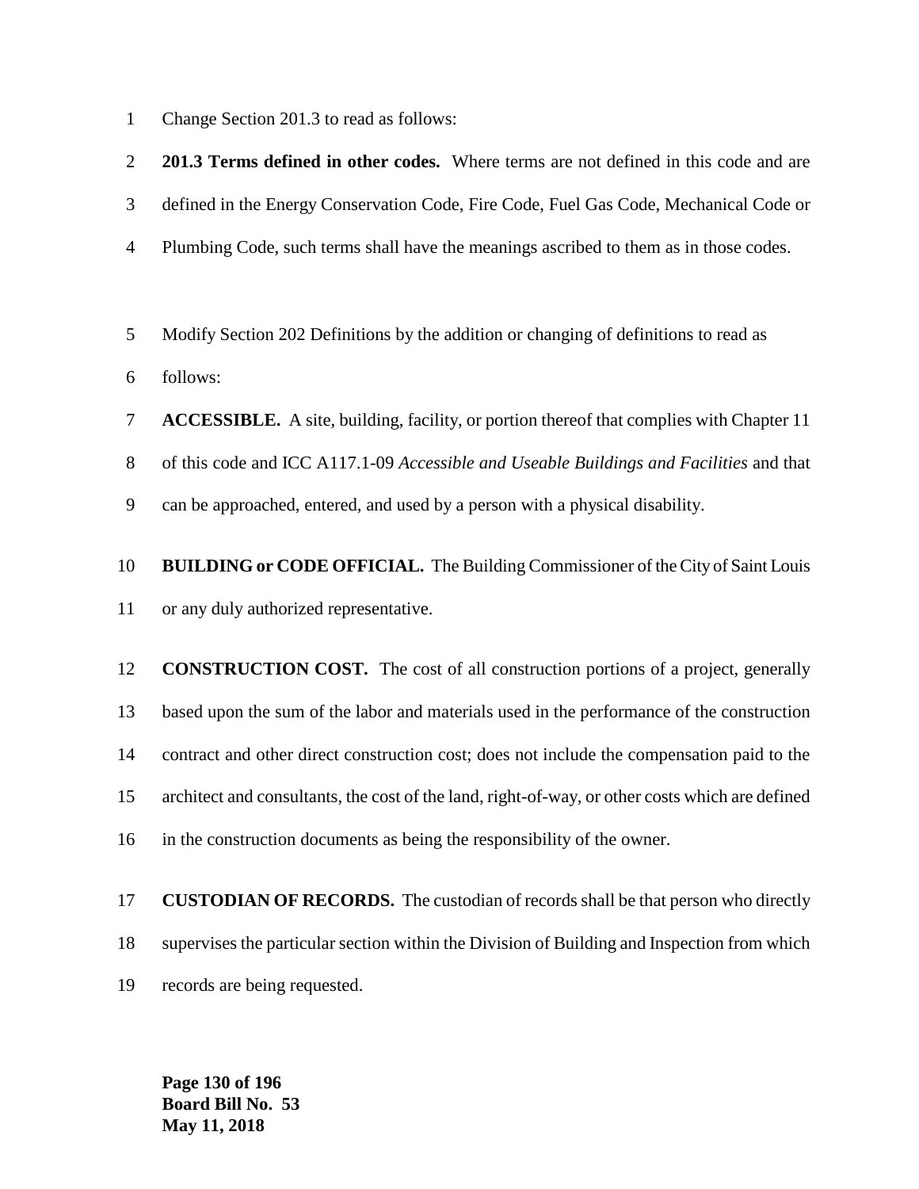Change Section 201.3 to read as follows:

**201.3 Terms defined in other codes.** Where terms are not defined in this code and are defined in the Energy Conservation Code, Fire Code, Fuel Gas Code, Mechanical Code or Plumbing Code, such terms shall have the meanings ascribed to them as in those codes.

Modify Section 202 Definitions by the addition or changing of definitions to read as follows:

**ACCESSIBLE.** A site, building, facility, or portion thereof that complies with Chapter 11 of this code and ICC A117.1-09 *Accessible and Useable Buildings and Facilities* and that can be approached, entered, and used by a person with a physical disability.

**BUILDING or CODE OFFICIAL.** The Building Commissioner of the City of Saint Louis or any duly authorized representative.

**CONSTRUCTION COST.** The cost of all construction portions of a project, generally based upon the sum of the labor and materials used in the performance of the construction contract and other direct construction cost; does not include the compensation paid to the architect and consultants, the cost of the land, right-of-way, or other costs which are defined in the construction documents as being the responsibility of the owner.

**CUSTODIAN OF RECORDS.** The custodian of records shall be that person who directly supervises the particular section within the Division of Building and Inspection from which records are being requested.

**Board Bill No. 53**
**May 11, 2018**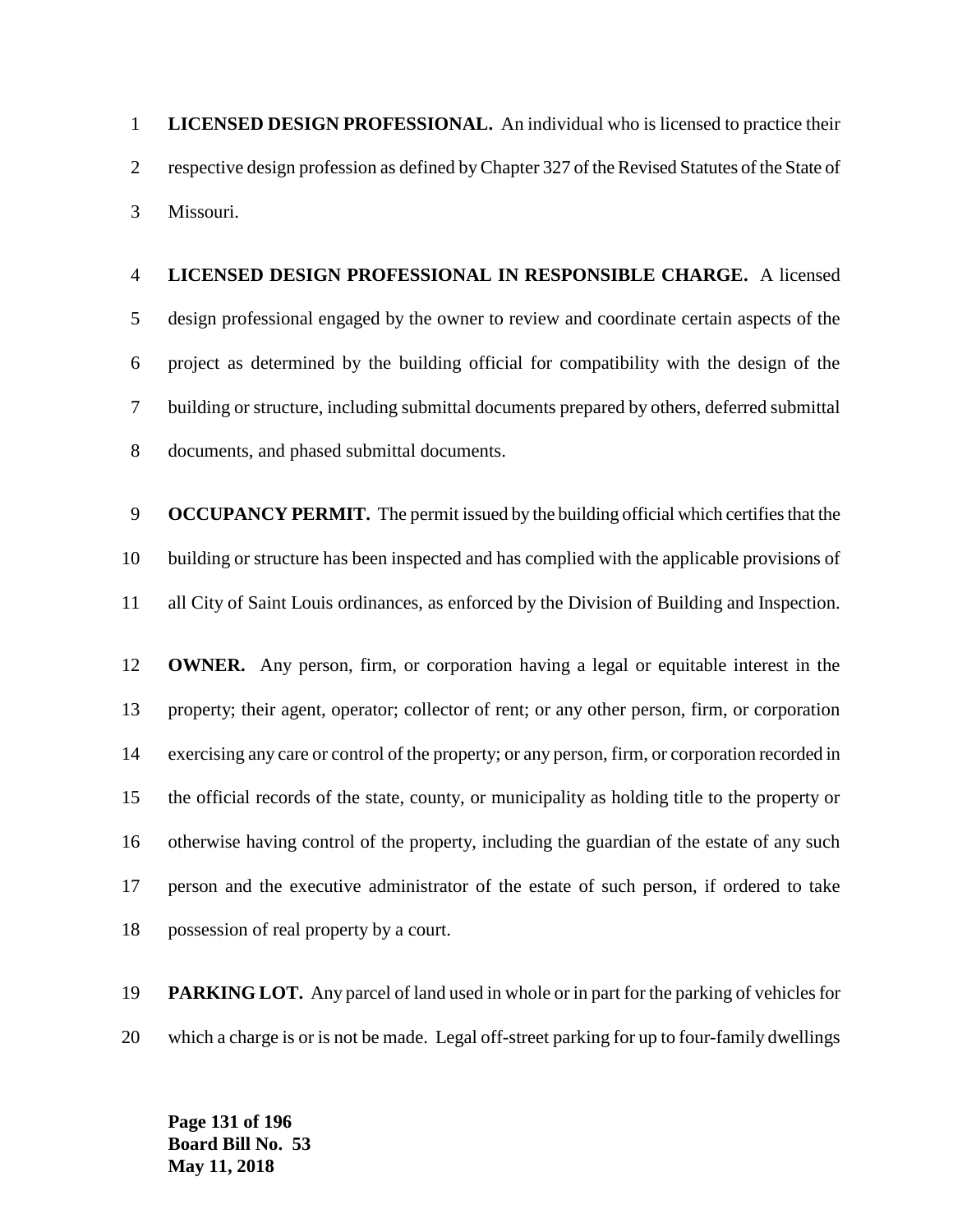**LICENSED DESIGN PROFESSIONAL.** An individual who is licensed to practice their respective design profession as defined by Chapter 327 of the Revised Statutes of the State of Missouri.

**LICENSED DESIGN PROFESSIONAL IN RESPONSIBLE CHARGE.** A licensed design professional engaged by the owner to review and coordinate certain aspects of the project as determined by the building official for compatibility with the design of the building or structure, including submittal documents prepared by others, deferred submittal documents, and phased submittal documents.

**OCCUPANCY PERMIT.** The permit issued by the building official which certifies that the building or structure has been inspected and has complied with the applicable provisions of all City of Saint Louis ordinances, as enforced by the Division of Building and Inspection.

**OWNER.** Any person, firm, or corporation having a legal or equitable interest in the property; their agent, operator; collector of rent; or any other person, firm, or corporation exercising any care or control of the property; or any person, firm, or corporation recorded in the official records of the state, county, or municipality as holding title to the property or otherwise having control of the property, including the guardian of the estate of any such person and the executive administrator of the estate of such person, if ordered to take possession of real property by a court.

**PARKING LOT.** Any parcel of land used in whole or in part for the parking of vehicles for which a charge is or is not be made. Legal off-street parking for up to four-family dwellings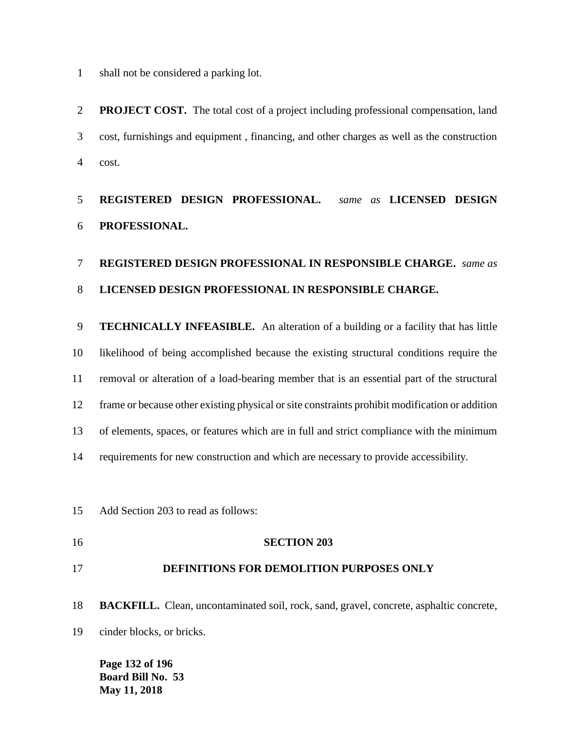shall not be considered a parking lot.

**PROJECT COST.** The total cost of a project including professional compensation, land cost, furnishings and equipment , financing, and other charges as well as the construction cost.

**REGISTERED DESIGN PROFESSIONAL.** *same as* **LICENSED DESIGN PROFESSIONAL.**

**REGISTERED DESIGN PROFESSIONAL IN RESPONSIBLE CHARGE.** *same as* **LICENSED DESIGN PROFESSIONAL IN RESPONSIBLE CHARGE.**

**TECHNICALLY INFEASIBLE.** An alteration of a building or a facility that has little likelihood of being accomplished because the existing structural conditions require the removal or alteration of a load-bearing member that is an essential part of the structural frame or because other existing physical or site constraints prohibit modification or addition of elements, spaces, or features which are in full and strict compliance with the minimum requirements for new construction and which are necessary to provide accessibility.

Add Section 203 to read as follows:

## SECTION 203

## DEFINITIONS FOR DEMOLITION PURPOSES ONLY

**BACKFILL.** Clean, uncontaminated soil, rock, sand, gravel, concrete, asphaltic concrete, cinder blocks, or bricks.

**Board Bill No. 53**
**May 11, 2018**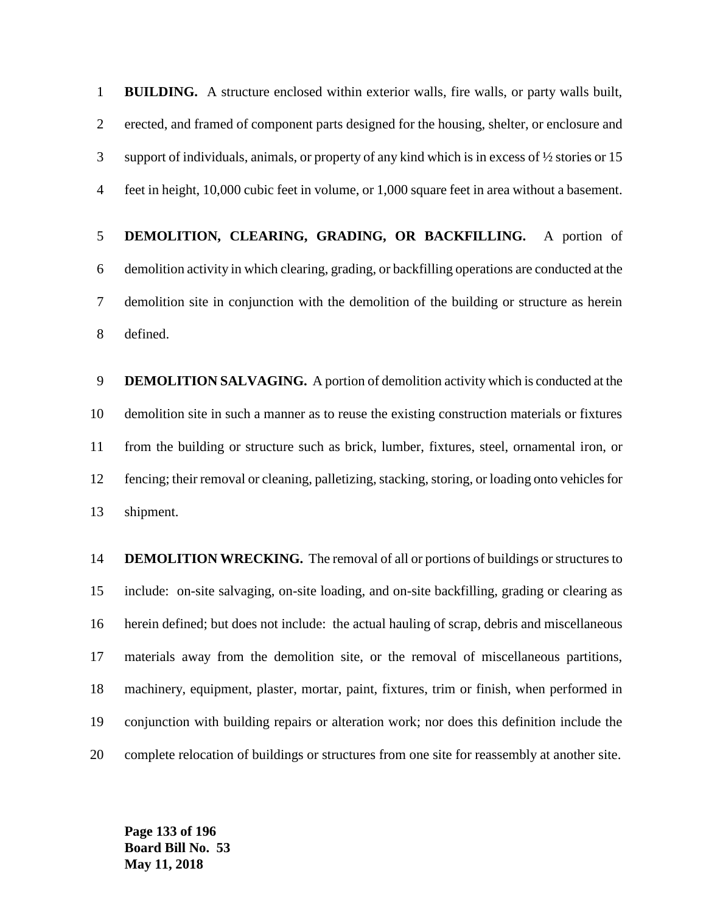**BUILDING.** A structure enclosed within exterior walls, fire walls, or party walls built, erected, and framed of component parts designed for the housing, shelter, or enclosure and support of individuals, animals, or property of any kind which is in excess of ½ stories or 15 feet in height, 10,000 cubic feet in volume, or 1,000 square feet in area without a basement.

**DEMOLITION, CLEARING, GRADING, OR BACKFILLING.** A portion of demolition activity in which clearing, grading, or backfilling operations are conducted at the demolition site in conjunction with the demolition of the building or structure as herein defined.

**DEMOLITION SALVAGING.** A portion of demolition activity which is conducted at the demolition site in such a manner as to reuse the existing construction materials or fixtures from the building or structure such as brick, lumber, fixtures, steel, ornamental iron, or fencing; their removal or cleaning, palletizing, stacking, storing, or loading onto vehicles for shipment.

**DEMOLITION WRECKING.** The removal of all or portions of buildings or structures to include: on-site salvaging, on-site loading, and on-site backfilling, grading or clearing as herein defined; but does not include: the actual hauling of scrap, debris and miscellaneous materials away from the demolition site, or the removal of miscellaneous partitions, machinery, equipment, plaster, mortar, paint, fixtures, trim or finish, when performed in conjunction with building repairs or alteration work; nor does this definition include the complete relocation of buildings or structures from one site for reassembly at another site.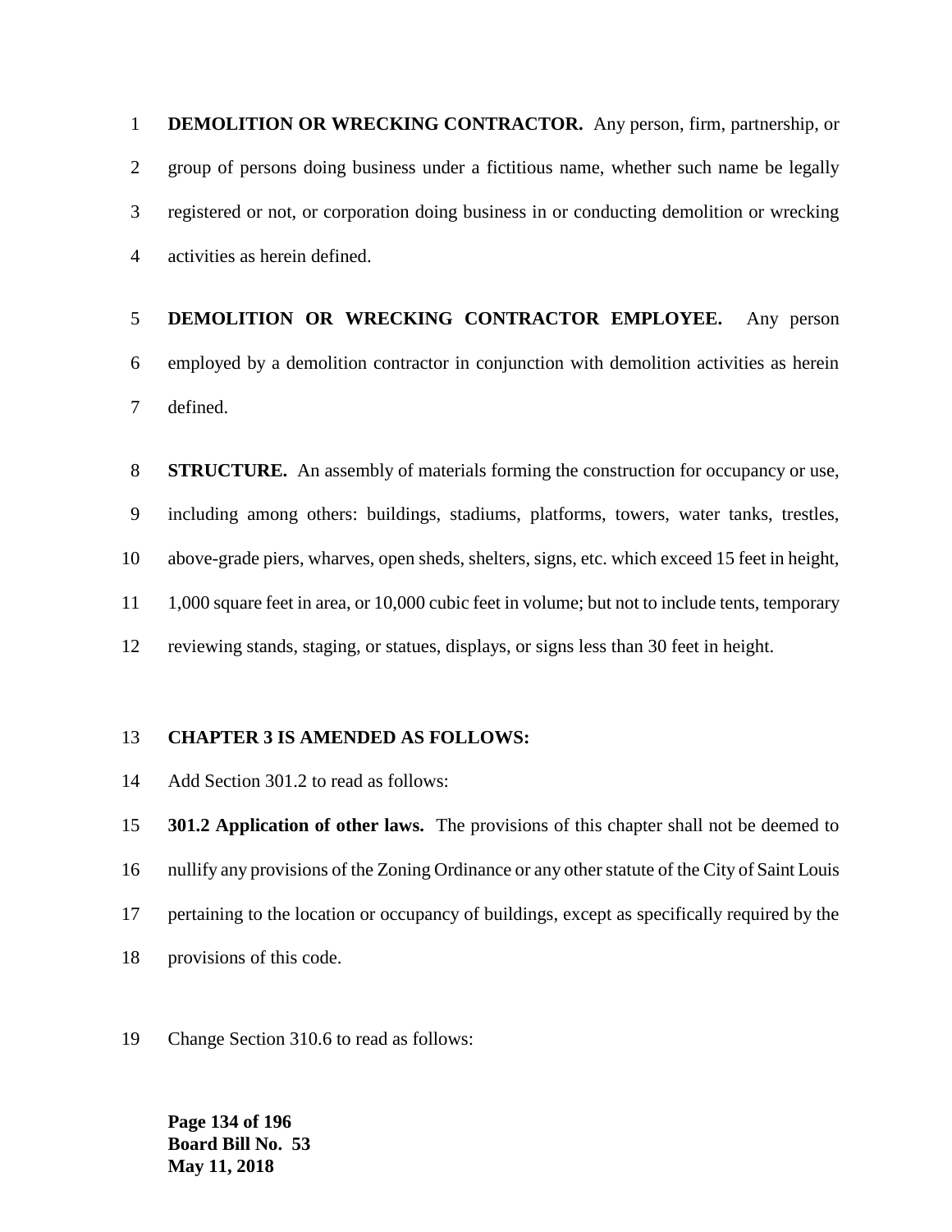**DEMOLITION OR WRECKING CONTRACTOR.** Any person, firm, partnership, or group of persons doing business under a fictitious name, whether such name be legally registered or not, or corporation doing business in or conducting demolition or wrecking activities as herein defined.

**DEMOLITION OR WRECKING CONTRACTOR EMPLOYEE.** Any person employed by a demolition contractor in conjunction with demolition activities as herein defined.

**STRUCTURE.** An assembly of materials forming the construction for occupancy or use, including among others: buildings, stadiums, platforms, towers, water tanks, trestles, above-grade piers, wharves, open sheds, shelters, signs, etc. which exceed 15 feet in height, 1,000 square feet in area, or 10,000 cubic feet in volume; but not to include tents, temporary reviewing stands, staging, or statues, displays, or signs less than 30 feet in height.

**CHAPTER 3 IS AMENDED AS FOLLOWS:**

Add Section 301.2 to read as follows:

**301.2 Application of other laws.** The provisions of this chapter shall not be deemed to nullify any provisions of the Zoning Ordinance or any other statute of the City of Saint Louis pertaining to the location or occupancy of buildings, except as specifically required by the provisions of this code.

Change Section 310.6 to read as follows: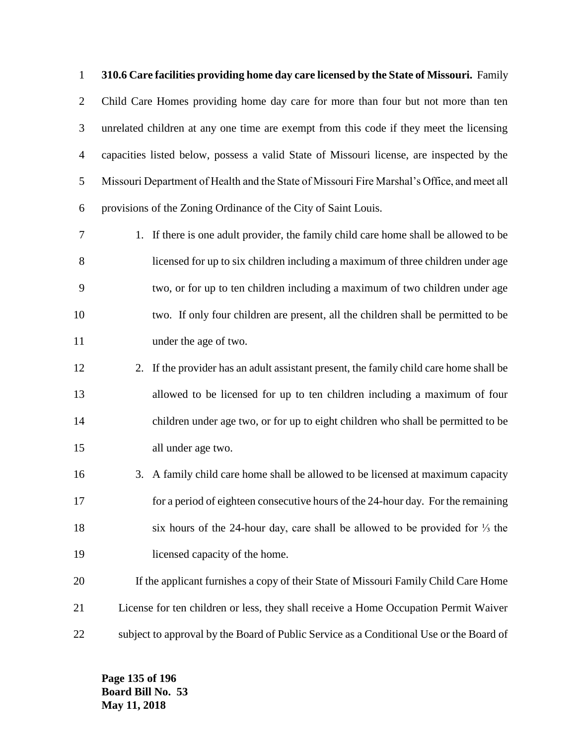**310.6 Care facilities providing home day care licensed by the State of Missouri.** Family Child Care Homes providing home day care for more than four but not more than ten unrelated children at any one time are exempt from this code if they meet the licensing capacities listed below, possess a valid State of Missouri license, are inspected by the Missouri Department of Health and the State of Missouri Fire Marshal's Office, and meet all provisions of the Zoning Ordinance of the City of Saint Louis.

1. If there is one adult provider, the family child care home shall be allowed to be licensed for up to six children including a maximum of three children under age two, or for up to ten children including a maximum of two children under age two. If only four children are present, all the children shall be permitted to be under the age of two.
2. If the provider has an adult assistant present, the family child care home shall be allowed to be licensed for up to ten children including a maximum of four children under age two, or for up to eight children who shall be permitted to be all under age two.
3. A family child care home shall be allowed to be licensed at maximum capacity for a period of eighteen consecutive hours of the 24-hour day. For the remaining six hours of the 24-hour day, care shall be allowed to be provided for ⅓ the licensed capacity of the home.

If the applicant furnishes a copy of their State of Missouri Family Child Care Home License for ten children or less, they shall receive a Home Occupation Permit Waiver subject to approval by the Board of Public Service as a Conditional Use or the Board of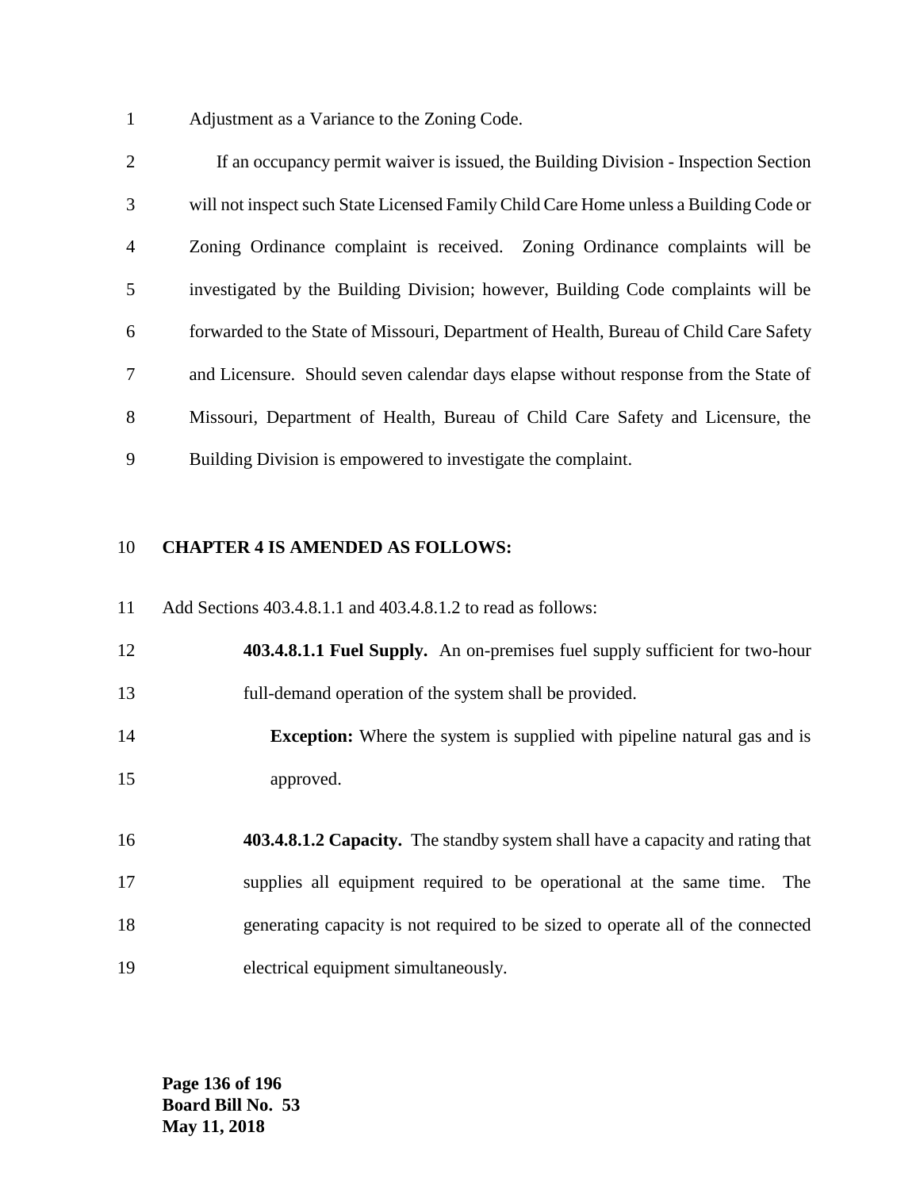Adjustment as a Variance to the Zoning Code.

If an occupancy permit waiver is issued, the Building Division - Inspection Section will not inspect such State Licensed Family Child Care Home unless a Building Code or Zoning Ordinance complaint is received. Zoning Ordinance complaints will be investigated by the Building Division; however, Building Code complaints will be forwarded to the State of Missouri, Department of Health, Bureau of Child Care Safety and Licensure. Should seven calendar days elapse without response from the State of Missouri, Department of Health, Bureau of Child Care Safety and Licensure, the Building Division is empowered to investigate the complaint.

**CHAPTER 4 IS AMENDED AS FOLLOWS:**

Add Sections 403.4.8.1.1 and 403.4.8.1.2 to read as follows:

**403.4.8.1.1 Fuel Supply.** An on-premises fuel supply sufficient for two-hour full-demand operation of the system shall be provided.

**Exception:** Where the system is supplied with pipeline natural gas and is approved.

**403.4.8.1.2 Capacity.** The standby system shall have a capacity and rating that supplies all equipment required to be operational at the same time. The generating capacity is not required to be sized to operate all of the connected electrical equipment simultaneously.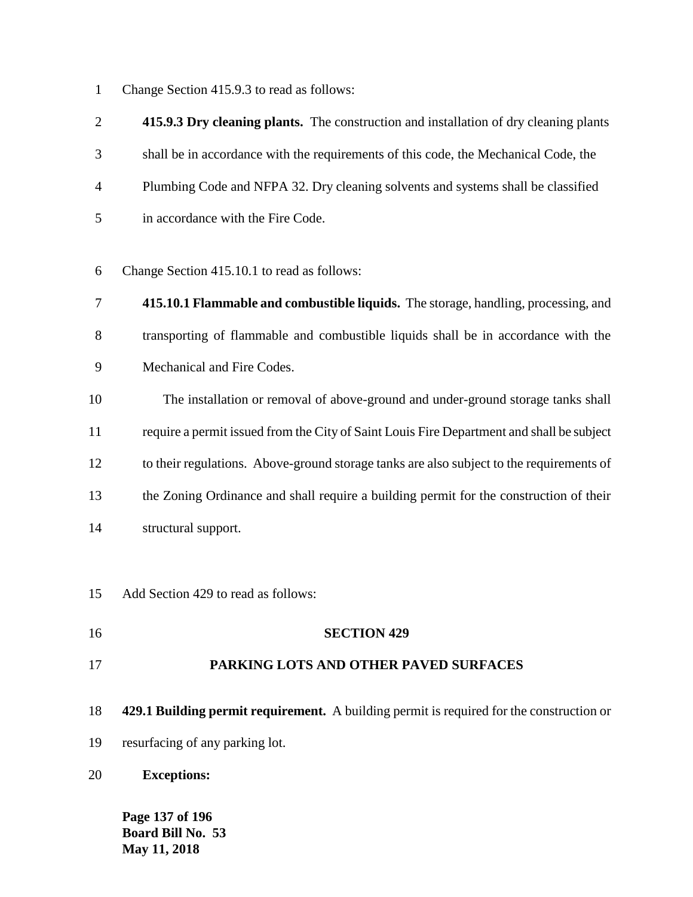Change Section 415.9.3 to read as follows:

**415.9.3 Dry cleaning plants.** The construction and installation of dry cleaning plants shall be in accordance with the requirements of this code, the Mechanical Code, the Plumbing Code and NFPA 32. Dry cleaning solvents and systems shall be classified in accordance with the Fire Code.

Change Section 415.10.1 to read as follows:

**415.10.1 Flammable and combustible liquids.** The storage, handling, processing, and transporting of flammable and combustible liquids shall be in accordance with the Mechanical and Fire Codes.

The installation or removal of above-ground and under-ground storage tanks shall require a permit issued from the City of Saint Louis Fire Department and shall be subject to their regulations. Above-ground storage tanks are also subject to the requirements of the Zoning Ordinance and shall require a building permit for the construction of their structural support.

Add Section 429 to read as follows:

## SECTION 429

## PARKING LOTS AND OTHER PAVED SURFACES

**429.1 Building permit requirement.** A building permit is required for the construction or resurfacing of any parking lot.

**Exceptions:**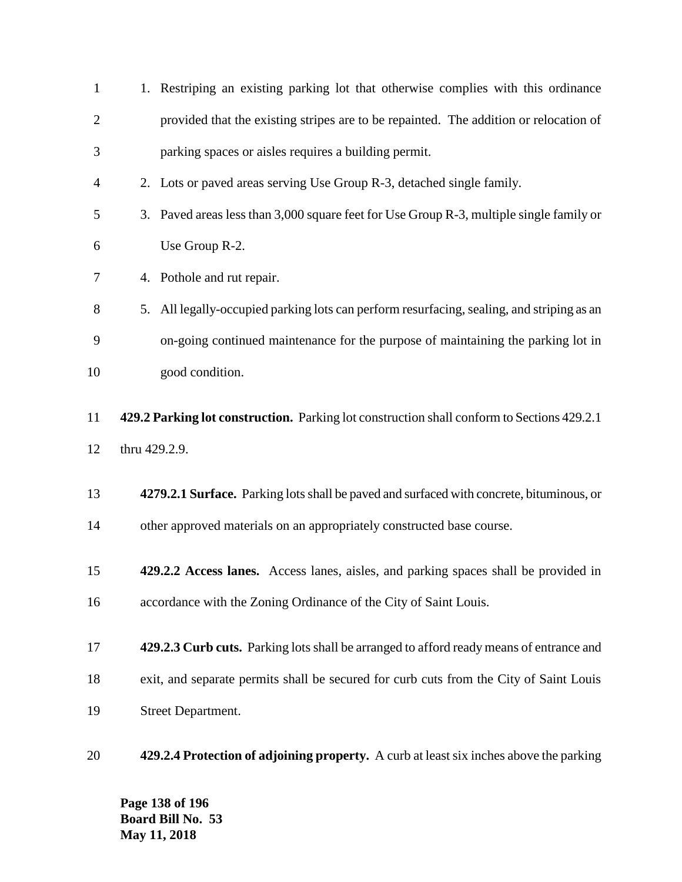1. Restriping an existing parking lot that otherwise complies with this ordinance provided that the existing stripes are to be repainted. The addition or relocation of parking spaces or aisles requires a building permit.
2. Lots or paved areas serving Use Group R-3, detached single family.
3. Paved areas less than 3,000 square feet for Use Group R-3, multiple single family or Use Group R-2.
4. Pothole and rut repair.
5. All legally-occupied parking lots can perform resurfacing, sealing, and striping as an on-going continued maintenance for the purpose of maintaining the parking lot in good condition.

**429.2 Parking lot construction.** Parking lot construction shall conform to Sections 429.2.1 thru 429.2.9.

**4279.2.1 Surface.** Parking lots shall be paved and surfaced with concrete, bituminous, or other approved materials on an appropriately constructed base course.

**429.2.2 Access lanes.** Access lanes, aisles, and parking spaces shall be provided in accordance with the Zoning Ordinance of the City of Saint Louis.

**429.2.3 Curb cuts.** Parking lots shall be arranged to afford ready means of entrance and exit, and separate permits shall be secured for curb cuts from the City of Saint Louis Street Department.

**429.2.4 Protection of adjoining property.** A curb at least six inches above the parking

**Board Bill No. 53**
**May 11, 2018**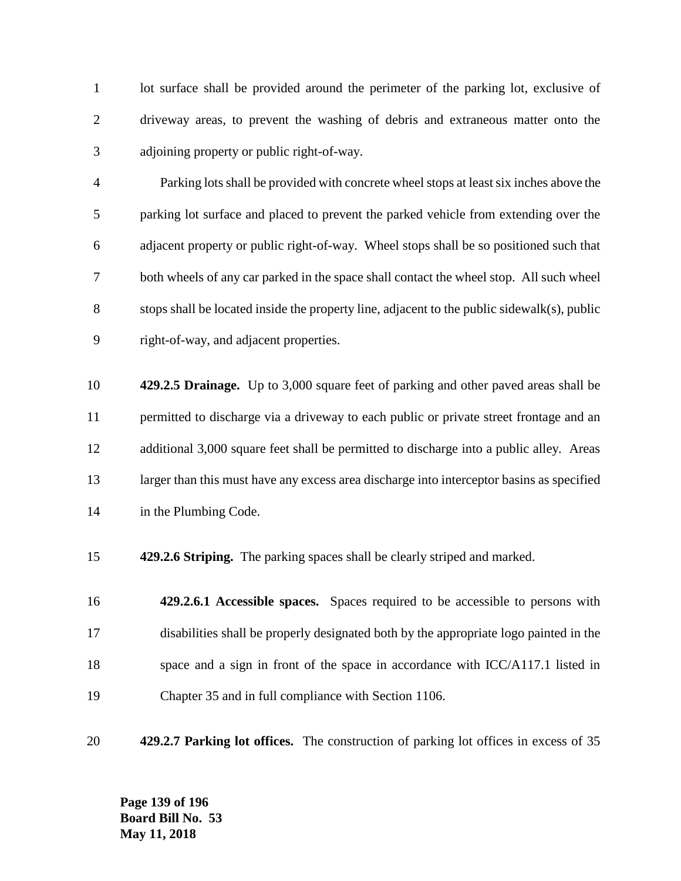lot surface shall be provided around the perimeter of the parking lot, exclusive of driveway areas, to prevent the washing of debris and extraneous matter onto the adjoining property or public right-of-way.

Parking lots shall be provided with concrete wheel stops at least six inches above the parking lot surface and placed to prevent the parked vehicle from extending over the adjacent property or public right-of-way. Wheel stops shall be so positioned such that both wheels of any car parked in the space shall contact the wheel stop. All such wheel stops shall be located inside the property line, adjacent to the public sidewalk(s), public right-of-way, and adjacent properties.

**429.2.5 Drainage.** Up to 3,000 square feet of parking and other paved areas shall be permitted to discharge via a driveway to each public or private street frontage and an additional 3,000 square feet shall be permitted to discharge into a public alley. Areas larger than this must have any excess area discharge into interceptor basins as specified in the Plumbing Code.

**429.2.6 Striping.** The parking spaces shall be clearly striped and marked.

**429.2.6.1 Accessible spaces.** Spaces required to be accessible to persons with disabilities shall be properly designated both by the appropriate logo painted in the space and a sign in front of the space in accordance with ICC/A117.1 listed in Chapter 35 and in full compliance with Section 1106.

**429.2.7 Parking lot offices.** The construction of parking lot offices in excess of 35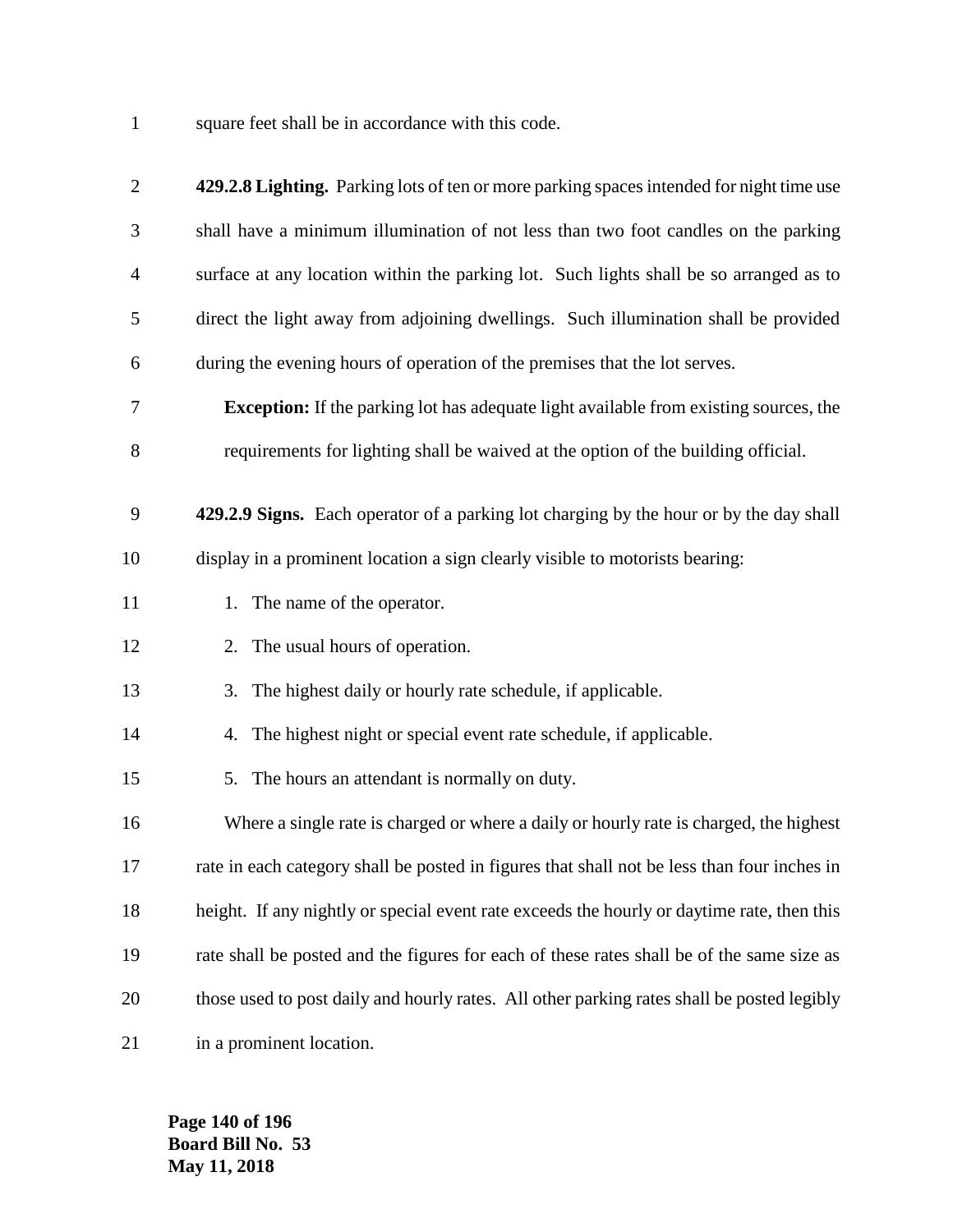square feet shall be in accordance with this code.

**429.2.8 Lighting.** Parking lots of ten or more parking spaces intended for night time use shall have a minimum illumination of not less than two foot candles on the parking surface at any location within the parking lot. Such lights shall be so arranged as to direct the light away from adjoining dwellings. Such illumination shall be provided during the evening hours of operation of the premises that the lot serves.

**Exception:** If the parking lot has adequate light available from existing sources, the requirements for lighting shall be waived at the option of the building official.

**429.2.9 Signs.** Each operator of a parking lot charging by the hour or by the day shall display in a prominent location a sign clearly visible to motorists bearing:

1. The name of the operator.
2. The usual hours of operation.
3. The highest daily or hourly rate schedule, if applicable.
4. The highest night or special event rate schedule, if applicable.
5. The hours an attendant is normally on duty.

Where a single rate is charged or where a daily or hourly rate is charged, the highest rate in each category shall be posted in figures that shall not be less than four inches in height. If any nightly or special event rate exceeds the hourly or daytime rate, then this rate shall be posted and the figures for each of these rates shall be of the same size as those used to post daily and hourly rates. All other parking rates shall be posted legibly in a prominent location.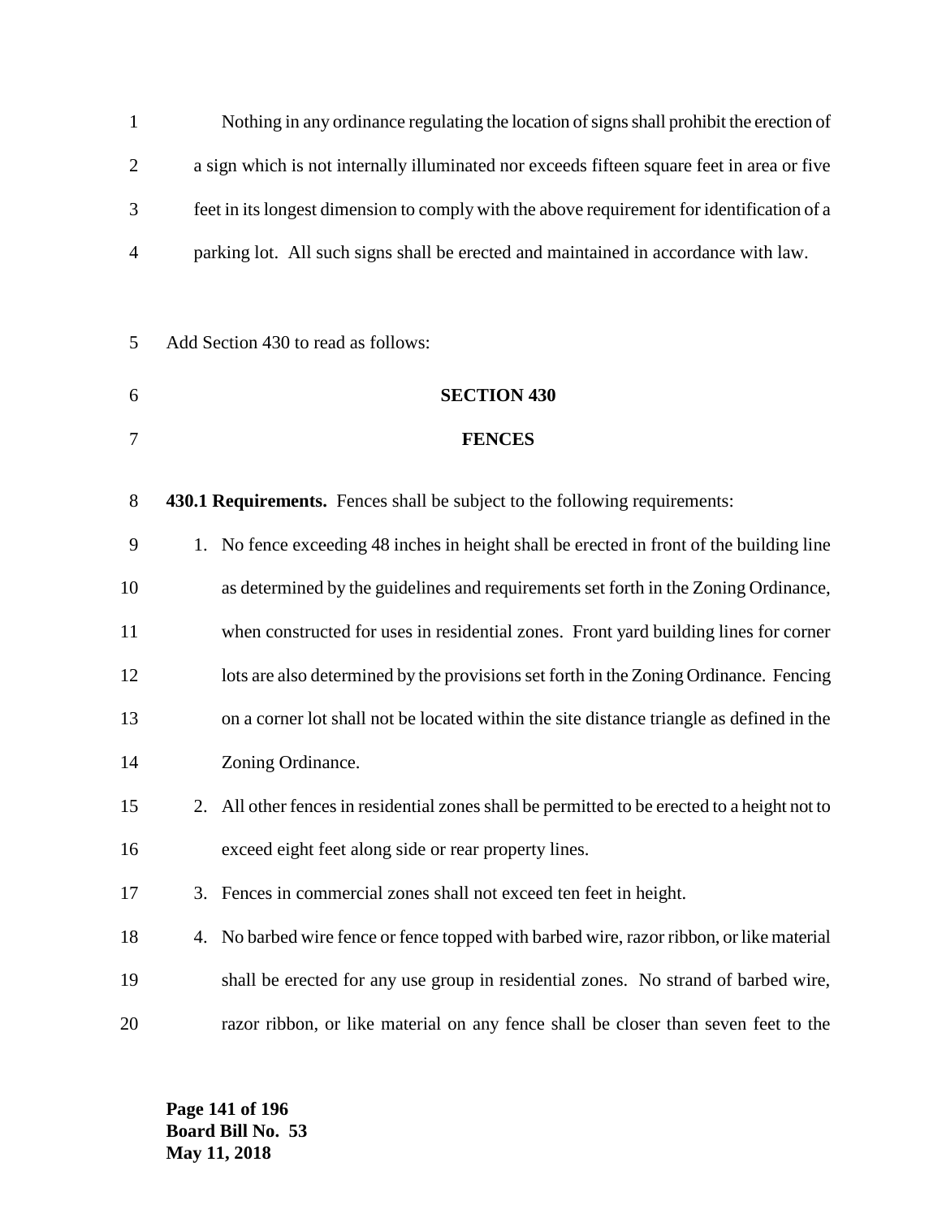Nothing in any ordinance regulating the location of signs shall prohibit the erection of a sign which is not internally illuminated nor exceeds fifteen square feet in area or five feet in its longest dimension to comply with the above requirement for identification of a parking lot. All such signs shall be erected and maintained in accordance with law.

Add Section 430 to read as follows:

## SECTION 430

## FENCES

**430.1 Requirements.** Fences shall be subject to the following requirements:

1. No fence exceeding 48 inches in height shall be erected in front of the building line as determined by the guidelines and requirements set forth in the Zoning Ordinance, when constructed for uses in residential zones. Front yard building lines for corner lots are also determined by the provisions set forth in the Zoning Ordinance. Fencing on a corner lot shall not be located within the site distance triangle as defined in the Zoning Ordinance.
2. All other fences in residential zones shall be permitted to be erected to a height not to exceed eight feet along side or rear property lines.
3. Fences in commercial zones shall not exceed ten feet in height.
4. No barbed wire fence or fence topped with barbed wire, razor ribbon, or like material shall be erected for any use group in residential zones. No strand of barbed wire, razor ribbon, or like material on any fence shall be closer than seven feet to the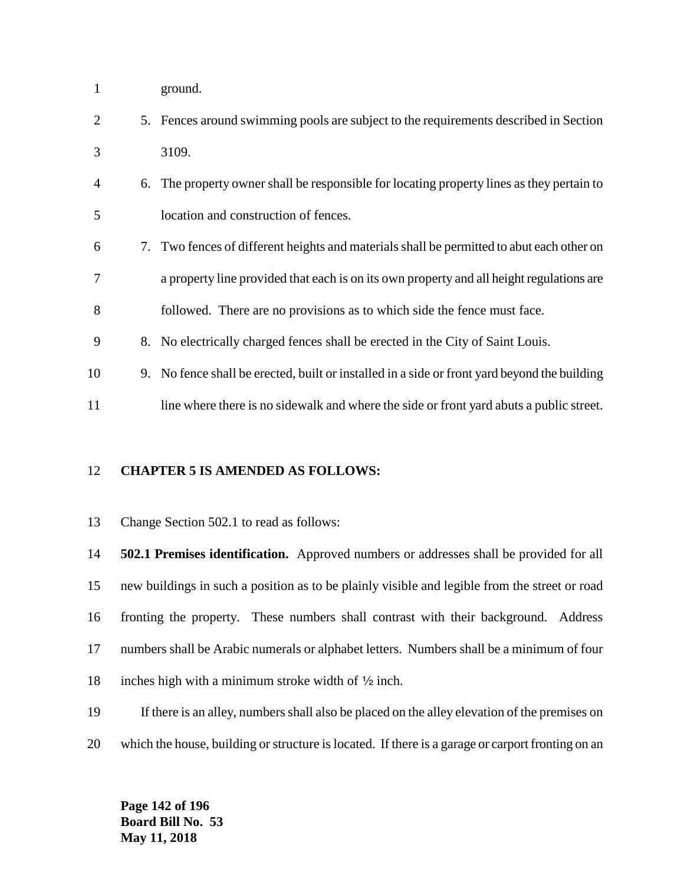ground.

5. Fences around swimming pools are subject to the requirements described in Section 3109.
6. The property owner shall be responsible for locating property lines as they pertain to location and construction of fences.
7. Two fences of different heights and materials shall be permitted to abut each other on a property line provided that each is on its own property and all height regulations are followed. There are no provisions as to which side the fence must face.
8. No electrically charged fences shall be erected in the City of Saint Louis.
9. No fence shall be erected, built or installed in a side or front yard beyond the building line where there is no sidewalk and where the side or front yard abuts a public street.

**CHAPTER 5 IS AMENDED AS FOLLOWS:**

Change Section 502.1 to read as follows:

**502.1 Premises identification.** Approved numbers or addresses shall be provided for all new buildings in such a position as to be plainly visible and legible from the street or road fronting the property. These numbers shall contrast with their background. Address numbers shall be Arabic numerals or alphabet letters. Numbers shall be a minimum of four inches high with a minimum stroke width of ½ inch.

If there is an alley, numbers shall also be placed on the alley elevation of the premises on which the house, building or structure is located. If there is a garage or carport fronting on an

**Board Bill No. 53**
**May 11, 2018**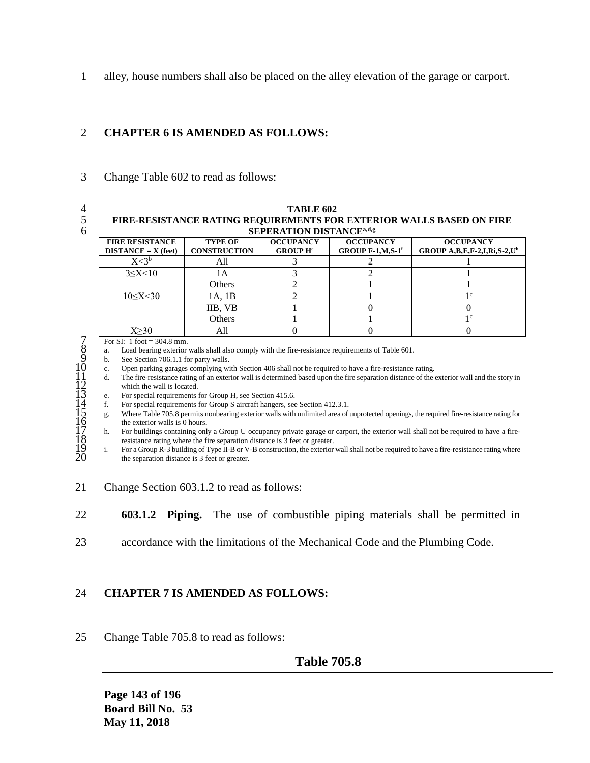alley, house numbers shall also be placed on the alley elevation of the garage or carport.

**CHAPTER 6 IS AMENDED AS FOLLOWS:**

Change Table 602 to read as follows:

**TABLE 602**
**FIRE-RESISTANCE RATING REQUIREMENTS FOR EXTERIOR WALLS BASED ON FIRE SEPERATION DISTANCE[a,d,g]**

| FIRE RESISTANCE DISTANCE = X (feet) | TYPE OF CONSTRUCTION | OCCUPANCY GROUP H[e] | OCCUPANCY GROUP F-1,M,S-1[f] | OCCUPANCY GROUP A,B,E,F-2,I,Ri,S-2,U[h] |
|---|---|---|---|---|
| $X<3^b$ | All | 3 | 2 | 1 |
| $3\leq X<10$ | 1A | 3 | 2 | 1 |
| | Others | 2 | 1 | 1 |
| $10\leq X<30$ | 1A, 1B | 2 | 1 | 1[c] |
| | IIB, VB | 1 | 0 | 0 |
| | Others | 1 | 1 | 1[c] |
| $X\geq 30$ | All | 0 | 0 | 0 |

For SI: 1 foot = 304.8 mm.

a. Load bearing exterior walls shall also comply with the fire-resistance requirements of Table 601.
b. See Section 706.1.1 for party walls.
c. Open parking garages complying with Section 406 shall not be required to have a fire-resistance rating.
d. The fire-resistance rating of an exterior wall is determined based upon the fire separation distance of the exterior wall and the story in which the wall is located.
e. For special requirements for Group H, see Section 415.6.
f. For special requirements for Group S aircraft hangers, see Section 412.3.1.
g. Where Table 705.8 permits nonbearing exterior walls with unlimited area of unprotected openings, the required fire-resistance rating for the exterior walls is 0 hours.
h. For buildings containing only a Group U occupancy private garage or carport, the exterior wall shall not be required to have a fire-resistance rating where the fire separation distance is 3 feet or greater.
i. For a Group R-3 building of Type II-B or V-B construction, the exterior wall shall not be required to have a fire-resistance rating where the separation distance is 3 feet or greater.

Change Section 603.1.2 to read as follows:

**603.1.2 Piping.** The use of combustible piping materials shall be permitted in accordance with the limitations of the Mechanical Code and the Plumbing Code.

**CHAPTER 7 IS AMENDED AS FOLLOWS:**

Change Table 705.8 to read as follows:

**Table 705.8**

**Board Bill No. 53**
**May 11, 2018**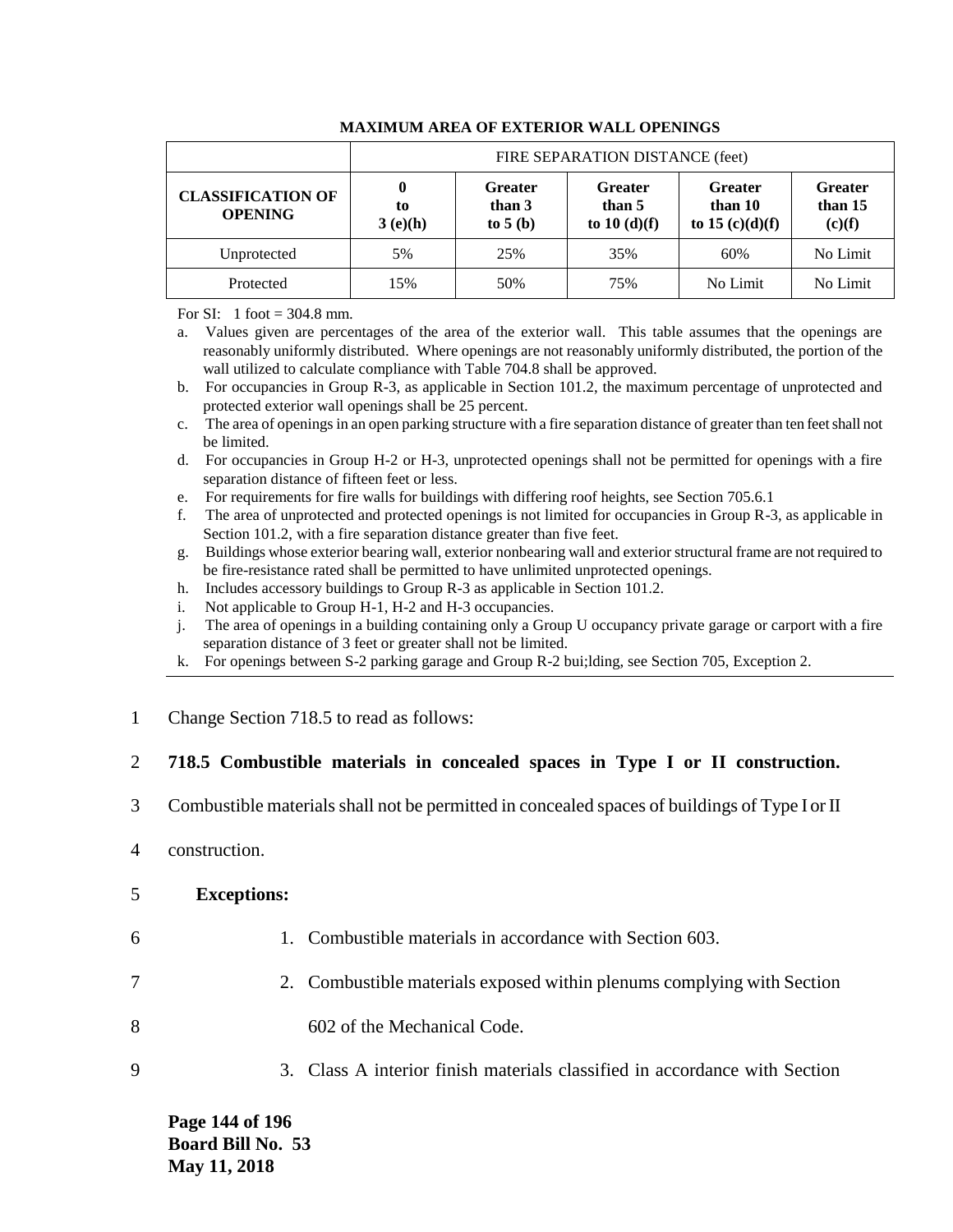**MAXIMUM AREA OF EXTERIOR WALL OPENINGS**

| | FIRE SEPARATION DISTANCE (feet) | | | | |
|---|---|---|---|---|---|
| **CLASSIFICATION OF OPENING** | **0 to 3 (e)(h)** | **Greater than 3 to 5 (b)** | **Greater than 5 to 10 (d)(f)** | **Greater than 10 to 15 (c)(d)(f)** | **Greater than 15 (c)(f)** |
| Unprotected | 5% | 25% | 35% | 60% | No Limit |
| Protected | 15% | 50% | 75% | No Limit | No Limit |

For SI: 1 foot = 304.8 mm.

a. Values given are percentages of the area of the exterior wall. This table assumes that the openings are reasonably uniformly distributed. Where openings are not reasonably uniformly distributed, the portion of the wall utilized to calculate compliance with Table 704.8 shall be approved.

b. For occupancies in Group R-3, as applicable in Section 101.2, the maximum percentage of unprotected and protected exterior wall openings shall be 25 percent.

c. The area of openings in an open parking structure with a fire separation distance of greater than ten feet shall not be limited.

d. For occupancies in Group H-2 or H-3, unprotected openings shall not be permitted for openings with a fire separation distance of fifteen feet or less.

e. For requirements for fire walls for buildings with differing roof heights, see Section 705.6.1

f. The area of unprotected and protected openings is not limited for occupancies in Group R-3, as applicable in Section 101.2, with a fire separation distance greater than five feet.

g. Buildings whose exterior bearing wall, exterior nonbearing wall and exterior structural frame are not required to be fire-resistance rated shall be permitted to have unlimited unprotected openings.

h. Includes accessory buildings to Group R-3 as applicable in Section 101.2.

i. Not applicable to Group H-1, H-2 and H-3 occupancies.

j. The area of openings in a building containing only a Group U occupancy private garage or carport with a fire separation distance of 3 feet or greater shall not be limited.

k. For openings between S-2 parking garage and Group R-2 bui;lding, see Section 705, Exception 2.

1 Change Section 718.5 to read as follows:

2 **718.5 Combustible materials in concealed spaces in Type I or II construction.**

3 Combustible materials shall not be permitted in concealed spaces of buildings of Type I or II

4 construction.

5 **Exceptions:**

6 1. Combustible materials in accordance with Section 603.

7 2. Combustible materials exposed within plenums complying with Section

8 602 of the Mechanical Code.

9 3. Class A interior finish materials classified in accordance with Section

**Board Bill No. 53**
**May 11, 2018**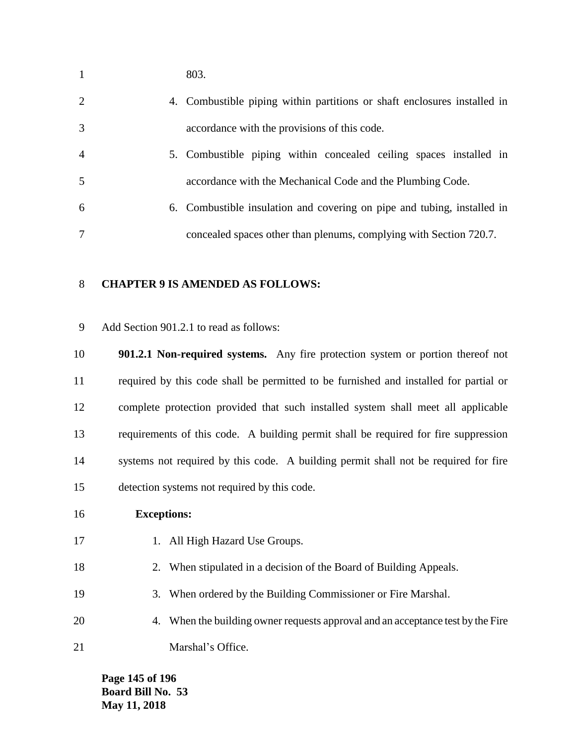803.

4. Combustible piping within partitions or shaft enclosures installed in accordance with the provisions of this code.
5. Combustible piping within concealed ceiling spaces installed in accordance with the Mechanical Code and the Plumbing Code.
6. Combustible insulation and covering on pipe and tubing, installed in concealed spaces other than plenums, complying with Section 720.7.

**CHAPTER 9 IS AMENDED AS FOLLOWS:**

Add Section 901.2.1 to read as follows:

**901.2.1 Non-required systems.** Any fire protection system or portion thereof not required by this code shall be permitted to be furnished and installed for partial or complete protection provided that such installed system shall meet all applicable requirements of this code. A building permit shall be required for fire suppression systems not required by this code. A building permit shall not be required for fire detection systems not required by this code.

**Exceptions:**

1. All High Hazard Use Groups.
2. When stipulated in a decision of the Board of Building Appeals.
3. When ordered by the Building Commissioner or Fire Marshal.
4. When the building owner requests approval and an acceptance test by the Fire Marshal's Office.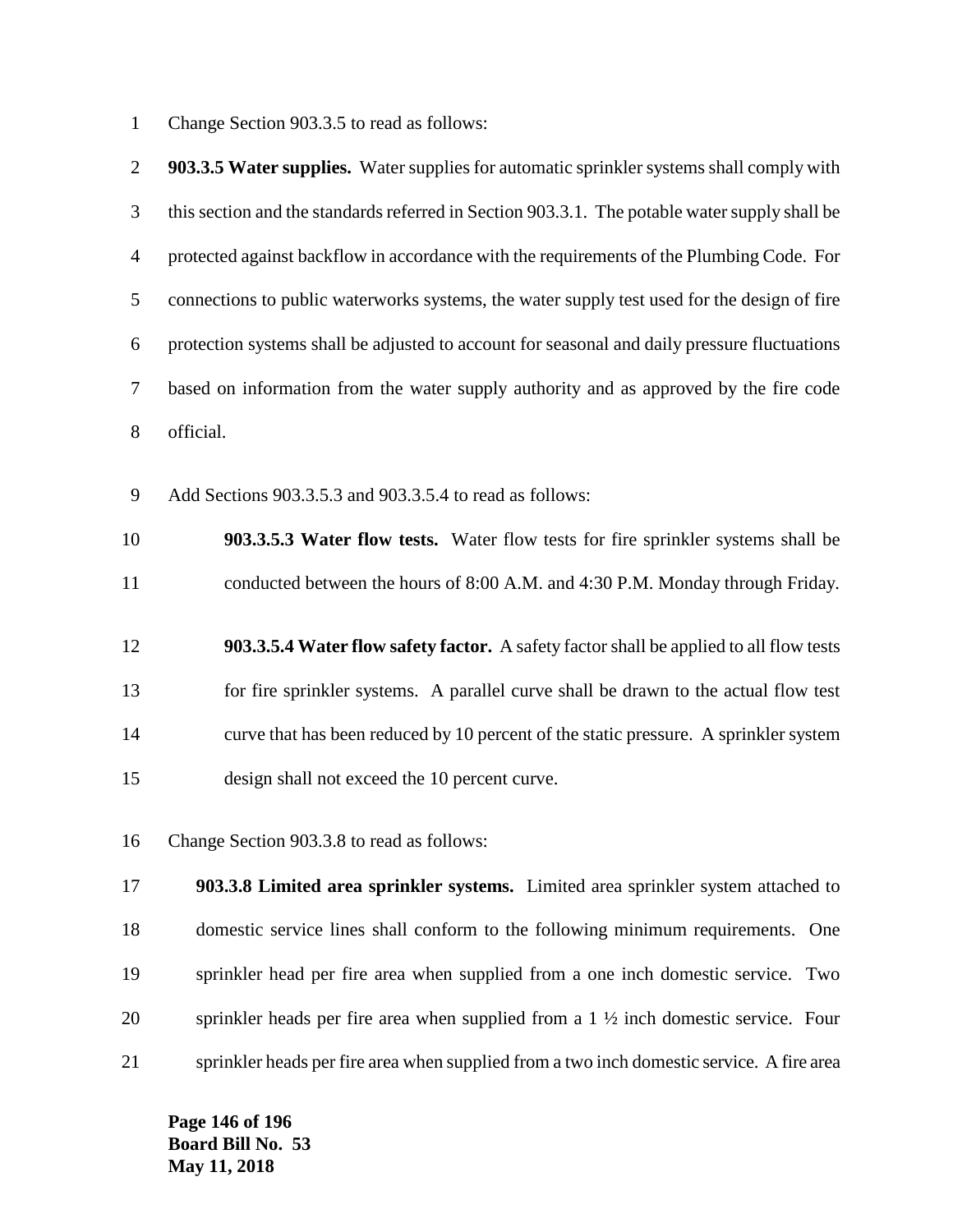Change Section 903.3.5 to read as follows:

**903.3.5 Water supplies.** Water supplies for automatic sprinkler systems shall comply with this section and the standards referred in Section 903.3.1. The potable water supply shall be protected against backflow in accordance with the requirements of the Plumbing Code. For connections to public waterworks systems, the water supply test used for the design of fire protection systems shall be adjusted to account for seasonal and daily pressure fluctuations based on information from the water supply authority and as approved by the fire code official.

Add Sections 903.3.5.3 and 903.3.5.4 to read as follows:

> **903.3.5.3 Water flow tests.** Water flow tests for fire sprinkler systems shall be conducted between the hours of 8:00 A.M. and 4:30 P.M. Monday through Friday.
>
> **903.3.5.4 Water flow safety factor.** A safety factor shall be applied to all flow tests for fire sprinkler systems. A parallel curve shall be drawn to the actual flow test curve that has been reduced by 10 percent of the static pressure. A sprinkler system design shall not exceed the 10 percent curve.

Change Section 903.3.8 to read as follows:

**903.3.8 Limited area sprinkler systems.** Limited area sprinkler system attached to domestic service lines shall conform to the following minimum requirements. One sprinkler head per fire area when supplied from a one inch domestic service. Two sprinkler heads per fire area when supplied from a 1 ½ inch domestic service. Four sprinkler heads per fire area when supplied from a two inch domestic service. A fire area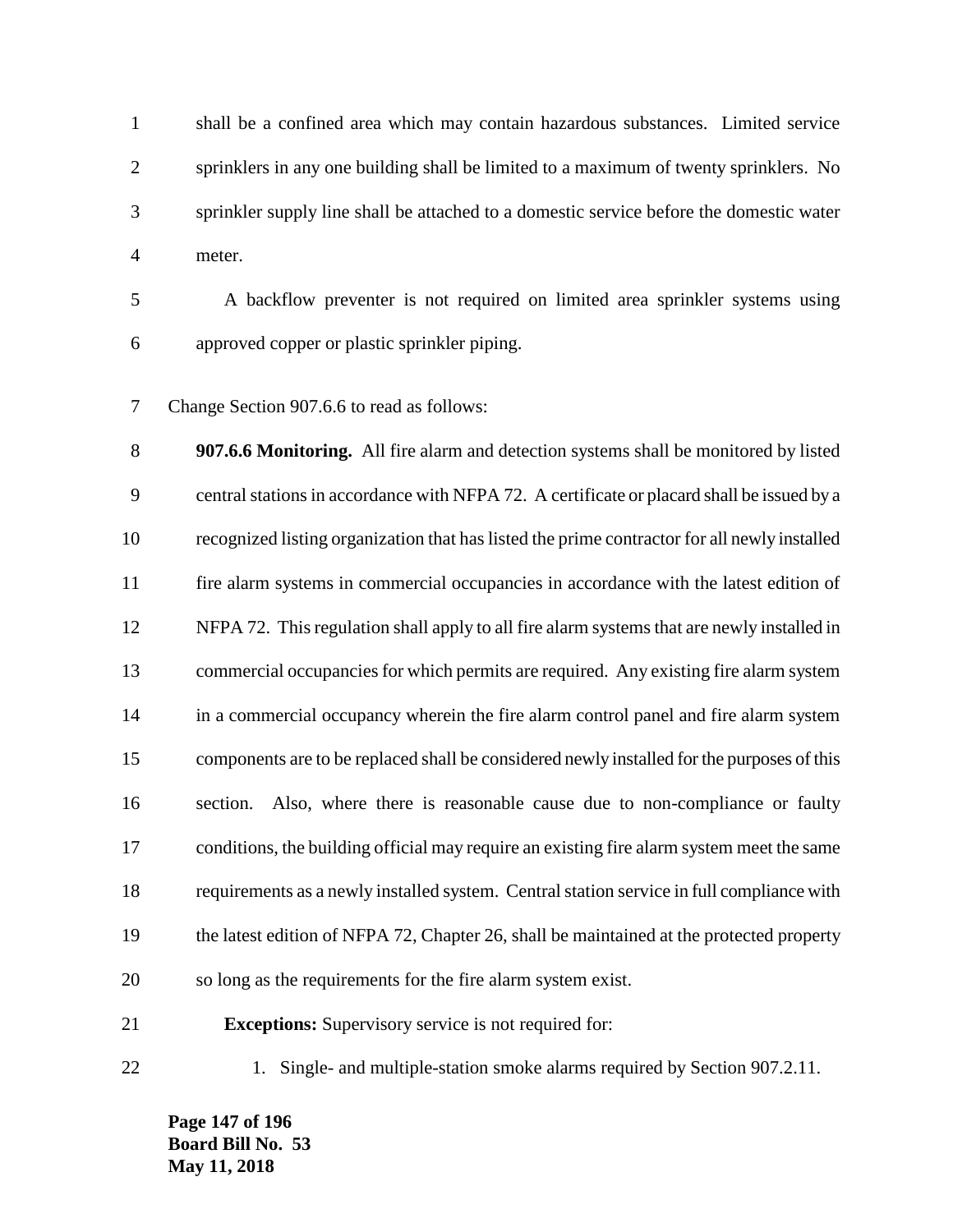shall be a confined area which may contain hazardous substances. Limited service sprinklers in any one building shall be limited to a maximum of twenty sprinklers. No sprinkler supply line shall be attached to a domestic service before the domestic water meter.

A backflow preventer is not required on limited area sprinkler systems using approved copper or plastic sprinkler piping.

Change Section 907.6.6 to read as follows:

**907.6.6 Monitoring.** All fire alarm and detection systems shall be monitored by listed central stations in accordance with NFPA 72. A certificate or placard shall be issued by a recognized listing organization that has listed the prime contractor for all newly installed fire alarm systems in commercial occupancies in accordance with the latest edition of NFPA 72. This regulation shall apply to all fire alarm systems that are newly installed in commercial occupancies for which permits are required. Any existing fire alarm system in a commercial occupancy wherein the fire alarm control panel and fire alarm system components are to be replaced shall be considered newly installed for the purposes of this section. Also, where there is reasonable cause due to non-compliance or faulty conditions, the building official may require an existing fire alarm system meet the same requirements as a newly installed system. Central station service in full compliance with the latest edition of NFPA 72, Chapter 26, shall be maintained at the protected property so long as the requirements for the fire alarm system exist.

**Exceptions:** Supervisory service is not required for:

1. Single- and multiple-station smoke alarms required by Section 907.2.11.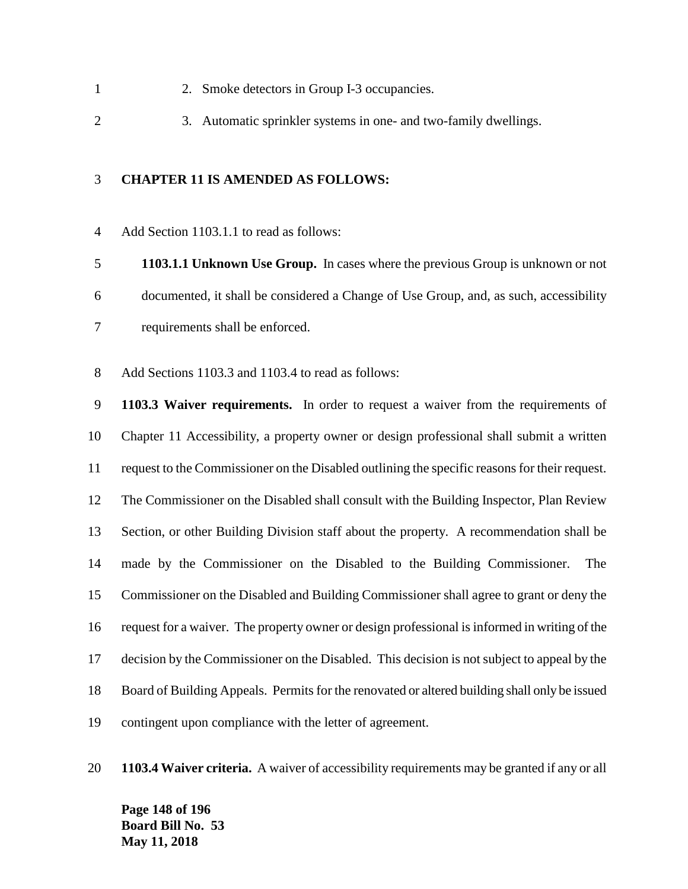2. Smoke detectors in Group I-3 occupancies.

3. Automatic sprinkler systems in one- and two-family dwellings.

**CHAPTER 11 IS AMENDED AS FOLLOWS:**

Add Section 1103.1.1 to read as follows:

> **1103.1.1 Unknown Use Group.** In cases where the previous Group is unknown or not documented, it shall be considered a Change of Use Group, and, as such, accessibility requirements shall be enforced.

Add Sections 1103.3 and 1103.4 to read as follows:

**1103.3 Waiver requirements.** In order to request a waiver from the requirements of Chapter 11 Accessibility, a property owner or design professional shall submit a written request to the Commissioner on the Disabled outlining the specific reasons for their request. The Commissioner on the Disabled shall consult with the Building Inspector, Plan Review Section, or other Building Division staff about the property. A recommendation shall be made by the Commissioner on the Disabled to the Building Commissioner. The Commissioner on the Disabled and Building Commissioner shall agree to grant or deny the request for a waiver. The property owner or design professional is informed in writing of the decision by the Commissioner on the Disabled. This decision is not subject to appeal by the Board of Building Appeals. Permits for the renovated or altered building shall only be issued contingent upon compliance with the letter of agreement.

**1103.4 Waiver criteria.** A waiver of accessibility requirements may be granted if any or all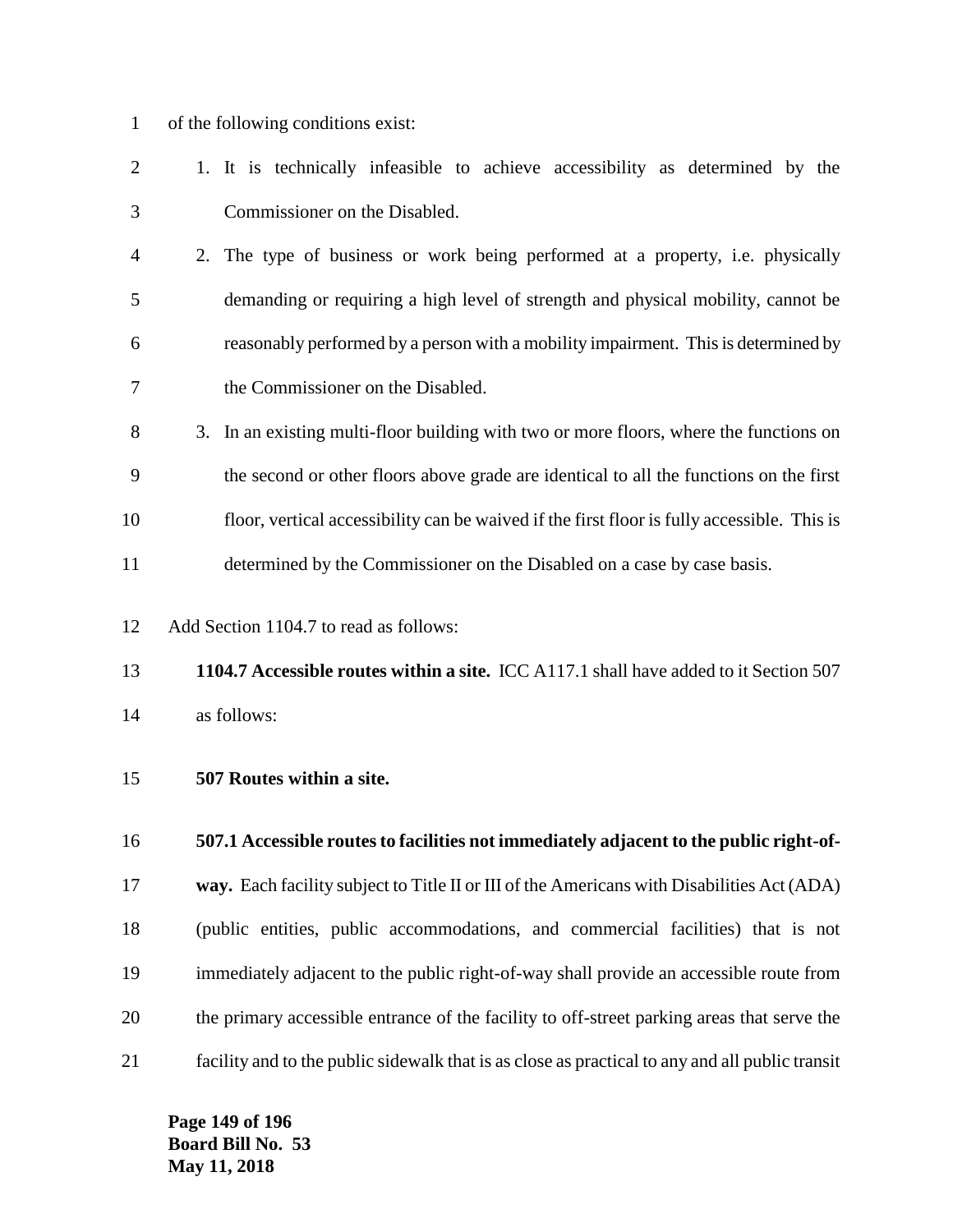of the following conditions exist:

1. It is technically infeasible to achieve accessibility as determined by the Commissioner on the Disabled.
2. The type of business or work being performed at a property, i.e. physically demanding or requiring a high level of strength and physical mobility, cannot be reasonably performed by a person with a mobility impairment. This is determined by the Commissioner on the Disabled.
3. In an existing multi-floor building with two or more floors, where the functions on the second or other floors above grade are identical to all the functions on the first floor, vertical accessibility can be waived if the first floor is fully accessible. This is determined by the Commissioner on the Disabled on a case by case basis.

Add Section 1104.7 to read as follows:

**1104.7 Accessible routes within a site.** ICC A117.1 shall have added to it Section 507 as follows:

**507 Routes within a site.**

**507.1 Accessible routes to facilities not immediately adjacent to the public right-of-way.** Each facility subject to Title II or III of the Americans with Disabilities Act (ADA) (public entities, public accommodations, and commercial facilities) that is not immediately adjacent to the public right-of-way shall provide an accessible route from the primary accessible entrance of the facility to off-street parking areas that serve the facility and to the public sidewalk that is as close as practical to any and all public transit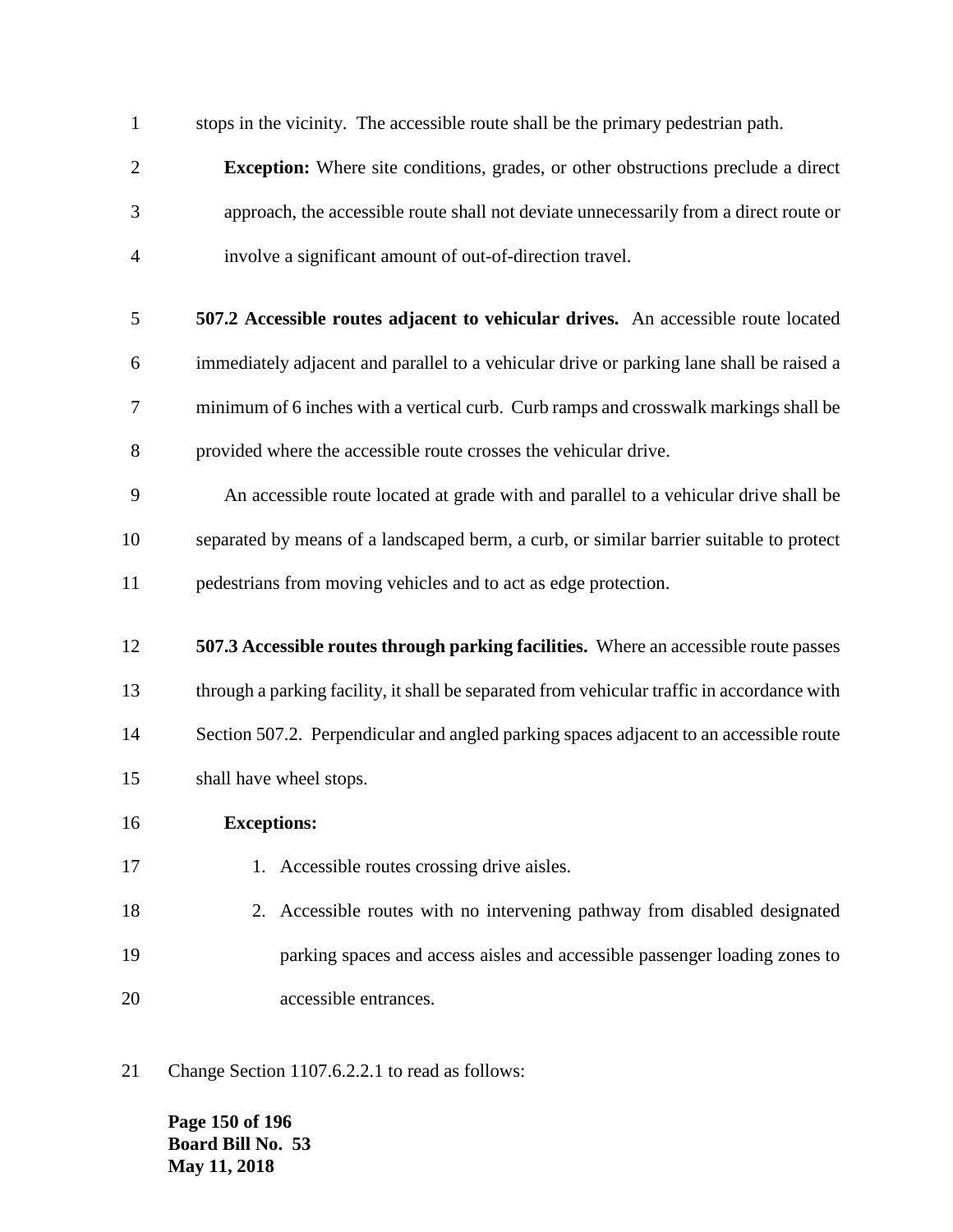stops in the vicinity. The accessible route shall be the primary pedestrian path.

**Exception:** Where site conditions, grades, or other obstructions preclude a direct approach, the accessible route shall not deviate unnecessarily from a direct route or involve a significant amount of out-of-direction travel.

**507.2 Accessible routes adjacent to vehicular drives.** An accessible route located immediately adjacent and parallel to a vehicular drive or parking lane shall be raised a minimum of 6 inches with a vertical curb. Curb ramps and crosswalk markings shall be provided where the accessible route crosses the vehicular drive.

An accessible route located at grade with and parallel to a vehicular drive shall be separated by means of a landscaped berm, a curb, or similar barrier suitable to protect pedestrians from moving vehicles and to act as edge protection.

**507.3 Accessible routes through parking facilities.** Where an accessible route passes through a parking facility, it shall be separated from vehicular traffic in accordance with Section 507.2. Perpendicular and angled parking spaces adjacent to an accessible route shall have wheel stops.

**Exceptions:**

1. Accessible routes crossing drive aisles.
2. Accessible routes with no intervening pathway from disabled designated parking spaces and access aisles and accessible passenger loading zones to accessible entrances.

Change Section 1107.6.2.2.1 to read as follows: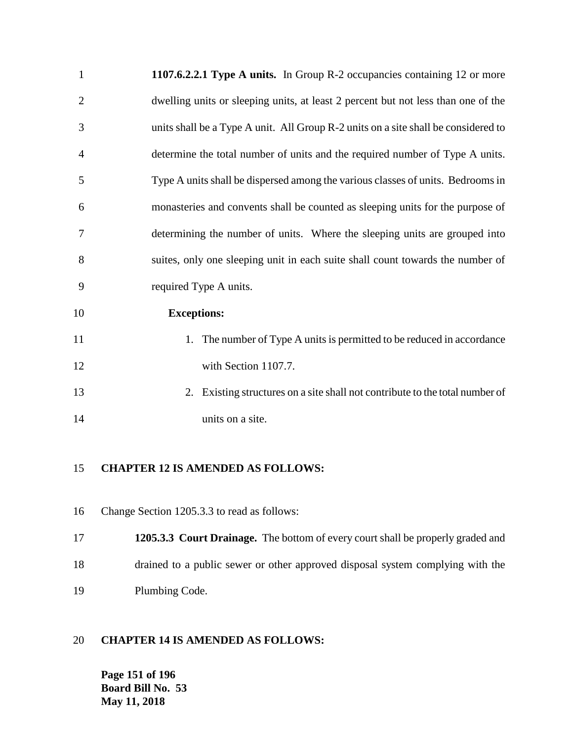**1107.6.2.2.1 Type A units.** In Group R-2 occupancies containing 12 or more dwelling units or sleeping units, at least 2 percent but not less than one of the units shall be a Type A unit. All Group R-2 units on a site shall be considered to determine the total number of units and the required number of Type A units. Type A units shall be dispersed among the various classes of units. Bedrooms in monasteries and convents shall be counted as sleeping units for the purpose of determining the number of units. Where the sleeping units are grouped into suites, only one sleeping unit in each suite shall count towards the number of required Type A units.

**Exceptions:**

1. The number of Type A units is permitted to be reduced in accordance with Section 1107.7.
2. Existing structures on a site shall not contribute to the total number of units on a site.

**CHAPTER 12 IS AMENDED AS FOLLOWS:**

Change Section 1205.3.3 to read as follows:

**1205.3.3 Court Drainage.** The bottom of every court shall be properly graded and drained to a public sewer or other approved disposal system complying with the Plumbing Code.

**CHAPTER 14 IS AMENDED AS FOLLOWS:**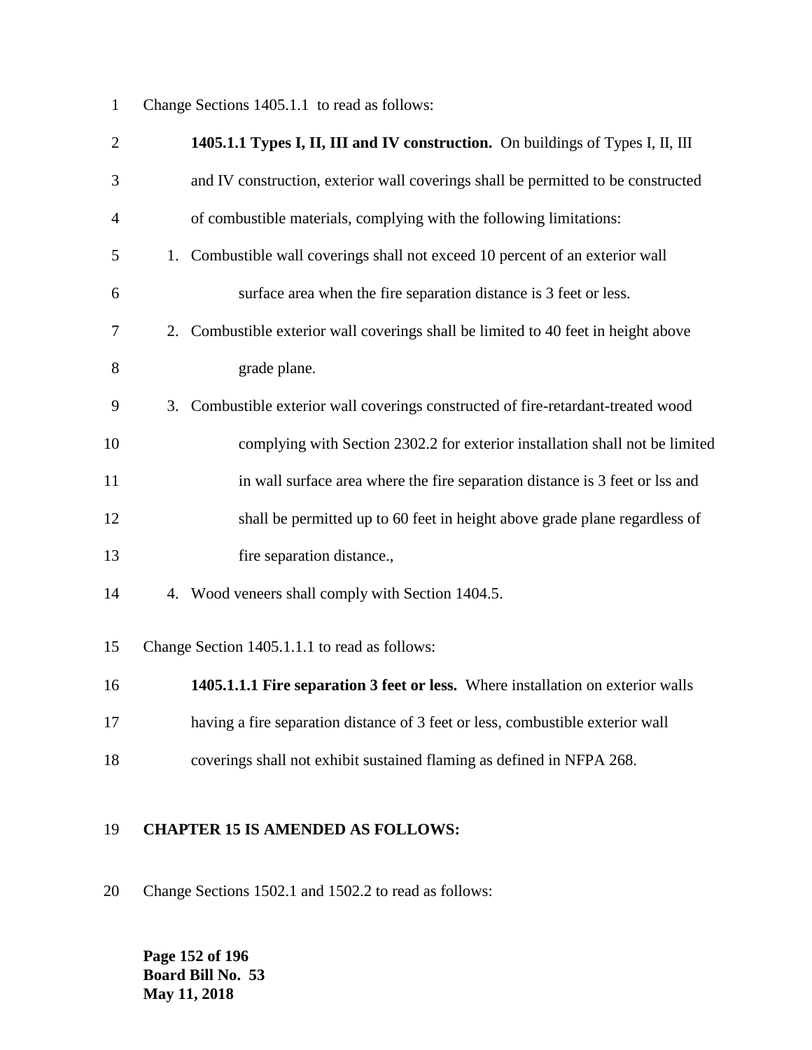Change Sections 1405.1.1 to read as follows:

**1405.1.1 Types I, II, III and IV construction.** On buildings of Types I, II, III and IV construction, exterior wall coverings shall be permitted to be constructed of combustible materials, complying with the following limitations:

1. Combustible wall coverings shall not exceed 10 percent of an exterior wall surface area when the fire separation distance is 3 feet or less.
2. Combustible exterior wall coverings shall be limited to 40 feet in height above grade plane.
3. Combustible exterior wall coverings constructed of fire-retardant-treated wood complying with Section 2302.2 for exterior installation shall not be limited in wall surface area where the fire separation distance is 3 feet or lss and shall be permitted up to 60 feet in height above grade plane regardless of fire separation distance.,
4. Wood veneers shall comply with Section 1404.5.

Change Section 1405.1.1.1 to read as follows:

**1405.1.1.1 Fire separation 3 feet or less.** Where installation on exterior walls having a fire separation distance of 3 feet or less, combustible exterior wall coverings shall not exhibit sustained flaming as defined in NFPA 268.

**CHAPTER 15 IS AMENDED AS FOLLOWS:**

Change Sections 1502.1 and 1502.2 to read as follows: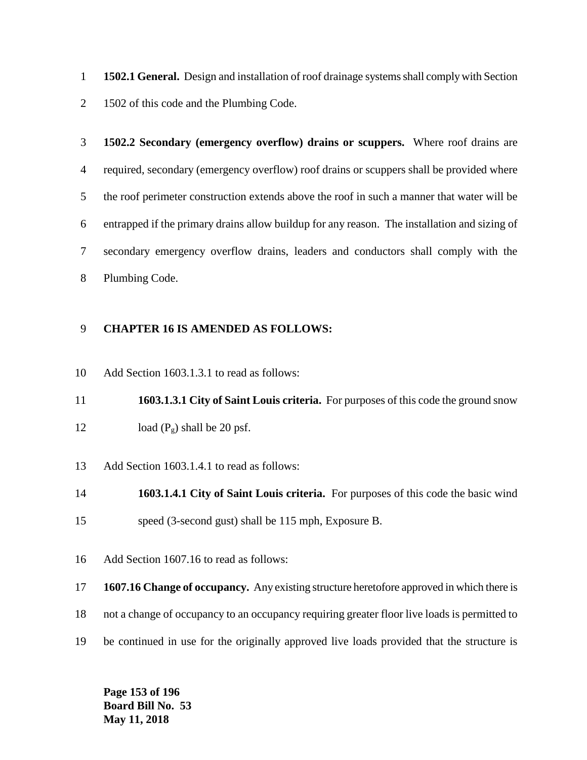**1502.1 General.** Design and installation of roof drainage systems shall comply with Section 1502 of this code and the Plumbing Code.

**1502.2 Secondary (emergency overflow) drains or scuppers.** Where roof drains are required, secondary (emergency overflow) roof drains or scuppers shall be provided where the roof perimeter construction extends above the roof in such a manner that water will be entrapped if the primary drains allow buildup for any reason. The installation and sizing of secondary emergency overflow drains, leaders and conductors shall comply with the Plumbing Code.

**CHAPTER 16 IS AMENDED AS FOLLOWS:**

Add Section 1603.1.3.1 to read as follows:

> **1603.1.3.1 City of Saint Louis criteria.** For purposes of this code the ground snow load ($P_g$) shall be 20 psf.

Add Section 1603.1.4.1 to read as follows:

> **1603.1.4.1 City of Saint Louis criteria.** For purposes of this code the basic wind speed (3-second gust) shall be 115 mph, Exposure B.

Add Section 1607.16 to read as follows:

**1607.16 Change of occupancy.** Any existing structure heretofore approved in which there is not a change of occupancy to an occupancy requiring greater floor live loads is permitted to be continued in use for the originally approved live loads provided that the structure is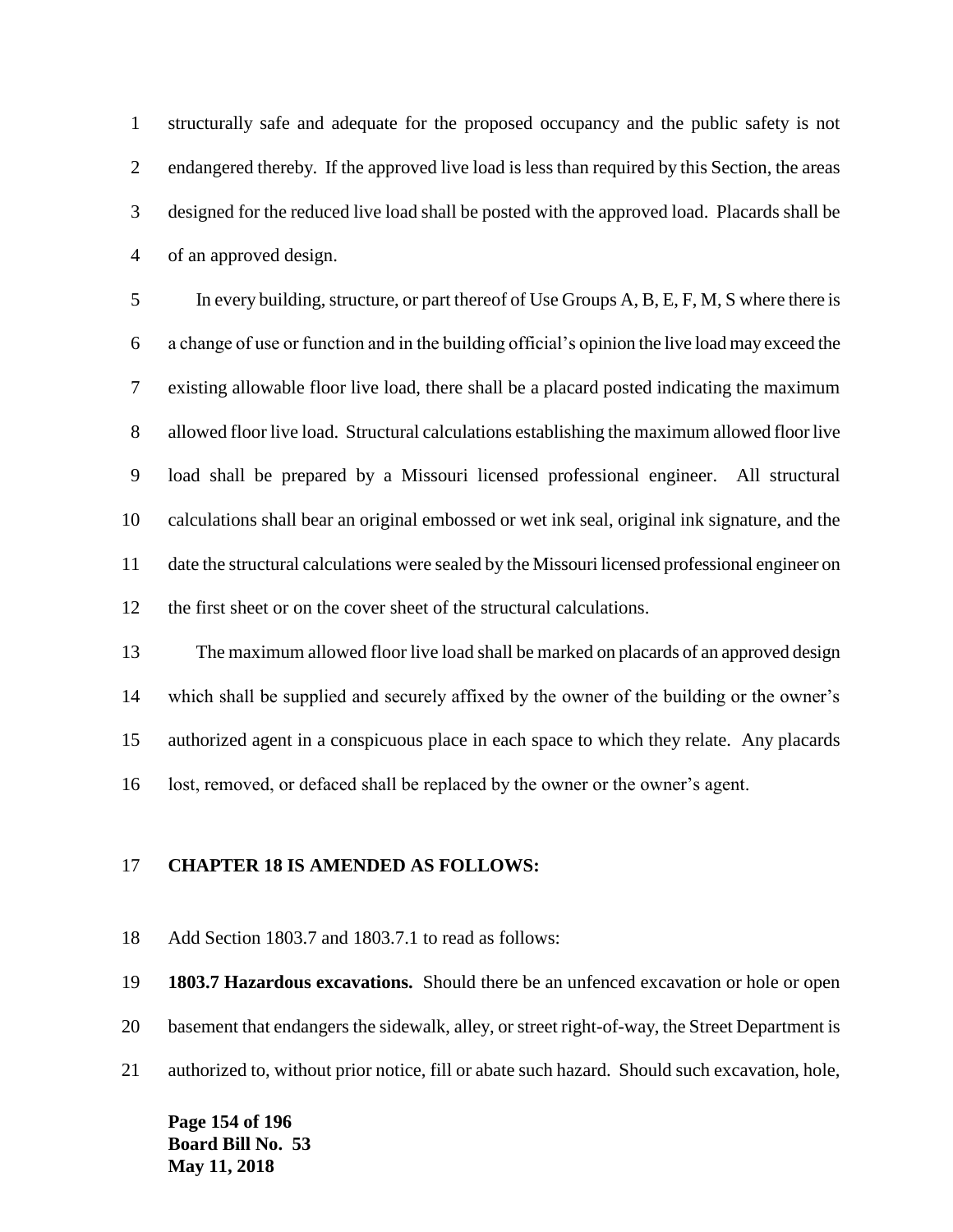structurally safe and adequate for the proposed occupancy and the public safety is not endangered thereby. If the approved live load is less than required by this Section, the areas designed for the reduced live load shall be posted with the approved load. Placards shall be of an approved design.

In every building, structure, or part thereof of Use Groups A, B, E, F, M, S where there is a change of use or function and in the building official's opinion the live load may exceed the existing allowable floor live load, there shall be a placard posted indicating the maximum allowed floor live load. Structural calculations establishing the maximum allowed floor live load shall be prepared by a Missouri licensed professional engineer. All structural calculations shall bear an original embossed or wet ink seal, original ink signature, and the date the structural calculations were sealed by the Missouri licensed professional engineer on the first sheet or on the cover sheet of the structural calculations.

The maximum allowed floor live load shall be marked on placards of an approved design which shall be supplied and securely affixed by the owner of the building or the owner's authorized agent in a conspicuous place in each space to which they relate. Any placards lost, removed, or defaced shall be replaced by the owner or the owner's agent.

**CHAPTER 18 IS AMENDED AS FOLLOWS:**

Add Section 1803.7 and 1803.7.1 to read as follows:

**1803.7 Hazardous excavations.** Should there be an unfenced excavation or hole or open basement that endangers the sidewalk, alley, or street right-of-way, the Street Department is authorized to, without prior notice, fill or abate such hazard. Should such excavation, hole,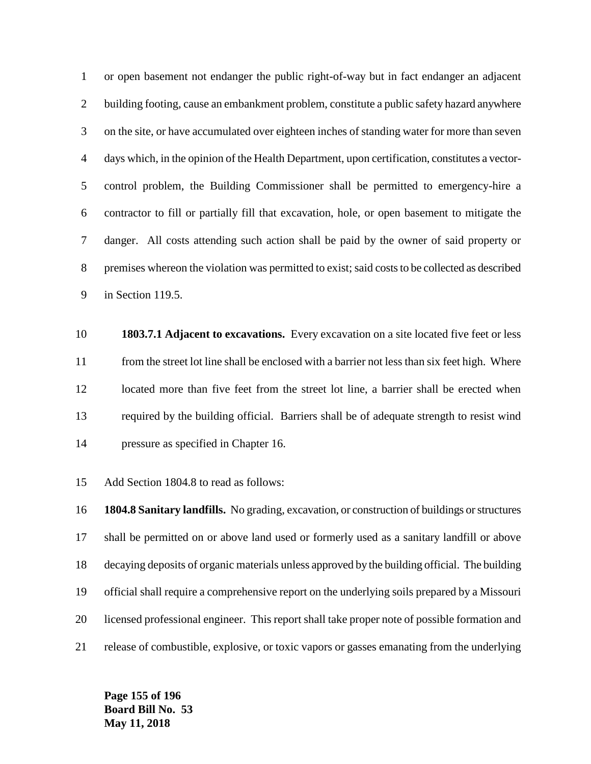or open basement not endanger the public right-of-way but in fact endanger an adjacent building footing, cause an embankment problem, constitute a public safety hazard anywhere on the site, or have accumulated over eighteen inches of standing water for more than seven days which, in the opinion of the Health Department, upon certification, constitutes a vector-control problem, the Building Commissioner shall be permitted to emergency-hire a contractor to fill or partially fill that excavation, hole, or open basement to mitigate the danger. All costs attending such action shall be paid by the owner of said property or premises whereon the violation was permitted to exist; said costs to be collected as described in Section 119.5.

> **1803.7.1 Adjacent to excavations.** Every excavation on a site located five feet or less from the street lot line shall be enclosed with a barrier not less than six feet high. Where located more than five feet from the street lot line, a barrier shall be erected when required by the building official. Barriers shall be of adequate strength to resist wind pressure as specified in Chapter 16.

Add Section 1804.8 to read as follows:

**1804.8 Sanitary landfills.** No grading, excavation, or construction of buildings or structures shall be permitted on or above land used or formerly used as a sanitary landfill or above decaying deposits of organic materials unless approved by the building official. The building official shall require a comprehensive report on the underlying soils prepared by a Missouri licensed professional engineer. This report shall take proper note of possible formation and release of combustible, explosive, or toxic vapors or gasses emanating from the underlying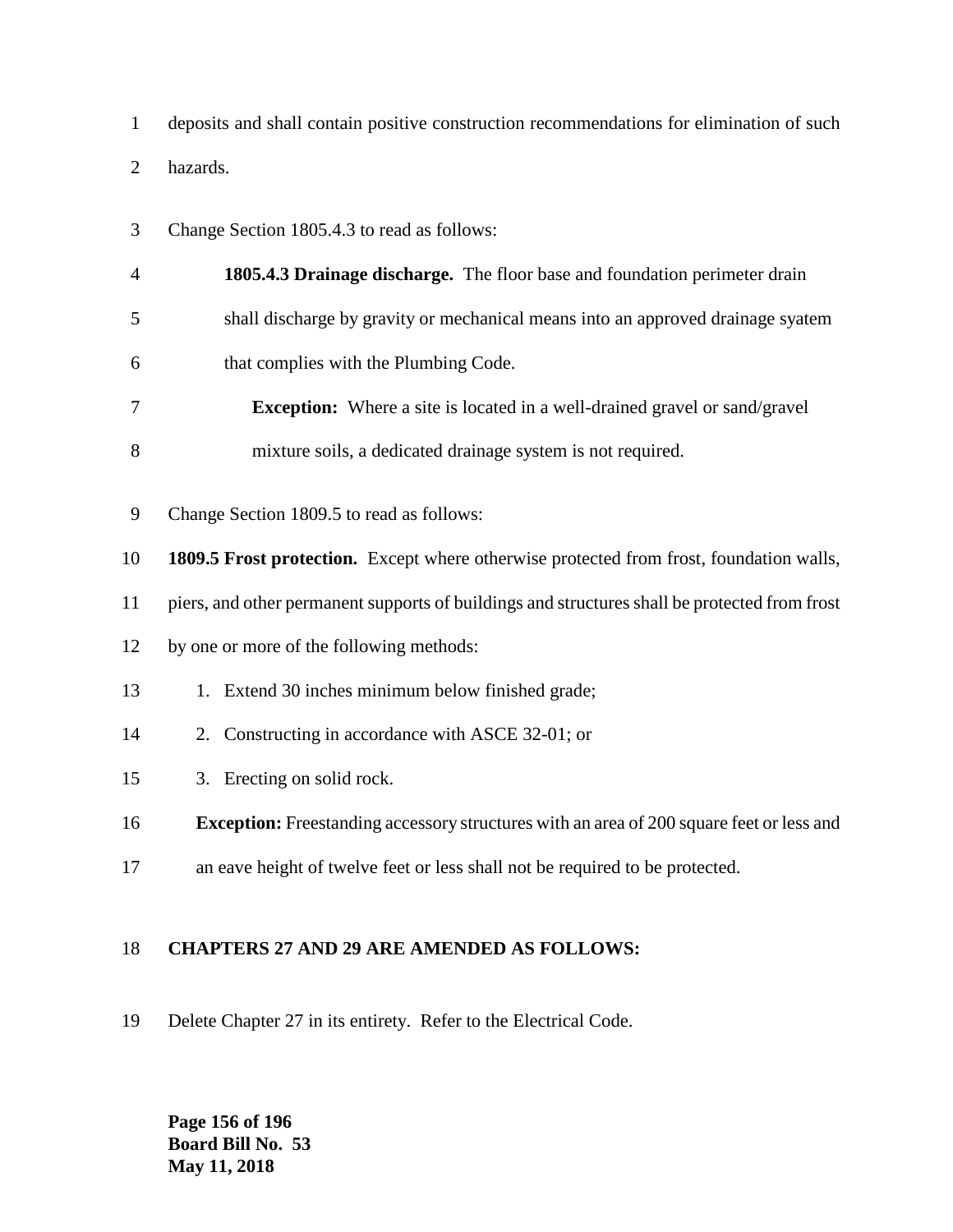deposits and shall contain positive construction recommendations for elimination of such hazards.

Change Section 1805.4.3 to read as follows:

**1805.4.3 Drainage discharge.** The floor base and foundation perimeter drain shall discharge by gravity or mechanical means into an approved drainage syatem that complies with the Plumbing Code.

**Exception:** Where a site is located in a well-drained gravel or sand/gravel mixture soils, a dedicated drainage system is not required.

Change Section 1809.5 to read as follows:

**1809.5 Frost protection.** Except where otherwise protected from frost, foundation walls, piers, and other permanent supports of buildings and structures shall be protected from frost by one or more of the following methods:

1. Extend 30 inches minimum below finished grade;
2. Constructing in accordance with ASCE 32-01; or
3. Erecting on solid rock.

**Exception:** Freestanding accessory structures with an area of 200 square feet or less and an eave height of twelve feet or less shall not be required to be protected.

**CHAPTERS 27 AND 29 ARE AMENDED AS FOLLOWS:**

Delete Chapter 27 in its entirety. Refer to the Electrical Code.

**Board Bill No. 53**
**May 11, 2018**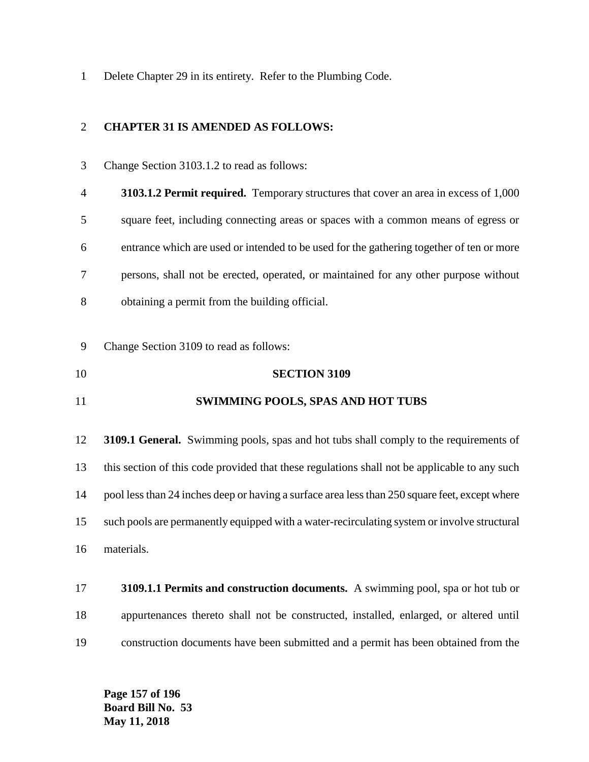Delete Chapter 29 in its entirety. Refer to the Plumbing Code.

**CHAPTER 31 IS AMENDED AS FOLLOWS:**

Change Section 3103.1.2 to read as follows:

> **3103.1.2 Permit required.** Temporary structures that cover an area in excess of 1,000 square feet, including connecting areas or spaces with a common means of egress or entrance which are used or intended to be used for the gathering together of ten or more persons, shall not be erected, operated, or maintained for any other purpose without obtaining a permit from the building official.

Change Section 3109 to read as follows:

**SECTION 3109**

**SWIMMING POOLS, SPAS AND HOT TUBS**

**3109.1 General.** Swimming pools, spas and hot tubs shall comply to the requirements of this section of this code provided that these regulations shall not be applicable to any such pool less than 24 inches deep or having a surface area less than 250 square feet, except where such pools are permanently equipped with a water-recirculating system or involve structural materials.

> **3109.1.1 Permits and construction documents.** A swimming pool, spa or hot tub or appurtenances thereto shall not be constructed, installed, enlarged, or altered until construction documents have been submitted and a permit has been obtained from the

Board Bill No. 53
May 11, 2018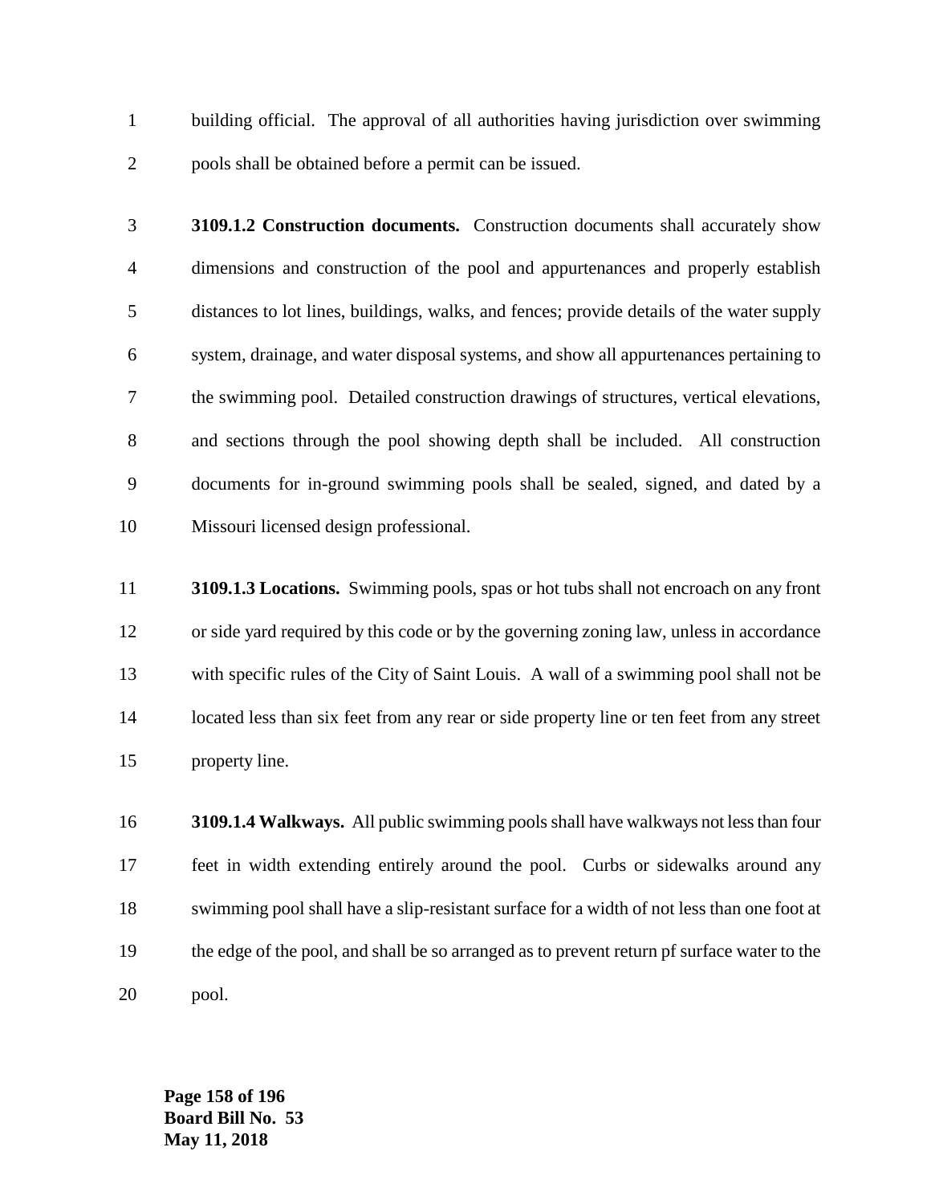building official. The approval of all authorities having jurisdiction over swimming pools shall be obtained before a permit can be issued.

**3109.1.2 Construction documents.** Construction documents shall accurately show dimensions and construction of the pool and appurtenances and properly establish distances to lot lines, buildings, walks, and fences; provide details of the water supply system, drainage, and water disposal systems, and show all appurtenances pertaining to the swimming pool. Detailed construction drawings of structures, vertical elevations, and sections through the pool showing depth shall be included. All construction documents for in-ground swimming pools shall be sealed, signed, and dated by a Missouri licensed design professional.

**3109.1.3 Locations.** Swimming pools, spas or hot tubs shall not encroach on any front or side yard required by this code or by the governing zoning law, unless in accordance with specific rules of the City of Saint Louis. A wall of a swimming pool shall not be located less than six feet from any rear or side property line or ten feet from any street property line.

**3109.1.4 Walkways.** All public swimming pools shall have walkways not less than four feet in width extending entirely around the pool. Curbs or sidewalks around any swimming pool shall have a slip-resistant surface for a width of not less than one foot at the edge of the pool, and shall be so arranged as to prevent return pf surface water to the pool.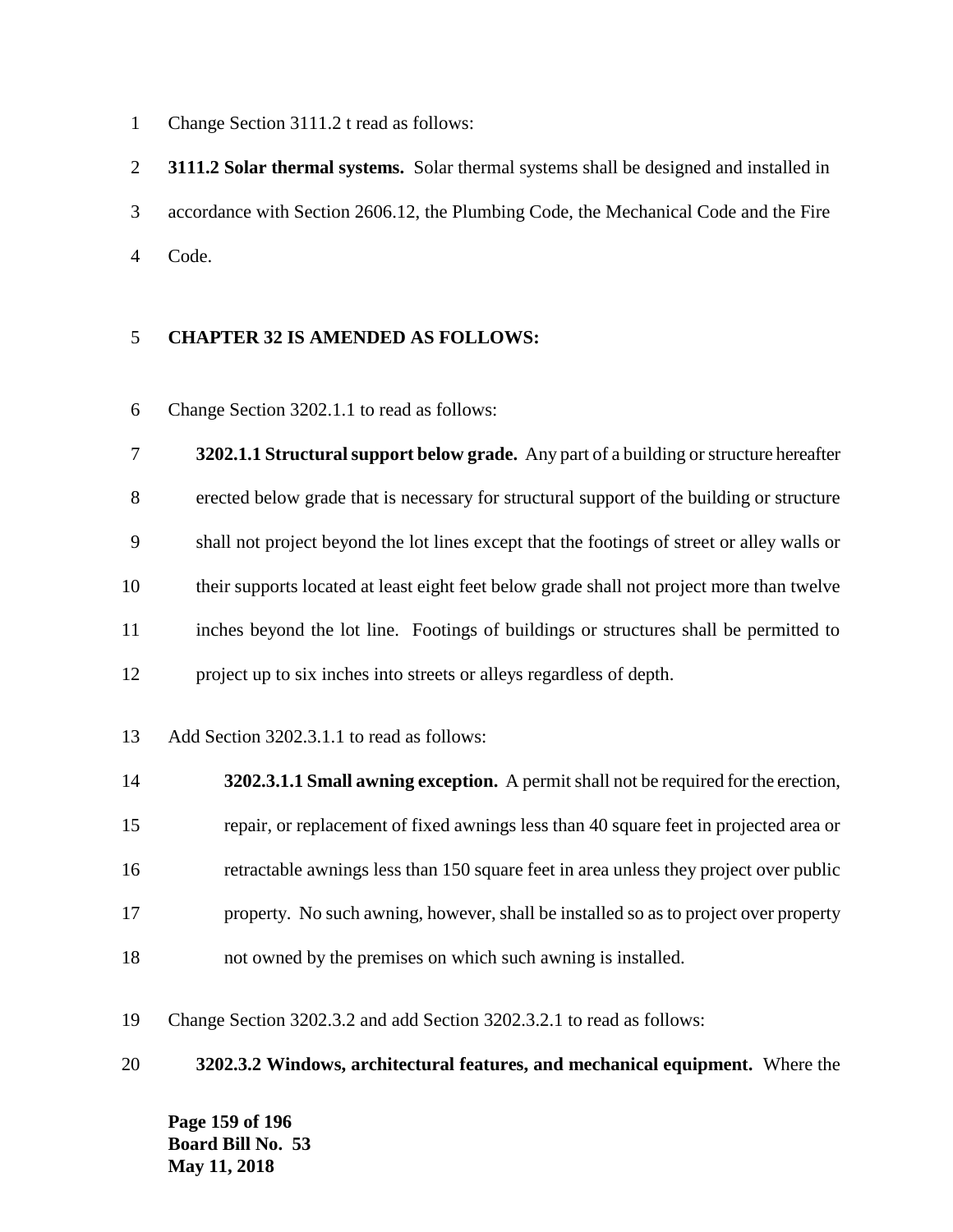Change Section 3111.2 t read as follows:

**3111.2 Solar thermal systems.** Solar thermal systems shall be designed and installed in accordance with Section 2606.12, the Plumbing Code, the Mechanical Code and the Fire Code.

**CHAPTER 32 IS AMENDED AS FOLLOWS:**

Change Section 3202.1.1 to read as follows:

**3202.1.1 Structural support below grade.** Any part of a building or structure hereafter erected below grade that is necessary for structural support of the building or structure shall not project beyond the lot lines except that the footings of street or alley walls or their supports located at least eight feet below grade shall not project more than twelve inches beyond the lot line. Footings of buildings or structures shall be permitted to project up to six inches into streets or alleys regardless of depth.

Add Section 3202.3.1.1 to read as follows:

**3202.3.1.1 Small awning exception.** A permit shall not be required for the erection, repair, or replacement of fixed awnings less than 40 square feet in projected area or retractable awnings less than 150 square feet in area unless they project over public property. No such awning, however, shall be installed so as to project over property not owned by the premises on which such awning is installed.

Change Section 3202.3.2 and add Section 3202.3.2.1 to read as follows:

**3202.3.2 Windows, architectural features, and mechanical equipment.** Where the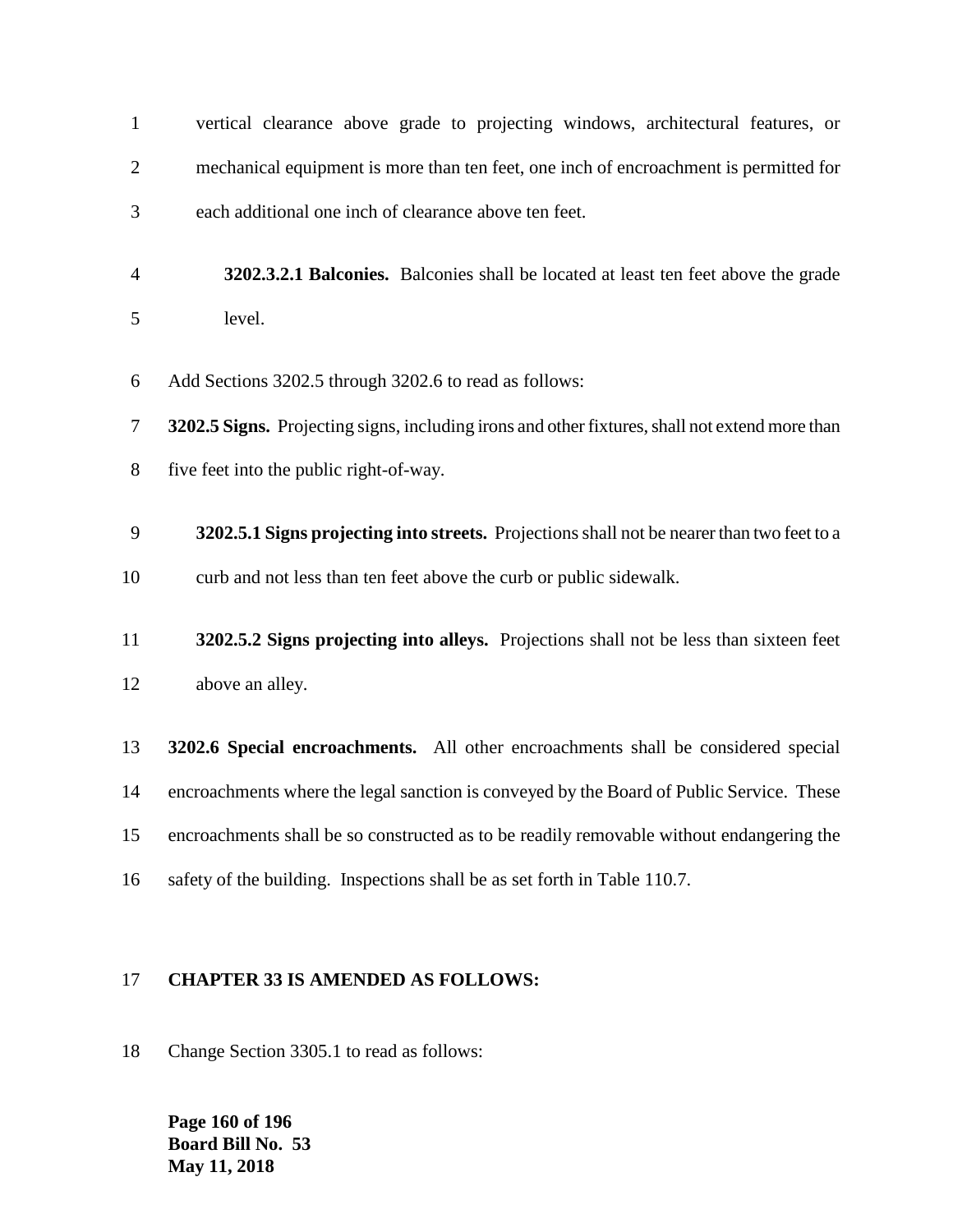vertical clearance above grade to projecting windows, architectural features, or mechanical equipment is more than ten feet, one inch of encroachment is permitted for each additional one inch of clearance above ten feet.

**3202.3.2.1 Balconies.** Balconies shall be located at least ten feet above the grade level.

Add Sections 3202.5 through 3202.6 to read as follows:

**3202.5 Signs.** Projecting signs, including irons and other fixtures, shall not extend more than five feet into the public right-of-way.

**3202.5.1 Signs projecting into streets.** Projections shall not be nearer than two feet to a curb and not less than ten feet above the curb or public sidewalk.

**3202.5.2 Signs projecting into alleys.** Projections shall not be less than sixteen feet above an alley.

**3202.6 Special encroachments.** All other encroachments shall be considered special encroachments where the legal sanction is conveyed by the Board of Public Service. These encroachments shall be so constructed as to be readily removable without endangering the safety of the building. Inspections shall be as set forth in Table 110.7.

**CHAPTER 33 IS AMENDED AS FOLLOWS:**

Change Section 3305.1 to read as follows: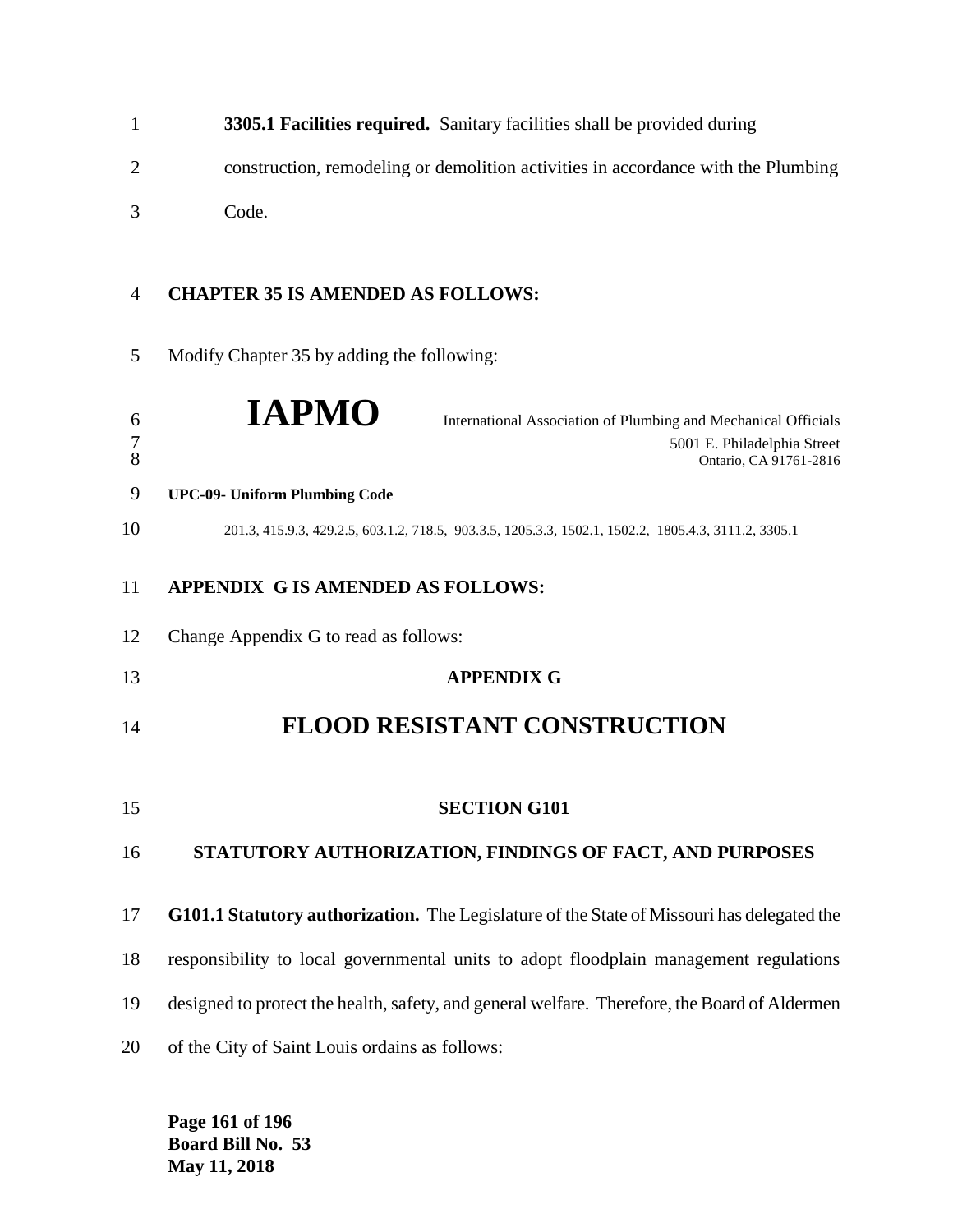**3305.1 Facilities required.** Sanitary facilities shall be provided during construction, remodeling or demolition activities in accordance with the Plumbing Code.

**CHAPTER 35 IS AMENDED AS FOLLOWS:**

Modify Chapter 35 by adding the following:

**IAPMO** International Association of Plumbing and Mechanical Officials
5001 E. Philadelphia Street
Ontario, CA 91761-2816

**UPC-09- Uniform Plumbing Code**

201.3, 415.9.3, 429.2.5, 603.1.2, 718.5, 903.3.5, 1205.3.3, 1502.1, 1502.2, 1805.4.3, 3111.2, 3305.1

**APPENDIX G IS AMENDED AS FOLLOWS:**

Change Appendix G to read as follows:

## APPENDIX G

# FLOOD RESISTANT CONSTRUCTION

## SECTION G101

## STATUTORY AUTHORIZATION, FINDINGS OF FACT, AND PURPOSES

**G101.1 Statutory authorization.** The Legislature of the State of Missouri has delegated the responsibility to local governmental units to adopt floodplain management regulations designed to protect the health, safety, and general welfare. Therefore, the Board of Aldermen of the City of Saint Louis ordains as follows: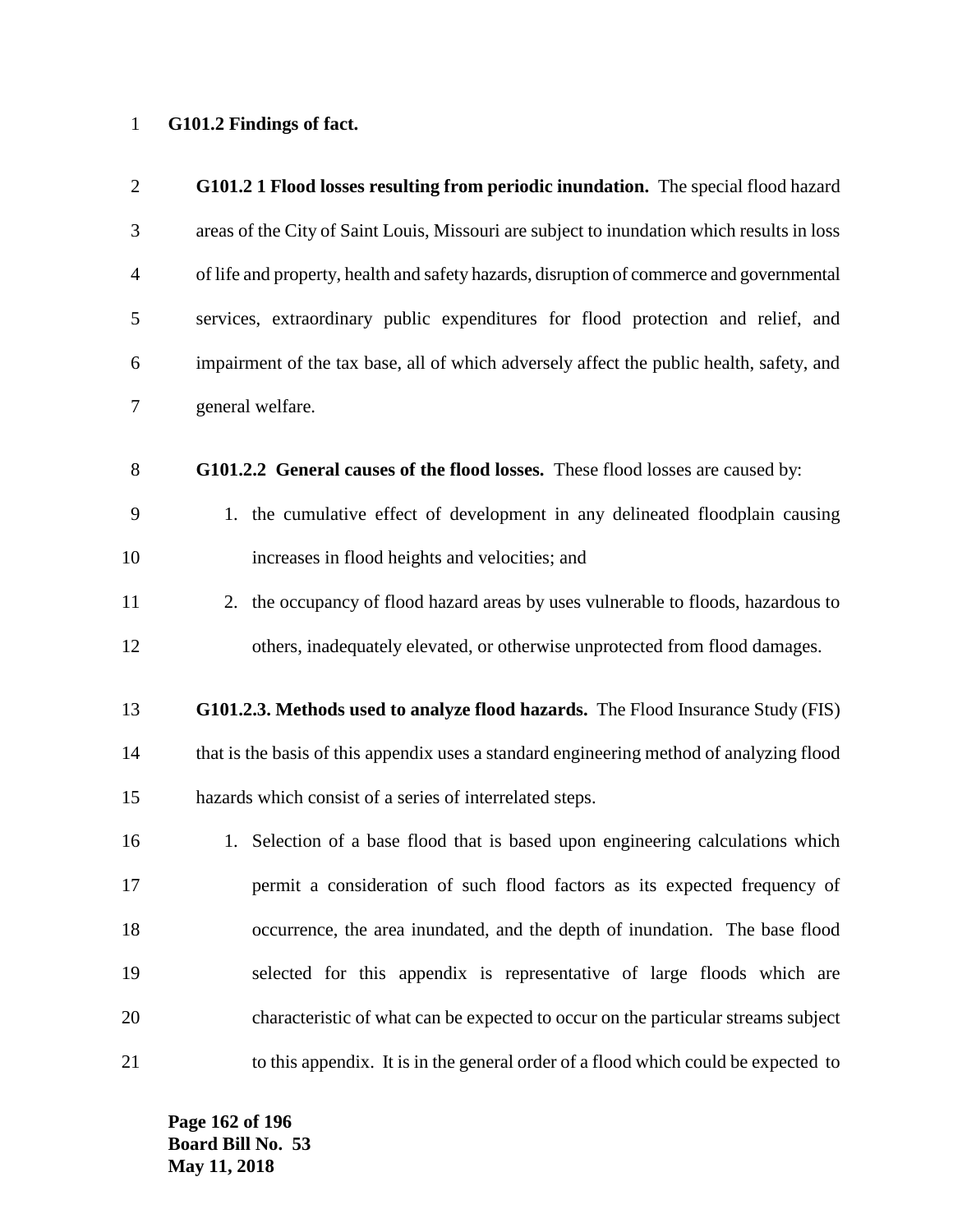**G101.2 Findings of fact.**

**G101.2 1 Flood losses resulting from periodic inundation.** The special flood hazard areas of the City of Saint Louis, Missouri are subject to inundation which results in loss of life and property, health and safety hazards, disruption of commerce and governmental services, extraordinary public expenditures for flood protection and relief, and impairment of the tax base, all of which adversely affect the public health, safety, and general welfare.

**G101.2.2 General causes of the flood losses.** These flood losses are caused by:

1. the cumulative effect of development in any delineated floodplain causing increases in flood heights and velocities; and
2. the occupancy of flood hazard areas by uses vulnerable to floods, hazardous to others, inadequately elevated, or otherwise unprotected from flood damages.

**G101.2.3. Methods used to analyze flood hazards.** The Flood Insurance Study (FIS) that is the basis of this appendix uses a standard engineering method of analyzing flood hazards which consist of a series of interrelated steps.

1. Selection of a base flood that is based upon engineering calculations which permit a consideration of such flood factors as its expected frequency of occurrence, the area inundated, and the depth of inundation. The base flood selected for this appendix is representative of large floods which are characteristic of what can be expected to occur on the particular streams subject to this appendix. It is in the general order of a flood which could be expected to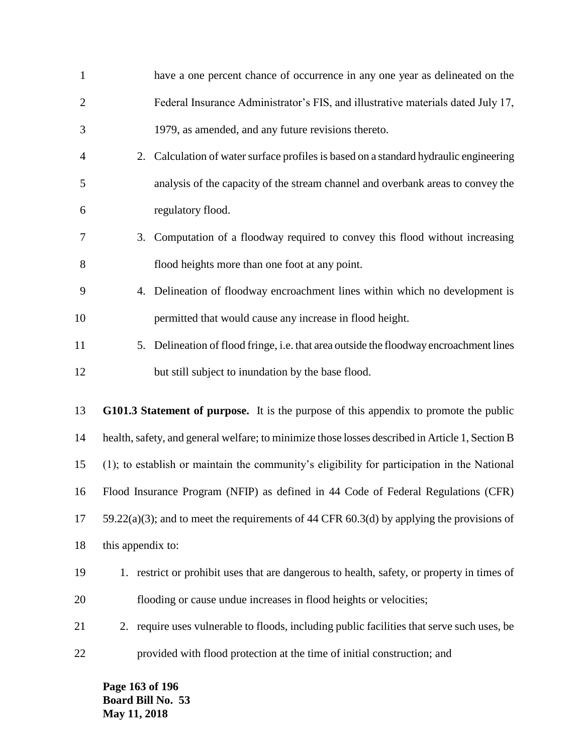have a one percent chance of occurrence in any one year as delineated on the Federal Insurance Administrator's FIS, and illustrative materials dated July 17, 1979, as amended, and any future revisions thereto.

2. Calculation of water surface profiles is based on a standard hydraulic engineering analysis of the capacity of the stream channel and overbank areas to convey the regulatory flood.
3. Computation of a floodway required to convey this flood without increasing flood heights more than one foot at any point.
4. Delineation of floodway encroachment lines within which no development is permitted that would cause any increase in flood height.
5. Delineation of flood fringe, i.e. that area outside the floodway encroachment lines but still subject to inundation by the base flood.

**G101.3 Statement of purpose.** It is the purpose of this appendix to promote the public health, safety, and general welfare; to minimize those losses described in Article 1, Section B (1); to establish or maintain the community's eligibility for participation in the National Flood Insurance Program (NFIP) as defined in 44 Code of Federal Regulations (CFR) 59.22(a)(3); and to meet the requirements of 44 CFR 60.3(d) by applying the provisions of this appendix to:

1. restrict or prohibit uses that are dangerous to health, safety, or property in times of flooding or cause undue increases in flood heights or velocities;
2. require uses vulnerable to floods, including public facilities that serve such uses, be provided with flood protection at the time of initial construction; and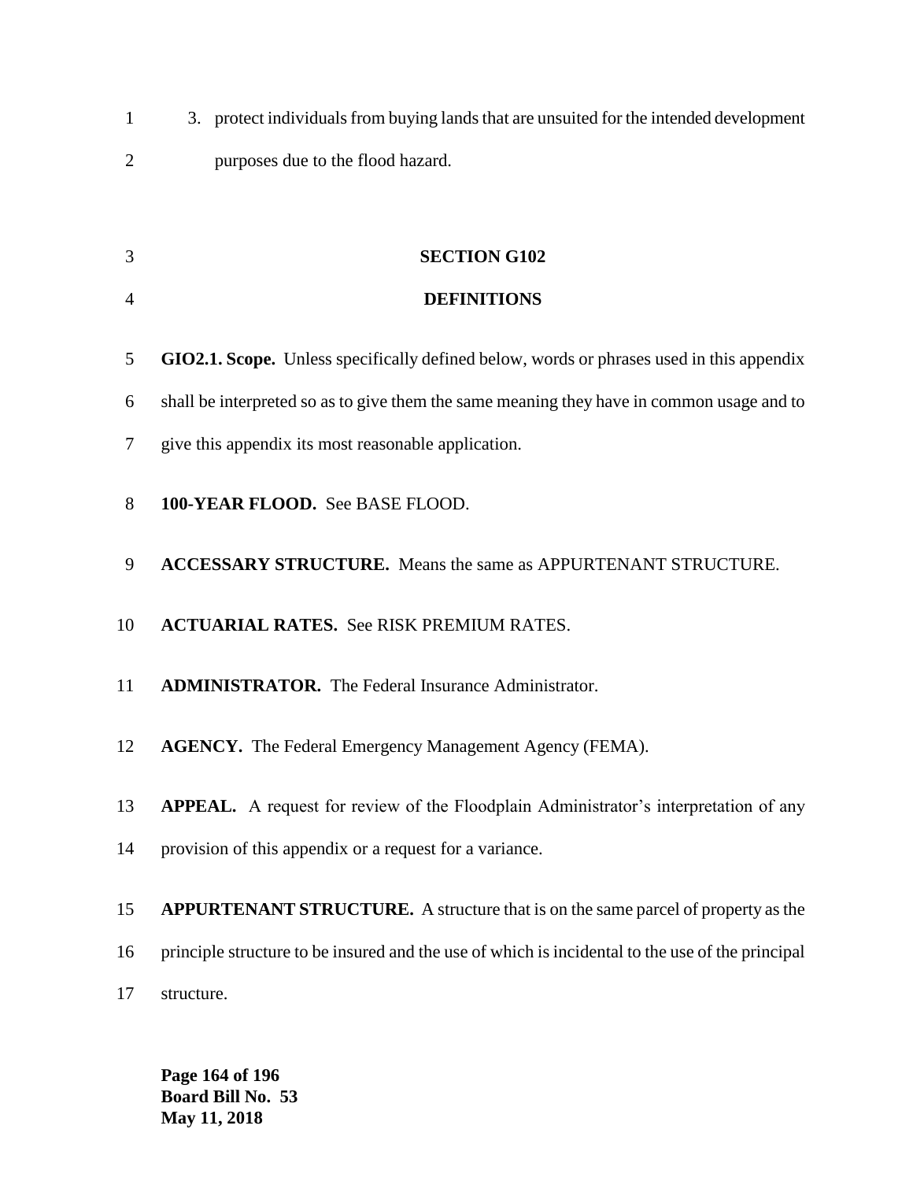3. protect individuals from buying lands that are unsuited for the intended development purposes due to the flood hazard.

## SECTION G102

## DEFINITIONS

**GIO2.1. Scope.** Unless specifically defined below, words or phrases used in this appendix shall be interpreted so as to give them the same meaning they have in common usage and to give this appendix its most reasonable application.

**100-YEAR FLOOD.** See BASE FLOOD.

**ACCESSARY STRUCTURE.** Means the same as APPURTENANT STRUCTURE.

**ACTUARIAL RATES.** See RISK PREMIUM RATES.

**ADMINISTRATOR.** The Federal Insurance Administrator.

**AGENCY.** The Federal Emergency Management Agency (FEMA).

**APPEAL.** A request for review of the Floodplain Administrator's interpretation of any provision of this appendix or a request for a variance.

**APPURTENANT STRUCTURE.** A structure that is on the same parcel of property as the principle structure to be insured and the use of which is incidental to the use of the principal structure.

**Board Bill No. 53**
**May 11, 2018**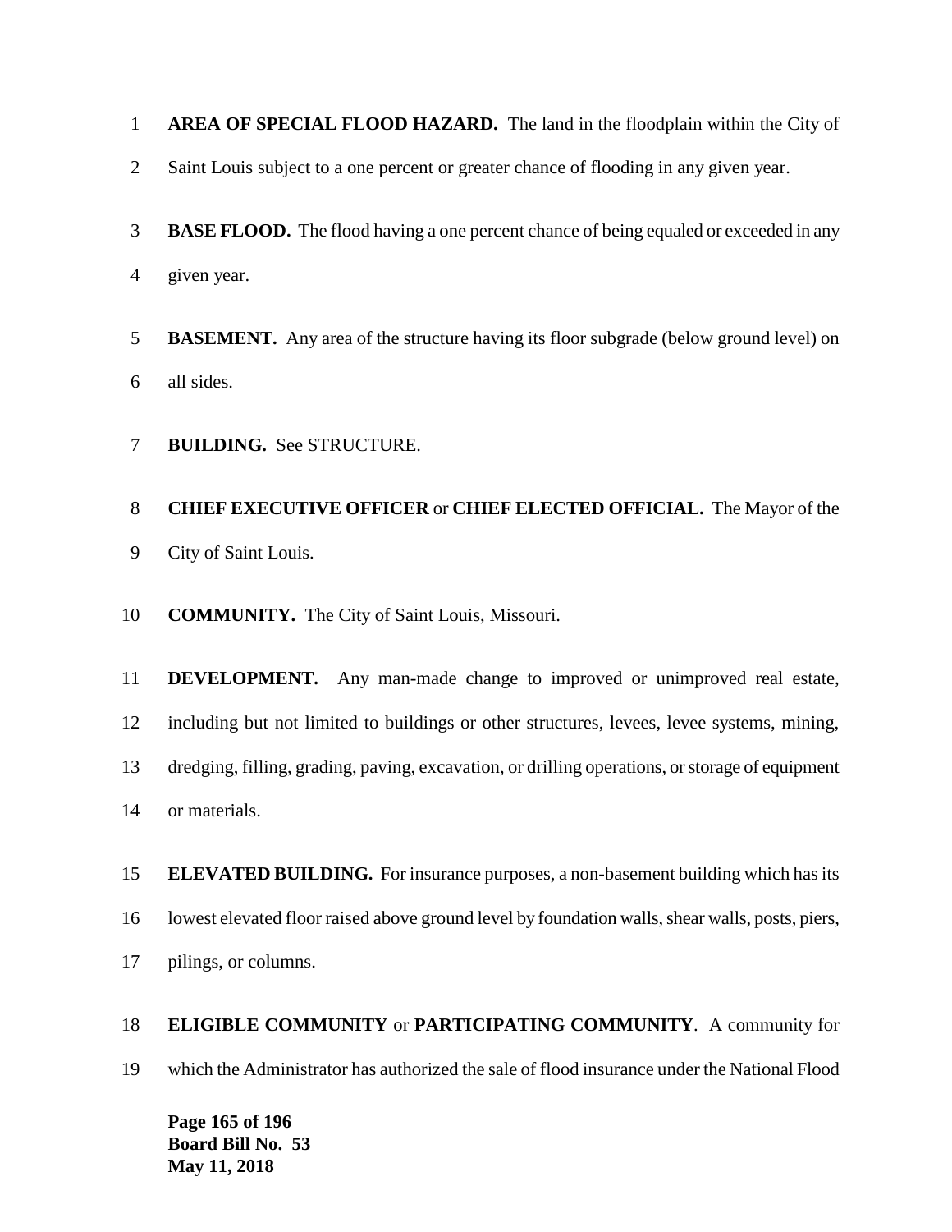**AREA OF SPECIAL FLOOD HAZARD.** The land in the floodplain within the City of Saint Louis subject to a one percent or greater chance of flooding in any given year.

**BASE FLOOD.** The flood having a one percent chance of being equaled or exceeded in any given year.

**BASEMENT.** Any area of the structure having its floor subgrade (below ground level) on all sides.

**BUILDING.** See STRUCTURE.

**CHIEF EXECUTIVE OFFICER** or **CHIEF ELECTED OFFICIAL.** The Mayor of the City of Saint Louis.

**COMMUNITY.** The City of Saint Louis, Missouri.

**DEVELOPMENT.** Any man-made change to improved or unimproved real estate, including but not limited to buildings or other structures, levees, levee systems, mining, dredging, filling, grading, paving, excavation, or drilling operations, or storage of equipment or materials.

**ELEVATED BUILDING.** For insurance purposes, a non-basement building which has its lowest elevated floor raised above ground level by foundation walls, shear walls, posts, piers, pilings, or columns.

**ELIGIBLE COMMUNITY** or **PARTICIPATING COMMUNITY**. A community for which the Administrator has authorized the sale of flood insurance under the National Flood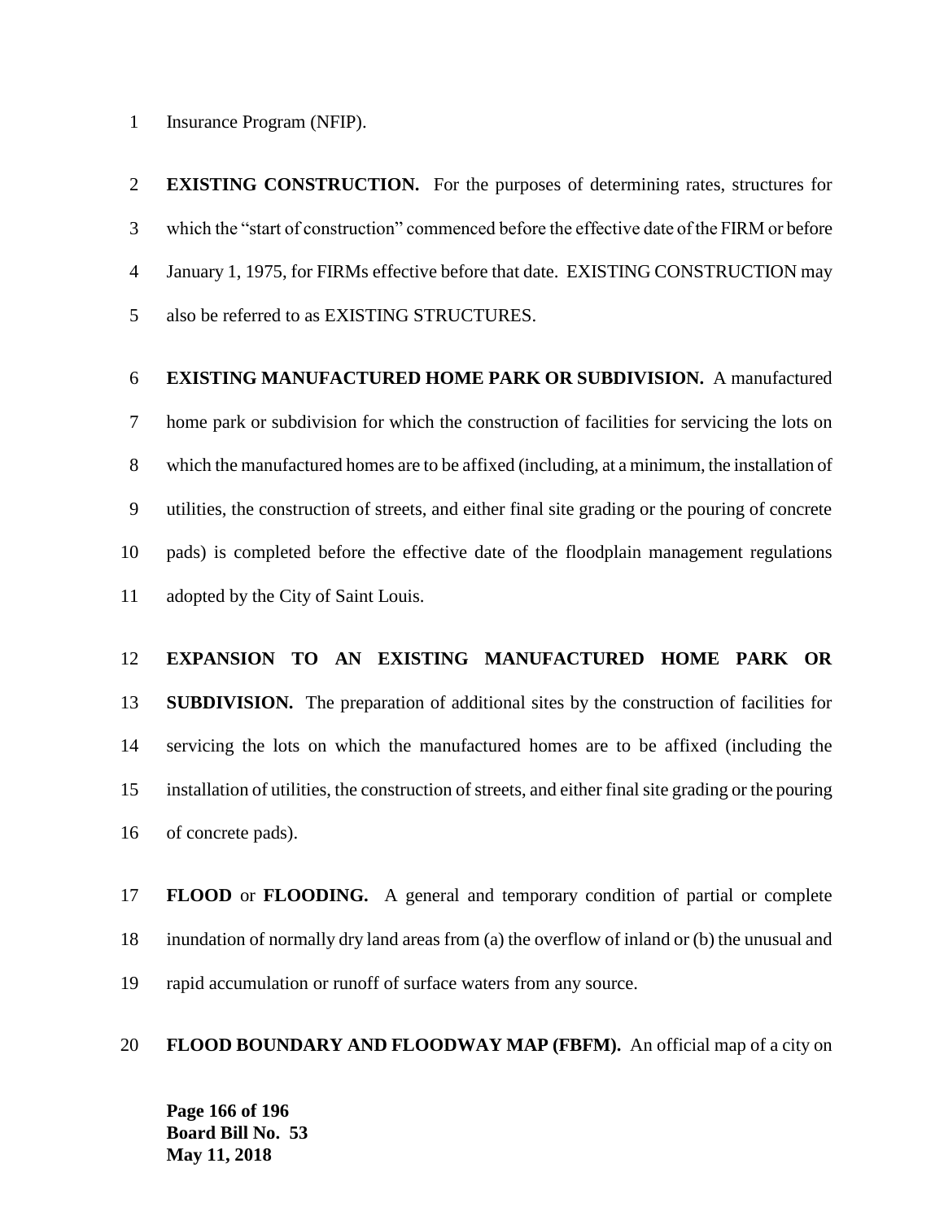Insurance Program (NFIP).

**EXISTING CONSTRUCTION.** For the purposes of determining rates, structures for which the "start of construction" commenced before the effective date of the FIRM or before January 1, 1975, for FIRMs effective before that date. EXISTING CONSTRUCTION may also be referred to as EXISTING STRUCTURES.

**EXISTING MANUFACTURED HOME PARK OR SUBDIVISION.** A manufactured home park or subdivision for which the construction of facilities for servicing the lots on which the manufactured homes are to be affixed (including, at a minimum, the installation of utilities, the construction of streets, and either final site grading or the pouring of concrete pads) is completed before the effective date of the floodplain management regulations adopted by the City of Saint Louis.

**EXPANSION TO AN EXISTING MANUFACTURED HOME PARK OR SUBDIVISION.** The preparation of additional sites by the construction of facilities for servicing the lots on which the manufactured homes are to be affixed (including the installation of utilities, the construction of streets, and either final site grading or the pouring of concrete pads).

**FLOOD** or **FLOODING.** A general and temporary condition of partial or complete inundation of normally dry land areas from (a) the overflow of inland or (b) the unusual and rapid accumulation or runoff of surface waters from any source.

**FLOOD BOUNDARY AND FLOODWAY MAP (FBFM).** An official map of a city on

**Board Bill No. 53**
**May 11, 2018**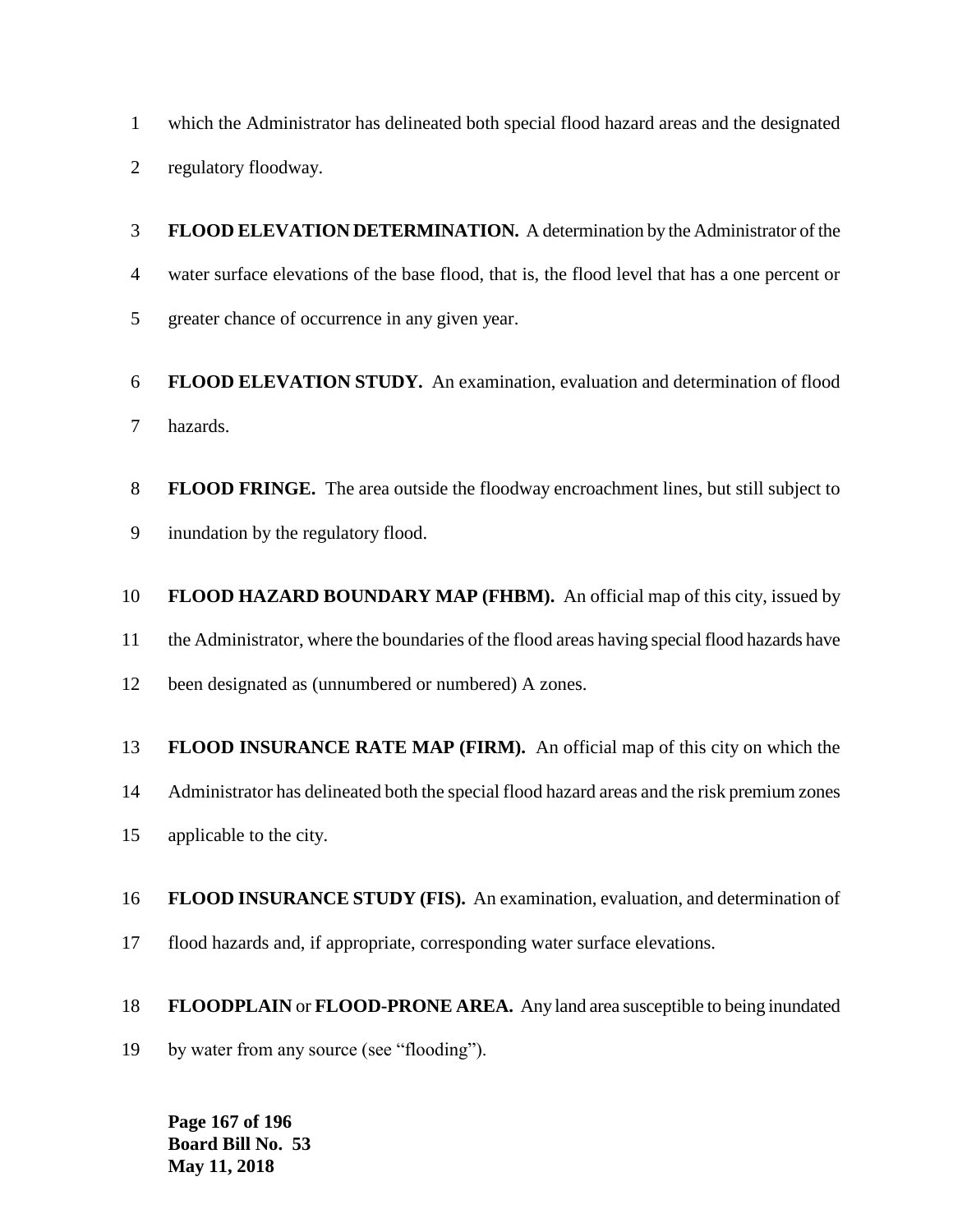which the Administrator has delineated both special flood hazard areas and the designated regulatory floodway.

**FLOOD ELEVATION DETERMINATION.** A determination by the Administrator of the water surface elevations of the base flood, that is, the flood level that has a one percent or greater chance of occurrence in any given year.

**FLOOD ELEVATION STUDY.** An examination, evaluation and determination of flood hazards.

**FLOOD FRINGE.** The area outside the floodway encroachment lines, but still subject to inundation by the regulatory flood.

**FLOOD HAZARD BOUNDARY MAP (FHBM).** An official map of this city, issued by the Administrator, where the boundaries of the flood areas having special flood hazards have been designated as (unnumbered or numbered) A zones.

**FLOOD INSURANCE RATE MAP (FIRM).** An official map of this city on which the Administrator has delineated both the special flood hazard areas and the risk premium zones applicable to the city.

**FLOOD INSURANCE STUDY (FIS).** An examination, evaluation, and determination of flood hazards and, if appropriate, corresponding water surface elevations.

**FLOODPLAIN** or **FLOOD-PRONE AREA.** Any land area susceptible to being inundated by water from any source (see "flooding").

**Board Bill No. 53**
**May 11, 2018**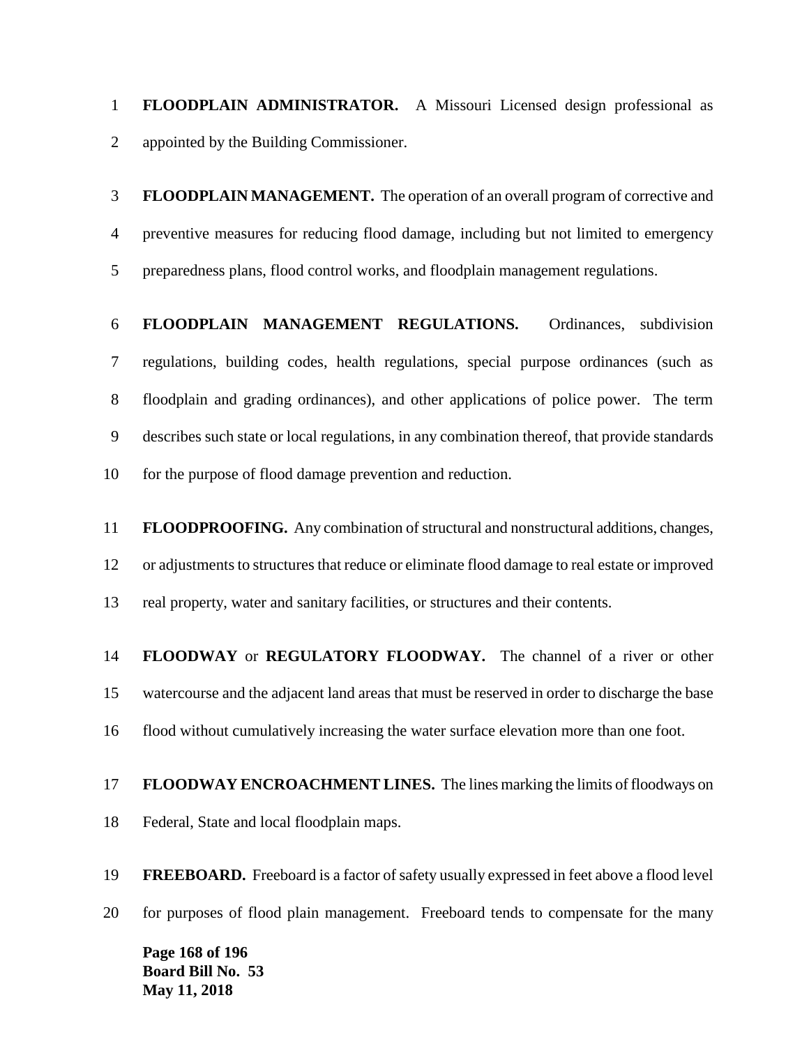**FLOODPLAIN ADMINISTRATOR.** A Missouri Licensed design professional as appointed by the Building Commissioner.

**FLOODPLAIN MANAGEMENT.** The operation of an overall program of corrective and preventive measures for reducing flood damage, including but not limited to emergency preparedness plans, flood control works, and floodplain management regulations.

**FLOODPLAIN MANAGEMENT REGULATIONS.** Ordinances, subdivision regulations, building codes, health regulations, special purpose ordinances (such as floodplain and grading ordinances), and other applications of police power. The term describes such state or local regulations, in any combination thereof, that provide standards for the purpose of flood damage prevention and reduction.

**FLOODPROOFING.** Any combination of structural and nonstructural additions, changes, or adjustments to structures that reduce or eliminate flood damage to real estate or improved real property, water and sanitary facilities, or structures and their contents.

**FLOODWAY** or **REGULATORY FLOODWAY.** The channel of a river or other watercourse and the adjacent land areas that must be reserved in order to discharge the base flood without cumulatively increasing the water surface elevation more than one foot.

**FLOODWAY ENCROACHMENT LINES.** The lines marking the limits of floodways on Federal, State and local floodplain maps.

**FREEBOARD.** Freeboard is a factor of safety usually expressed in feet above a flood level for purposes of flood plain management. Freeboard tends to compensate for the many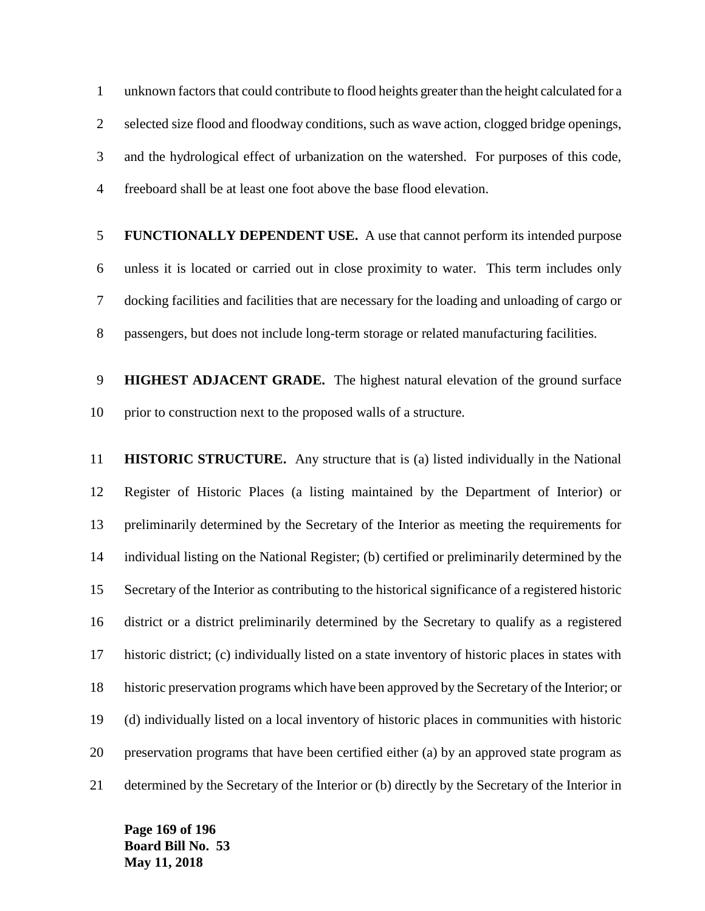unknown factors that could contribute to flood heights greater than the height calculated for a selected size flood and floodway conditions, such as wave action, clogged bridge openings, and the hydrological effect of urbanization on the watershed. For purposes of this code, freeboard shall be at least one foot above the base flood elevation.

**FUNCTIONALLY DEPENDENT USE.** A use that cannot perform its intended purpose unless it is located or carried out in close proximity to water. This term includes only docking facilities and facilities that are necessary for the loading and unloading of cargo or passengers, but does not include long-term storage or related manufacturing facilities.

**HIGHEST ADJACENT GRADE.** The highest natural elevation of the ground surface prior to construction next to the proposed walls of a structure.

**HISTORIC STRUCTURE.** Any structure that is (a) listed individually in the National Register of Historic Places (a listing maintained by the Department of Interior) or preliminarily determined by the Secretary of the Interior as meeting the requirements for individual listing on the National Register; (b) certified or preliminarily determined by the Secretary of the Interior as contributing to the historical significance of a registered historic district or a district preliminarily determined by the Secretary to qualify as a registered historic district; (c) individually listed on a state inventory of historic places in states with historic preservation programs which have been approved by the Secretary of the Interior; or (d) individually listed on a local inventory of historic places in communities with historic preservation programs that have been certified either (a) by an approved state program as determined by the Secretary of the Interior or (b) directly by the Secretary of the Interior in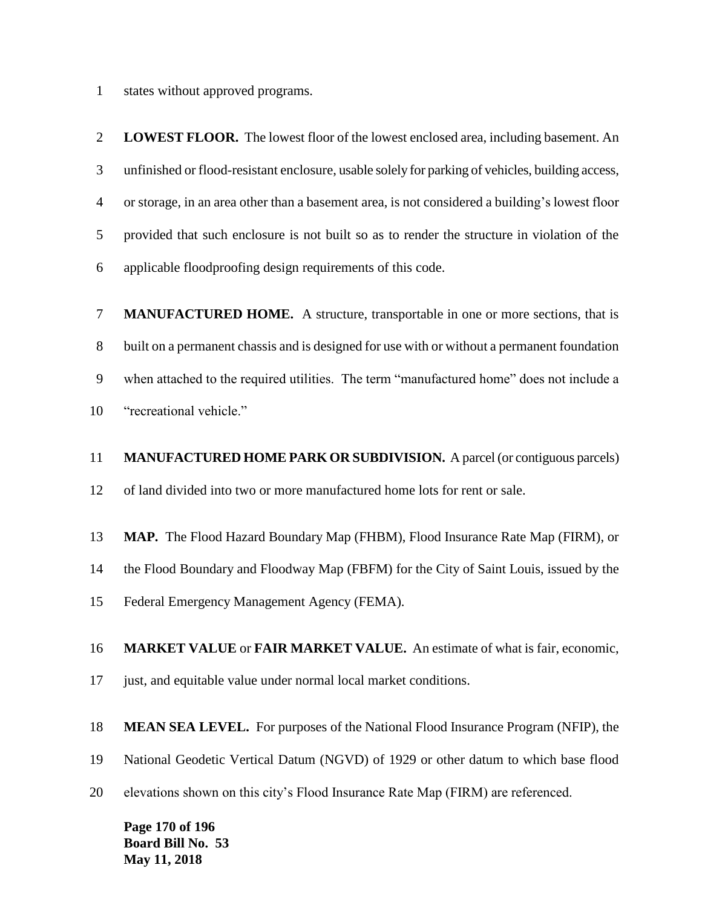states without approved programs.

**LOWEST FLOOR.** The lowest floor of the lowest enclosed area, including basement. An unfinished or flood-resistant enclosure, usable solely for parking of vehicles, building access, or storage, in an area other than a basement area, is not considered a building's lowest floor provided that such enclosure is not built so as to render the structure in violation of the applicable floodproofing design requirements of this code.

**MANUFACTURED HOME.** A structure, transportable in one or more sections, that is built on a permanent chassis and is designed for use with or without a permanent foundation when attached to the required utilities. The term "manufactured home" does not include a "recreational vehicle."

**MANUFACTURED HOME PARK OR SUBDIVISION.** A parcel (or contiguous parcels) of land divided into two or more manufactured home lots for rent or sale.

**MAP.** The Flood Hazard Boundary Map (FHBM), Flood Insurance Rate Map (FIRM), or the Flood Boundary and Floodway Map (FBFM) for the City of Saint Louis, issued by the Federal Emergency Management Agency (FEMA).

**MARKET VALUE** or **FAIR MARKET VALUE.** An estimate of what is fair, economic, just, and equitable value under normal local market conditions.

**MEAN SEA LEVEL.** For purposes of the National Flood Insurance Program (NFIP), the National Geodetic Vertical Datum (NGVD) of 1929 or other datum to which base flood elevations shown on this city's Flood Insurance Rate Map (FIRM) are referenced.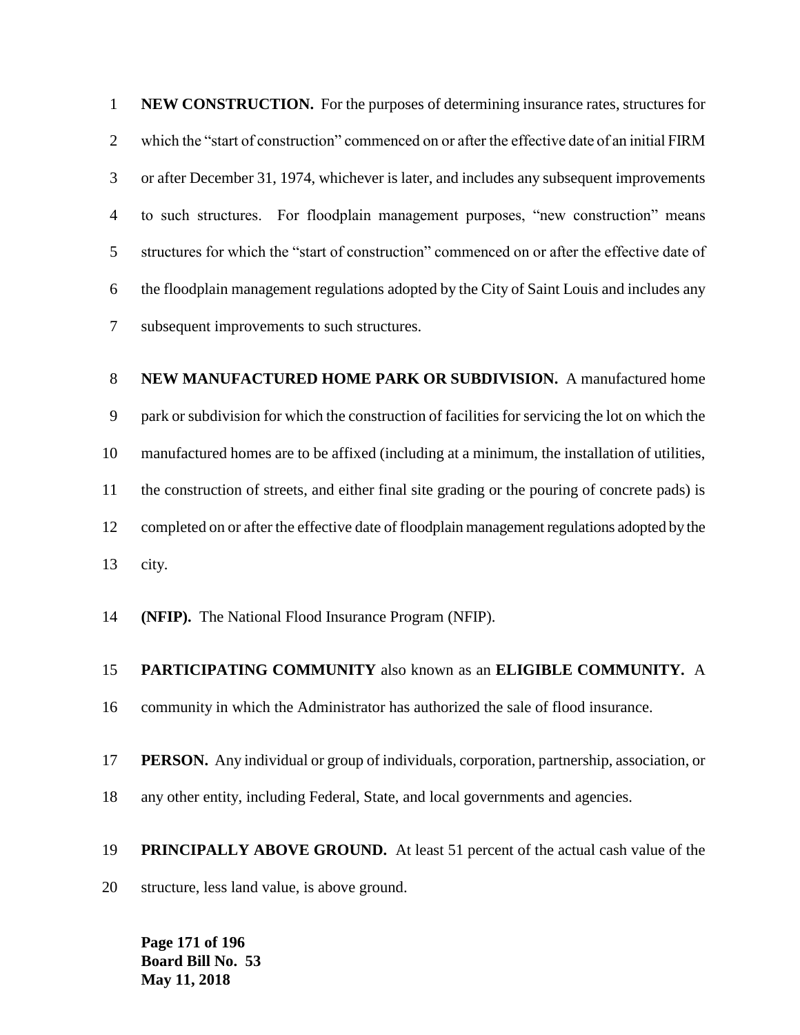**NEW CONSTRUCTION.** For the purposes of determining insurance rates, structures for which the "start of construction" commenced on or after the effective date of an initial FIRM or after December 31, 1974, whichever is later, and includes any subsequent improvements to such structures. For floodplain management purposes, "new construction" means structures for which the "start of construction" commenced on or after the effective date of the floodplain management regulations adopted by the City of Saint Louis and includes any subsequent improvements to such structures.

**NEW MANUFACTURED HOME PARK OR SUBDIVISION.** A manufactured home park or subdivision for which the construction of facilities for servicing the lot on which the manufactured homes are to be affixed (including at a minimum, the installation of utilities, the construction of streets, and either final site grading or the pouring of concrete pads) is completed on or after the effective date of floodplain management regulations adopted by the city.

**(NFIP).** The National Flood Insurance Program (NFIP).

**PARTICIPATING COMMUNITY** also known as an **ELIGIBLE COMMUNITY.** A community in which the Administrator has authorized the sale of flood insurance.

**PERSON.** Any individual or group of individuals, corporation, partnership, association, or any other entity, including Federal, State, and local governments and agencies.

**PRINCIPALLY ABOVE GROUND.** At least 51 percent of the actual cash value of the structure, less land value, is above ground.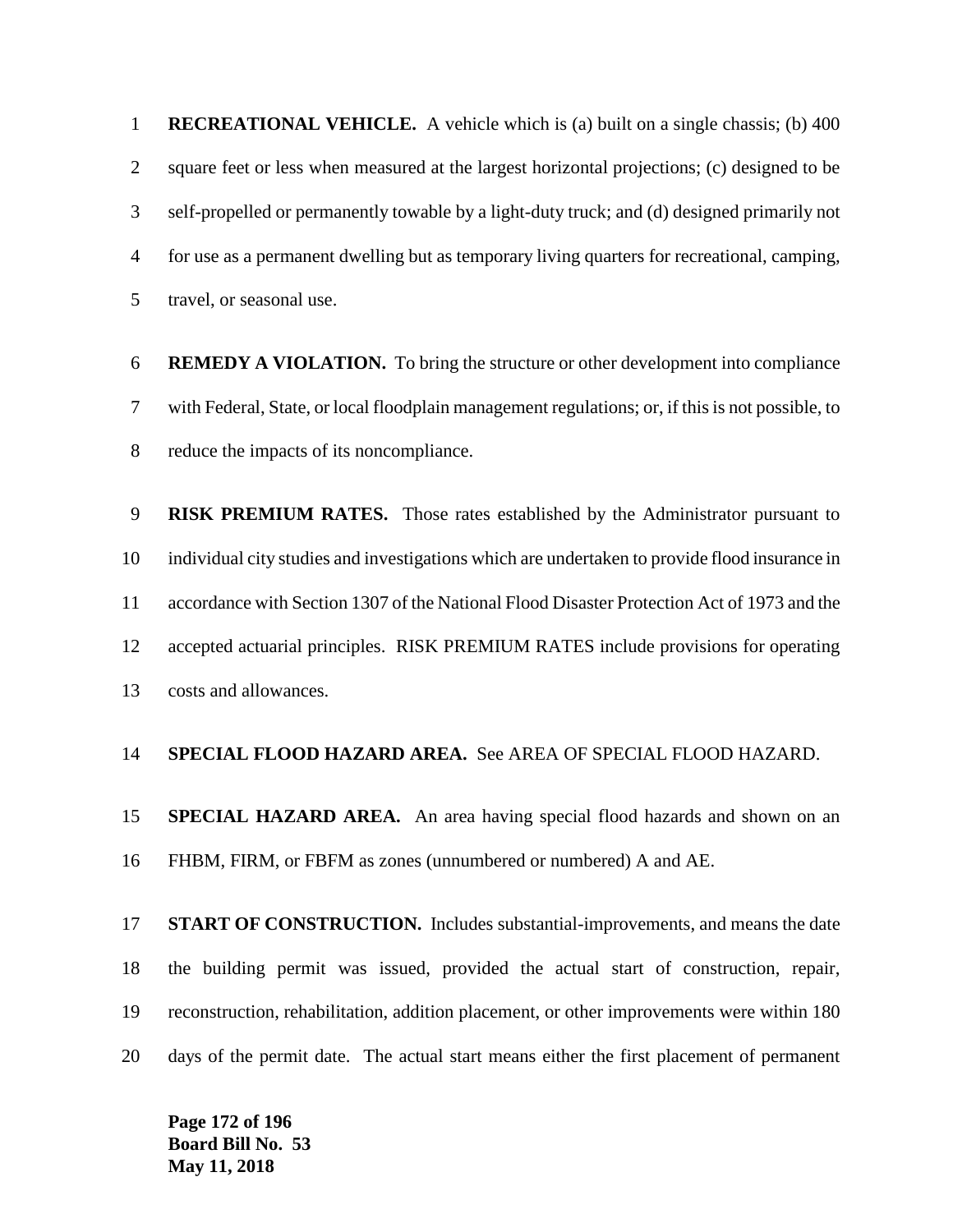**RECREATIONAL VEHICLE.** A vehicle which is (a) built on a single chassis; (b) 400 square feet or less when measured at the largest horizontal projections; (c) designed to be self-propelled or permanently towable by a light-duty truck; and (d) designed primarily not for use as a permanent dwelling but as temporary living quarters for recreational, camping, travel, or seasonal use.

**REMEDY A VIOLATION.** To bring the structure or other development into compliance with Federal, State, or local floodplain management regulations; or, if this is not possible, to reduce the impacts of its noncompliance.

**RISK PREMIUM RATES.** Those rates established by the Administrator pursuant to individual city studies and investigations which are undertaken to provide flood insurance in accordance with Section 1307 of the National Flood Disaster Protection Act of 1973 and the accepted actuarial principles. RISK PREMIUM RATES include provisions for operating costs and allowances.

**SPECIAL FLOOD HAZARD AREA.** See AREA OF SPECIAL FLOOD HAZARD.

**SPECIAL HAZARD AREA.** An area having special flood hazards and shown on an FHBM, FIRM, or FBFM as zones (unnumbered or numbered) A and AE.

**START OF CONSTRUCTION.** Includes substantial-improvements, and means the date the building permit was issued, provided the actual start of construction, repair, reconstruction, rehabilitation, addition placement, or other improvements were within 180 days of the permit date. The actual start means either the first placement of permanent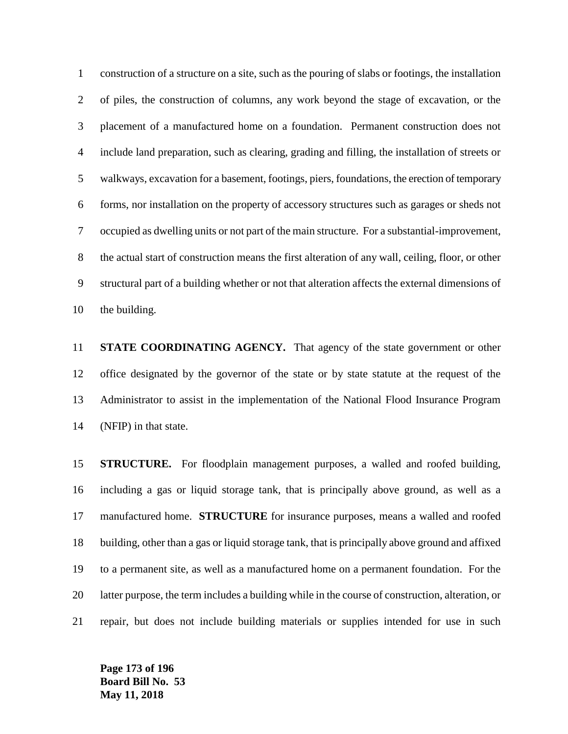construction of a structure on a site, such as the pouring of slabs or footings, the installation of piles, the construction of columns, any work beyond the stage of excavation, or the placement of a manufactured home on a foundation. Permanent construction does not include land preparation, such as clearing, grading and filling, the installation of streets or walkways, excavation for a basement, footings, piers, foundations, the erection of temporary forms, nor installation on the property of accessory structures such as garages or sheds not occupied as dwelling units or not part of the main structure. For a substantial-improvement, the actual start of construction means the first alteration of any wall, ceiling, floor, or other structural part of a building whether or not that alteration affects the external dimensions of the building.

**STATE COORDINATING AGENCY.** That agency of the state government or other office designated by the governor of the state or by state statute at the request of the Administrator to assist in the implementation of the National Flood Insurance Program (NFIP) in that state.

**STRUCTURE.** For floodplain management purposes, a walled and roofed building, including a gas or liquid storage tank, that is principally above ground, as well as a manufactured home. **STRUCTURE** for insurance purposes, means a walled and roofed building, other than a gas or liquid storage tank, that is principally above ground and affixed to a permanent site, as well as a manufactured home on a permanent foundation. For the latter purpose, the term includes a building while in the course of construction, alteration, or repair, but does not include building materials or supplies intended for use in such

**Board Bill No. 53**
**May 11, 2018**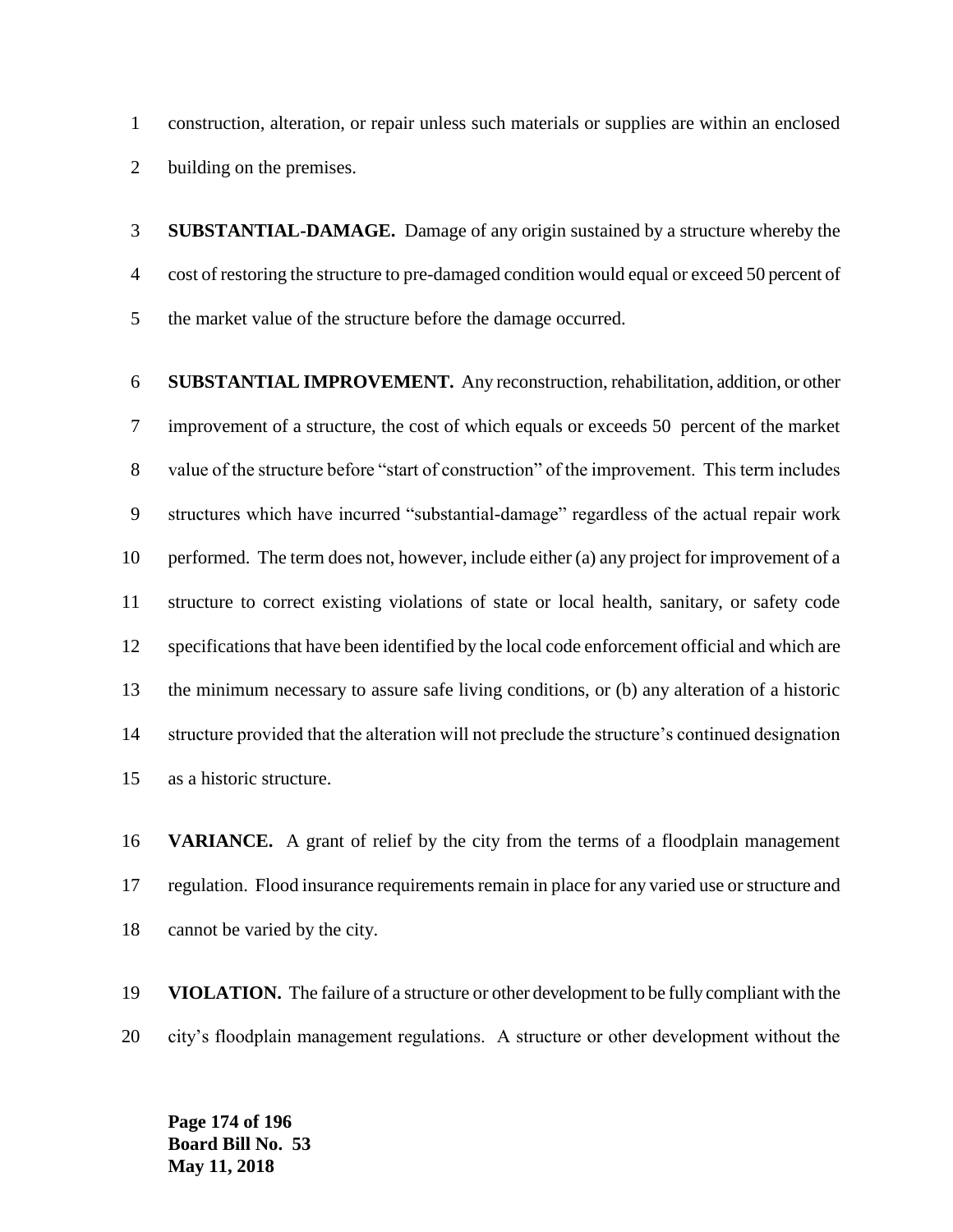construction, alteration, or repair unless such materials or supplies are within an enclosed building on the premises.

**SUBSTANTIAL-DAMAGE.** Damage of any origin sustained by a structure whereby the cost of restoring the structure to pre-damaged condition would equal or exceed 50 percent of the market value of the structure before the damage occurred.

**SUBSTANTIAL IMPROVEMENT.** Any reconstruction, rehabilitation, addition, or other improvement of a structure, the cost of which equals or exceeds 50 percent of the market value of the structure before "start of construction" of the improvement. This term includes structures which have incurred "substantial-damage" regardless of the actual repair work performed. The term does not, however, include either (a) any project for improvement of a structure to correct existing violations of state or local health, sanitary, or safety code specifications that have been identified by the local code enforcement official and which are the minimum necessary to assure safe living conditions, or (b) any alteration of a historic structure provided that the alteration will not preclude the structure's continued designation as a historic structure.

**VARIANCE.** A grant of relief by the city from the terms of a floodplain management regulation. Flood insurance requirements remain in place for any varied use or structure and cannot be varied by the city.

**VIOLATION.** The failure of a structure or other development to be fully compliant with the city's floodplain management regulations. A structure or other development without the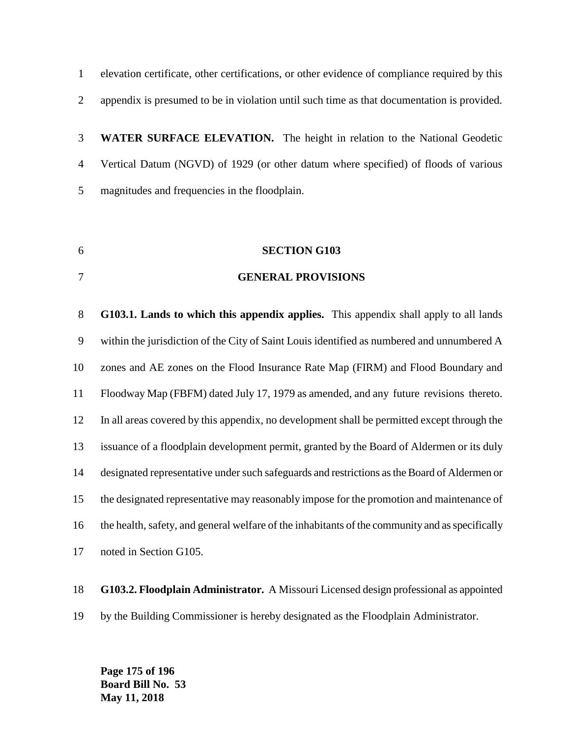elevation certificate, other certifications, or other evidence of compliance required by this appendix is presumed to be in violation until such time as that documentation is provided.

**WATER SURFACE ELEVATION.** The height in relation to the National Geodetic Vertical Datum (NGVD) of 1929 (or other datum where specified) of floods of various magnitudes and frequencies in the floodplain.

## SECTION G103

## GENERAL PROVISIONS

**G103.1. Lands to which this appendix applies.** This appendix shall apply to all lands within the jurisdiction of the City of Saint Louis identified as numbered and unnumbered A zones and AE zones on the Flood Insurance Rate Map (FIRM) and Flood Boundary and Floodway Map (FBFM) dated July 17, 1979 as amended, and any future revisions thereto. In all areas covered by this appendix, no development shall be permitted except through the issuance of a floodplain development permit, granted by the Board of Aldermen or its duly designated representative under such safeguards and restrictions as the Board of Aldermen or the designated representative may reasonably impose for the promotion and maintenance of the health, safety, and general welfare of the inhabitants of the community and as specifically noted in Section G105.

**G103.2. Floodplain Administrator.** A Missouri Licensed design professional as appointed by the Building Commissioner is hereby designated as the Floodplain Administrator.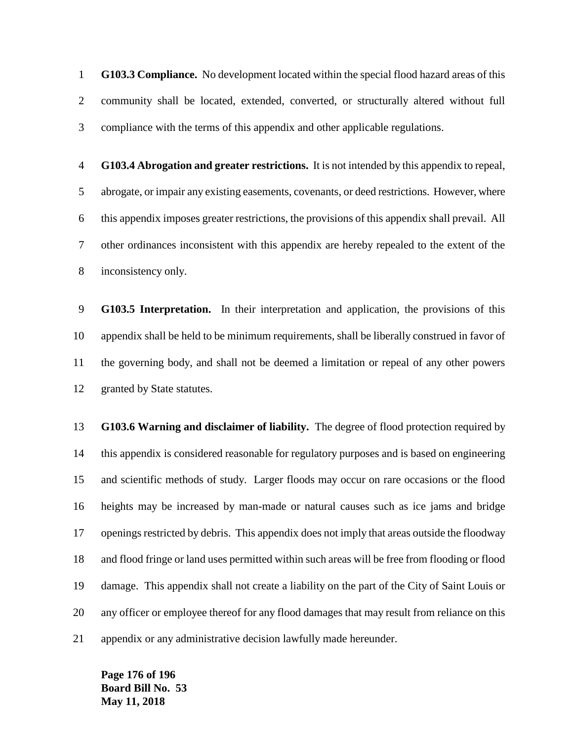**G103.3 Compliance.** No development located within the special flood hazard areas of this community shall be located, extended, converted, or structurally altered without full compliance with the terms of this appendix and other applicable regulations.

**G103.4 Abrogation and greater restrictions.** It is not intended by this appendix to repeal, abrogate, or impair any existing easements, covenants, or deed restrictions. However, where this appendix imposes greater restrictions, the provisions of this appendix shall prevail. All other ordinances inconsistent with this appendix are hereby repealed to the extent of the inconsistency only.

**G103.5 Interpretation.** In their interpretation and application, the provisions of this appendix shall be held to be minimum requirements, shall be liberally construed in favor of the governing body, and shall not be deemed a limitation or repeal of any other powers granted by State statutes.

**G103.6 Warning and disclaimer of liability.** The degree of flood protection required by this appendix is considered reasonable for regulatory purposes and is based on engineering and scientific methods of study. Larger floods may occur on rare occasions or the flood heights may be increased by man-made or natural causes such as ice jams and bridge openings restricted by debris. This appendix does not imply that areas outside the floodway and flood fringe or land uses permitted within such areas will be free from flooding or flood damage. This appendix shall not create a liability on the part of the City of Saint Louis or any officer or employee thereof for any flood damages that may result from reliance on this appendix or any administrative decision lawfully made hereunder.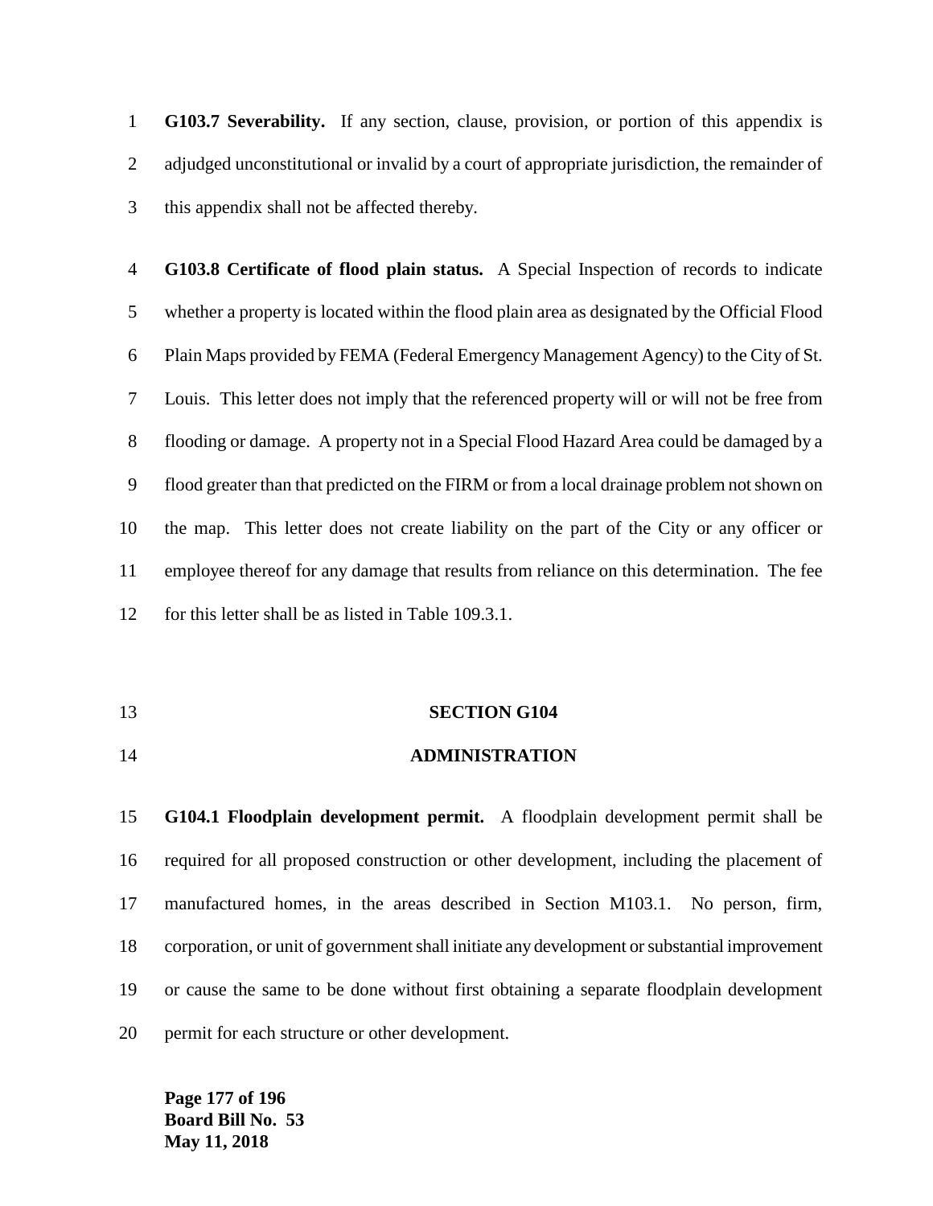**G103.7 Severability.** If any section, clause, provision, or portion of this appendix is adjudged unconstitutional or invalid by a court of appropriate jurisdiction, the remainder of this appendix shall not be affected thereby.

**G103.8 Certificate of flood plain status.** A Special Inspection of records to indicate whether a property is located within the flood plain area as designated by the Official Flood Plain Maps provided by FEMA (Federal Emergency Management Agency) to the City of St. Louis. This letter does not imply that the referenced property will or will not be free from flooding or damage. A property not in a Special Flood Hazard Area could be damaged by a flood greater than that predicted on the FIRM or from a local drainage problem not shown on the map. This letter does not create liability on the part of the City or any officer or employee thereof for any damage that results from reliance on this determination. The fee for this letter shall be as listed in Table 109.3.1.

## SECTION G104

## ADMINISTRATION

**G104.1 Floodplain development permit.** A floodplain development permit shall be required for all proposed construction or other development, including the placement of manufactured homes, in the areas described in Section M103.1. No person, firm, corporation, or unit of government shall initiate any development or substantial improvement or cause the same to be done without first obtaining a separate floodplain development permit for each structure or other development.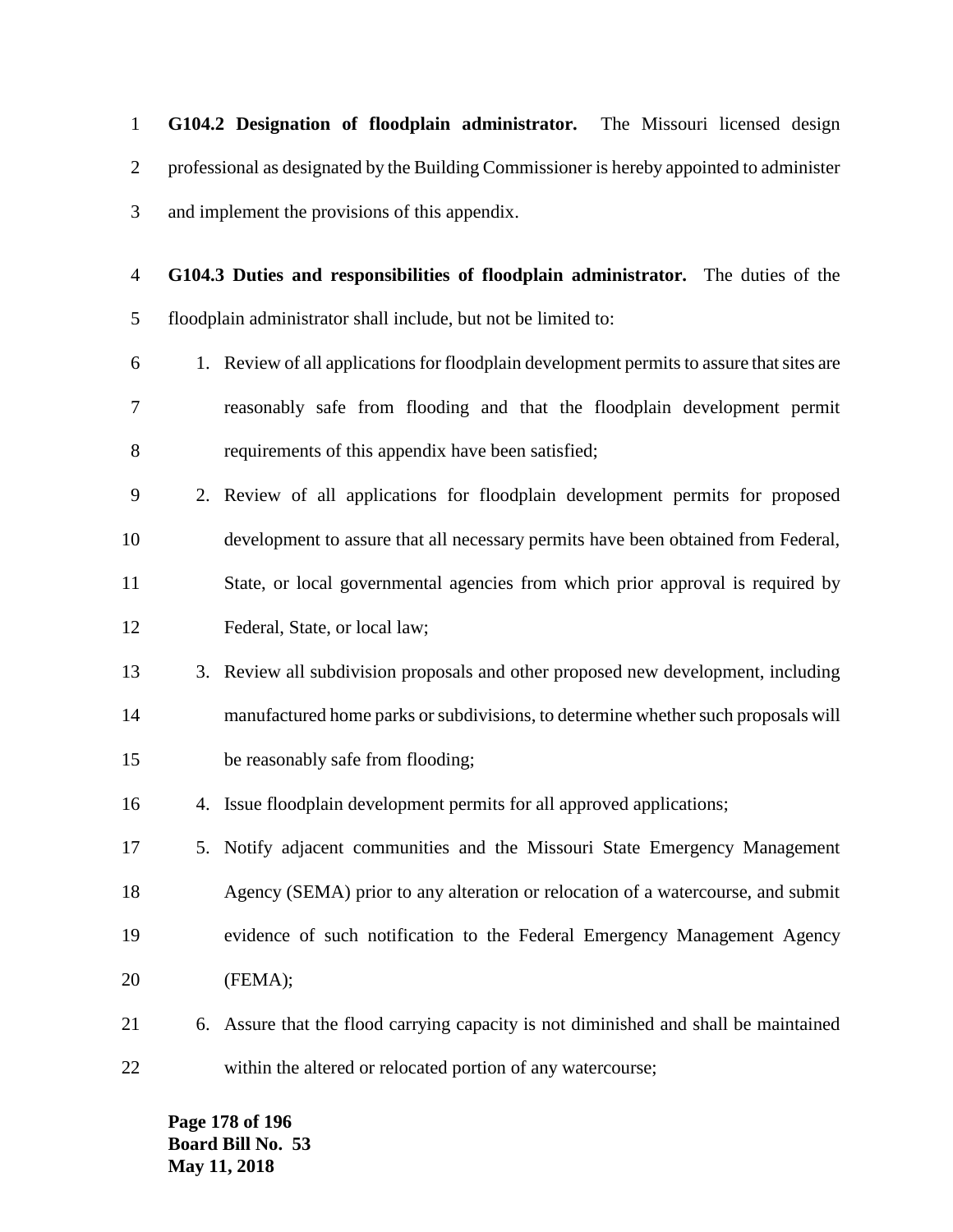**G104.2 Designation of floodplain administrator.** The Missouri licensed design professional as designated by the Building Commissioner is hereby appointed to administer and implement the provisions of this appendix.

**G104.3 Duties and responsibilities of floodplain administrator.** The duties of the floodplain administrator shall include, but not be limited to:

1. Review of all applications for floodplain development permits to assure that sites are reasonably safe from flooding and that the floodplain development permit requirements of this appendix have been satisfied;
2. Review of all applications for floodplain development permits for proposed development to assure that all necessary permits have been obtained from Federal, State, or local governmental agencies from which prior approval is required by Federal, State, or local law;
3. Review all subdivision proposals and other proposed new development, including manufactured home parks or subdivisions, to determine whether such proposals will be reasonably safe from flooding;
4. Issue floodplain development permits for all approved applications;
5. Notify adjacent communities and the Missouri State Emergency Management Agency (SEMA) prior to any alteration or relocation of a watercourse, and submit evidence of such notification to the Federal Emergency Management Agency (FEMA);
6. Assure that the flood carrying capacity is not diminished and shall be maintained within the altered or relocated portion of any watercourse;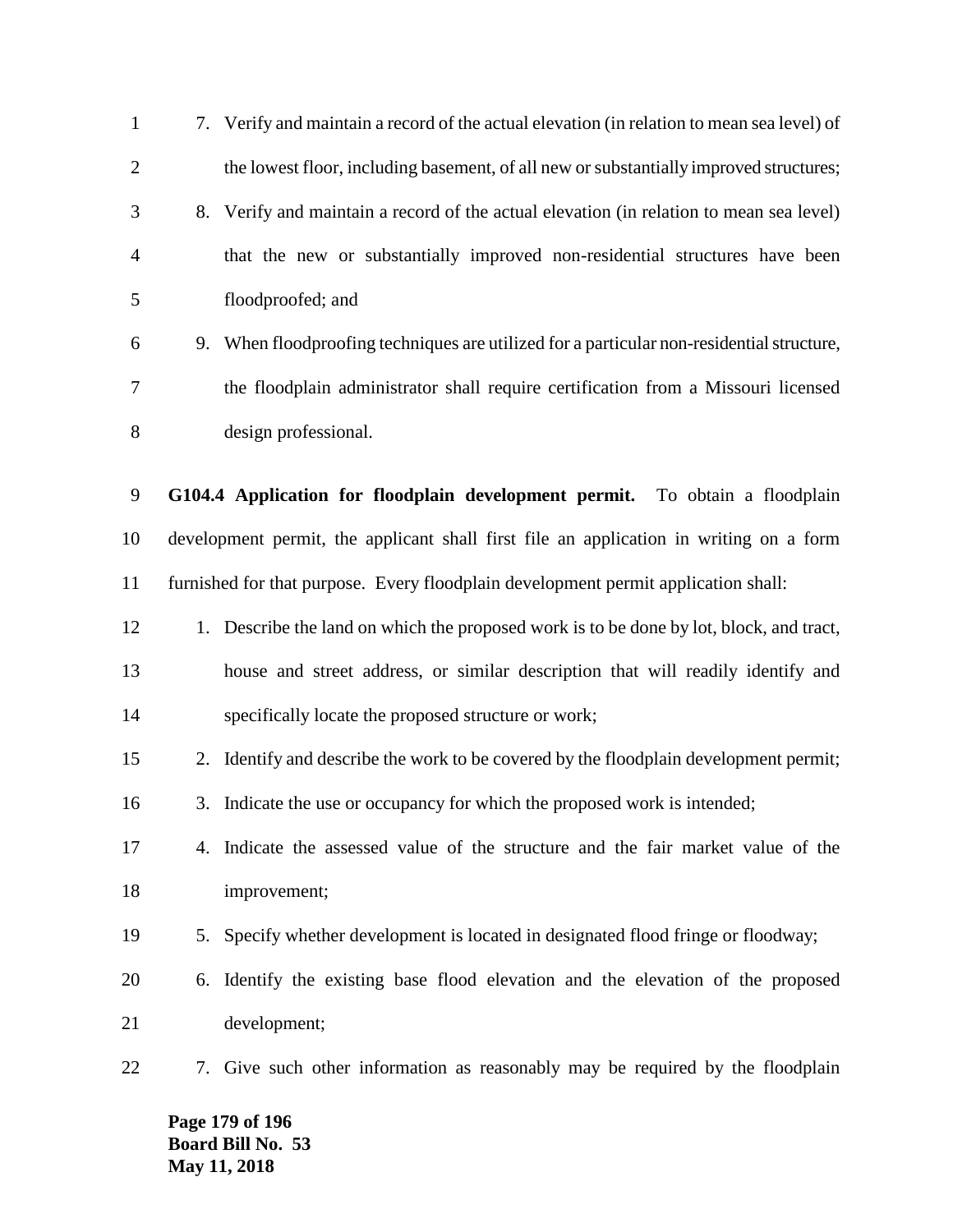7. Verify and maintain a record of the actual elevation (in relation to mean sea level) of the lowest floor, including basement, of all new or substantially improved structures;
8. Verify and maintain a record of the actual elevation (in relation to mean sea level) that the new or substantially improved non-residential structures have been floodproofed; and
9. When floodproofing techniques are utilized for a particular non-residential structure, the floodplain administrator shall require certification from a Missouri licensed design professional.

**G104.4 Application for floodplain development permit.** To obtain a floodplain development permit, the applicant shall first file an application in writing on a form furnished for that purpose. Every floodplain development permit application shall:

1. Describe the land on which the proposed work is to be done by lot, block, and tract, house and street address, or similar description that will readily identify and specifically locate the proposed structure or work;
2. Identify and describe the work to be covered by the floodplain development permit;
3. Indicate the use or occupancy for which the proposed work is intended;
4. Indicate the assessed value of the structure and the fair market value of the improvement;
5. Specify whether development is located in designated flood fringe or floodway;
6. Identify the existing base flood elevation and the elevation of the proposed development;
7. Give such other information as reasonably may be required by the floodplain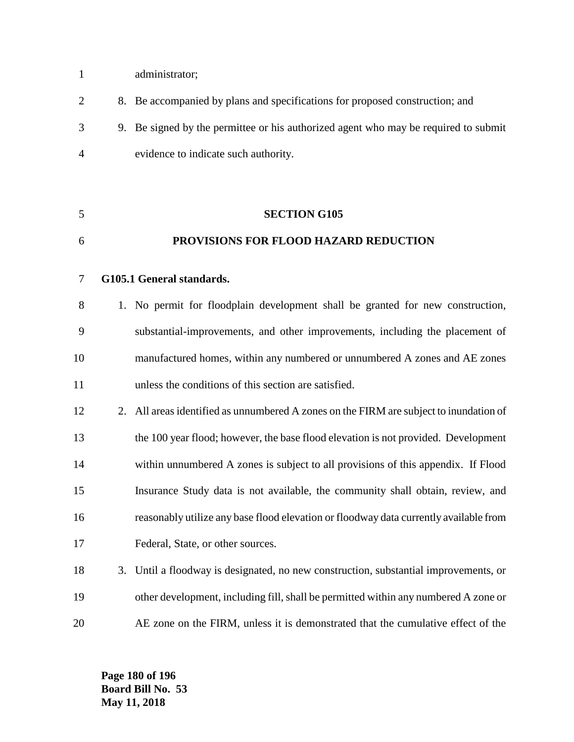administrator;

8. Be accompanied by plans and specifications for proposed construction; and
9. Be signed by the permittee or his authorized agent who may be required to submit evidence to indicate such authority.

**SECTION G105**

**PROVISIONS FOR FLOOD HAZARD REDUCTION**

**G105.1 General standards.**

1. No permit for floodplain development shall be granted for new construction, substantial-improvements, and other improvements, including the placement of manufactured homes, within any numbered or unnumbered A zones and AE zones unless the conditions of this section are satisfied.
2. All areas identified as unnumbered A zones on the FIRM are subject to inundation of the 100 year flood; however, the base flood elevation is not provided. Development within unnumbered A zones is subject to all provisions of this appendix. If Flood Insurance Study data is not available, the community shall obtain, review, and reasonably utilize any base flood elevation or floodway data currently available from Federal, State, or other sources.
3. Until a floodway is designated, no new construction, substantial improvements, or other development, including fill, shall be permitted within any numbered A zone or AE zone on the FIRM, unless it is demonstrated that the cumulative effect of the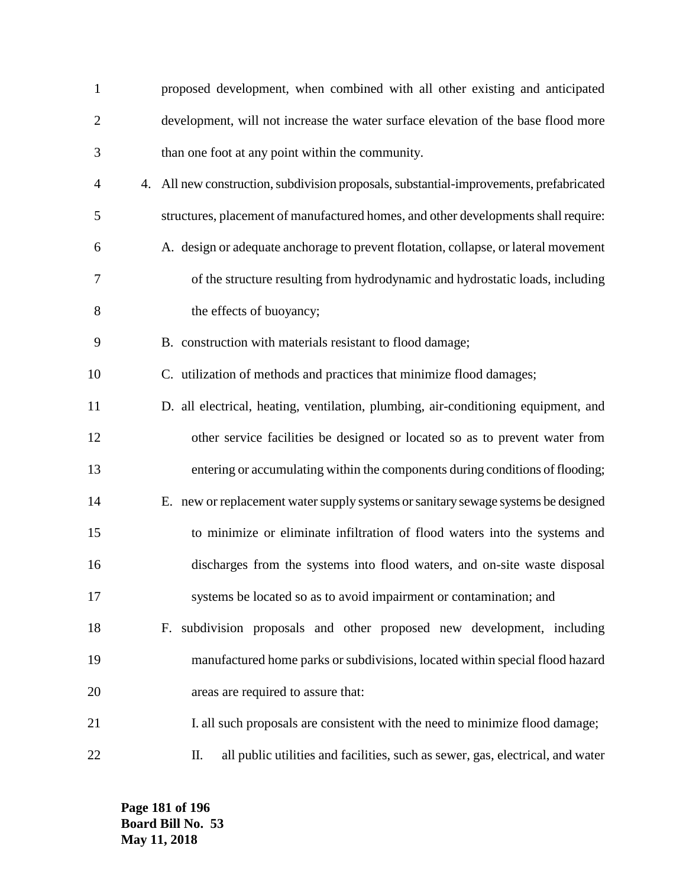proposed development, when combined with all other existing and anticipated development, will not increase the water surface elevation of the base flood more than one foot at any point within the community.

4. All new construction, subdivision proposals, substantial-improvements, prefabricated structures, placement of manufactured homes, and other developments shall require:
   - A. design or adequate anchorage to prevent flotation, collapse, or lateral movement of the structure resulting from hydrodynamic and hydrostatic loads, including the effects of buoyancy;
   - B. construction with materials resistant to flood damage;
   - C. utilization of methods and practices that minimize flood damages;
   - D. all electrical, heating, ventilation, plumbing, air-conditioning equipment, and other service facilities be designed or located so as to prevent water from entering or accumulating within the components during conditions of flooding;
   - E. new or replacement water supply systems or sanitary sewage systems be designed to minimize or eliminate infiltration of flood waters into the systems and discharges from the systems into flood waters, and on-site waste disposal systems be located so as to avoid impairment or contamination; and
   - F. subdivision proposals and other proposed new development, including manufactured home parks or subdivisions, located within special flood hazard areas are required to assure that:
     - I. all such proposals are consistent with the need to minimize flood damage;
     - II. all public utilities and facilities, such as sewer, gas, electrical, and water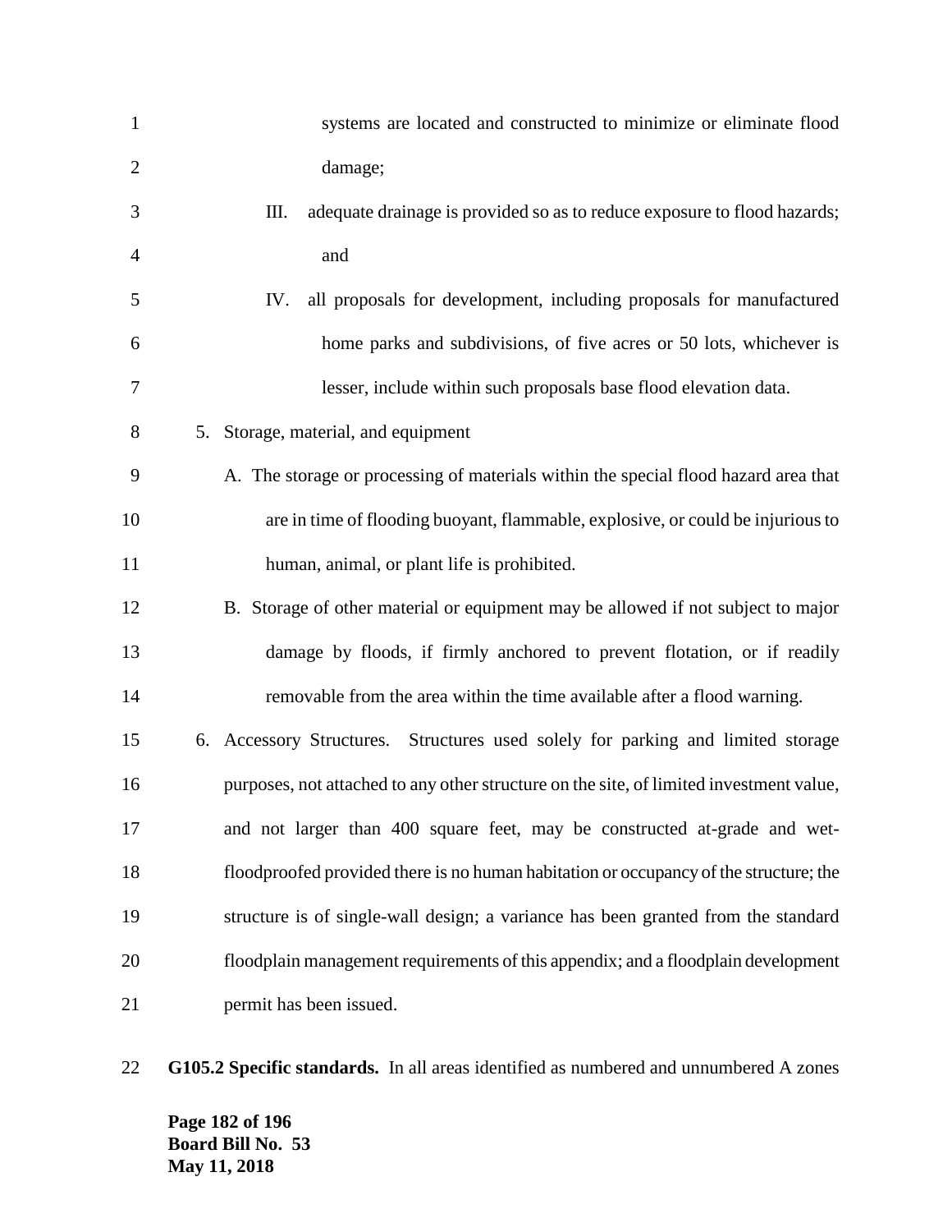systems are located and constructed to minimize or eliminate flood damage;

III. adequate drainage is provided so as to reduce exposure to flood hazards; and

IV. all proposals for development, including proposals for manufactured home parks and subdivisions, of five acres or 50 lots, whichever is lesser, include within such proposals base flood elevation data.

5. Storage, material, and equipment

   A. The storage or processing of materials within the special flood hazard area that are in time of flooding buoyant, flammable, explosive, or could be injurious to human, animal, or plant life is prohibited.

   B. Storage of other material or equipment may be allowed if not subject to major damage by floods, if firmly anchored to prevent flotation, or if readily removable from the area within the time available after a flood warning.

6. Accessory Structures. Structures used solely for parking and limited storage purposes, not attached to any other structure on the site, of limited investment value, and not larger than 400 square feet, may be constructed at-grade and wet-floodproofed provided there is no human habitation or occupancy of the structure; the structure is of single-wall design; a variance has been granted from the standard floodplain management requirements of this appendix; and a floodplain development permit has been issued.

**G105.2 Specific standards.** In all areas identified as numbered and unnumbered A zones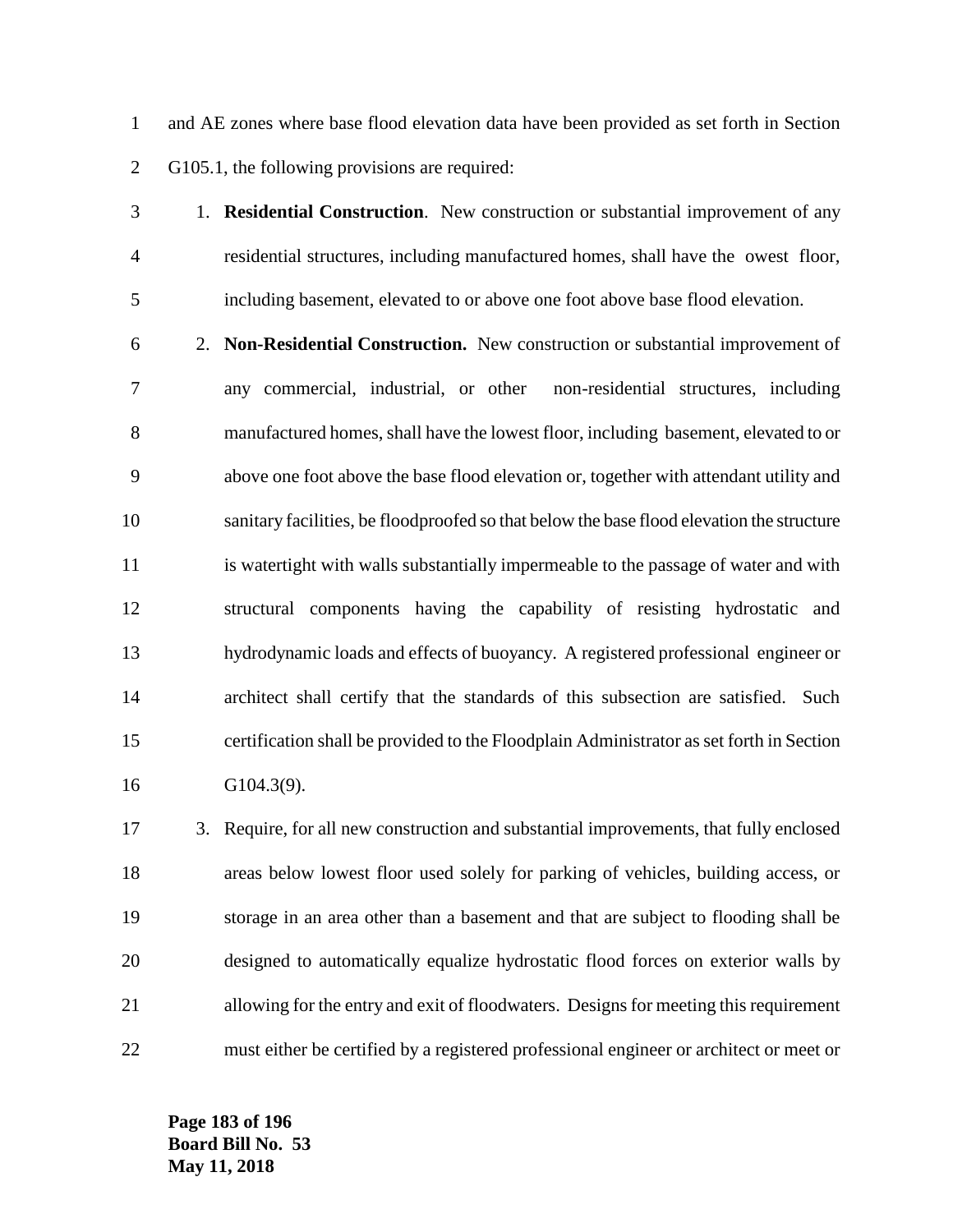and AE zones where base flood elevation data have been provided as set forth in Section G105.1, the following provisions are required:

1. **Residential Construction**. New construction or substantial improvement of any residential structures, including manufactured homes, shall have the owest floor, including basement, elevated to or above one foot above base flood elevation.
2. **Non-Residential Construction.** New construction or substantial improvement of any commercial, industrial, or other non-residential structures, including manufactured homes, shall have the lowest floor, including basement, elevated to or above one foot above the base flood elevation or, together with attendant utility and sanitary facilities, be floodproofed so that below the base flood elevation the structure is watertight with walls substantially impermeable to the passage of water and with structural components having the capability of resisting hydrostatic and hydrodynamic loads and effects of buoyancy. A registered professional engineer or architect shall certify that the standards of this subsection are satisfied. Such certification shall be provided to the Floodplain Administrator as set forth in Section G104.3(9).
3. Require, for all new construction and substantial improvements, that fully enclosed areas below lowest floor used solely for parking of vehicles, building access, or storage in an area other than a basement and that are subject to flooding shall be designed to automatically equalize hydrostatic flood forces on exterior walls by allowing for the entry and exit of floodwaters. Designs for meeting this requirement must either be certified by a registered professional engineer or architect or meet or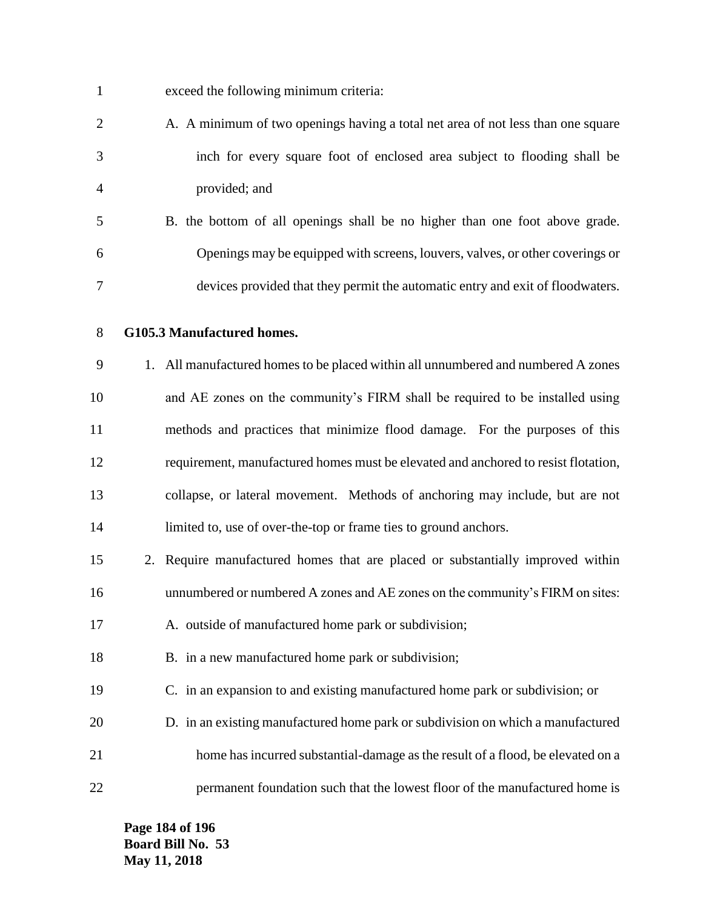exceed the following minimum criteria:

A. A minimum of two openings having a total net area of not less than one square inch for every square foot of enclosed area subject to flooding shall be provided; and

B. the bottom of all openings shall be no higher than one foot above grade. Openings may be equipped with screens, louvers, valves, or other coverings or devices provided that they permit the automatic entry and exit of floodwaters.

**G105.3 Manufactured homes.**

1. All manufactured homes to be placed within all unnumbered and numbered A zones and AE zones on the community's FIRM shall be required to be installed using methods and practices that minimize flood damage. For the purposes of this requirement, manufactured homes must be elevated and anchored to resist flotation, collapse, or lateral movement. Methods of anchoring may include, but are not limited to, use of over-the-top or frame ties to ground anchors.

2. Require manufactured homes that are placed or substantially improved within unnumbered or numbered A zones and AE zones on the community's FIRM on sites:

   A. outside of manufactured home park or subdivision;

   B. in a new manufactured home park or subdivision;

   C. in an expansion to and existing manufactured home park or subdivision; or

   D. in an existing manufactured home park or subdivision on which a manufactured home has incurred substantial-damage as the result of a flood, be elevated on a permanent foundation such that the lowest floor of the manufactured home is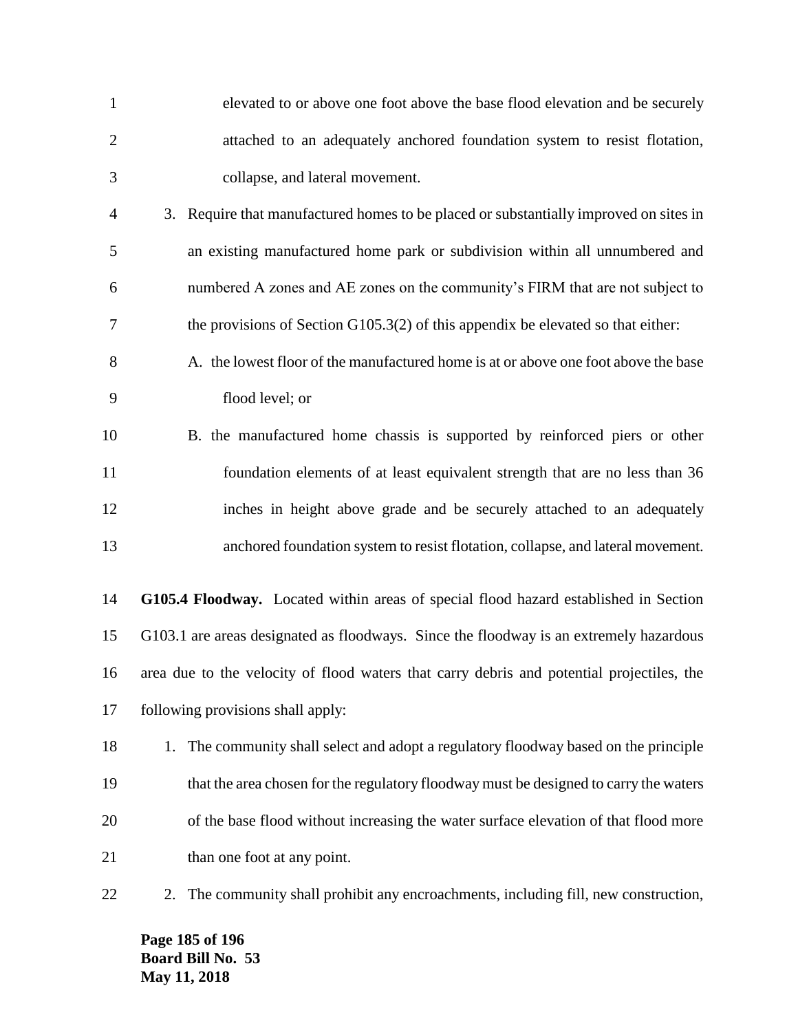elevated to or above one foot above the base flood elevation and be securely attached to an adequately anchored foundation system to resist flotation, collapse, and lateral movement.

3. Require that manufactured homes to be placed or substantially improved on sites in an existing manufactured home park or subdivision within all unnumbered and numbered A zones and AE zones on the community's FIRM that are not subject to the provisions of Section G105.3(2) of this appendix be elevated so that either:
   - A. the lowest floor of the manufactured home is at or above one foot above the base flood level; or
   - B. the manufactured home chassis is supported by reinforced piers or other foundation elements of at least equivalent strength that are no less than 36 inches in height above grade and be securely attached to an adequately anchored foundation system to resist flotation, collapse, and lateral movement.

**G105.4 Floodway.** Located within areas of special flood hazard established in Section G103.1 are areas designated as floodways. Since the floodway is an extremely hazardous area due to the velocity of flood waters that carry debris and potential projectiles, the following provisions shall apply:

1. The community shall select and adopt a regulatory floodway based on the principle that the area chosen for the regulatory floodway must be designed to carry the waters of the base flood without increasing the water surface elevation of that flood more than one foot at any point.
2. The community shall prohibit any encroachments, including fill, new construction,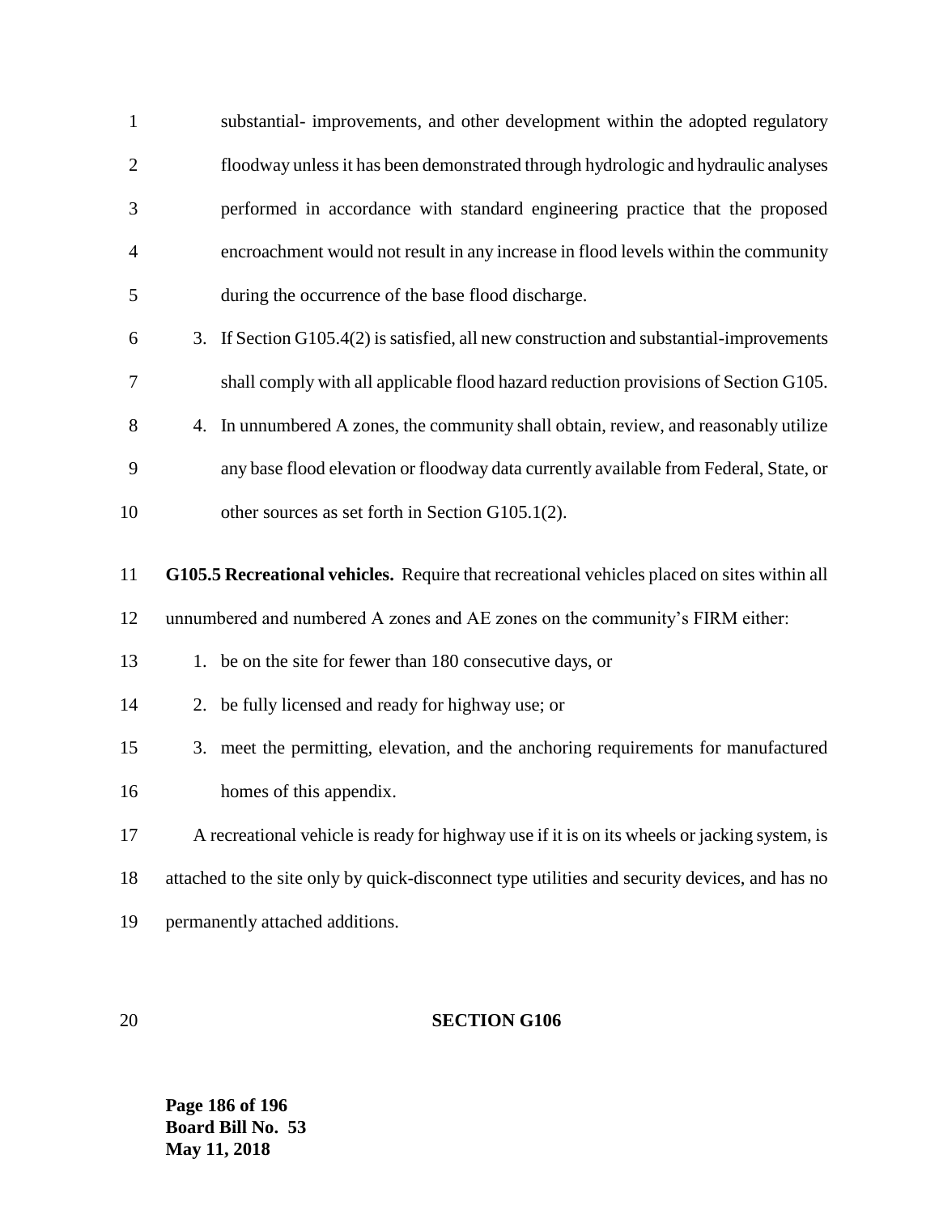substantial- improvements, and other development within the adopted regulatory floodway unless it has been demonstrated through hydrologic and hydraulic analyses performed in accordance with standard engineering practice that the proposed encroachment would not result in any increase in flood levels within the community during the occurrence of the base flood discharge.

3. If Section G105.4(2) is satisfied, all new construction and substantial-improvements shall comply with all applicable flood hazard reduction provisions of Section G105.
4. In unnumbered A zones, the community shall obtain, review, and reasonably utilize any base flood elevation or floodway data currently available from Federal, State, or other sources as set forth in Section G105.1(2).

**G105.5 Recreational vehicles.** Require that recreational vehicles placed on sites within all unnumbered and numbered A zones and AE zones on the community's FIRM either:

1. be on the site for fewer than 180 consecutive days, or
2. be fully licensed and ready for highway use; or
3. meet the permitting, elevation, and the anchoring requirements for manufactured homes of this appendix.

A recreational vehicle is ready for highway use if it is on its wheels or jacking system, is attached to the site only by quick-disconnect type utilities and security devices, and has no permanently attached additions.

## SECTION G106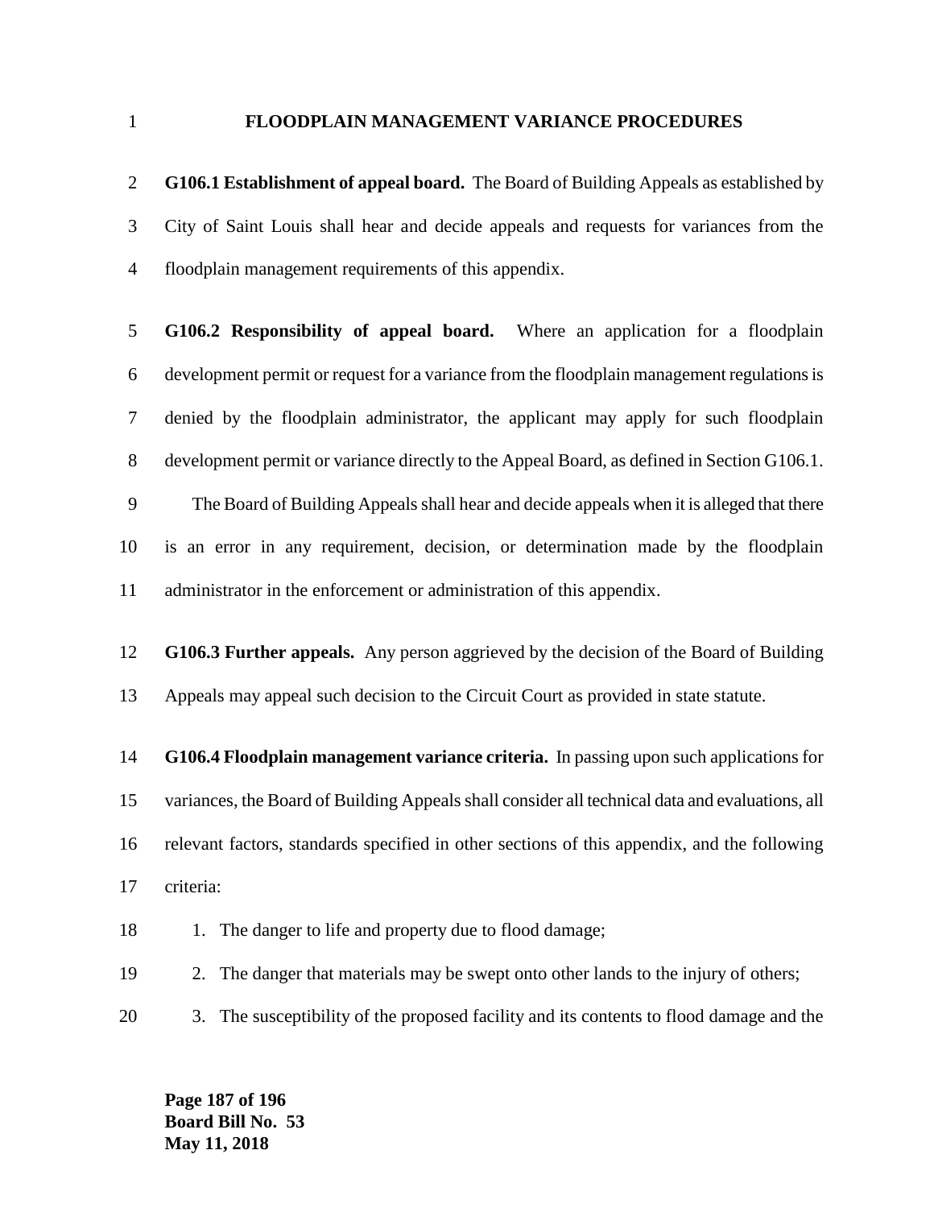## FLOODPLAIN MANAGEMENT VARIANCE PROCEDURES

**G106.1 Establishment of appeal board.** The Board of Building Appeals as established by City of Saint Louis shall hear and decide appeals and requests for variances from the floodplain management requirements of this appendix.

**G106.2 Responsibility of appeal board.** Where an application for a floodplain development permit or request for a variance from the floodplain management regulations is denied by the floodplain administrator, the applicant may apply for such floodplain development permit or variance directly to the Appeal Board, as defined in Section G106.1.

The Board of Building Appeals shall hear and decide appeals when it is alleged that there is an error in any requirement, decision, or determination made by the floodplain administrator in the enforcement or administration of this appendix.

**G106.3 Further appeals.** Any person aggrieved by the decision of the Board of Building Appeals may appeal such decision to the Circuit Court as provided in state statute.

**G106.4 Floodplain management variance criteria.** In passing upon such applications for variances, the Board of Building Appeals shall consider all technical data and evaluations, all relevant factors, standards specified in other sections of this appendix, and the following criteria:

1. The danger to life and property due to flood damage;
2. The danger that materials may be swept onto other lands to the injury of others;
3. The susceptibility of the proposed facility and its contents to flood damage and the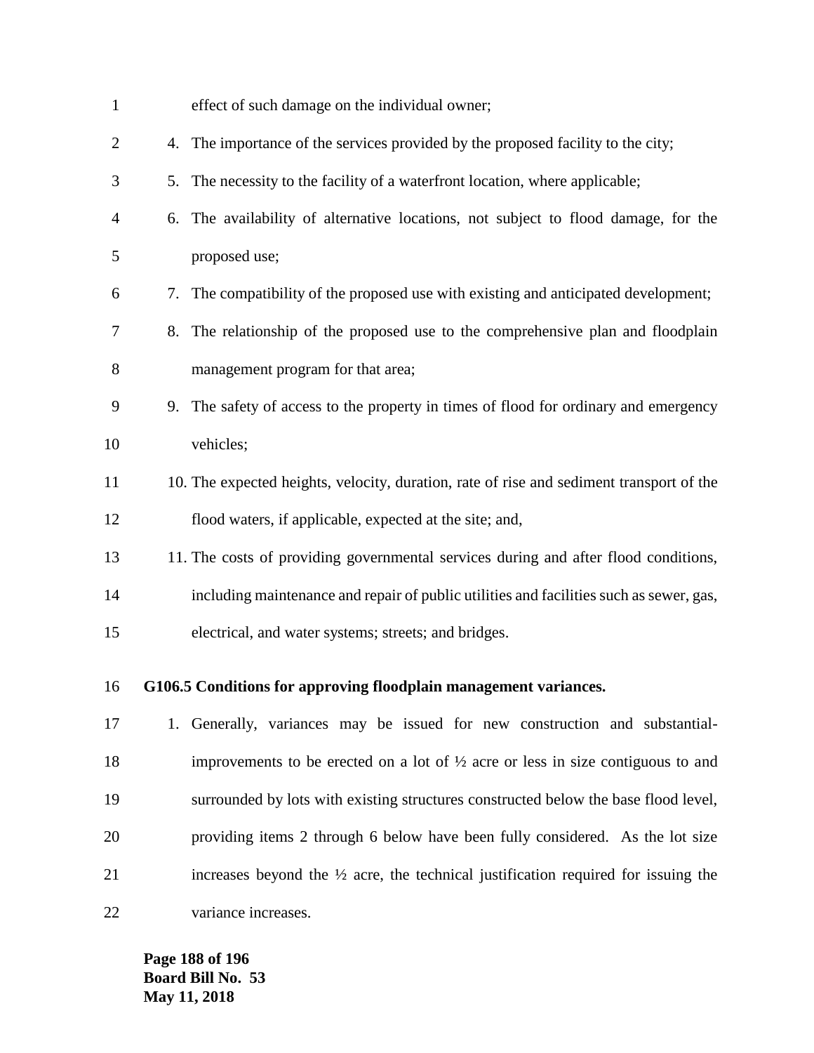effect of such damage on the individual owner;

4. The importance of the services provided by the proposed facility to the city;
5. The necessity to the facility of a waterfront location, where applicable;
6. The availability of alternative locations, not subject to flood damage, for the proposed use;
7. The compatibility of the proposed use with existing and anticipated development;
8. The relationship of the proposed use to the comprehensive plan and floodplain management program for that area;
9. The safety of access to the property in times of flood for ordinary and emergency vehicles;
10. The expected heights, velocity, duration, rate of rise and sediment transport of the flood waters, if applicable, expected at the site; and,
11. The costs of providing governmental services during and after flood conditions, including maintenance and repair of public utilities and facilities such as sewer, gas, electrical, and water systems; streets; and bridges.

**G106.5 Conditions for approving floodplain management variances.**

1. Generally, variances may be issued for new construction and substantial-improvements to be erected on a lot of ½ acre or less in size contiguous to and surrounded by lots with existing structures constructed below the base flood level, providing items 2 through 6 below have been fully considered. As the lot size increases beyond the ½ acre, the technical justification required for issuing the variance increases.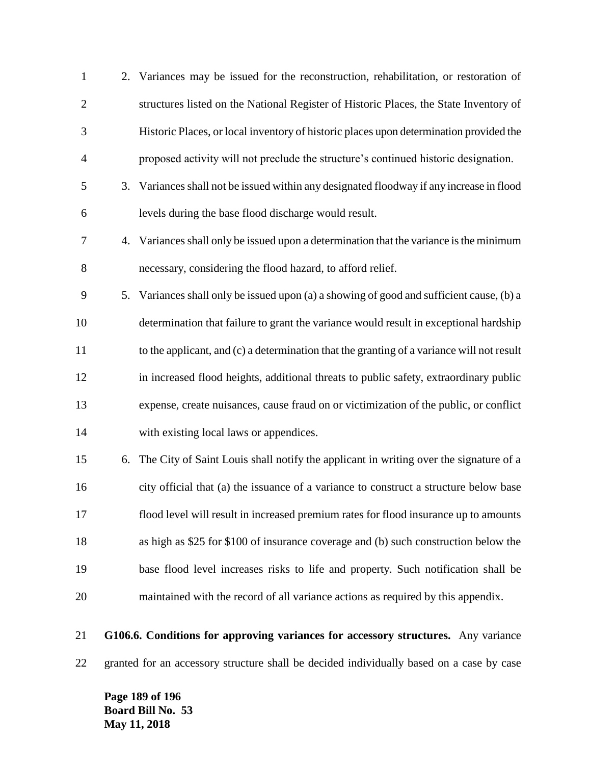2. Variances may be issued for the reconstruction, rehabilitation, or restoration of structures listed on the National Register of Historic Places, the State Inventory of Historic Places, or local inventory of historic places upon determination provided the proposed activity will not preclude the structure's continued historic designation.
3. Variances shall not be issued within any designated floodway if any increase in flood levels during the base flood discharge would result.
4. Variances shall only be issued upon a determination that the variance is the minimum necessary, considering the flood hazard, to afford relief.
5. Variances shall only be issued upon (a) a showing of good and sufficient cause, (b) a determination that failure to grant the variance would result in exceptional hardship to the applicant, and (c) a determination that the granting of a variance will not result in increased flood heights, additional threats to public safety, extraordinary public expense, create nuisances, cause fraud on or victimization of the public, or conflict with existing local laws or appendices.
6. The City of Saint Louis shall notify the applicant in writing over the signature of a city official that (a) the issuance of a variance to construct a structure below base flood level will result in increased premium rates for flood insurance up to amounts as high as $25 for $100 of insurance coverage and (b) such construction below the base flood level increases risks to life and property. Such notification shall be maintained with the record of all variance actions as required by this appendix.

**G106.6. Conditions for approving variances for accessory structures.** Any variance granted for an accessory structure shall be decided individually based on a case by case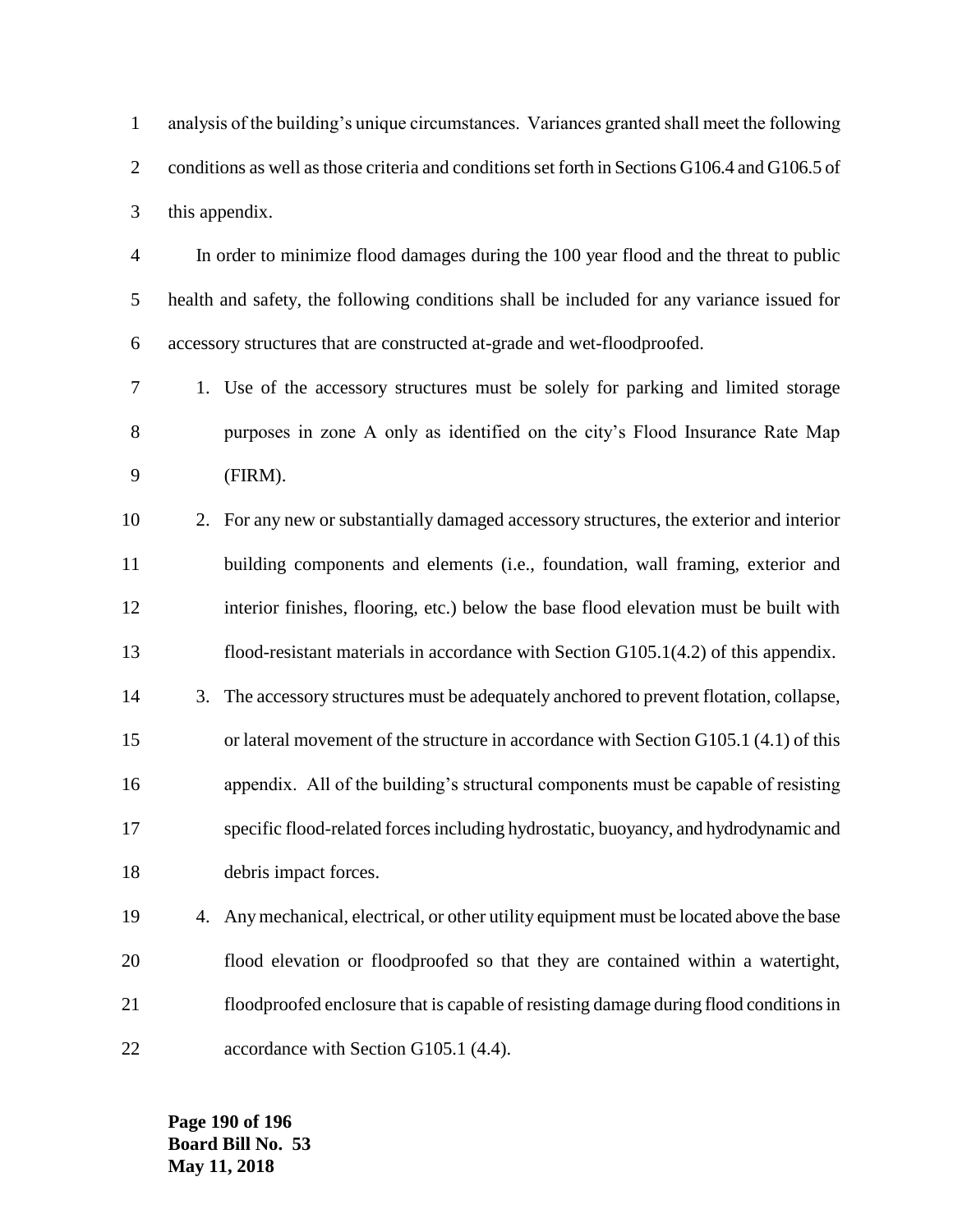analysis of the building's unique circumstances. Variances granted shall meet the following conditions as well as those criteria and conditions set forth in Sections G106.4 and G106.5 of this appendix.

In order to minimize flood damages during the 100 year flood and the threat to public health and safety, the following conditions shall be included for any variance issued for accessory structures that are constructed at-grade and wet-floodproofed.

1. Use of the accessory structures must be solely for parking and limited storage purposes in zone A only as identified on the city's Flood Insurance Rate Map (FIRM).
2. For any new or substantially damaged accessory structures, the exterior and interior building components and elements (i.e., foundation, wall framing, exterior and interior finishes, flooring, etc.) below the base flood elevation must be built with flood-resistant materials in accordance with Section G105.1(4.2) of this appendix.
3. The accessory structures must be adequately anchored to prevent flotation, collapse, or lateral movement of the structure in accordance with Section G105.1 (4.1) of this appendix. All of the building's structural components must be capable of resisting specific flood-related forces including hydrostatic, buoyancy, and hydrodynamic and debris impact forces.
4. Any mechanical, electrical, or other utility equipment must be located above the base flood elevation or floodproofed so that they are contained within a watertight, floodproofed enclosure that is capable of resisting damage during flood conditions in accordance with Section G105.1 (4.4).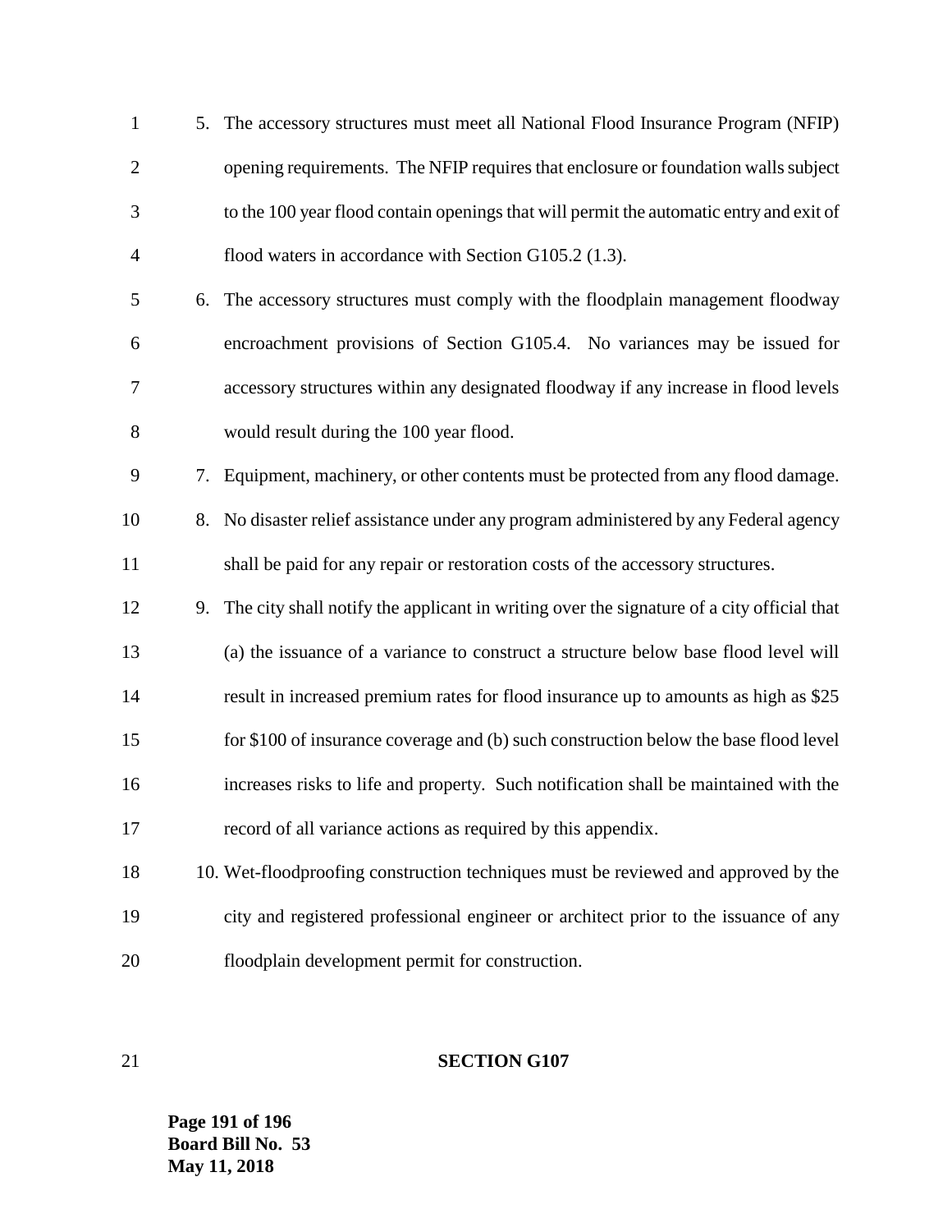5. The accessory structures must meet all National Flood Insurance Program (NFIP) opening requirements. The NFIP requires that enclosure or foundation walls subject to the 100 year flood contain openings that will permit the automatic entry and exit of flood waters in accordance with Section G105.2 (1.3).
6. The accessory structures must comply with the floodplain management floodway encroachment provisions of Section G105.4. No variances may be issued for accessory structures within any designated floodway if any increase in flood levels would result during the 100 year flood.
7. Equipment, machinery, or other contents must be protected from any flood damage.
8. No disaster relief assistance under any program administered by any Federal agency shall be paid for any repair or restoration costs of the accessory structures.
9. The city shall notify the applicant in writing over the signature of a city official that (a) the issuance of a variance to construct a structure below base flood level will result in increased premium rates for flood insurance up to amounts as high as $25 for $100 of insurance coverage and (b) such construction below the base flood level increases risks to life and property. Such notification shall be maintained with the record of all variance actions as required by this appendix.
10. Wet-floodproofing construction techniques must be reviewed and approved by the city and registered professional engineer or architect prior to the issuance of any floodplain development permit for construction.

**SECTION G107**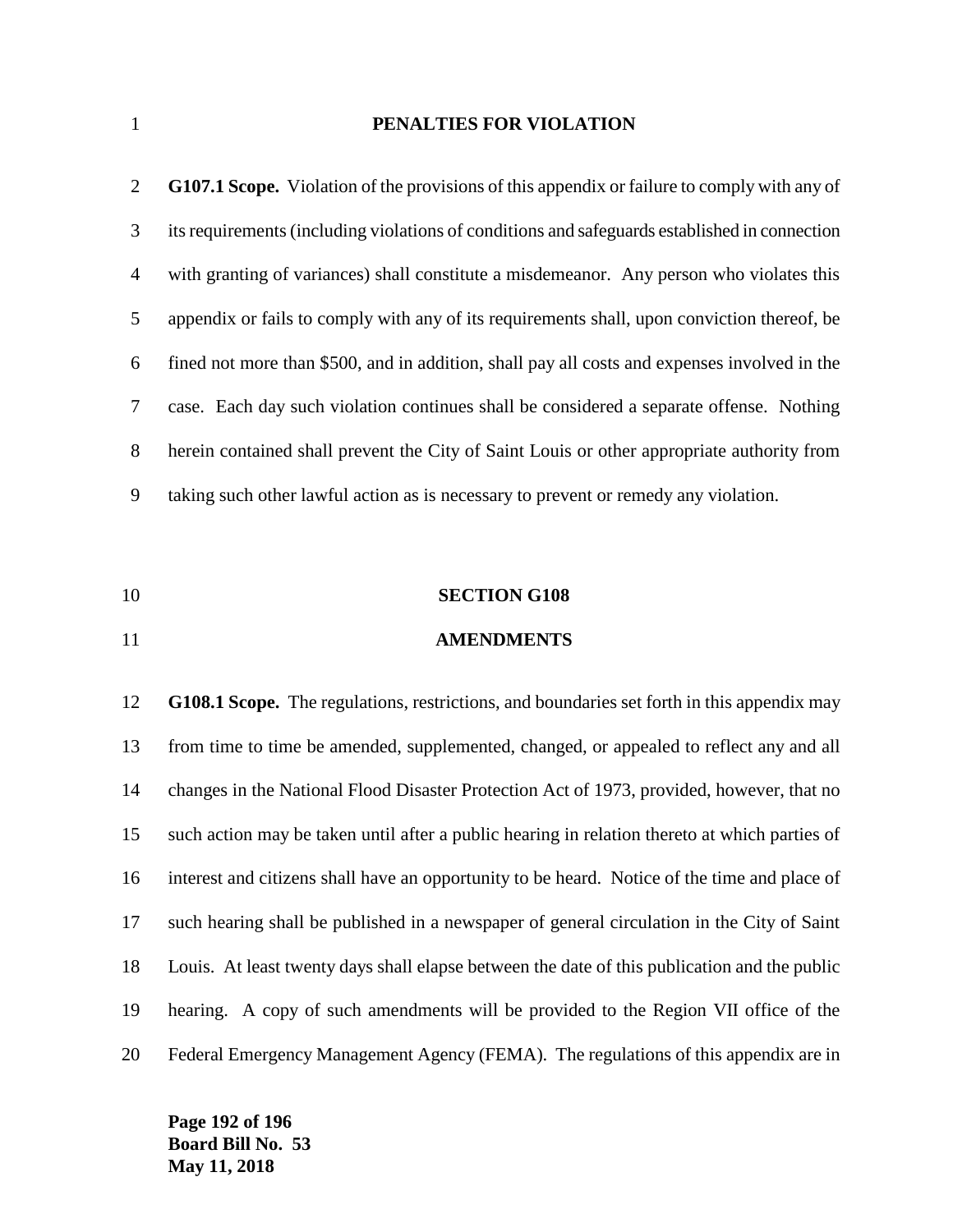## PENALTIES FOR VIOLATION

**G107.1 Scope.** Violation of the provisions of this appendix or failure to comply with any of its requirements (including violations of conditions and safeguards established in connection with granting of variances) shall constitute a misdemeanor. Any person who violates this appendix or fails to comply with any of its requirements shall, upon conviction thereof, be fined not more than $500, and in addition, shall pay all costs and expenses involved in the case. Each day such violation continues shall be considered a separate offense. Nothing herein contained shall prevent the City of Saint Louis or other appropriate authority from taking such other lawful action as is necessary to prevent or remedy any violation.

## SECTION G108

## AMENDMENTS

**G108.1 Scope.** The regulations, restrictions, and boundaries set forth in this appendix may from time to time be amended, supplemented, changed, or appealed to reflect any and all changes in the National Flood Disaster Protection Act of 1973, provided, however, that no such action may be taken until after a public hearing in relation thereto at which parties of interest and citizens shall have an opportunity to be heard. Notice of the time and place of such hearing shall be published in a newspaper of general circulation in the City of Saint Louis. At least twenty days shall elapse between the date of this publication and the public hearing. A copy of such amendments will be provided to the Region VII office of the Federal Emergency Management Agency (FEMA). The regulations of this appendix are in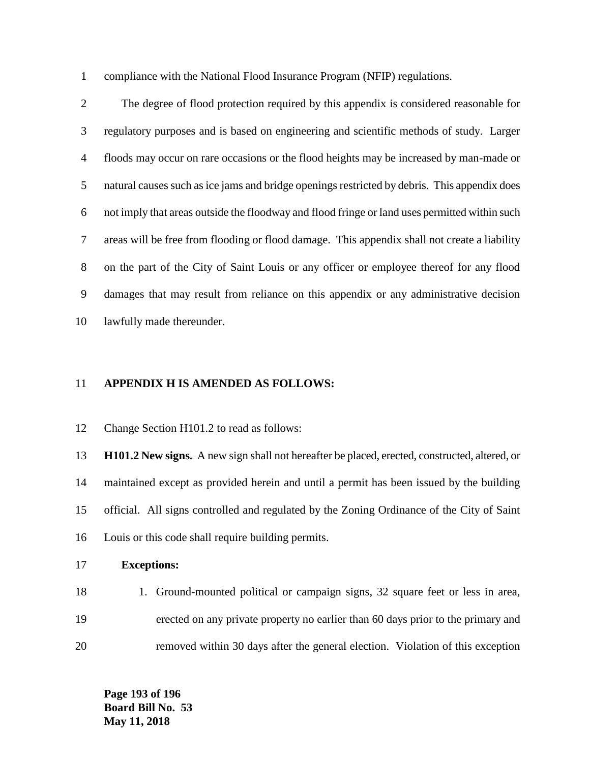compliance with the National Flood Insurance Program (NFIP) regulations.

The degree of flood protection required by this appendix is considered reasonable for regulatory purposes and is based on engineering and scientific methods of study. Larger floods may occur on rare occasions or the flood heights may be increased by man-made or natural causes such as ice jams and bridge openings restricted by debris. This appendix does not imply that areas outside the floodway and flood fringe or land uses permitted within such areas will be free from flooding or flood damage. This appendix shall not create a liability on the part of the City of Saint Louis or any officer or employee thereof for any flood damages that may result from reliance on this appendix or any administrative decision lawfully made thereunder.

**APPENDIX H IS AMENDED AS FOLLOWS:**

Change Section H101.2 to read as follows:

**H101.2 New signs.** A new sign shall not hereafter be placed, erected, constructed, altered, or maintained except as provided herein and until a permit has been issued by the building official. All signs controlled and regulated by the Zoning Ordinance of the City of Saint Louis or this code shall require building permits.

**Exceptions:**

1. Ground-mounted political or campaign signs, 32 square feet or less in area, erected on any private property no earlier than 60 days prior to the primary and removed within 30 days after the general election. Violation of this exception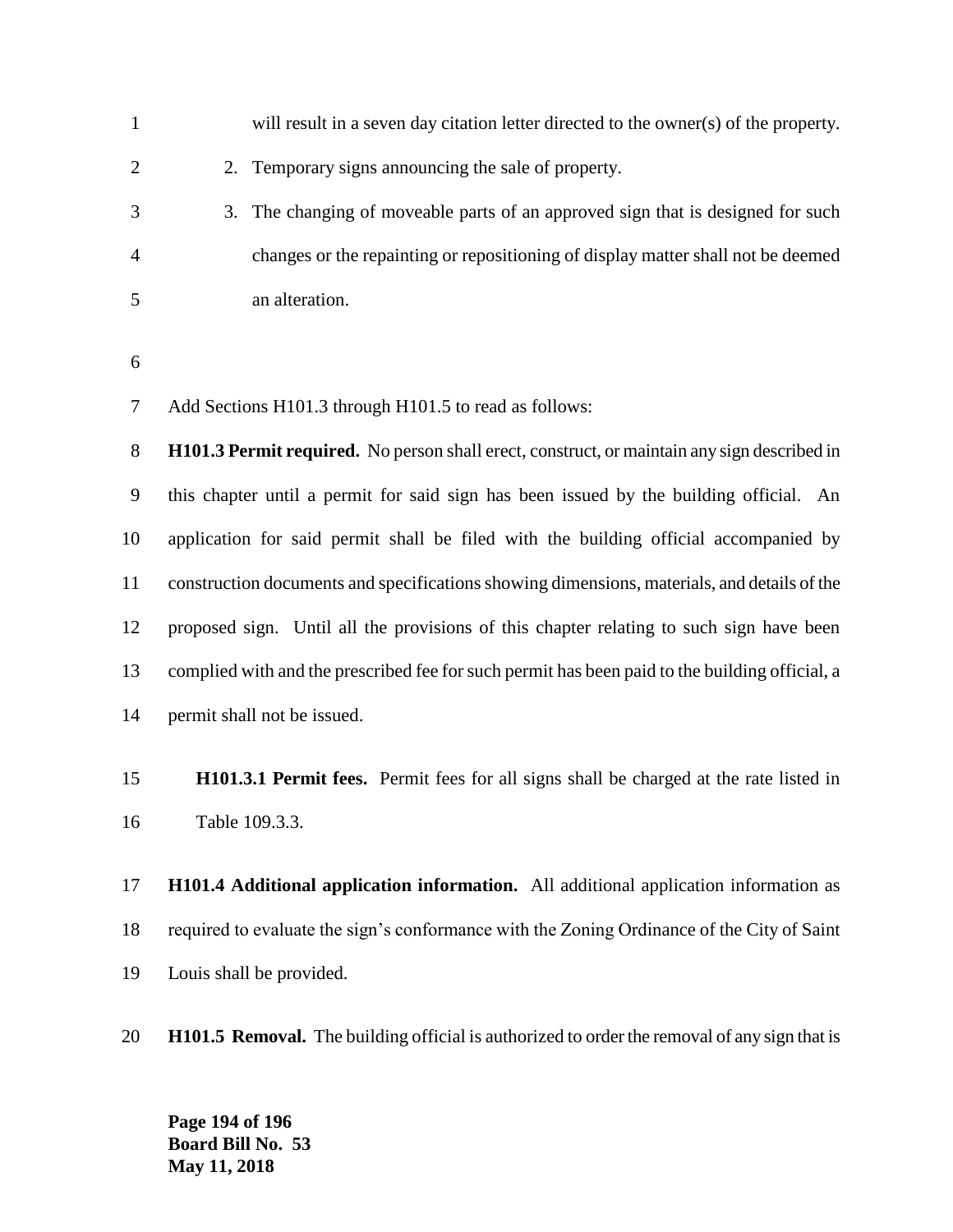will result in a seven day citation letter directed to the owner(s) of the property.

2. Temporary signs announcing the sale of property.
3. The changing of moveable parts of an approved sign that is designed for such changes or the repainting or repositioning of display matter shall not be deemed an alteration.

Add Sections H101.3 through H101.5 to read as follows:

**H101.3 Permit required.** No person shall erect, construct, or maintain any sign described in this chapter until a permit for said sign has been issued by the building official. An application for said permit shall be filed with the building official accompanied by construction documents and specifications showing dimensions, materials, and details of the proposed sign. Until all the provisions of this chapter relating to such sign have been complied with and the prescribed fee for such permit has been paid to the building official, a permit shall not be issued.

**H101.3.1 Permit fees.** Permit fees for all signs shall be charged at the rate listed in Table 109.3.3.

**H101.4 Additional application information.** All additional application information as required to evaluate the sign's conformance with the Zoning Ordinance of the City of Saint Louis shall be provided.

**H101.5 Removal.** The building official is authorized to order the removal of any sign that is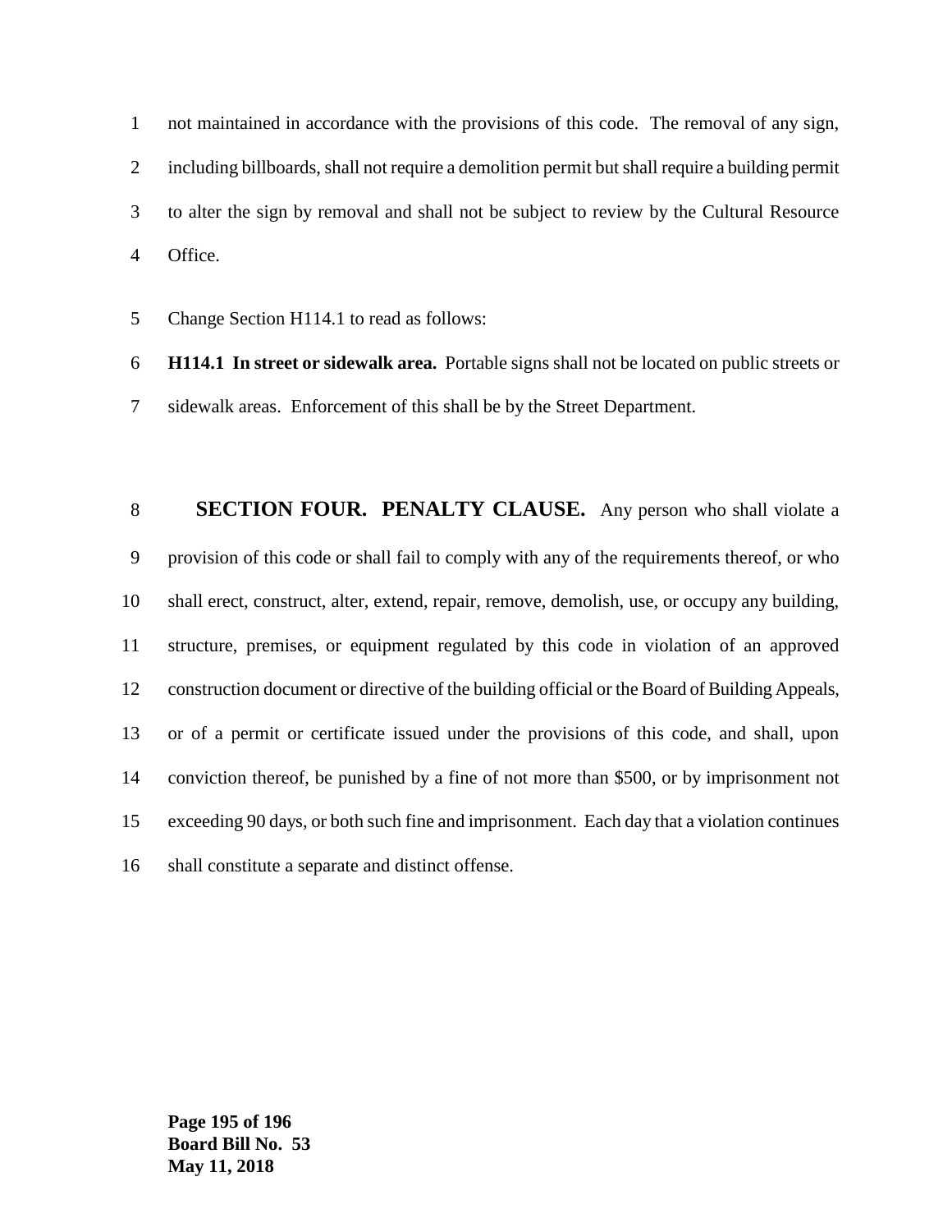not maintained in accordance with the provisions of this code. The removal of any sign, including billboards, shall not require a demolition permit but shall require a building permit to alter the sign by removal and shall not be subject to review by the Cultural Resource Office.

Change Section H114.1 to read as follows:

**H114.1 In street or sidewalk area.** Portable signs shall not be located on public streets or sidewalk areas. Enforcement of this shall be by the Street Department.

**SECTION FOUR. PENALTY CLAUSE.** Any person who shall violate a provision of this code or shall fail to comply with any of the requirements thereof, or who shall erect, construct, alter, extend, repair, remove, demolish, use, or occupy any building, structure, premises, or equipment regulated by this code in violation of an approved construction document or directive of the building official or the Board of Building Appeals, or of a permit or certificate issued under the provisions of this code, and shall, upon conviction thereof, be punished by a fine of not more than $500, or by imprisonment not exceeding 90 days, or both such fine and imprisonment. Each day that a violation continues shall constitute a separate and distinct offense.

**Board Bill No. 53**
**May 11, 2018**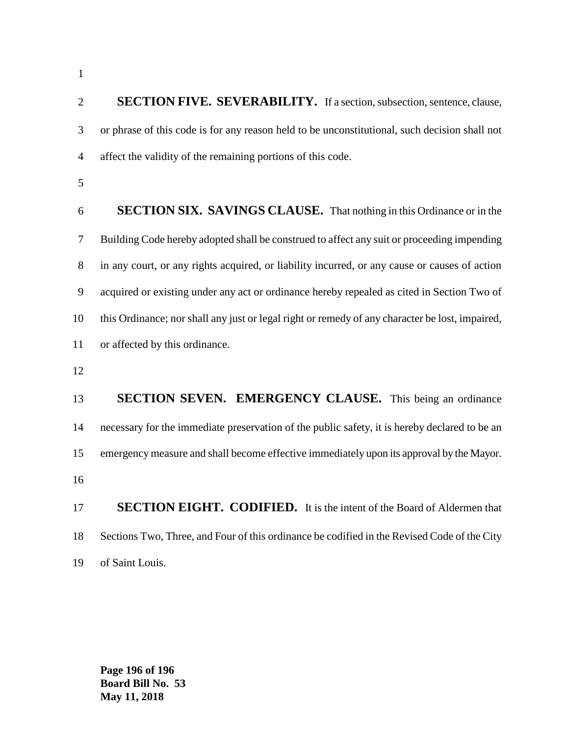**SECTION FIVE. SEVERABILITY.** If a section, subsection, sentence, clause, or phrase of this code is for any reason held to be unconstitutional, such decision shall not affect the validity of the remaining portions of this code.

**SECTION SIX. SAVINGS CLAUSE.** That nothing in this Ordinance or in the Building Code hereby adopted shall be construed to affect any suit or proceeding impending in any court, or any rights acquired, or liability incurred, or any cause or causes of action acquired or existing under any act or ordinance hereby repealed as cited in Section Two of this Ordinance; nor shall any just or legal right or remedy of any character be lost, impaired, or affected by this ordinance.

**SECTION SEVEN. EMERGENCY CLAUSE.** This being an ordinance necessary for the immediate preservation of the public safety, it is hereby declared to be an emergency measure and shall become effective immediately upon its approval by the Mayor.

**SECTION EIGHT. CODIFIED.** It is the intent of the Board of Aldermen that Sections Two, Three, and Four of this ordinance be codified in the Revised Code of the City of Saint Louis.